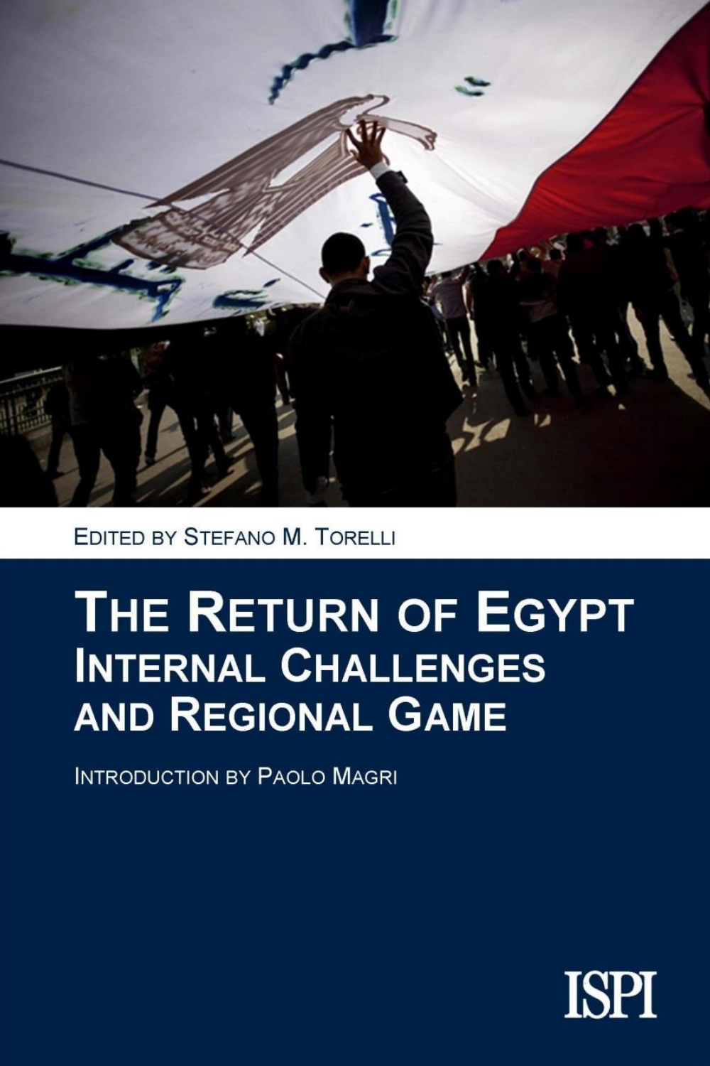Edited by Stefano M. Torelli

# The Return of Egypt
## Internal Challenges and Regional Game

Introduction by Paolo Magri

ISPI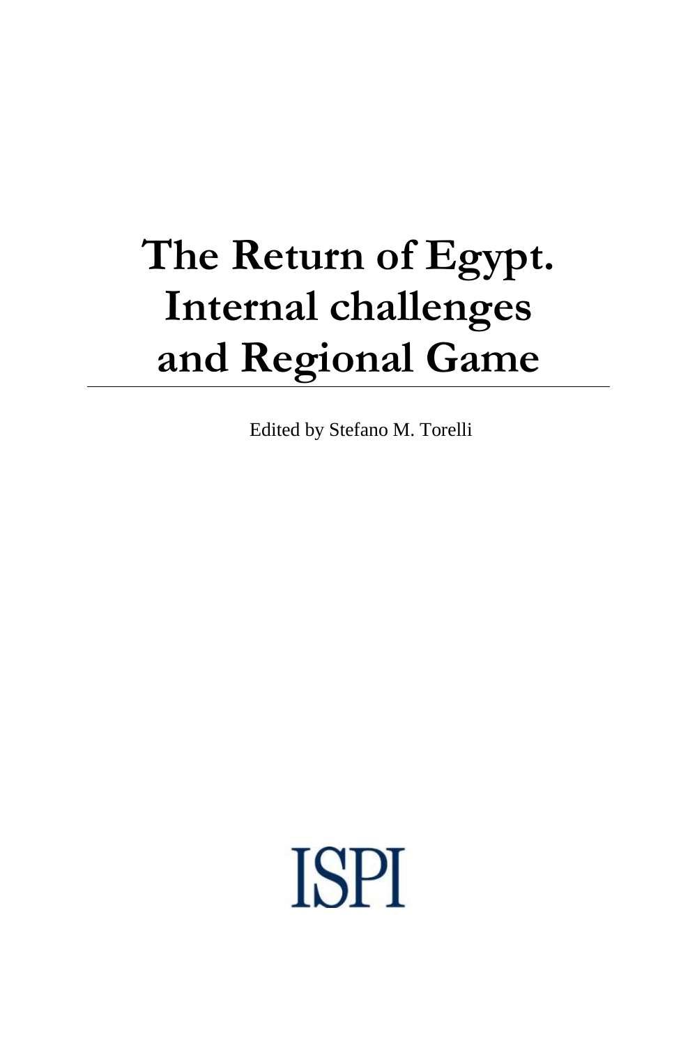# The Return of Egypt. Internal challenges and Regional Game

Edited by Stefano M. Torelli

ISPI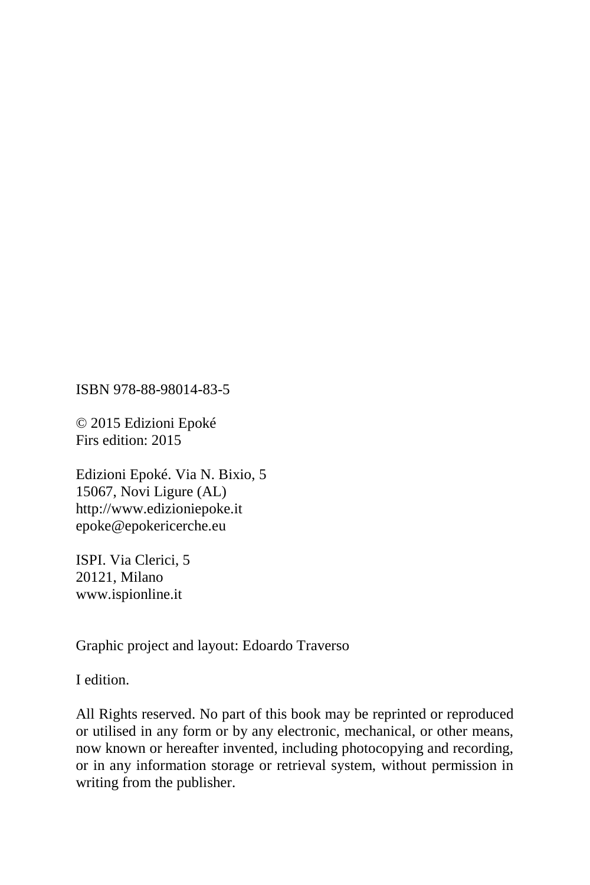ISBN 978-88-98014-83-5

© 2015 Edizioni Epoké
Firs edition: 2015

Edizioni Epoké. Via N. Bixio, 5
15067, Novi Ligure (AL)
http://www.edizioniepoke.it
epoke@epokericerche.eu

ISPI. Via Clerici, 5
20121, Milano
www.ispionline.it

Graphic project and layout: Edoardo Traverso

I edition.

All Rights reserved. No part of this book may be reprinted or reproduced or utilised in any form or by any electronic, mechanical, or other means, now known or hereafter invented, including photocopying and recording, or in any information storage or retrieval system, without permission in writing from the publisher.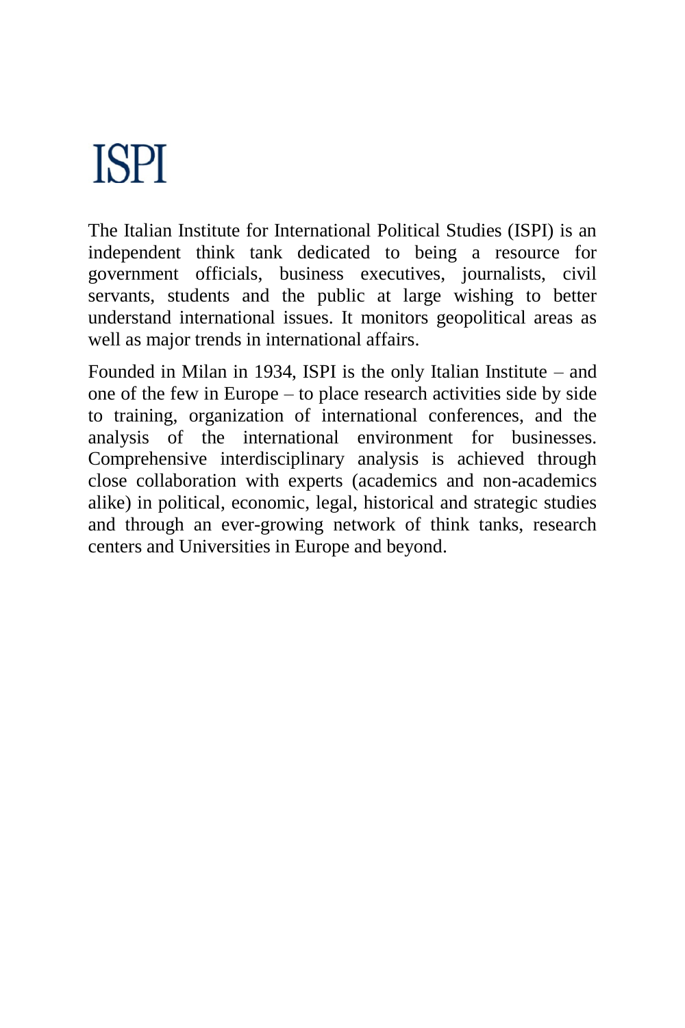# ISPI

The Italian Institute for International Political Studies (ISPI) is an independent think tank dedicated to being a resource for government officials, business executives, journalists, civil servants, students and the public at large wishing to better understand international issues. It monitors geopolitical areas as well as major trends in international affairs.

Founded in Milan in 1934, ISPI is the only Italian Institute – and one of the few in Europe – to place research activities side by side to training, organization of international conferences, and the analysis of the international environment for businesses. Comprehensive interdisciplinary analysis is achieved through close collaboration with experts (academics and non-academics alike) in political, economic, legal, historical and strategic studies and through an ever-growing network of think tanks, research centers and Universities in Europe and beyond.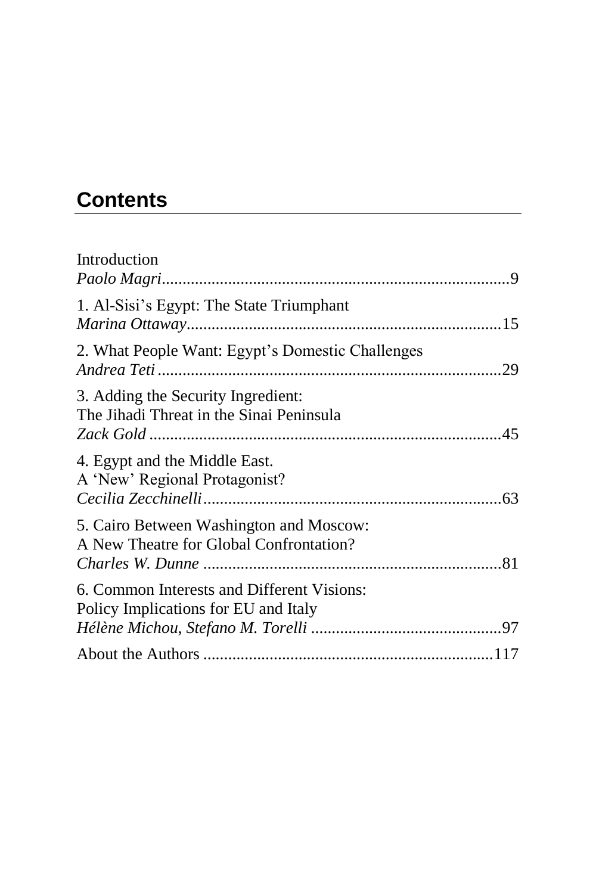## Contents

Introduction
*Paolo Magri*....................................................................................9

1. Al-Sisi’s Egypt: The State Triumphant
*Marina Ottaway*............................................................................15

2. What People Want: Egypt’s Domestic Challenges
*Andrea Teti*...................................................................................29

3. Adding the Security Ingredient:
The Jihadi Threat in the Sinai Peninsula
*Zack Gold*.....................................................................................45

4. Egypt and the Middle East.
A ‘New’ Regional Protagonist?
*Cecilia Zecchinelli*........................................................................63

5. Cairo Between Washington and Moscow:
A New Theatre for Global Confrontation?
*Charles W. Dunne*........................................................................81

6. Common Interests and Different Visions:
Policy Implications for EU and Italy
*Hélène Michou, Stefano M. Torelli*..............................................97

About the Authors ......................................................................117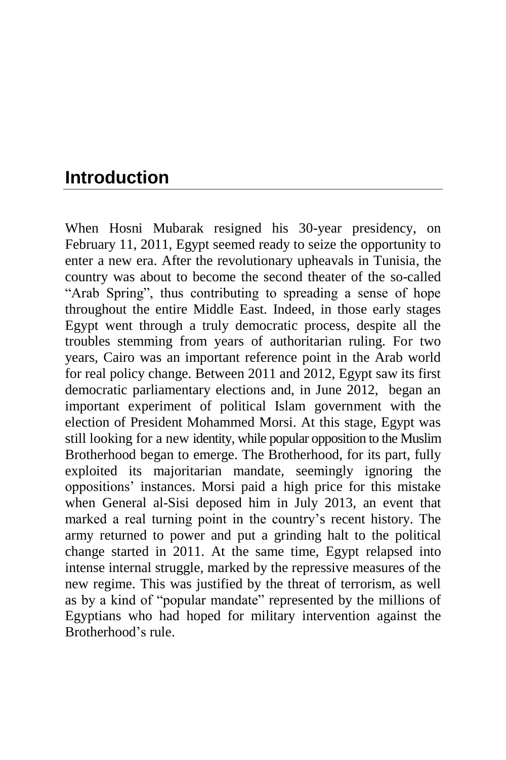# Introduction

When Hosni Mubarak resigned his 30-year presidency, on February 11, 2011, Egypt seemed ready to seize the opportunity to enter a new era. After the revolutionary upheavals in Tunisia, the country was about to become the second theater of the so-called "Arab Spring", thus contributing to spreading a sense of hope throughout the entire Middle East. Indeed, in those early stages Egypt went through a truly democratic process, despite all the troubles stemming from years of authoritarian ruling. For two years, Cairo was an important reference point in the Arab world for real policy change. Between 2011 and 2012, Egypt saw its first democratic parliamentary elections and, in June 2012, began an important experiment of political Islam government with the election of President Mohammed Morsi. At this stage, Egypt was still looking for a new identity, while popular opposition to the Muslim Brotherhood began to emerge. The Brotherhood, for its part, fully exploited its majoritarian mandate, seemingly ignoring the oppositions' instances. Morsi paid a high price for this mistake when General al-Sisi deposed him in July 2013, an event that marked a real turning point in the country's recent history. The army returned to power and put a grinding halt to the political change started in 2011. At the same time, Egypt relapsed into intense internal struggle, marked by the repressive measures of the new regime. This was justified by the threat of terrorism, as well as by a kind of "popular mandate" represented by the millions of Egyptians who had hoped for military intervention against the Brotherhood's rule.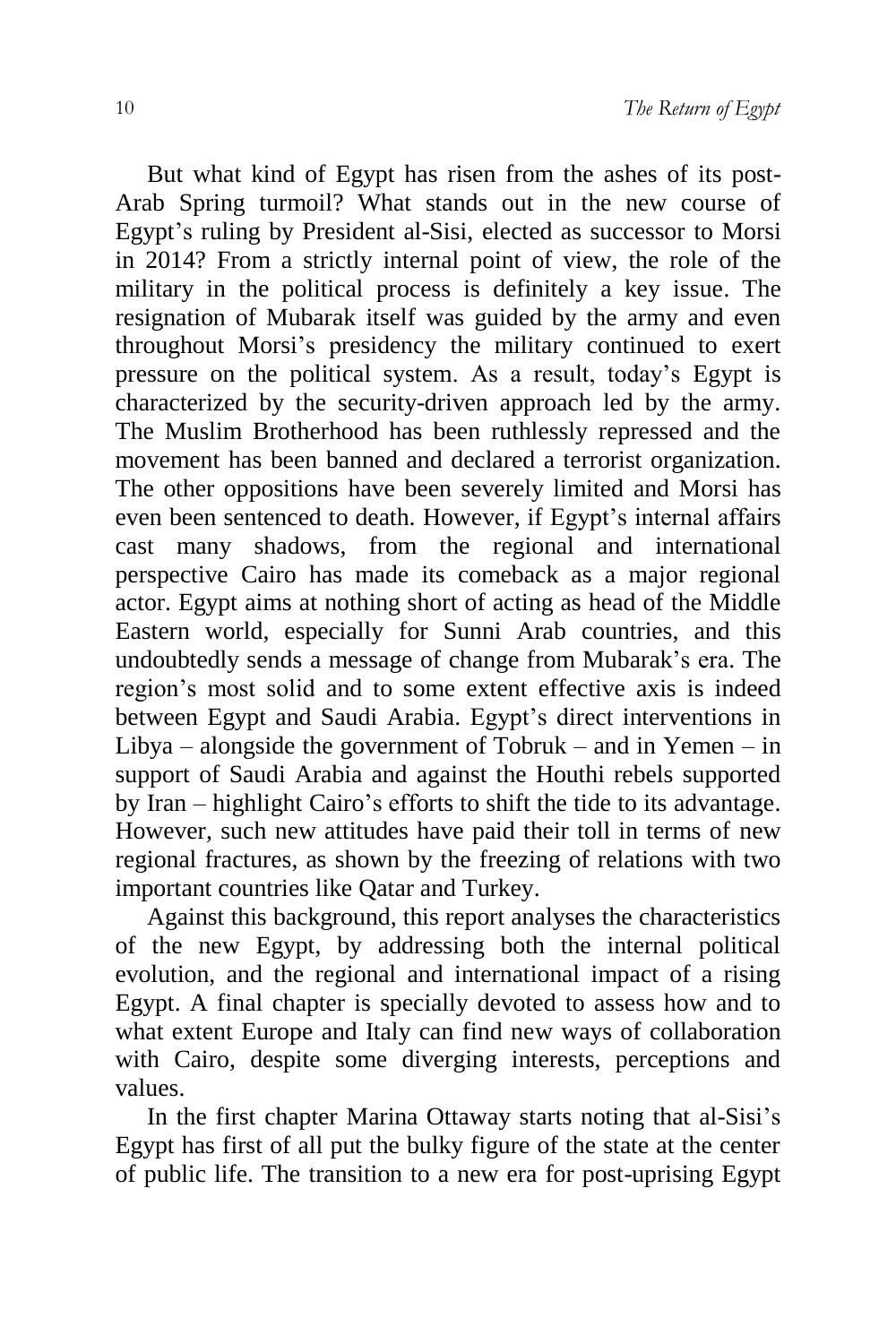But what kind of Egypt has risen from the ashes of its post-Arab Spring turmoil? What stands out in the new course of Egypt's ruling by President al-Sisi, elected as successor to Morsi in 2014? From a strictly internal point of view, the role of the military in the political process is definitely a key issue. The resignation of Mubarak itself was guided by the army and even throughout Morsi's presidency the military continued to exert pressure on the political system. As a result, today's Egypt is characterized by the security-driven approach led by the army. The Muslim Brotherhood has been ruthlessly repressed and the movement has been banned and declared a terrorist organization. The other oppositions have been severely limited and Morsi has even been sentenced to death. However, if Egypt's internal affairs cast many shadows, from the regional and international perspective Cairo has made its comeback as a major regional actor. Egypt aims at nothing short of acting as head of the Middle Eastern world, especially for Sunni Arab countries, and this undoubtedly sends a message of change from Mubarak's era. The region's most solid and to some extent effective axis is indeed between Egypt and Saudi Arabia. Egypt's direct interventions in Libya – alongside the government of Tobruk – and in Yemen – in support of Saudi Arabia and against the Houthi rebels supported by Iran – highlight Cairo's efforts to shift the tide to its advantage. However, such new attitudes have paid their toll in terms of new regional fractures, as shown by the freezing of relations with two important countries like Qatar and Turkey.

Against this background, this report analyses the characteristics of the new Egypt, by addressing both the internal political evolution, and the regional and international impact of a rising Egypt. A final chapter is specially devoted to assess how and to what extent Europe and Italy can find new ways of collaboration with Cairo, despite some diverging interests, perceptions and values.

In the first chapter Marina Ottaway starts noting that al-Sisi's Egypt has first of all put the bulky figure of the state at the center of public life. The transition to a new era for post-uprising Egypt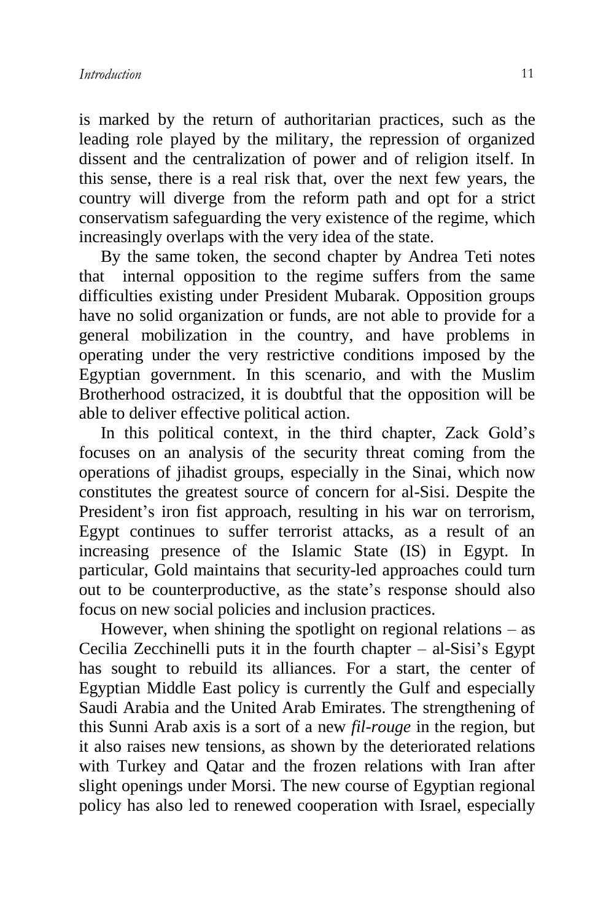is marked by the return of authoritarian practices, such as the leading role played by the military, the repression of organized dissent and the centralization of power and of religion itself. In this sense, there is a real risk that, over the next few years, the country will diverge from the reform path and opt for a strict conservatism safeguarding the very existence of the regime, which increasingly overlaps with the very idea of the state.

By the same token, the second chapter by Andrea Teti notes that internal opposition to the regime suffers from the same difficulties existing under President Mubarak. Opposition groups have no solid organization or funds, are not able to provide for a general mobilization in the country, and have problems in operating under the very restrictive conditions imposed by the Egyptian government. In this scenario, and with the Muslim Brotherhood ostracized, it is doubtful that the opposition will be able to deliver effective political action.

In this political context, in the third chapter, Zack Gold's focuses on an analysis of the security threat coming from the operations of jihadist groups, especially in the Sinai, which now constitutes the greatest source of concern for al-Sisi. Despite the President's iron fist approach, resulting in his war on terrorism, Egypt continues to suffer terrorist attacks, as a result of an increasing presence of the Islamic State (IS) in Egypt. In particular, Gold maintains that security-led approaches could turn out to be counterproductive, as the state's response should also focus on new social policies and inclusion practices.

However, when shining the spotlight on regional relations – as Cecilia Zecchinelli puts it in the fourth chapter – al-Sisi's Egypt has sought to rebuild its alliances. For a start, the center of Egyptian Middle East policy is currently the Gulf and especially Saudi Arabia and the United Arab Emirates. The strengthening of this Sunni Arab axis is a sort of a new *fil-rouge* in the region, but it also raises new tensions, as shown by the deteriorated relations with Turkey and Qatar and the frozen relations with Iran after slight openings under Morsi. The new course of Egyptian regional policy has also led to renewed cooperation with Israel, especially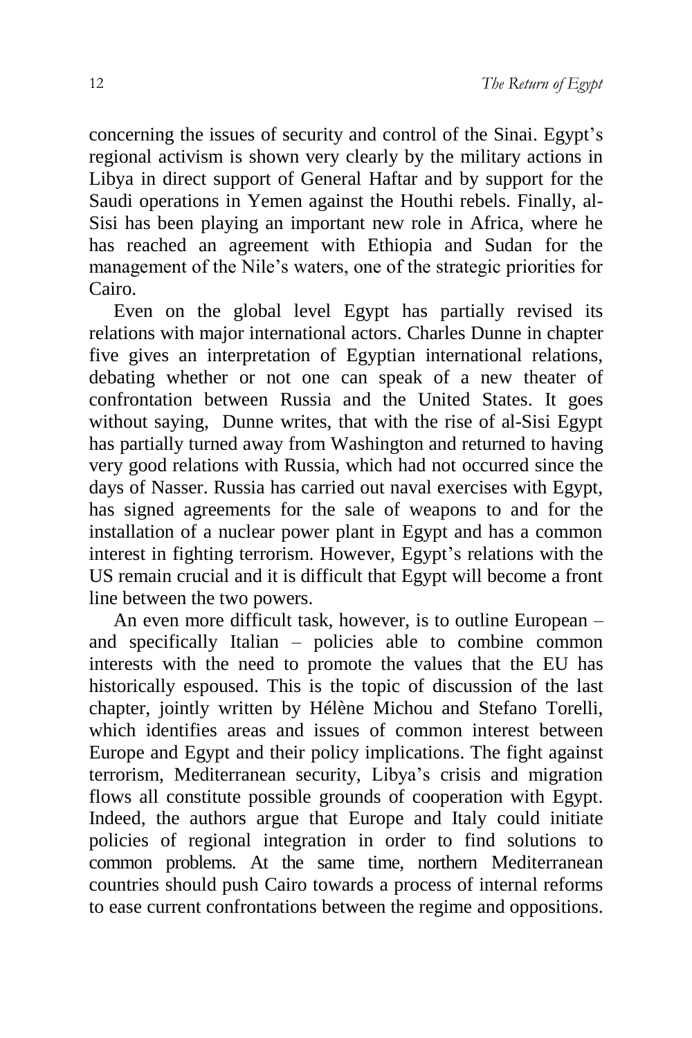concerning the issues of security and control of the Sinai. Egypt's regional activism is shown very clearly by the military actions in Libya in direct support of General Haftar and by support for the Saudi operations in Yemen against the Houthi rebels. Finally, al-Sisi has been playing an important new role in Africa, where he has reached an agreement with Ethiopia and Sudan for the management of the Nile's waters, one of the strategic priorities for Cairo.

Even on the global level Egypt has partially revised its relations with major international actors. Charles Dunne in chapter five gives an interpretation of Egyptian international relations, debating whether or not one can speak of a new theater of confrontation between Russia and the United States. It goes without saying, Dunne writes, that with the rise of al-Sisi Egypt has partially turned away from Washington and returned to having very good relations with Russia, which had not occurred since the days of Nasser. Russia has carried out naval exercises with Egypt, has signed agreements for the sale of weapons to and for the installation of a nuclear power plant in Egypt and has a common interest in fighting terrorism. However, Egypt's relations with the US remain crucial and it is difficult that Egypt will become a front line between the two powers.

An even more difficult task, however, is to outline European – and specifically Italian – policies able to combine common interests with the need to promote the values that the EU has historically espoused. This is the topic of discussion of the last chapter, jointly written by Hélène Michou and Stefano Torelli, which identifies areas and issues of common interest between Europe and Egypt and their policy implications. The fight against terrorism, Mediterranean security, Libya's crisis and migration flows all constitute possible grounds of cooperation with Egypt. Indeed, the authors argue that Europe and Italy could initiate policies of regional integration in order to find solutions to common problems. At the same time, northern Mediterranean countries should push Cairo towards a process of internal reforms to ease current confrontations between the regime and oppositions.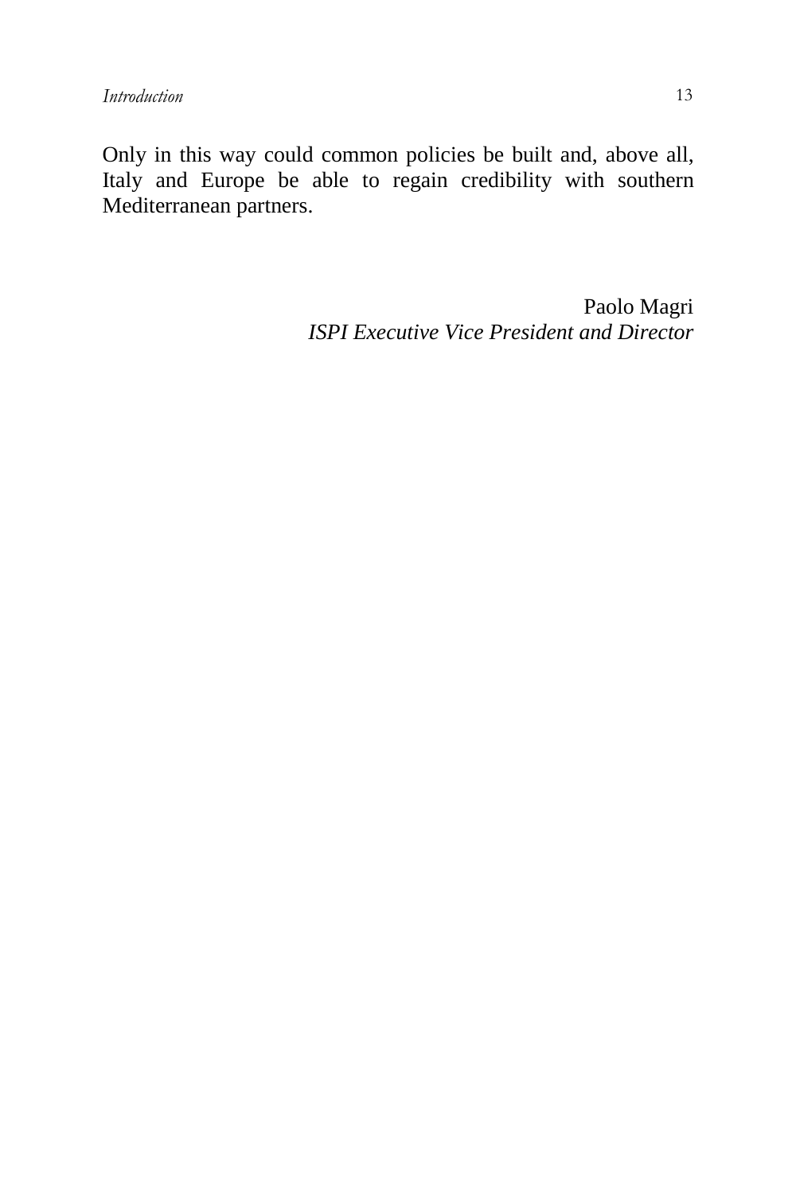Only in this way could common policies be built and, above all, Italy and Europe be able to regain credibility with southern Mediterranean partners.

Paolo Magri
*ISPI Executive Vice President and Director*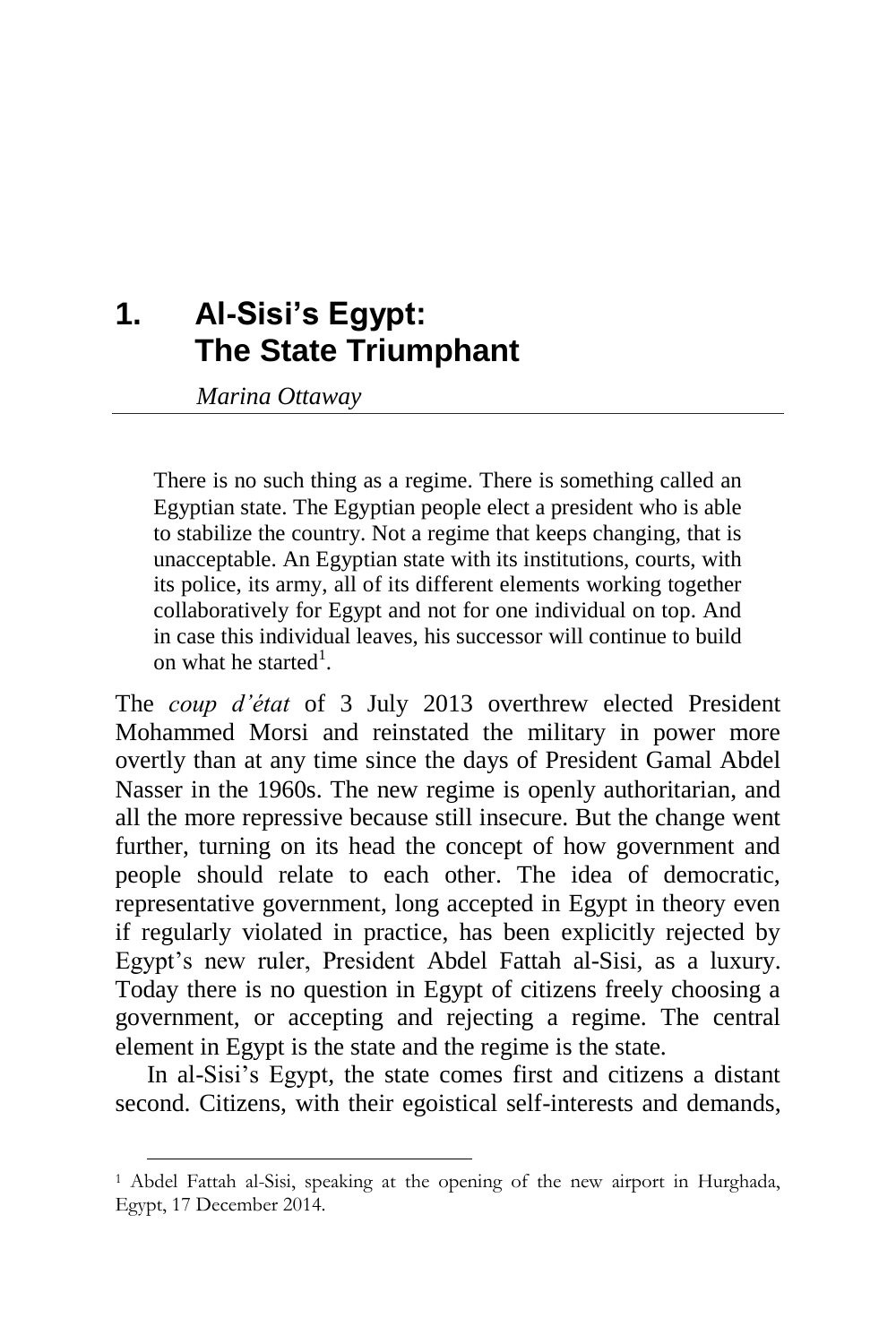# 1. Al-Sisi's Egypt: The State Triumphant

*Marina Ottaway*

> There is no such thing as a regime. There is something called an Egyptian state. The Egyptian people elect a president who is able to stabilize the country. Not a regime that keeps changing, that is unacceptable. An Egyptian state with its institutions, courts, with its police, its army, all of its different elements working together collaboratively for Egypt and not for one individual on top. And in case this individual leaves, his successor will continue to build on what he started[1].

The *coup d'état* of 3 July 2013 overthrew elected President Mohammed Morsi and reinstated the military in power more overtly than at any time since the days of President Gamal Abdel Nasser in the 1960s. The new regime is openly authoritarian, and all the more repressive because still insecure. But the change went further, turning on its head the concept of how government and people should relate to each other. The idea of democratic, representative government, long accepted in Egypt in theory even if regularly violated in practice, has been explicitly rejected by Egypt's new ruler, President Abdel Fattah al-Sisi, as a luxury. Today there is no question in Egypt of citizens freely choosing a government, or accepting and rejecting a regime. The central element in Egypt is the state and the regime is the state.

In al-Sisi's Egypt, the state comes first and citizens a distant second. Citizens, with their egoistical self-interests and demands,

---

[1] Abdel Fattah al-Sisi, speaking at the opening of the new airport in Hurghada, Egypt, 17 December 2014.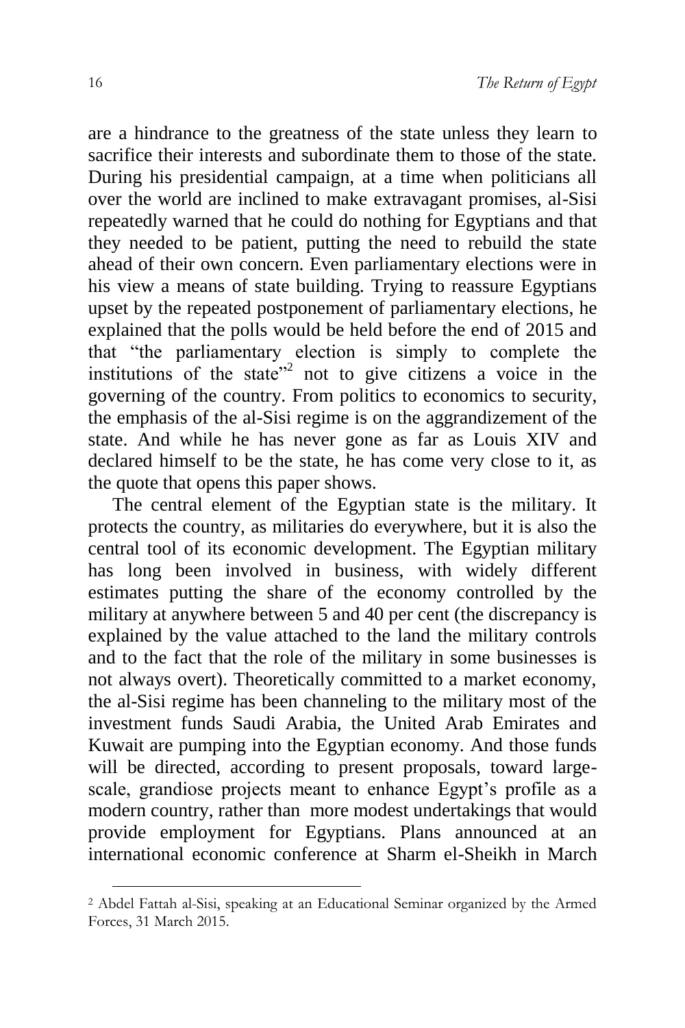are a hindrance to the greatness of the state unless they learn to sacrifice their interests and subordinate them to those of the state. During his presidential campaign, at a time when politicians all over the world are inclined to make extravagant promises, al-Sisi repeatedly warned that he could do nothing for Egyptians and that they needed to be patient, putting the need to rebuild the state ahead of their own concern. Even parliamentary elections were in his view a means of state building. Trying to reassure Egyptians upset by the repeated postponement of parliamentary elections, he explained that the polls would be held before the end of 2015 and that "the parliamentary election is simply to complete the institutions of the state"[2] not to give citizens a voice in the governing of the country. From politics to economics to security, the emphasis of the al-Sisi regime is on the aggrandizement of the state. And while he has never gone as far as Louis XIV and declared himself to be the state, he has come very close to it, as the quote that opens this paper shows.

The central element of the Egyptian state is the military. It protects the country, as militaries do everywhere, but it is also the central tool of its economic development. The Egyptian military has long been involved in business, with widely different estimates putting the share of the economy controlled by the military at anywhere between 5 and 40 per cent (the discrepancy is explained by the value attached to the land the military controls and to the fact that the role of the military in some businesses is not always overt). Theoretically committed to a market economy, the al-Sisi regime has been channeling to the military most of the investment funds Saudi Arabia, the United Arab Emirates and Kuwait are pumping into the Egyptian economy. And those funds will be directed, according to present proposals, toward large-scale, grandiose projects meant to enhance Egypt's profile as a modern country, rather than more modest undertakings that would provide employment for Egyptians. Plans announced at an international economic conference at Sharm el-Sheikh in March

---

[2] Abdel Fattah al-Sisi, speaking at an Educational Seminar organized by the Armed Forces, 31 March 2015.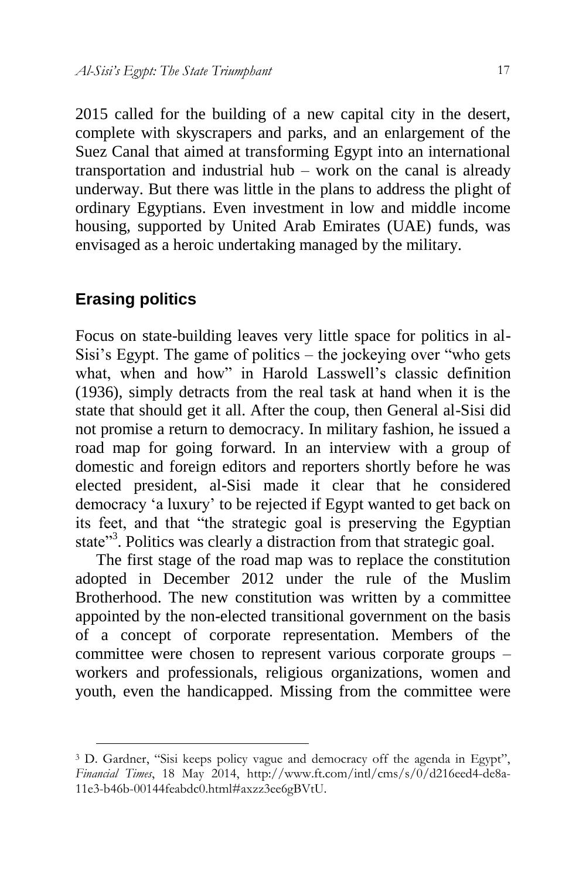2015 called for the building of a new capital city in the desert, complete with skyscrapers and parks, and an enlargement of the Suez Canal that aimed at transforming Egypt into an international transportation and industrial hub – work on the canal is already underway. But there was little in the plans to address the plight of ordinary Egyptians. Even investment in low and middle income housing, supported by United Arab Emirates (UAE) funds, was envisaged as a heroic undertaking managed by the military.

## Erasing politics

Focus on state-building leaves very little space for politics in al-Sisi's Egypt. The game of politics – the jockeying over "who gets what, when and how" in Harold Lasswell's classic definition (1936), simply detracts from the real task at hand when it is the state that should get it all. After the coup, then General al-Sisi did not promise a return to democracy. In military fashion, he issued a road map for going forward. In an interview with a group of domestic and foreign editors and reporters shortly before he was elected president, al-Sisi made it clear that he considered democracy 'a luxury' to be rejected if Egypt wanted to get back on its feet, and that "the strategic goal is preserving the Egyptian state"[3]. Politics was clearly a distraction from that strategic goal.

The first stage of the road map was to replace the constitution adopted in December 2012 under the rule of the Muslim Brotherhood. The new constitution was written by a committee appointed by the non-elected transitional government on the basis of a concept of corporate representation. Members of the committee were chosen to represent various corporate groups – workers and professionals, religious organizations, women and youth, even the handicapped. Missing from the committee were

---

[3] D. Gardner, "Sisi keeps policy vague and democracy off the agenda in Egypt", *Financial Times*, 18 May 2014, http://www.ft.com/intl/cms/s/0/d216eed4-de8a-11e3-b46b-00144feabdc0.html#axzz3ee6gBVtU.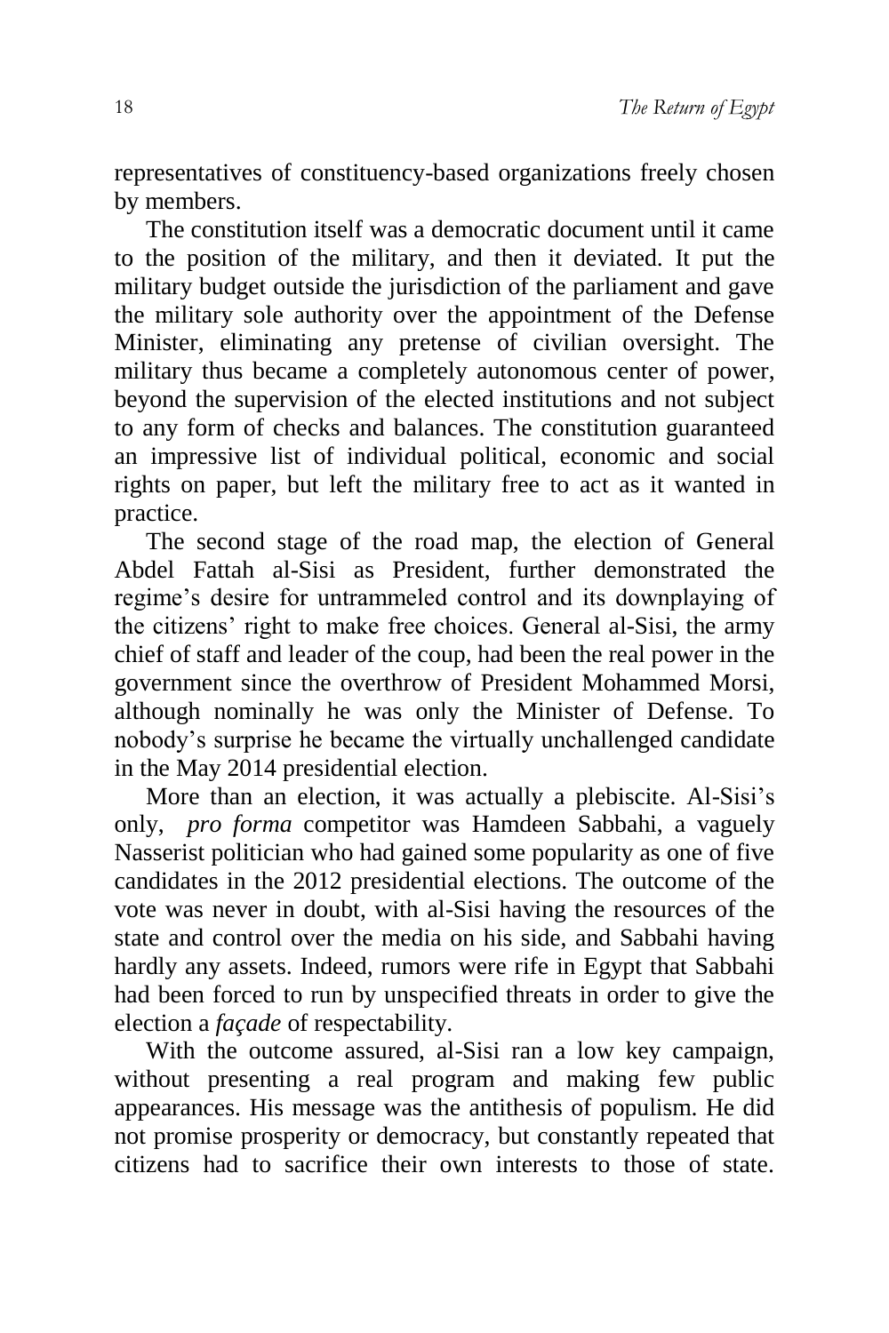representatives of constituency-based organizations freely chosen by members.

The constitution itself was a democratic document until it came to the position of the military, and then it deviated. It put the military budget outside the jurisdiction of the parliament and gave the military sole authority over the appointment of the Defense Minister, eliminating any pretense of civilian oversight. The military thus became a completely autonomous center of power, beyond the supervision of the elected institutions and not subject to any form of checks and balances. The constitution guaranteed an impressive list of individual political, economic and social rights on paper, but left the military free to act as it wanted in practice.

The second stage of the road map, the election of General Abdel Fattah al-Sisi as President, further demonstrated the regime's desire for untrammeled control and its downplaying of the citizens' right to make free choices. General al-Sisi, the army chief of staff and leader of the coup, had been the real power in the government since the overthrow of President Mohammed Morsi, although nominally he was only the Minister of Defense. To nobody's surprise he became the virtually unchallenged candidate in the May 2014 presidential election.

More than an election, it was actually a plebiscite. Al-Sisi's only, *pro forma* competitor was Hamdeen Sabbahi, a vaguely Nasserist politician who had gained some popularity as one of five candidates in the 2012 presidential elections. The outcome of the vote was never in doubt, with al-Sisi having the resources of the state and control over the media on his side, and Sabbahi having hardly any assets. Indeed, rumors were rife in Egypt that Sabbahi had been forced to run by unspecified threats in order to give the election a *façade* of respectability.

With the outcome assured, al-Sisi ran a low key campaign, without presenting a real program and making few public appearances. His message was the antithesis of populism. He did not promise prosperity or democracy, but constantly repeated that citizens had to sacrifice their own interests to those of state.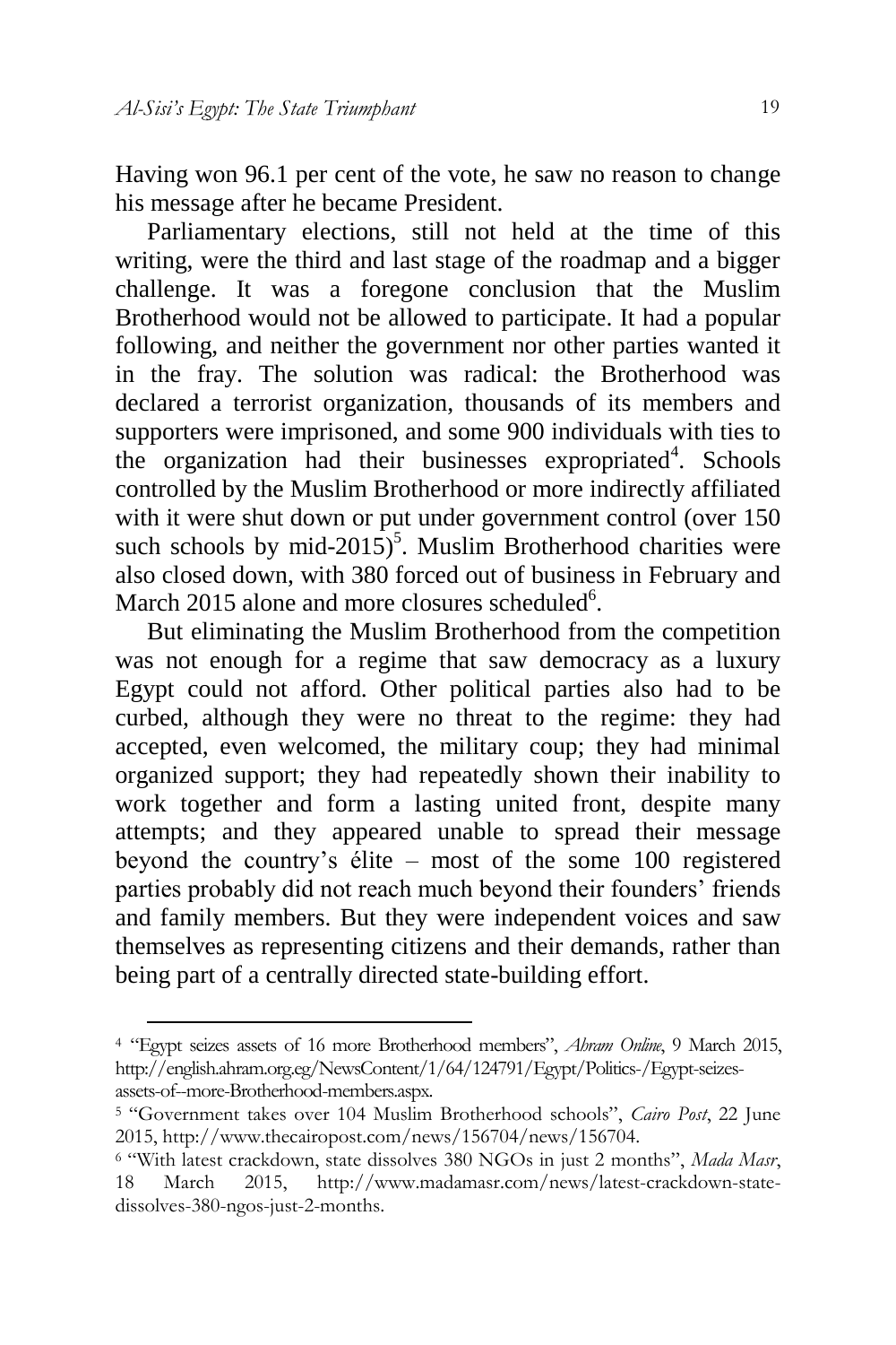Having won 96.1 per cent of the vote, he saw no reason to change his message after he became President.

Parliamentary elections, still not held at the time of this writing, were the third and last stage of the roadmap and a bigger challenge. It was a foregone conclusion that the Muslim Brotherhood would not be allowed to participate. It had a popular following, and neither the government nor other parties wanted it in the fray. The solution was radical: the Brotherhood was declared a terrorist organization, thousands of its members and supporters were imprisoned, and some 900 individuals with ties to the organization had their businesses expropriated[4]. Schools controlled by the Muslim Brotherhood or more indirectly affiliated with it were shut down or put under government control (over 150 such schools by mid-2015)[5]. Muslim Brotherhood charities were also closed down, with 380 forced out of business in February and March 2015 alone and more closures scheduled[6].

But eliminating the Muslim Brotherhood from the competition was not enough for a regime that saw democracy as a luxury Egypt could not afford. Other political parties also had to be curbed, although they were no threat to the regime: they had accepted, even welcomed, the military coup; they had minimal organized support; they had repeatedly shown their inability to work together and form a lasting united front, despite many attempts; and they appeared unable to spread their message beyond the country's élite – most of the some 100 registered parties probably did not reach much beyond their founders' friends and family members. But they were independent voices and saw themselves as representing citizens and their demands, rather than being part of a centrally directed state-building effort.

---

[4] "Egypt seizes assets of 16 more Brotherhood members", *Ahram Online*, 9 March 2015, http://english.ahram.org.eg/NewsContent/1/64/124791/Egypt/Politics-/Egypt-seizes-assets-of--more-Brotherhood-members.aspx.

[5] "Government takes over 104 Muslim Brotherhood schools", *Cairo Post*, 22 June 2015, http://www.thecairopost.com/news/156704/news/156704.

[6] "With latest crackdown, state dissolves 380 NGOs in just 2 months", *Mada Masr*, 18 March 2015, http://www.madamasr.com/news/latest-crackdown-state-dissolves-380-ngos-just-2-months.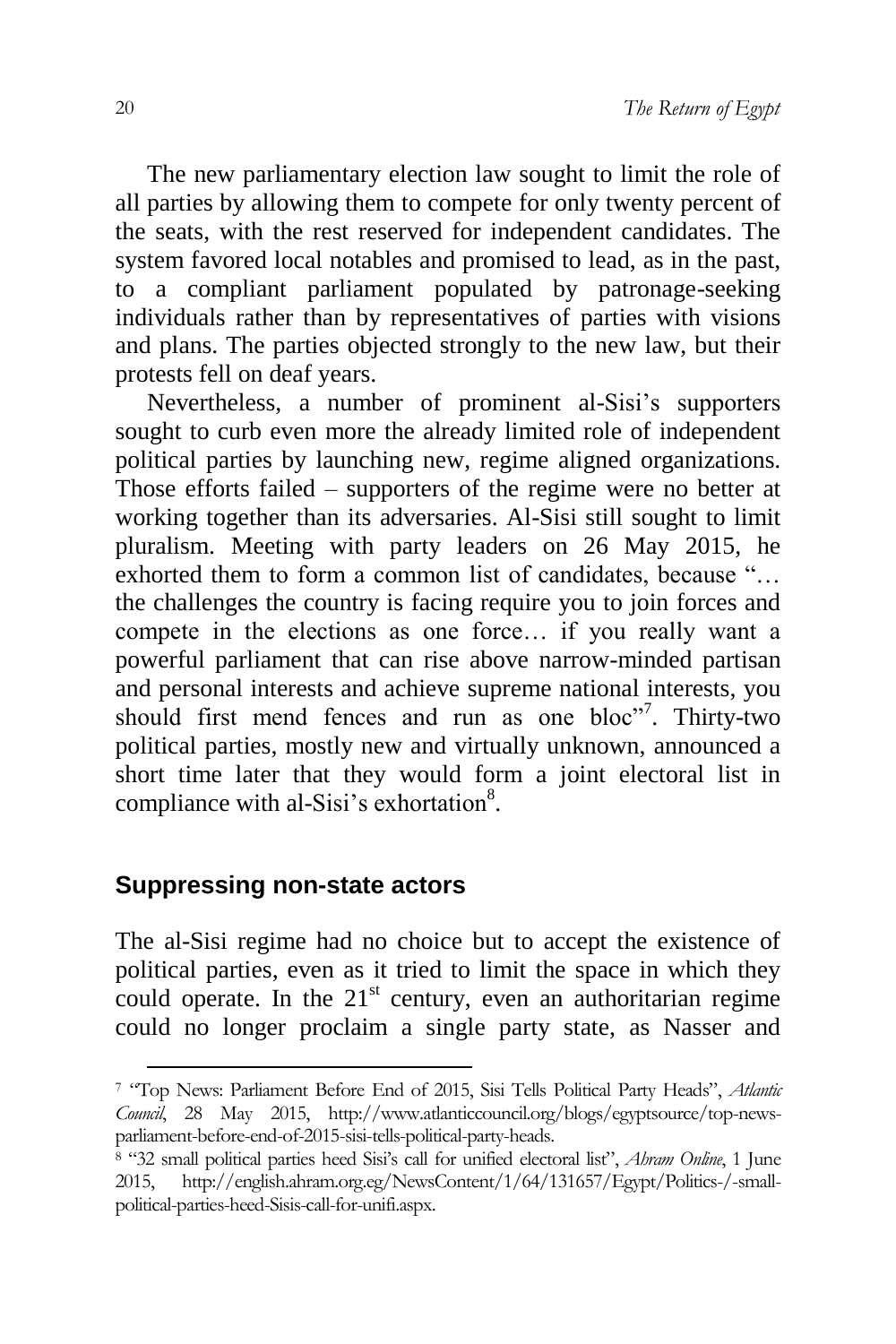The new parliamentary election law sought to limit the role of all parties by allowing them to compete for only twenty percent of the seats, with the rest reserved for independent candidates. The system favored local notables and promised to lead, as in the past, to a compliant parliament populated by patronage-seeking individuals rather than by representatives of parties with visions and plans. The parties objected strongly to the new law, but their protests fell on deaf years.

Nevertheless, a number of prominent al-Sisi's supporters sought to curb even more the already limited role of independent political parties by launching new, regime aligned organizations. Those efforts failed – supporters of the regime were no better at working together than its adversaries. Al-Sisi still sought to limit pluralism. Meeting with party leaders on 26 May 2015, he exhorted them to form a common list of candidates, because "… the challenges the country is facing require you to join forces and compete in the elections as one force… if you really want a powerful parliament that can rise above narrow-minded partisan and personal interests and achieve supreme national interests, you should first mend fences and run as one bloc"[7]. Thirty-two political parties, mostly new and virtually unknown, announced a short time later that they would form a joint electoral list in compliance with al-Sisi's exhortation[8].

## Suppressing non-state actors

The al-Sisi regime had no choice but to accept the existence of political parties, even as it tried to limit the space in which they could operate. In the 21st century, even an authoritarian regime could no longer proclaim a single party state, as Nasser and

---

[7] "Top News: Parliament Before End of 2015, Sisi Tells Political Party Heads", *Atlantic Council*, 28 May 2015, http://www.atlanticcouncil.org/blogs/egyptsource/top-news-parliament-before-end-of-2015-sisi-tells-political-party-heads.

[8] "32 small political parties heed Sisi's call for unified electoral list", *Ahram Online*, 1 June 2015, http://english.ahram.org.eg/NewsContent/1/64/131657/Egypt/Politics-/-small-political-parties-heed-Sisis-call-for-unifi.aspx.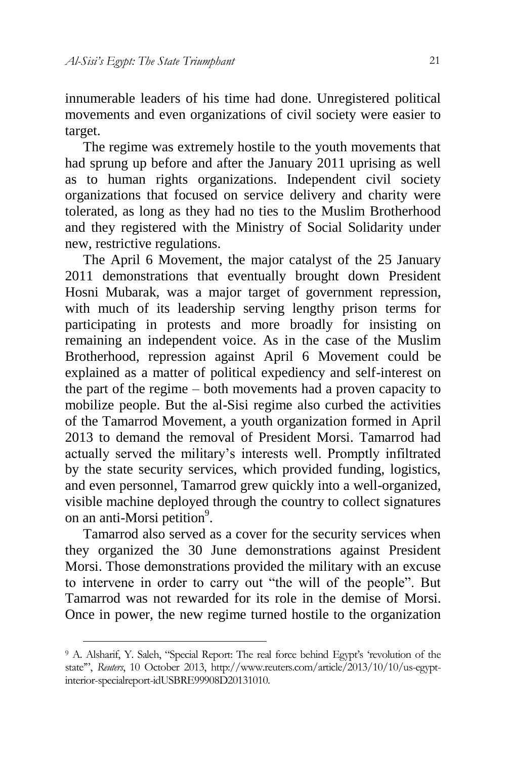innumerable leaders of his time had done. Unregistered political movements and even organizations of civil society were easier to target.

The regime was extremely hostile to the youth movements that had sprung up before and after the January 2011 uprising as well as to human rights organizations. Independent civil society organizations that focused on service delivery and charity were tolerated, as long as they had no ties to the Muslim Brotherhood and they registered with the Ministry of Social Solidarity under new, restrictive regulations.

The April 6 Movement, the major catalyst of the 25 January 2011 demonstrations that eventually brought down President Hosni Mubarak, was a major target of government repression, with much of its leadership serving lengthy prison terms for participating in protests and more broadly for insisting on remaining an independent voice. As in the case of the Muslim Brotherhood, repression against April 6 Movement could be explained as a matter of political expediency and self-interest on the part of the regime – both movements had a proven capacity to mobilize people. But the al-Sisi regime also curbed the activities of the Tamarrod Movement, a youth organization formed in April 2013 to demand the removal of President Morsi. Tamarrod had actually served the military's interests well. Promptly infiltrated by the state security services, which provided funding, logistics, and even personnel, Tamarrod grew quickly into a well-organized, visible machine deployed through the country to collect signatures on an anti-Morsi petition[9].

Tamarrod also served as a cover for the security services when they organized the 30 June demonstrations against President Morsi. Those demonstrations provided the military with an excuse to intervene in order to carry out "the will of the people". But Tamarrod was not rewarded for its role in the demise of Morsi. Once in power, the new regime turned hostile to the organization

---

[9] A. Alsharif, Y. Saleh, "Special Report: The real force behind Egypt's 'revolution of the state'", *Reuters*, 10 October 2013, http://www.reuters.com/article/2013/10/10/us-egypt-interior-specialreport-idUSBRE99908D20131010.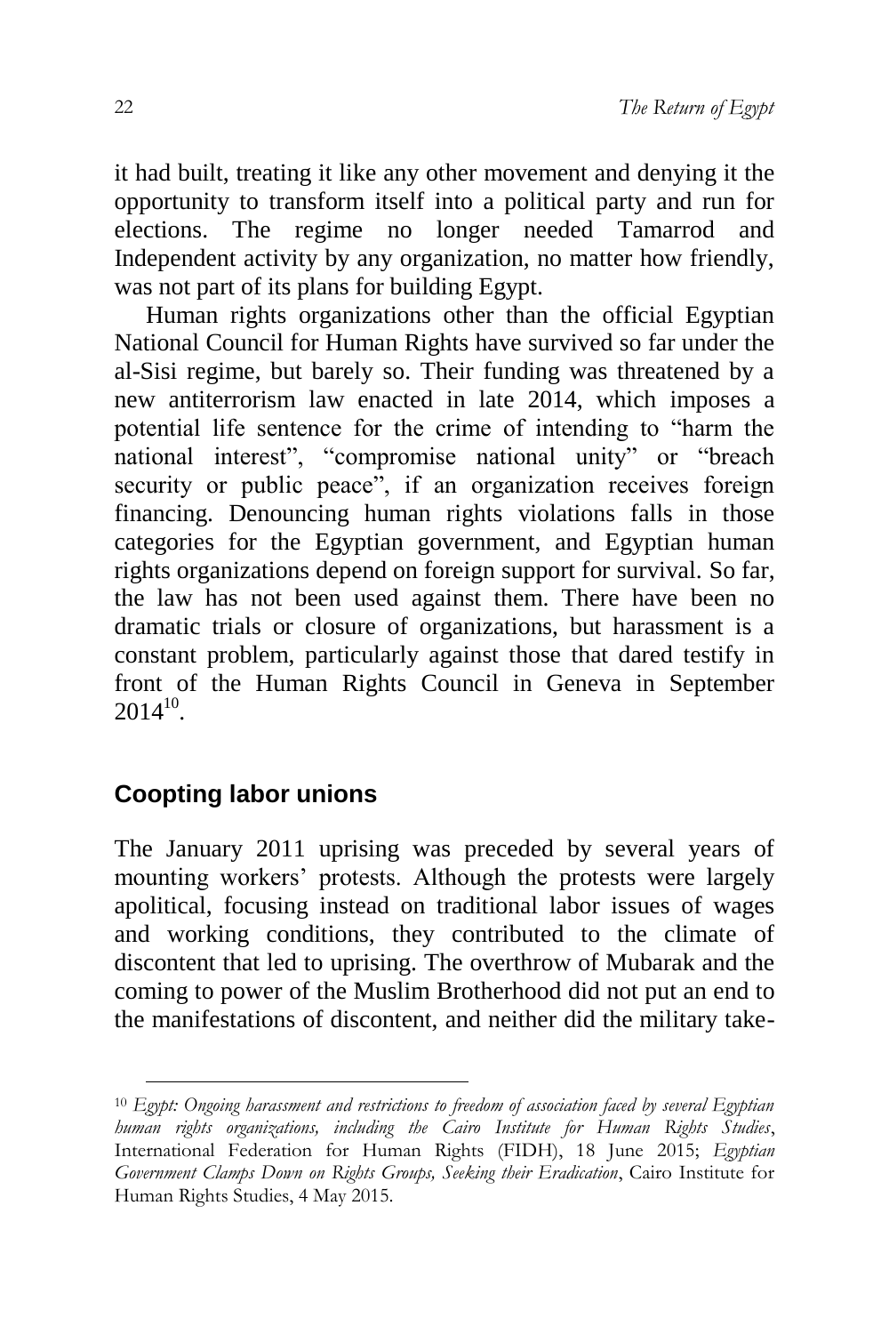it had built, treating it like any other movement and denying it the opportunity to transform itself into a political party and run for elections. The regime no longer needed Tamarrod and Independent activity by any organization, no matter how friendly, was not part of its plans for building Egypt.

Human rights organizations other than the official Egyptian National Council for Human Rights have survived so far under the al-Sisi regime, but barely so. Their funding was threatened by a new antiterrorism law enacted in late 2014, which imposes a potential life sentence for the crime of intending to "harm the national interest", "compromise national unity" or "breach security or public peace", if an organization receives foreign financing. Denouncing human rights violations falls in those categories for the Egyptian government, and Egyptian human rights organizations depend on foreign support for survival. So far, the law has not been used against them. There have been no dramatic trials or closure of organizations, but harassment is a constant problem, particularly against those that dared testify in front of the Human Rights Council in Geneva in September 2014[10].

## Coopting labor unions

The January 2011 uprising was preceded by several years of mounting workers' protests. Although the protests were largely apolitical, focusing instead on traditional labor issues of wages and working conditions, they contributed to the climate of discontent that led to uprising. The overthrow of Mubarak and the coming to power of the Muslim Brotherhood did not put an end to the manifestations of discontent, and neither did the military take-

---

[10] *Egypt: Ongoing harassment and restrictions to freedom of association faced by several Egyptian human rights organizations, including the Cairo Institute for Human Rights Studies*, International Federation for Human Rights (FIDH), 18 June 2015; *Egyptian Government Clamps Down on Rights Groups, Seeking their Eradication*, Cairo Institute for Human Rights Studies, 4 May 2015.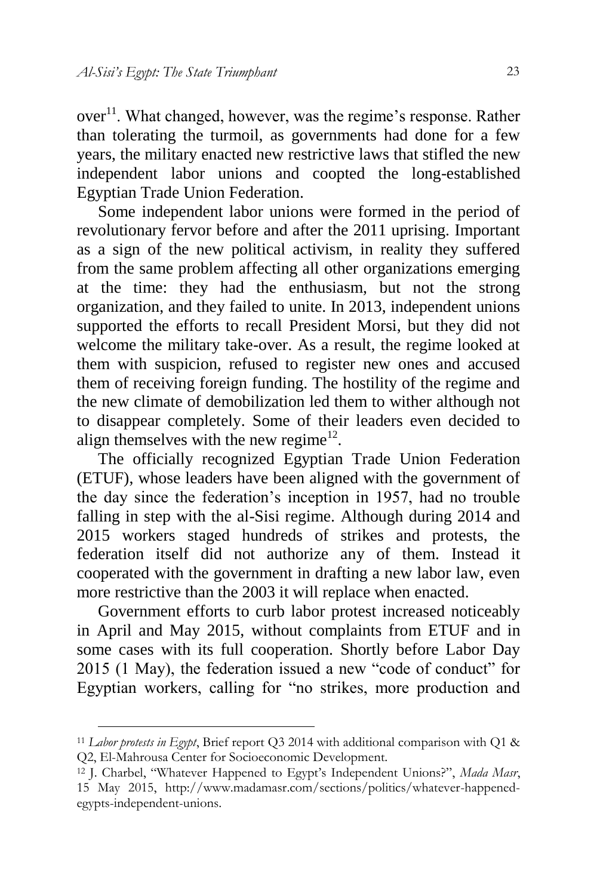over[11]. What changed, however, was the regime's response. Rather than tolerating the turmoil, as governments had done for a few years, the military enacted new restrictive laws that stifled the new independent labor unions and coopted the long-established Egyptian Trade Union Federation.

Some independent labor unions were formed in the period of revolutionary fervor before and after the 2011 uprising. Important as a sign of the new political activism, in reality they suffered from the same problem affecting all other organizations emerging at the time: they had the enthusiasm, but not the strong organization, and they failed to unite. In 2013, independent unions supported the efforts to recall President Morsi, but they did not welcome the military take-over. As a result, the regime looked at them with suspicion, refused to register new ones and accused them of receiving foreign funding. The hostility of the regime and the new climate of demobilization led them to wither although not to disappear completely. Some of their leaders even decided to align themselves with the new regime[12].

The officially recognized Egyptian Trade Union Federation (ETUF), whose leaders have been aligned with the government of the day since the federation's inception in 1957, had no trouble falling in step with the al-Sisi regime. Although during 2014 and 2015 workers staged hundreds of strikes and protests, the federation itself did not authorize any of them. Instead it cooperated with the government in drafting a new labor law, even more restrictive than the 2003 it will replace when enacted.

Government efforts to curb labor protest increased noticeably in April and May 2015, without complaints from ETUF and in some cases with its full cooperation. Shortly before Labor Day 2015 (1 May), the federation issued a new "code of conduct" for Egyptian workers, calling for "no strikes, more production and

[11] *Labor protests in Egypt*, Brief report Q3 2014 with additional comparison with Q1 & Q2, El-Mahrousa Center for Socioeconomic Development.

[12] J. Charbel, "Whatever Happened to Egypt's Independent Unions?", *Mada Masr*, 15 May 2015, http://www.madamasr.com/sections/politics/whatever-happened-egypts-independent-unions.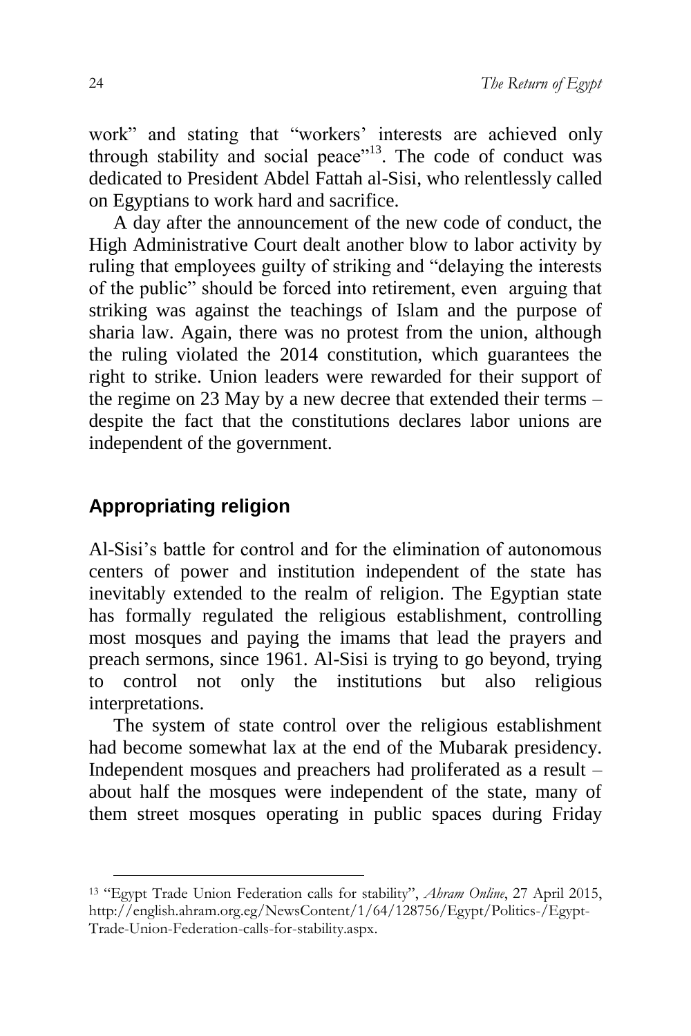work" and stating that "workers' interests are achieved only through stability and social peace"[13]. The code of conduct was dedicated to President Abdel Fattah al-Sisi, who relentlessly called on Egyptians to work hard and sacrifice.

A day after the announcement of the new code of conduct, the High Administrative Court dealt another blow to labor activity by ruling that employees guilty of striking and "delaying the interests of the public" should be forced into retirement, even arguing that striking was against the teachings of Islam and the purpose of sharia law. Again, there was no protest from the union, although the ruling violated the 2014 constitution, which guarantees the right to strike. Union leaders were rewarded for their support of the regime on 23 May by a new decree that extended their terms – despite the fact that the constitutions declares labor unions are independent of the government.

## Appropriating religion

Al-Sisi's battle for control and for the elimination of autonomous centers of power and institution independent of the state has inevitably extended to the realm of religion. The Egyptian state has formally regulated the religious establishment, controlling most mosques and paying the imams that lead the prayers and preach sermons, since 1961. Al-Sisi is trying to go beyond, trying to control not only the institutions but also religious interpretations.

The system of state control over the religious establishment had become somewhat lax at the end of the Mubarak presidency. Independent mosques and preachers had proliferated as a result – about half the mosques were independent of the state, many of them street mosques operating in public spaces during Friday

---

[13] "Egypt Trade Union Federation calls for stability", *Ahram Online*, 27 April 2015, http://english.ahram.org.eg/NewsContent/1/64/128756/Egypt/Politics-/Egypt-Trade-Union-Federation-calls-for-stability.aspx.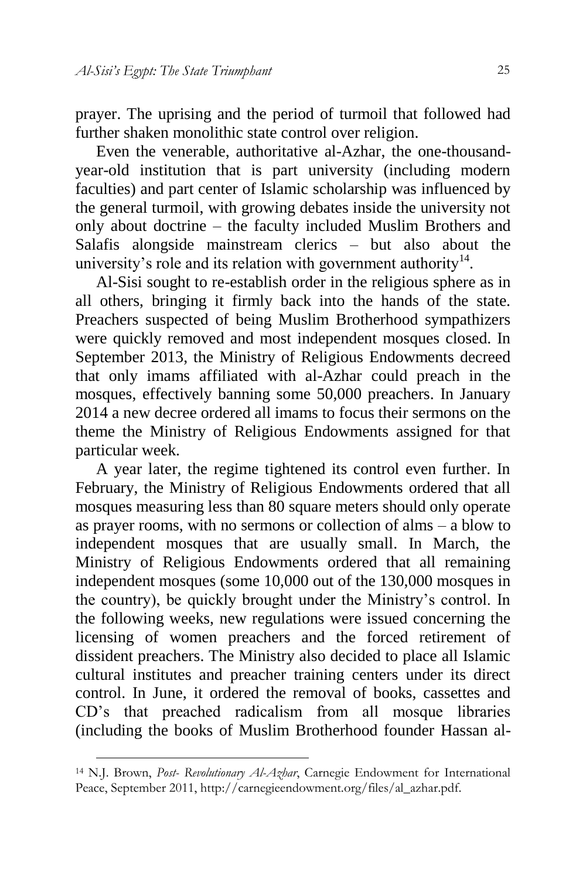prayer. The uprising and the period of turmoil that followed had further shaken monolithic state control over religion.

Even the venerable, authoritative al-Azhar, the one-thousand-year-old institution that is part university (including modern faculties) and part center of Islamic scholarship was influenced by the general turmoil, with growing debates inside the university not only about doctrine – the faculty included Muslim Brothers and Salafis alongside mainstream clerics – but also about the university's role and its relation with government authority[14].

Al-Sisi sought to re-establish order in the religious sphere as in all others, bringing it firmly back into the hands of the state. Preachers suspected of being Muslim Brotherhood sympathizers were quickly removed and most independent mosques closed. In September 2013, the Ministry of Religious Endowments decreed that only imams affiliated with al-Azhar could preach in the mosques, effectively banning some 50,000 preachers. In January 2014 a new decree ordered all imams to focus their sermons on the theme the Ministry of Religious Endowments assigned for that particular week.

A year later, the regime tightened its control even further. In February, the Ministry of Religious Endowments ordered that all mosques measuring less than 80 square meters should only operate as prayer rooms, with no sermons or collection of alms – a blow to independent mosques that are usually small. In March, the Ministry of Religious Endowments ordered that all remaining independent mosques (some 10,000 out of the 130,000 mosques in the country), be quickly brought under the Ministry's control. In the following weeks, new regulations were issued concerning the licensing of women preachers and the forced retirement of dissident preachers. The Ministry also decided to place all Islamic cultural institutes and preacher training centers under its direct control. In June, it ordered the removal of books, cassettes and CD's that preached radicalism from all mosque libraries (including the books of Muslim Brotherhood founder Hassan al-

---

[14] N.J. Brown, *Post- Revolutionary Al-Azhar*, Carnegie Endowment for International Peace, September 2011, http://carnegieendowment.org/files/al_azhar.pdf.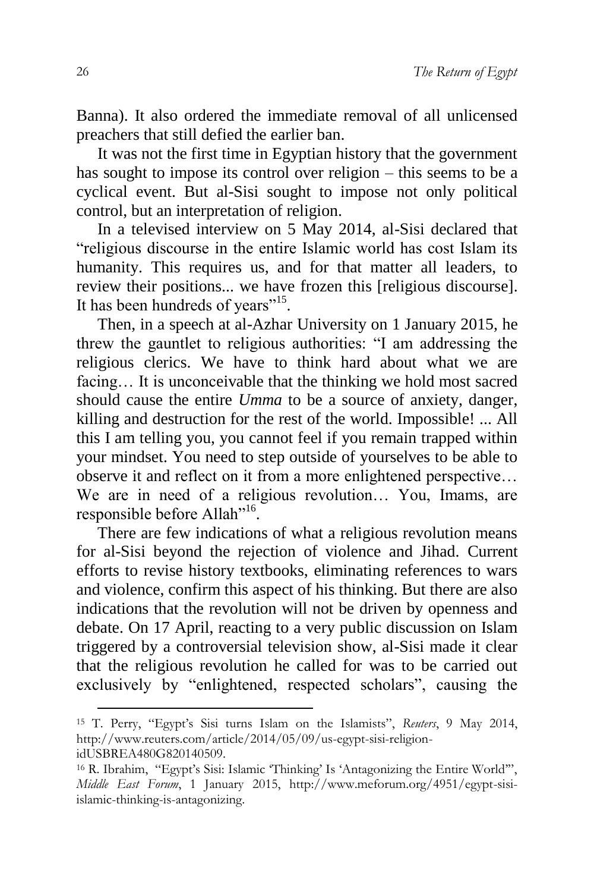Banna). It also ordered the immediate removal of all unlicensed preachers that still defied the earlier ban.

It was not the first time in Egyptian history that the government has sought to impose its control over religion – this seems to be a cyclical event. But al-Sisi sought to impose not only political control, but an interpretation of religion.

In a televised interview on 5 May 2014, al-Sisi declared that "religious discourse in the entire Islamic world has cost Islam its humanity. This requires us, and for that matter all leaders, to review their positions... we have frozen this [religious discourse]. It has been hundreds of years"[15].

Then, in a speech at al-Azhar University on 1 January 2015, he threw the gauntlet to religious authorities: "I am addressing the religious clerics. We have to think hard about what we are facing… It is unconceivable that the thinking we hold most sacred should cause the entire *Umma* to be a source of anxiety, danger, killing and destruction for the rest of the world. Impossible! ... All this I am telling you, you cannot feel if you remain trapped within your mindset. You need to step outside of yourselves to be able to observe it and reflect on it from a more enlightened perspective… We are in need of a religious revolution… You, Imams, are responsible before Allah"[16].

There are few indications of what a religious revolution means for al-Sisi beyond the rejection of violence and Jihad. Current efforts to revise history textbooks, eliminating references to wars and violence, confirm this aspect of his thinking. But there are also indications that the revolution will not be driven by openness and debate. On 17 April, reacting to a very public discussion on Islam triggered by a controversial television show, al-Sisi made it clear that the religious revolution he called for was to be carried out exclusively by "enlightened, respected scholars", causing the

---

[15] T. Perry, "Egypt's Sisi turns Islam on the Islamists", *Reuters*, 9 May 2014, http://www.reuters.com/article/2014/05/09/us-egypt-sisi-religion-idUSBREA480G820140509.

[16] R. Ibrahim, "Egypt's Sisi: Islamic 'Thinking' Is 'Antagonizing the Entire World'", *Middle East Forum*, 1 January 2015, http://www.meforum.org/4951/egypt-sisi-islamic-thinking-is-antagonizing.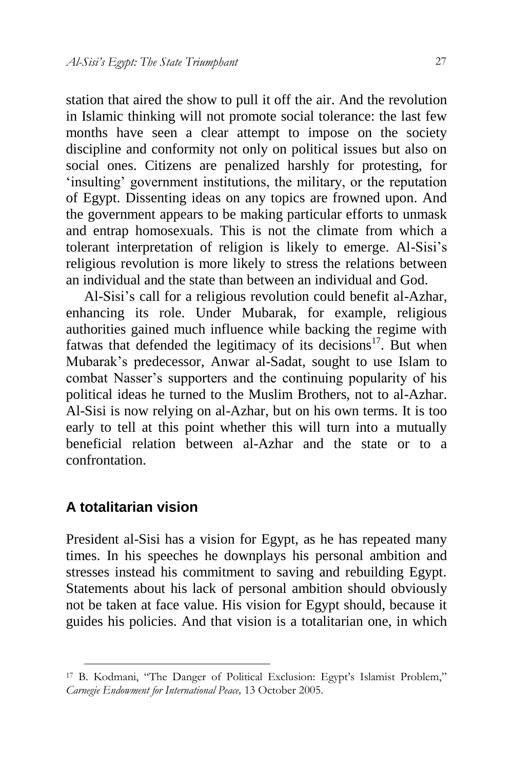station that aired the show to pull it off the air. And the revolution in Islamic thinking will not promote social tolerance: the last few months have seen a clear attempt to impose on the society discipline and conformity not only on political issues but also on social ones. Citizens are penalized harshly for protesting, for 'insulting' government institutions, the military, or the reputation of Egypt. Dissenting ideas on any topics are frowned upon. And the government appears to be making particular efforts to unmask and entrap homosexuals. This is not the climate from which a tolerant interpretation of religion is likely to emerge. Al-Sisi's religious revolution is more likely to stress the relations between an individual and the state than between an individual and God.

Al-Sisi's call for a religious revolution could benefit al-Azhar, enhancing its role. Under Mubarak, for example, religious authorities gained much influence while backing the regime with fatwas that defended the legitimacy of its decisions[17]. But when Mubarak's predecessor, Anwar al-Sadat, sought to use Islam to combat Nasser's supporters and the continuing popularity of his political ideas he turned to the Muslim Brothers, not to al-Azhar. Al-Sisi is now relying on al-Azhar, but on his own terms. It is too early to tell at this point whether this will turn into a mutually beneficial relation between al-Azhar and the state or to a confrontation.

## A totalitarian vision

President al-Sisi has a vision for Egypt, as he has repeated many times. In his speeches he downplays his personal ambition and stresses instead his commitment to saving and rebuilding Egypt. Statements about his lack of personal ambition should obviously not be taken at face value. His vision for Egypt should, because it guides his policies. And that vision is a totalitarian one, in which

---

[17] B. Kodmani, "The Danger of Political Exclusion: Egypt's Islamist Problem," *Carnegie Endowment for International Peace,* 13 October 2005.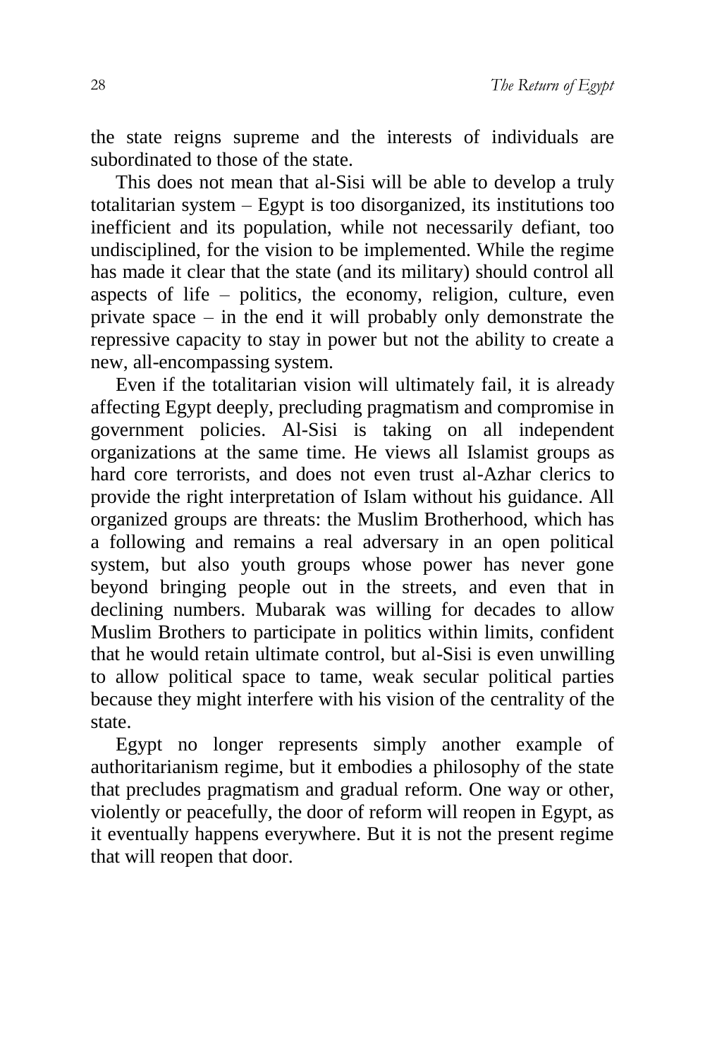the state reigns supreme and the interests of individuals are subordinated to those of the state.

This does not mean that al-Sisi will be able to develop a truly totalitarian system – Egypt is too disorganized, its institutions too inefficient and its population, while not necessarily defiant, too undisciplined, for the vision to be implemented. While the regime has made it clear that the state (and its military) should control all aspects of life – politics, the economy, religion, culture, even private space – in the end it will probably only demonstrate the repressive capacity to stay in power but not the ability to create a new, all-encompassing system.

Even if the totalitarian vision will ultimately fail, it is already affecting Egypt deeply, precluding pragmatism and compromise in government policies. Al-Sisi is taking on all independent organizations at the same time. He views all Islamist groups as hard core terrorists, and does not even trust al-Azhar clerics to provide the right interpretation of Islam without his guidance. All organized groups are threats: the Muslim Brotherhood, which has a following and remains a real adversary in an open political system, but also youth groups whose power has never gone beyond bringing people out in the streets, and even that in declining numbers. Mubarak was willing for decades to allow Muslim Brothers to participate in politics within limits, confident that he would retain ultimate control, but al-Sisi is even unwilling to allow political space to tame, weak secular political parties because they might interfere with his vision of the centrality of the state.

Egypt no longer represents simply another example of authoritarianism regime, but it embodies a philosophy of the state that precludes pragmatism and gradual reform. One way or other, violently or peacefully, the door of reform will reopen in Egypt, as it eventually happens everywhere. But it is not the present regime that will reopen that door.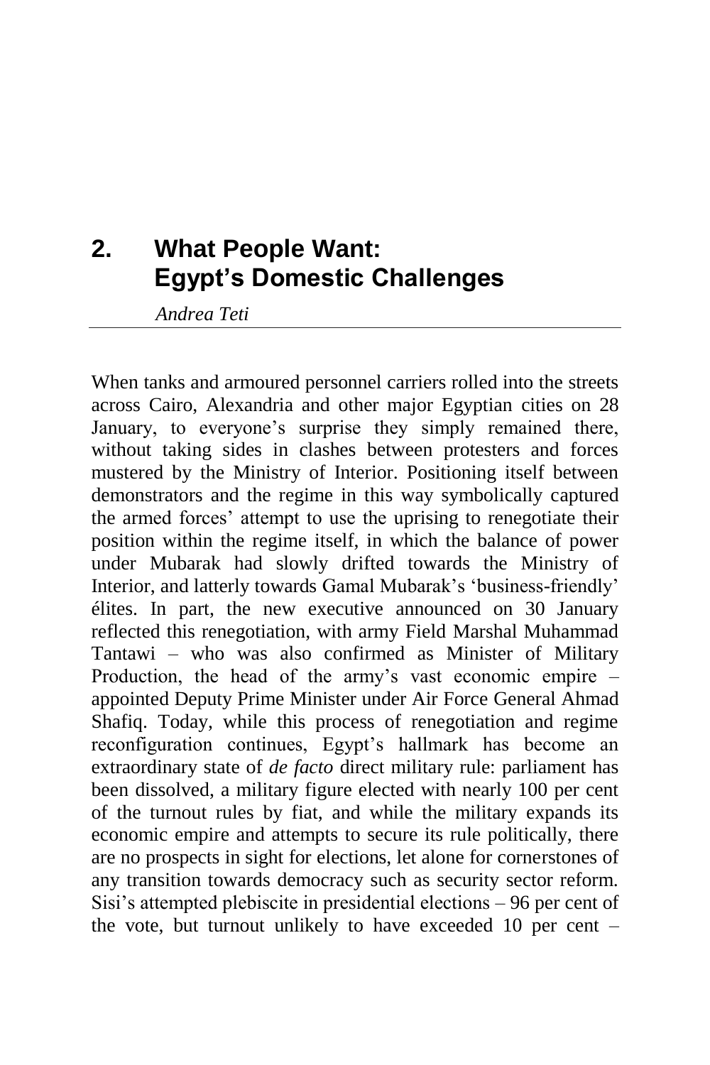# 2. What People Want: Egypt's Domestic Challenges

*Andrea Teti*

When tanks and armoured personnel carriers rolled into the streets across Cairo, Alexandria and other major Egyptian cities on 28 January, to everyone's surprise they simply remained there, without taking sides in clashes between protesters and forces mustered by the Ministry of Interior. Positioning itself between demonstrators and the regime in this way symbolically captured the armed forces' attempt to use the uprising to renegotiate their position within the regime itself, in which the balance of power under Mubarak had slowly drifted towards the Ministry of Interior, and latterly towards Gamal Mubarak's 'business-friendly' élites. In part, the new executive announced on 30 January reflected this renegotiation, with army Field Marshal Muhammad Tantawi – who was also confirmed as Minister of Military Production, the head of the army's vast economic empire – appointed Deputy Prime Minister under Air Force General Ahmad Shafiq. Today, while this process of renegotiation and regime reconfiguration continues, Egypt's hallmark has become an extraordinary state of *de facto* direct military rule: parliament has been dissolved, a military figure elected with nearly 100 per cent of the turnout rules by fiat, and while the military expands its economic empire and attempts to secure its rule politically, there are no prospects in sight for elections, let alone for cornerstones of any transition towards democracy such as security sector reform. Sisi's attempted plebiscite in presidential elections – 96 per cent of the vote, but turnout unlikely to have exceeded 10 per cent –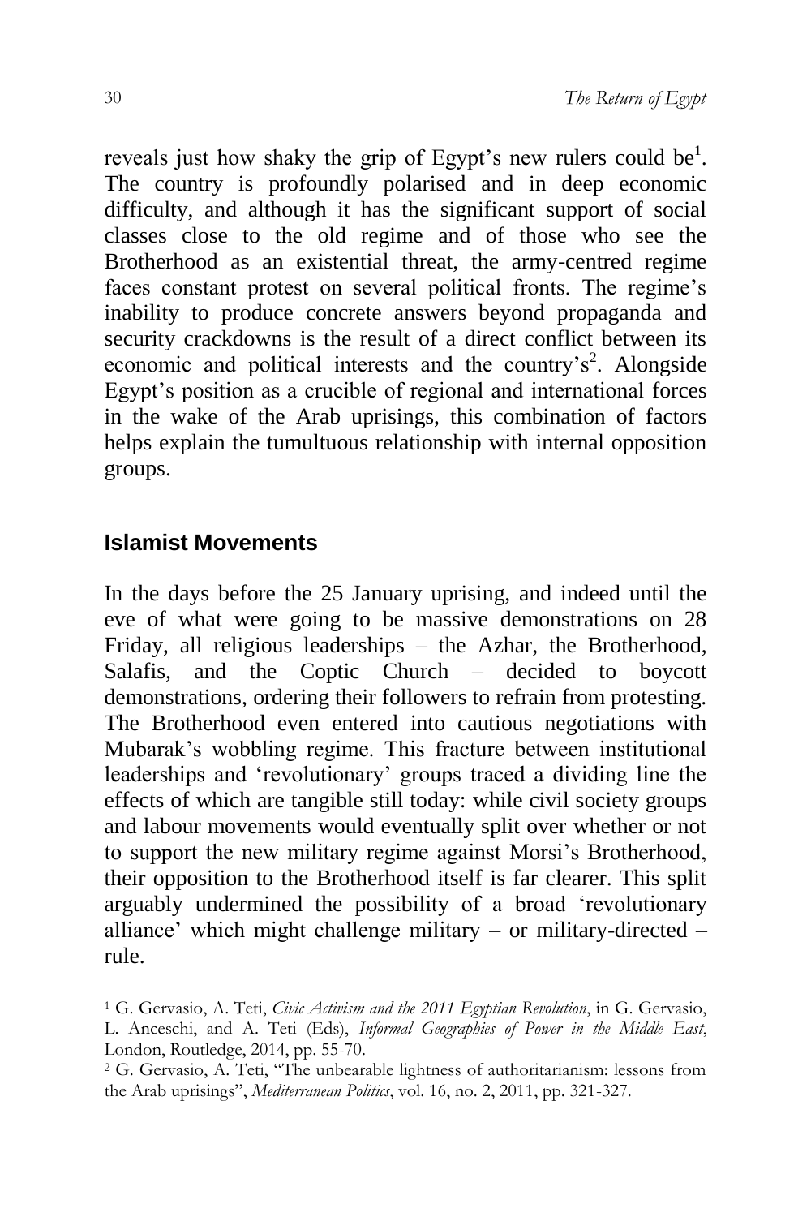reveals just how shaky the grip of Egypt's new rulers could be[1]. The country is profoundly polarised and in deep economic difficulty, and although it has the significant support of social classes close to the old regime and of those who see the Brotherhood as an existential threat, the army-centred regime faces constant protest on several political fronts. The regime's inability to produce concrete answers beyond propaganda and security crackdowns is the result of a direct conflict between its economic and political interests and the country's[2]. Alongside Egypt's position as a crucible of regional and international forces in the wake of the Arab uprisings, this combination of factors helps explain the tumultuous relationship with internal opposition groups.

## Islamist Movements

In the days before the 25 January uprising, and indeed until the eve of what were going to be massive demonstrations on 28 Friday, all religious leaderships – the Azhar, the Brotherhood, Salafis, and the Coptic Church – decided to boycott demonstrations, ordering their followers to refrain from protesting. The Brotherhood even entered into cautious negotiations with Mubarak's wobbling regime. This fracture between institutional leaderships and 'revolutionary' groups traced a dividing line the effects of which are tangible still today: while civil society groups and labour movements would eventually split over whether or not to support the new military regime against Morsi's Brotherhood, their opposition to the Brotherhood itself is far clearer. This split arguably undermined the possibility of a broad 'revolutionary alliance' which might challenge military – or military-directed – rule.

[1] G. Gervasio, A. Teti, *Civic Activism and the 2011 Egyptian Revolution*, in G. Gervasio, L. Anceschi, and A. Teti (Eds), *Informal Geographies of Power in the Middle East*, London, Routledge, 2014, pp. 55-70.

[2] G. Gervasio, A. Teti, "The unbearable lightness of authoritarianism: lessons from the Arab uprisings", *Mediterranean Politics*, vol. 16, no. 2, 2011, pp. 321-327.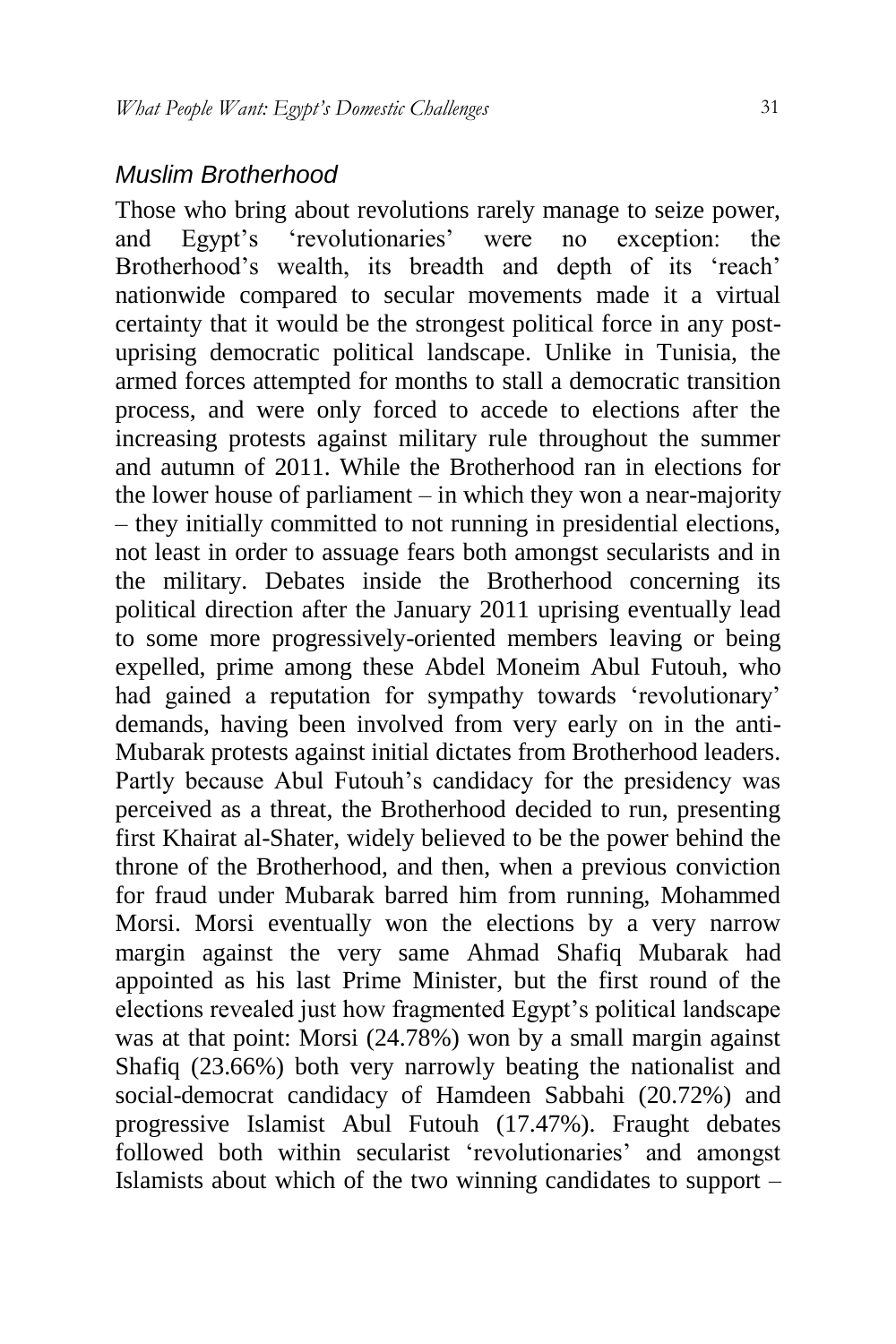### *Muslim Brotherhood*

Those who bring about revolutions rarely manage to seize power, and Egypt's 'revolutionaries' were no exception: the Brotherhood's wealth, its breadth and depth of its 'reach' nationwide compared to secular movements made it a virtual certainty that it would be the strongest political force in any post-uprising democratic political landscape. Unlike in Tunisia, the armed forces attempted for months to stall a democratic transition process, and were only forced to accede to elections after the increasing protests against military rule throughout the summer and autumn of 2011. While the Brotherhood ran in elections for the lower house of parliament – in which they won a near-majority – they initially committed to not running in presidential elections, not least in order to assuage fears both amongst secularists and in the military. Debates inside the Brotherhood concerning its political direction after the January 2011 uprising eventually lead to some more progressively-oriented members leaving or being expelled, prime among these Abdel Moneim Abul Futouh, who had gained a reputation for sympathy towards 'revolutionary' demands, having been involved from very early on in the anti-Mubarak protests against initial dictates from Brotherhood leaders. Partly because Abul Futouh's candidacy for the presidency was perceived as a threat, the Brotherhood decided to run, presenting first Khairat al-Shater, widely believed to be the power behind the throne of the Brotherhood, and then, when a previous conviction for fraud under Mubarak barred him from running, Mohammed Morsi. Morsi eventually won the elections by a very narrow margin against the very same Ahmad Shafiq Mubarak had appointed as his last Prime Minister, but the first round of the elections revealed just how fragmented Egypt's political landscape was at that point: Morsi (24.78%) won by a small margin against Shafiq (23.66%) both very narrowly beating the nationalist and social-democrat candidacy of Hamdeen Sabbahi (20.72%) and progressive Islamist Abul Futouh (17.47%). Fraught debates followed both within secularist 'revolutionaries' and amongst Islamists about which of the two winning candidates to support –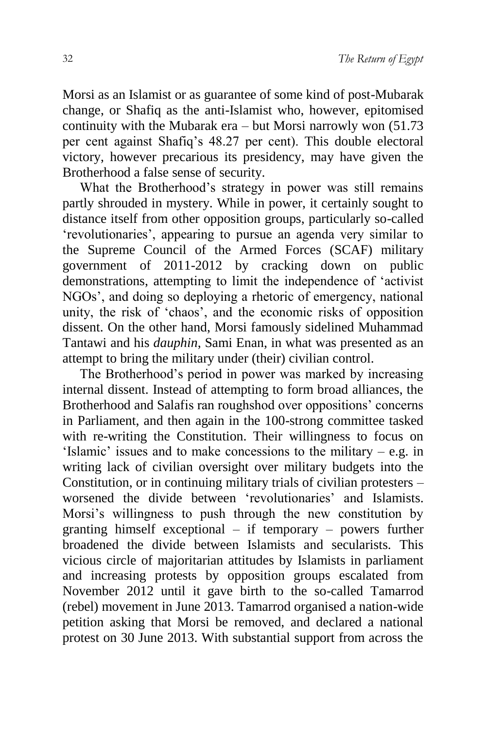Morsi as an Islamist or as guarantee of some kind of post-Mubarak change, or Shafiq as the anti-Islamist who, however, epitomised continuity with the Mubarak era – but Morsi narrowly won (51.73 per cent against Shafiq's 48.27 per cent). This double electoral victory, however precarious its presidency, may have given the Brotherhood a false sense of security.

What the Brotherhood's strategy in power was still remains partly shrouded in mystery. While in power, it certainly sought to distance itself from other opposition groups, particularly so-called 'revolutionaries', appearing to pursue an agenda very similar to the Supreme Council of the Armed Forces (SCAF) military government of 2011-2012 by cracking down on public demonstrations, attempting to limit the independence of 'activist NGOs', and doing so deploying a rhetoric of emergency, national unity, the risk of 'chaos', and the economic risks of opposition dissent. On the other hand, Morsi famously sidelined Muhammad Tantawi and his *dauphin*, Sami Enan, in what was presented as an attempt to bring the military under (their) civilian control.

The Brotherhood's period in power was marked by increasing internal dissent. Instead of attempting to form broad alliances, the Brotherhood and Salafis ran roughshod over oppositions' concerns in Parliament, and then again in the 100-strong committee tasked with re-writing the Constitution. Their willingness to focus on 'Islamic' issues and to make concessions to the military – e.g. in writing lack of civilian oversight over military budgets into the Constitution, or in continuing military trials of civilian protesters – worsened the divide between 'revolutionaries' and Islamists. Morsi's willingness to push through the new constitution by granting himself exceptional – if temporary – powers further broadened the divide between Islamists and secularists. This vicious circle of majoritarian attitudes by Islamists in parliament and increasing protests by opposition groups escalated from November 2012 until it gave birth to the so-called Tamarrod (rebel) movement in June 2013. Tamarrod organised a nation-wide petition asking that Morsi be removed, and declared a national protest on 30 June 2013. With substantial support from across the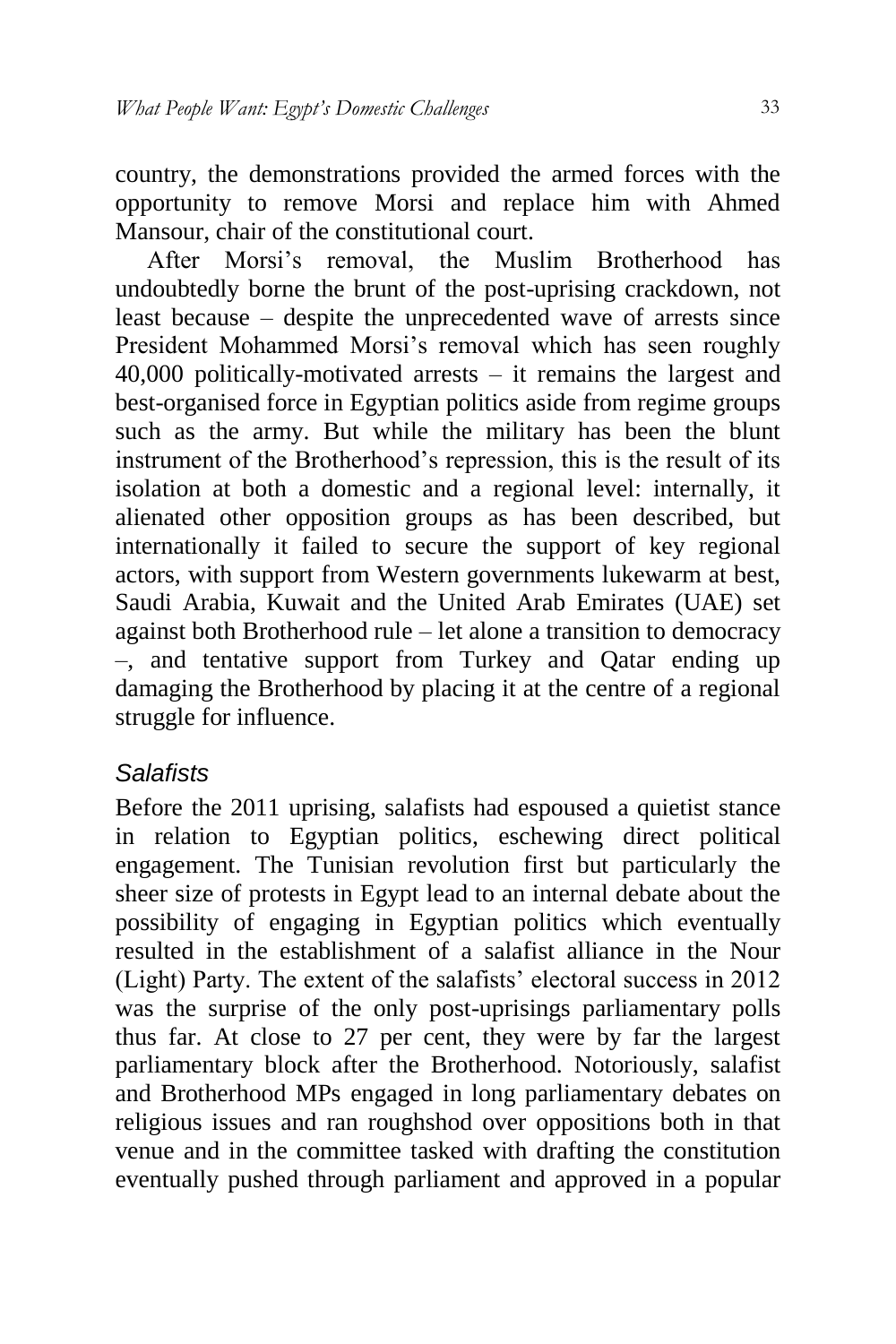country, the demonstrations provided the armed forces with the opportunity to remove Morsi and replace him with Ahmed Mansour, chair of the constitutional court.

After Morsi's removal, the Muslim Brotherhood has undoubtedly borne the brunt of the post-uprising crackdown, not least because – despite the unprecedented wave of arrests since President Mohammed Morsi's removal which has seen roughly 40,000 politically-motivated arrests – it remains the largest and best-organised force in Egyptian politics aside from regime groups such as the army. But while the military has been the blunt instrument of the Brotherhood's repression, this is the result of its isolation at both a domestic and a regional level: internally, it alienated other opposition groups as has been described, but internationally it failed to secure the support of key regional actors, with support from Western governments lukewarm at best, Saudi Arabia, Kuwait and the United Arab Emirates (UAE) set against both Brotherhood rule – let alone a transition to democracy –, and tentative support from Turkey and Qatar ending up damaging the Brotherhood by placing it at the centre of a regional struggle for influence.

### *Salafists*

Before the 2011 uprising, salafists had espoused a quietist stance in relation to Egyptian politics, eschewing direct political engagement. The Tunisian revolution first but particularly the sheer size of protests in Egypt lead to an internal debate about the possibility of engaging in Egyptian politics which eventually resulted in the establishment of a salafist alliance in the Nour (Light) Party. The extent of the salafists' electoral success in 2012 was the surprise of the only post-uprisings parliamentary polls thus far. At close to 27 per cent, they were by far the largest parliamentary block after the Brotherhood. Notoriously, salafist and Brotherhood MPs engaged in long parliamentary debates on religious issues and ran roughshod over oppositions both in that venue and in the committee tasked with drafting the constitution eventually pushed through parliament and approved in a popular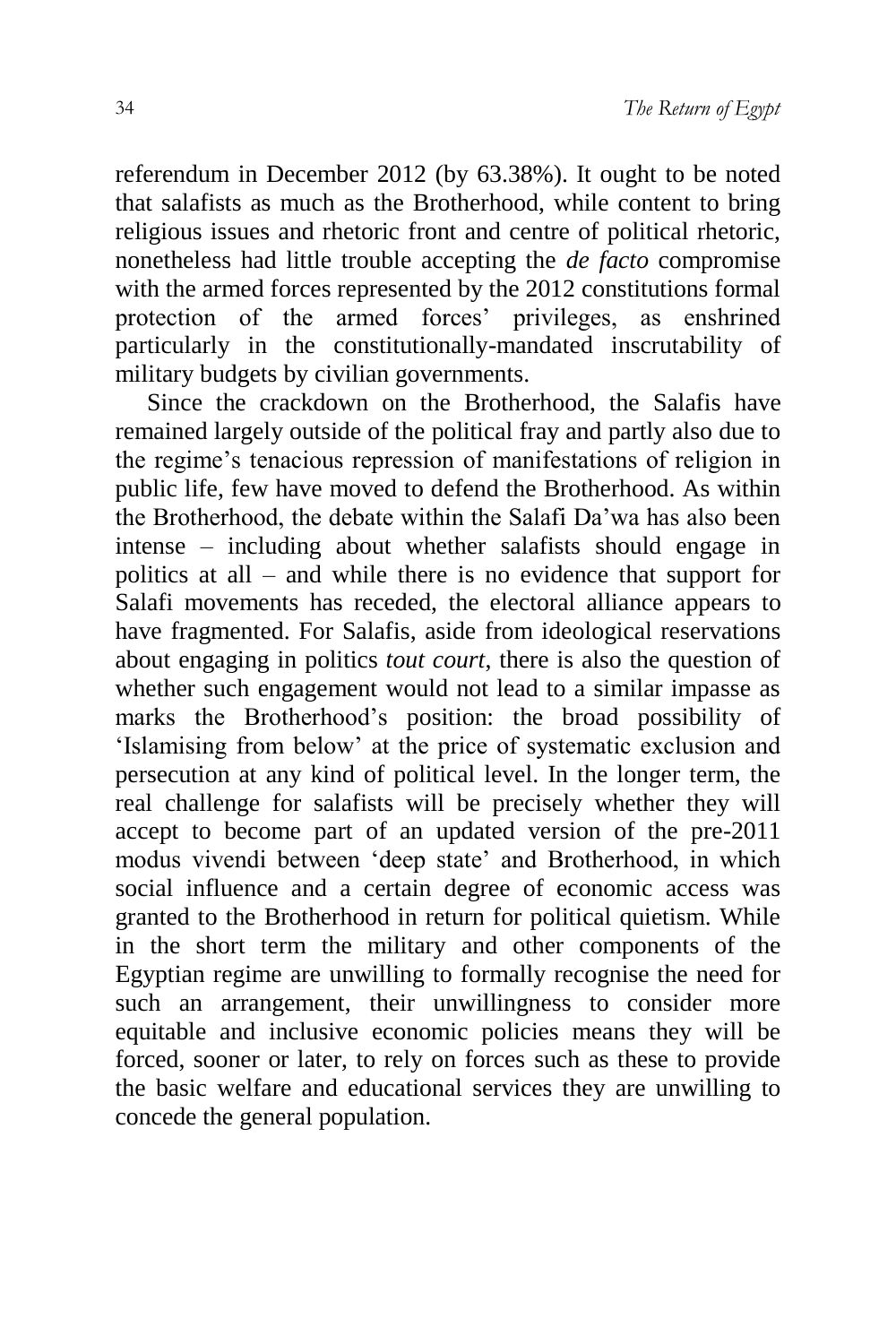referendum in December 2012 (by 63.38%). It ought to be noted that salafists as much as the Brotherhood, while content to bring religious issues and rhetoric front and centre of political rhetoric, nonetheless had little trouble accepting the *de facto* compromise with the armed forces represented by the 2012 constitutions formal protection of the armed forces' privileges, as enshrined particularly in the constitutionally-mandated inscrutability of military budgets by civilian governments.

Since the crackdown on the Brotherhood, the Salafis have remained largely outside of the political fray and partly also due to the regime's tenacious repression of manifestations of religion in public life, few have moved to defend the Brotherhood. As within the Brotherhood, the debate within the Salafi Da'wa has also been intense – including about whether salafists should engage in politics at all – and while there is no evidence that support for Salafi movements has receded, the electoral alliance appears to have fragmented. For Salafis, aside from ideological reservations about engaging in politics *tout court*, there is also the question of whether such engagement would not lead to a similar impasse as marks the Brotherhood's position: the broad possibility of 'Islamising from below' at the price of systematic exclusion and persecution at any kind of political level. In the longer term, the real challenge for salafists will be precisely whether they will accept to become part of an updated version of the pre-2011 modus vivendi between 'deep state' and Brotherhood, in which social influence and a certain degree of economic access was granted to the Brotherhood in return for political quietism. While in the short term the military and other components of the Egyptian regime are unwilling to formally recognise the need for such an arrangement, their unwillingness to consider more equitable and inclusive economic policies means they will be forced, sooner or later, to rely on forces such as these to provide the basic welfare and educational services they are unwilling to concede the general population.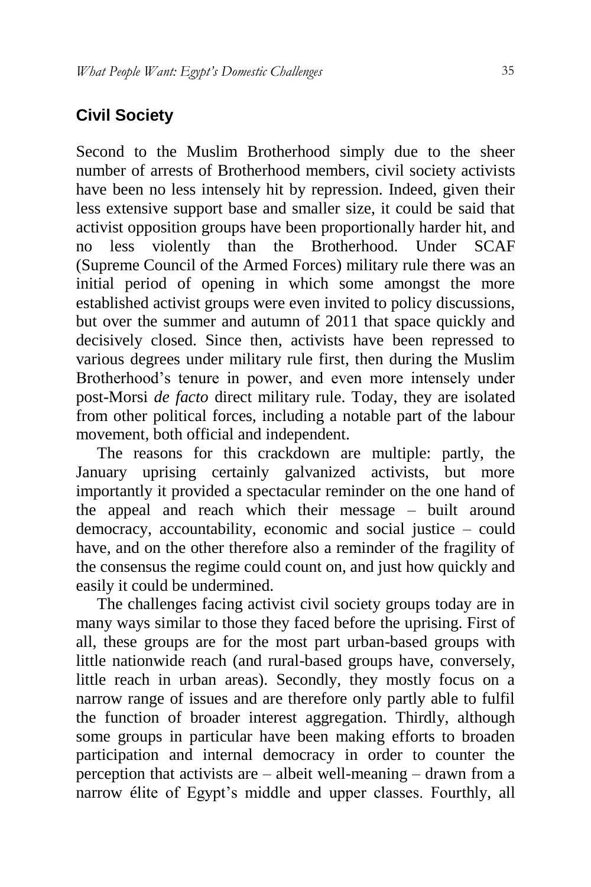## Civil Society

Second to the Muslim Brotherhood simply due to the sheer number of arrests of Brotherhood members, civil society activists have been no less intensely hit by repression. Indeed, given their less extensive support base and smaller size, it could be said that activist opposition groups have been proportionally harder hit, and no less violently than the Brotherhood. Under SCAF (Supreme Council of the Armed Forces) military rule there was an initial period of opening in which some amongst the more established activist groups were even invited to policy discussions, but over the summer and autumn of 2011 that space quickly and decisively closed. Since then, activists have been repressed to various degrees under military rule first, then during the Muslim Brotherhood's tenure in power, and even more intensely under post-Morsi *de facto* direct military rule. Today, they are isolated from other political forces, including a notable part of the labour movement, both official and independent.

The reasons for this crackdown are multiple: partly, the January uprising certainly galvanized activists, but more importantly it provided a spectacular reminder on the one hand of the appeal and reach which their message – built around democracy, accountability, economic and social justice – could have, and on the other therefore also a reminder of the fragility of the consensus the regime could count on, and just how quickly and easily it could be undermined.

The challenges facing activist civil society groups today are in many ways similar to those they faced before the uprising. First of all, these groups are for the most part urban-based groups with little nationwide reach (and rural-based groups have, conversely, little reach in urban areas). Secondly, they mostly focus on a narrow range of issues and are therefore only partly able to fulfil the function of broader interest aggregation. Thirdly, although some groups in particular have been making efforts to broaden participation and internal democracy in order to counter the perception that activists are – albeit well-meaning – drawn from a narrow élite of Egypt's middle and upper classes. Fourthly, all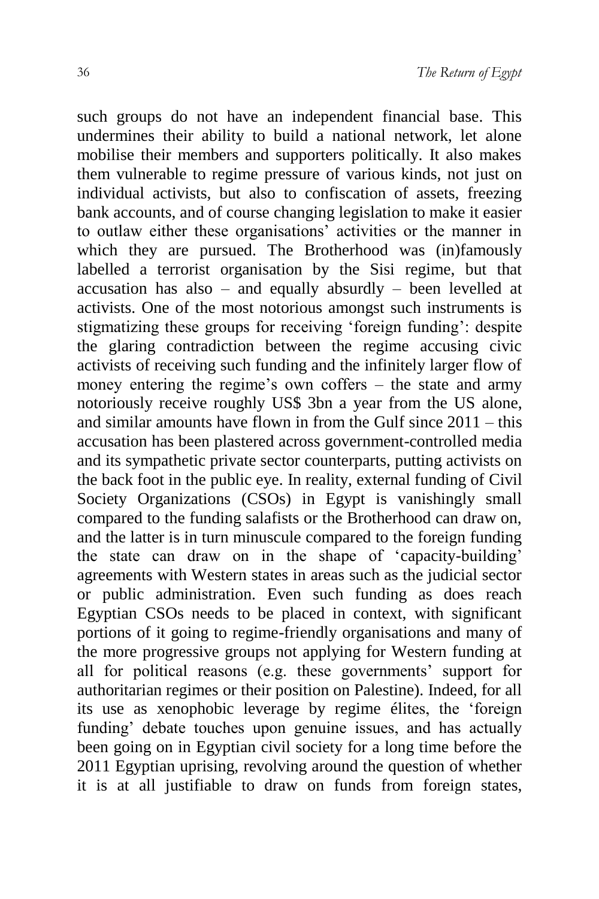such groups do not have an independent financial base. This undermines their ability to build a national network, let alone mobilise their members and supporters politically. It also makes them vulnerable to regime pressure of various kinds, not just on individual activists, but also to confiscation of assets, freezing bank accounts, and of course changing legislation to make it easier to outlaw either these organisations' activities or the manner in which they are pursued. The Brotherhood was (in)famously labelled a terrorist organisation by the Sisi regime, but that accusation has also – and equally absurdly – been levelled at activists. One of the most notorious amongst such instruments is stigmatizing these groups for receiving 'foreign funding': despite the glaring contradiction between the regime accusing civic activists of receiving such funding and the infinitely larger flow of money entering the regime's own coffers – the state and army notoriously receive roughly US$ 3bn a year from the US alone, and similar amounts have flown in from the Gulf since 2011 – this accusation has been plastered across government-controlled media and its sympathetic private sector counterparts, putting activists on the back foot in the public eye. In reality, external funding of Civil Society Organizations (CSOs) in Egypt is vanishingly small compared to the funding salafists or the Brotherhood can draw on, and the latter is in turn minuscule compared to the foreign funding the state can draw on in the shape of 'capacity-building' agreements with Western states in areas such as the judicial sector or public administration. Even such funding as does reach Egyptian CSOs needs to be placed in context, with significant portions of it going to regime-friendly organisations and many of the more progressive groups not applying for Western funding at all for political reasons (e.g. these governments' support for authoritarian regimes or their position on Palestine). Indeed, for all its use as xenophobic leverage by regime élites, the 'foreign funding' debate touches upon genuine issues, and has actually been going on in Egyptian civil society for a long time before the 2011 Egyptian uprising, revolving around the question of whether it is at all justifiable to draw on funds from foreign states,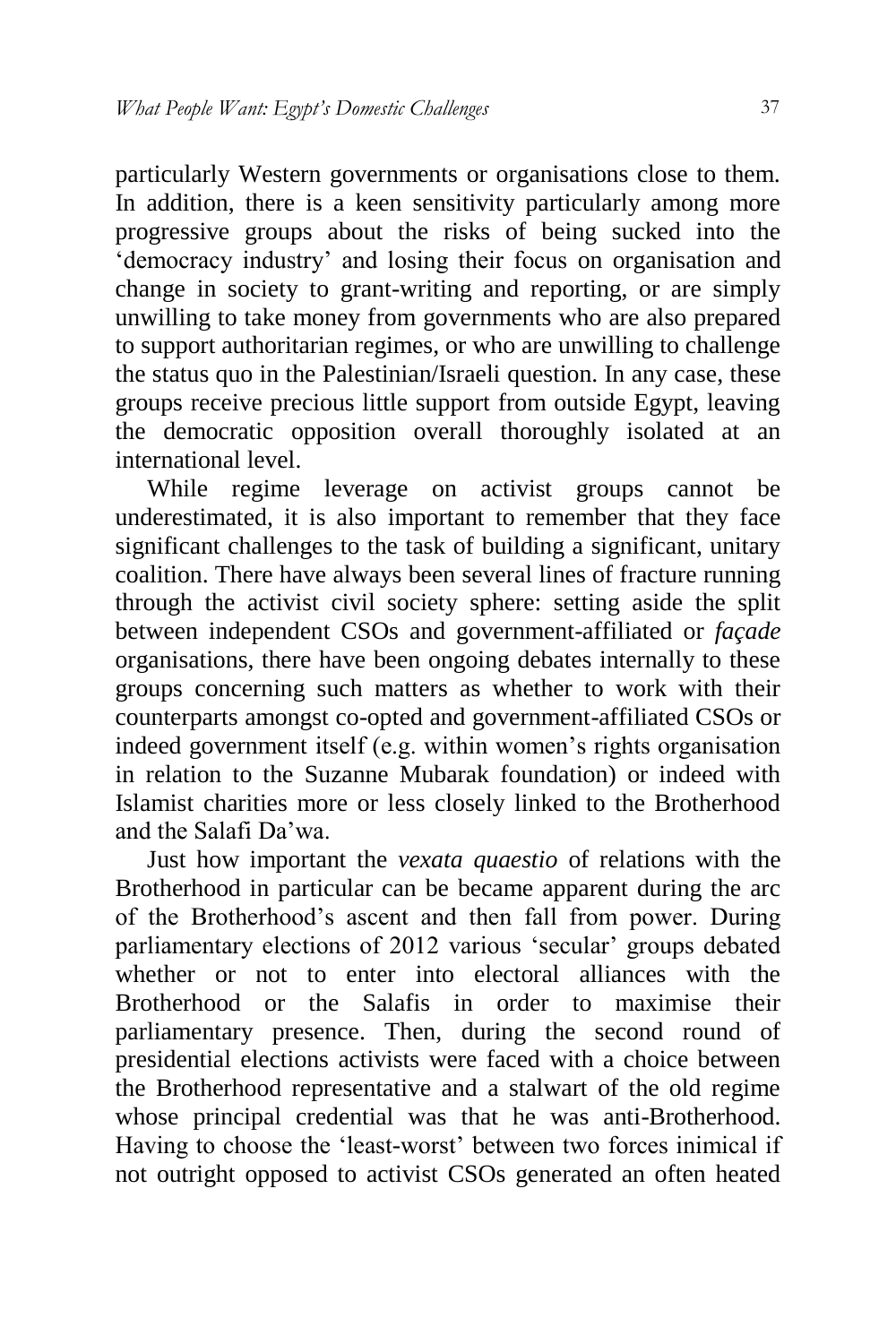particularly Western governments or organisations close to them. In addition, there is a keen sensitivity particularly among more progressive groups about the risks of being sucked into the 'democracy industry' and losing their focus on organisation and change in society to grant-writing and reporting, or are simply unwilling to take money from governments who are also prepared to support authoritarian regimes, or who are unwilling to challenge the status quo in the Palestinian/Israeli question. In any case, these groups receive precious little support from outside Egypt, leaving the democratic opposition overall thoroughly isolated at an international level.

While regime leverage on activist groups cannot be underestimated, it is also important to remember that they face significant challenges to the task of building a significant, unitary coalition. There have always been several lines of fracture running through the activist civil society sphere: setting aside the split between independent CSOs and government-affiliated or *façade* organisations, there have been ongoing debates internally to these groups concerning such matters as whether to work with their counterparts amongst co-opted and government-affiliated CSOs or indeed government itself (e.g. within women's rights organisation in relation to the Suzanne Mubarak foundation) or indeed with Islamist charities more or less closely linked to the Brotherhood and the Salafi Da'wa.

Just how important the *vexata quaestio* of relations with the Brotherhood in particular can be became apparent during the arc of the Brotherhood's ascent and then fall from power. During parliamentary elections of 2012 various 'secular' groups debated whether or not to enter into electoral alliances with the Brotherhood or the Salafis in order to maximise their parliamentary presence. Then, during the second round of presidential elections activists were faced with a choice between the Brotherhood representative and a stalwart of the old regime whose principal credential was that he was anti-Brotherhood. Having to choose the 'least-worst' between two forces inimical if not outright opposed to activist CSOs generated an often heated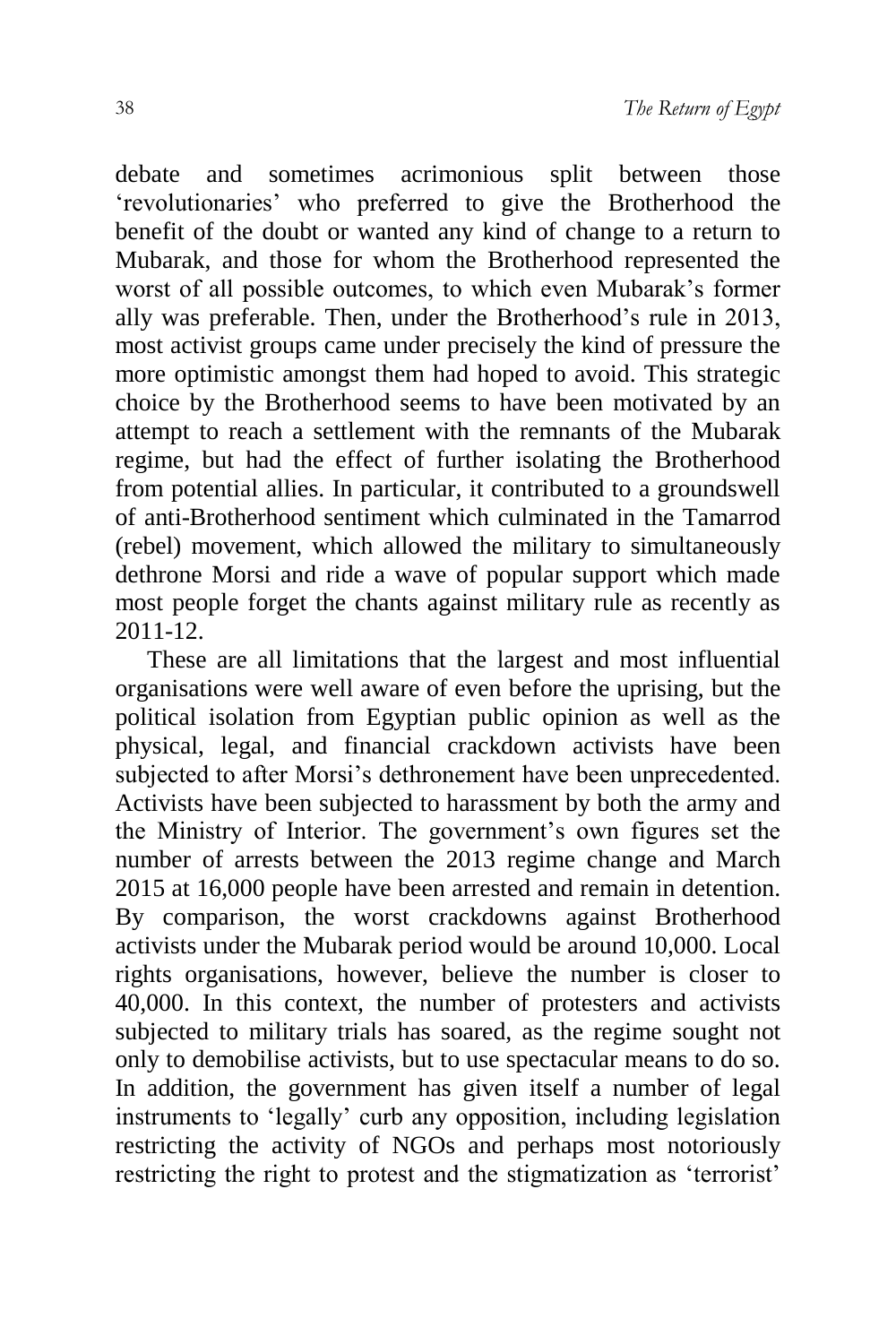debate and sometimes acrimonious split between those 'revolutionaries' who preferred to give the Brotherhood the benefit of the doubt or wanted any kind of change to a return to Mubarak, and those for whom the Brotherhood represented the worst of all possible outcomes, to which even Mubarak's former ally was preferable. Then, under the Brotherhood's rule in 2013, most activist groups came under precisely the kind of pressure the more optimistic amongst them had hoped to avoid. This strategic choice by the Brotherhood seems to have been motivated by an attempt to reach a settlement with the remnants of the Mubarak regime, but had the effect of further isolating the Brotherhood from potential allies. In particular, it contributed to a groundswell of anti-Brotherhood sentiment which culminated in the Tamarrod (rebel) movement, which allowed the military to simultaneously dethrone Morsi and ride a wave of popular support which made most people forget the chants against military rule as recently as 2011-12.

These are all limitations that the largest and most influential organisations were well aware of even before the uprising, but the political isolation from Egyptian public opinion as well as the physical, legal, and financial crackdown activists have been subjected to after Morsi's dethronement have been unprecedented. Activists have been subjected to harassment by both the army and the Ministry of Interior. The government's own figures set the number of arrests between the 2013 regime change and March 2015 at 16,000 people have been arrested and remain in detention. By comparison, the worst crackdowns against Brotherhood activists under the Mubarak period would be around 10,000. Local rights organisations, however, believe the number is closer to 40,000. In this context, the number of protesters and activists subjected to military trials has soared, as the regime sought not only to demobilise activists, but to use spectacular means to do so. In addition, the government has given itself a number of legal instruments to 'legally' curb any opposition, including legislation restricting the activity of NGOs and perhaps most notoriously restricting the right to protest and the stigmatization as 'terrorist'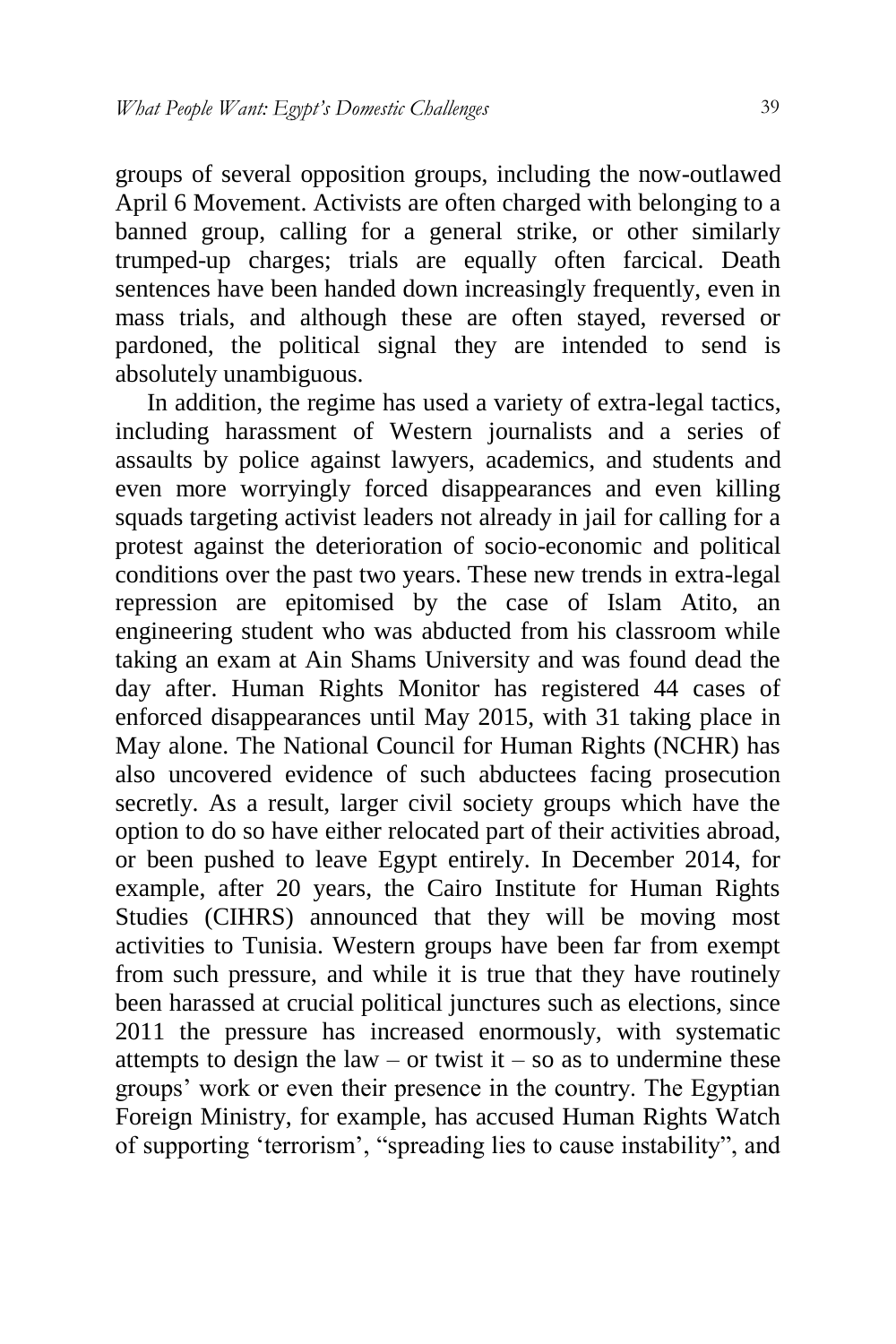groups of several opposition groups, including the now-outlawed April 6 Movement. Activists are often charged with belonging to a banned group, calling for a general strike, or other similarly trumped-up charges; trials are equally often farcical. Death sentences have been handed down increasingly frequently, even in mass trials, and although these are often stayed, reversed or pardoned, the political signal they are intended to send is absolutely unambiguous.

In addition, the regime has used a variety of extra-legal tactics, including harassment of Western journalists and a series of assaults by police against lawyers, academics, and students and even more worryingly forced disappearances and even killing squads targeting activist leaders not already in jail for calling for a protest against the deterioration of socio-economic and political conditions over the past two years. These new trends in extra-legal repression are epitomised by the case of Islam Atito, an engineering student who was abducted from his classroom while taking an exam at Ain Shams University and was found dead the day after. Human Rights Monitor has registered 44 cases of enforced disappearances until May 2015, with 31 taking place in May alone. The National Council for Human Rights (NCHR) has also uncovered evidence of such abductees facing prosecution secretly. As a result, larger civil society groups which have the option to do so have either relocated part of their activities abroad, or been pushed to leave Egypt entirely. In December 2014, for example, after 20 years, the Cairo Institute for Human Rights Studies (CIHRS) announced that they will be moving most activities to Tunisia. Western groups have been far from exempt from such pressure, and while it is true that they have routinely been harassed at crucial political junctures such as elections, since 2011 the pressure has increased enormously, with systematic attempts to design the law – or twist it – so as to undermine these groups' work or even their presence in the country. The Egyptian Foreign Ministry, for example, has accused Human Rights Watch of supporting 'terrorism', "spreading lies to cause instability", and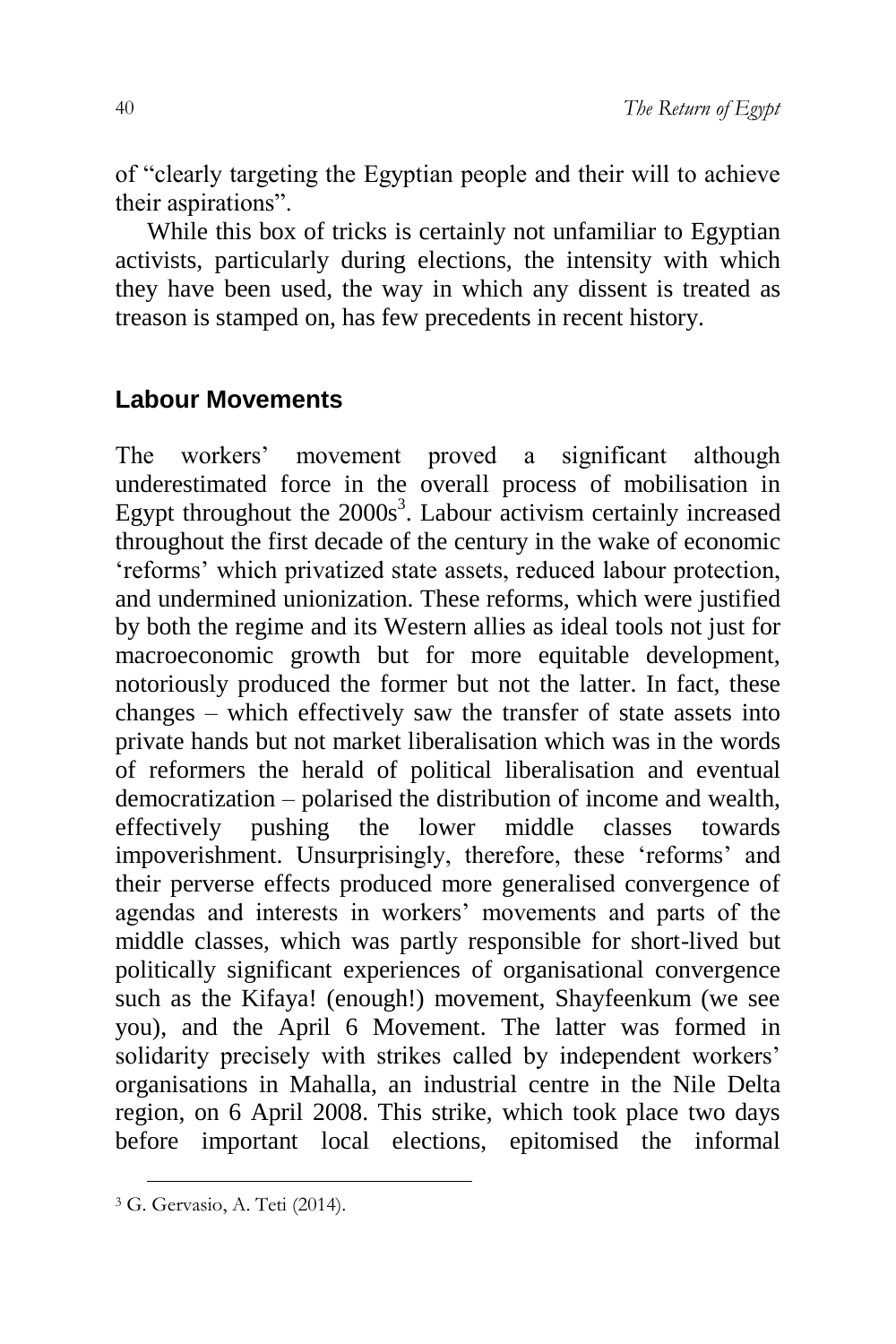of "clearly targeting the Egyptian people and their will to achieve their aspirations".

While this box of tricks is certainly not unfamiliar to Egyptian activists, particularly during elections, the intensity with which they have been used, the way in which any dissent is treated as treason is stamped on, has few precedents in recent history.

## Labour Movements

The workers' movement proved a significant although underestimated force in the overall process of mobilisation in Egypt throughout the 2000s[3]. Labour activism certainly increased throughout the first decade of the century in the wake of economic 'reforms' which privatized state assets, reduced labour protection, and undermined unionization. These reforms, which were justified by both the regime and its Western allies as ideal tools not just for macroeconomic growth but for more equitable development, notoriously produced the former but not the latter. In fact, these changes – which effectively saw the transfer of state assets into private hands but not market liberalisation which was in the words of reformers the herald of political liberalisation and eventual democratization – polarised the distribution of income and wealth, effectively pushing the lower middle classes towards impoverishment. Unsurprisingly, therefore, these 'reforms' and their perverse effects produced more generalised convergence of agendas and interests in workers' movements and parts of the middle classes, which was partly responsible for short-lived but politically significant experiences of organisational convergence such as the Kifaya! (enough!) movement, Shayfeenkum (we see you), and the April 6 Movement. The latter was formed in solidarity precisely with strikes called by independent workers' organisations in Mahalla, an industrial centre in the Nile Delta region, on 6 April 2008. This strike, which took place two days before important local elections, epitomised the informal

[3] G. Gervasio, A. Teti (2014).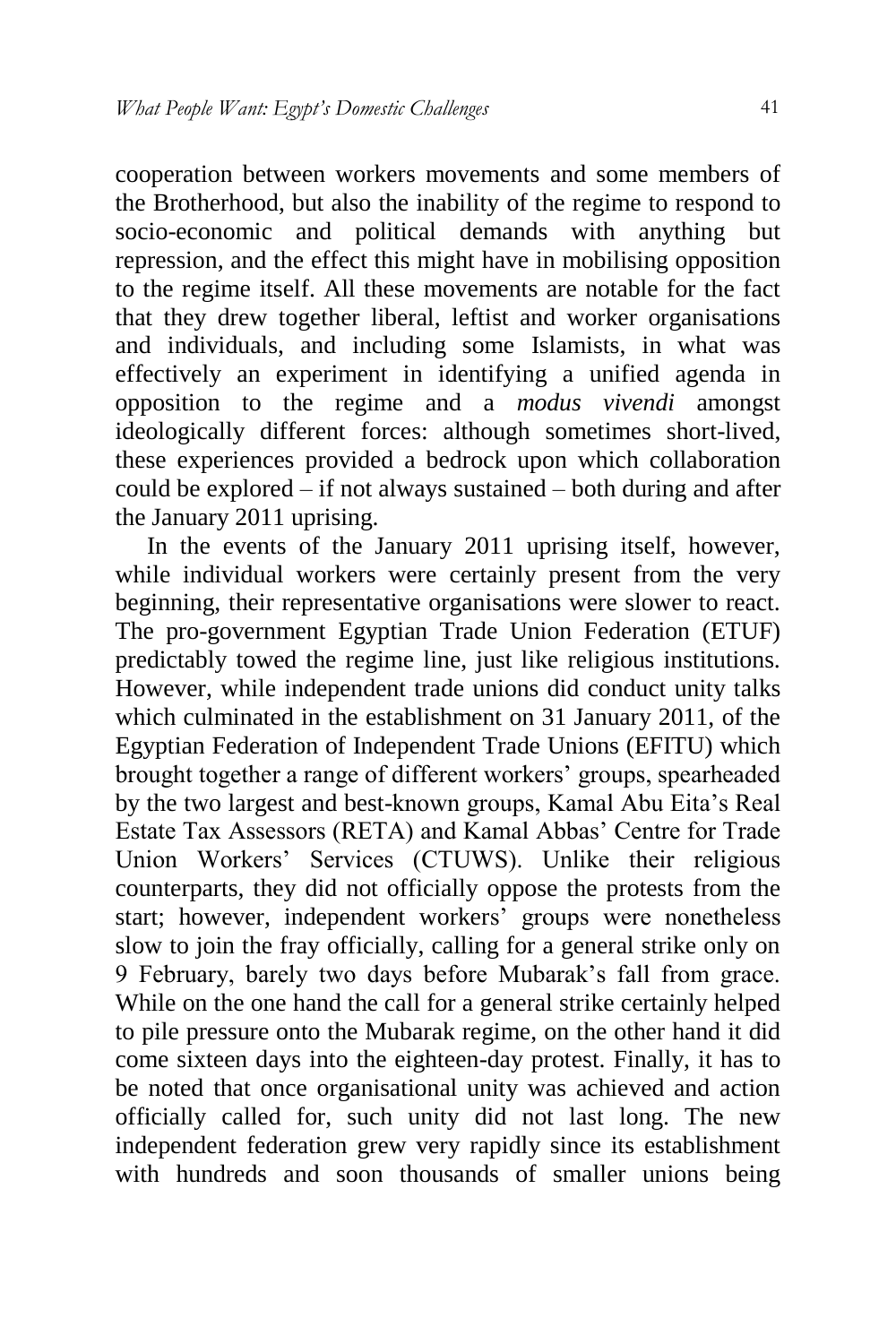cooperation between workers movements and some members of the Brotherhood, but also the inability of the regime to respond to socio-economic and political demands with anything but repression, and the effect this might have in mobilising opposition to the regime itself. All these movements are notable for the fact that they drew together liberal, leftist and worker organisations and individuals, and including some Islamists, in what was effectively an experiment in identifying a unified agenda in opposition to the regime and a *modus vivendi* amongst ideologically different forces: although sometimes short-lived, these experiences provided a bedrock upon which collaboration could be explored – if not always sustained – both during and after the January 2011 uprising.

In the events of the January 2011 uprising itself, however, while individual workers were certainly present from the very beginning, their representative organisations were slower to react. The pro-government Egyptian Trade Union Federation (ETUF) predictably towed the regime line, just like religious institutions. However, while independent trade unions did conduct unity talks which culminated in the establishment on 31 January 2011, of the Egyptian Federation of Independent Trade Unions (EFITU) which brought together a range of different workers' groups, spearheaded by the two largest and best-known groups, Kamal Abu Eita's Real Estate Tax Assessors (RETA) and Kamal Abbas' Centre for Trade Union Workers' Services (CTUWS). Unlike their religious counterparts, they did not officially oppose the protests from the start; however, independent workers' groups were nonetheless slow to join the fray officially, calling for a general strike only on 9 February, barely two days before Mubarak's fall from grace. While on the one hand the call for a general strike certainly helped to pile pressure onto the Mubarak regime, on the other hand it did come sixteen days into the eighteen-day protest. Finally, it has to be noted that once organisational unity was achieved and action officially called for, such unity did not last long. The new independent federation grew very rapidly since its establishment with hundreds and soon thousands of smaller unions being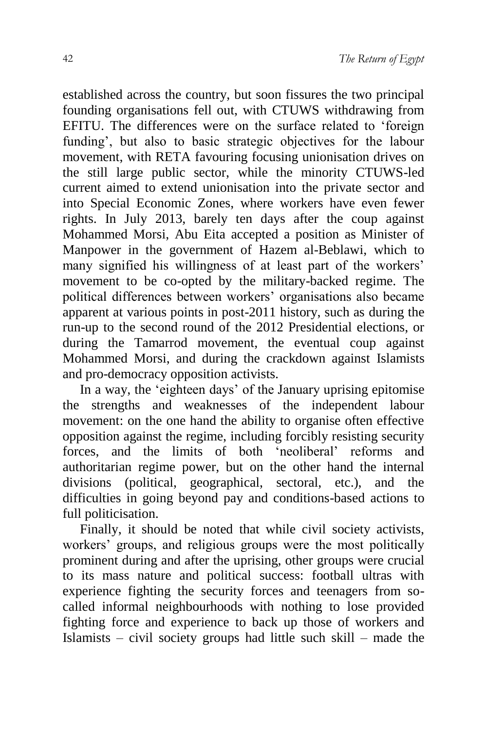established across the country, but soon fissures the two principal founding organisations fell out, with CTUWS withdrawing from EFITU. The differences were on the surface related to 'foreign funding', but also to basic strategic objectives for the labour movement, with RETA favouring focusing unionisation drives on the still large public sector, while the minority CTUWS-led current aimed to extend unionisation into the private sector and into Special Economic Zones, where workers have even fewer rights. In July 2013, barely ten days after the coup against Mohammed Morsi, Abu Eita accepted a position as Minister of Manpower in the government of Hazem al-Beblawi, which to many signified his willingness of at least part of the workers' movement to be co-opted by the military-backed regime. The political differences between workers' organisations also became apparent at various points in post-2011 history, such as during the run-up to the second round of the 2012 Presidential elections, or during the Tamarrod movement, the eventual coup against Mohammed Morsi, and during the crackdown against Islamists and pro-democracy opposition activists.

In a way, the 'eighteen days' of the January uprising epitomise the strengths and weaknesses of the independent labour movement: on the one hand the ability to organise often effective opposition against the regime, including forcibly resisting security forces, and the limits of both 'neoliberal' reforms and authoritarian regime power, but on the other hand the internal divisions (political, geographical, sectoral, etc.), and the difficulties in going beyond pay and conditions-based actions to full politicisation.

Finally, it should be noted that while civil society activists, workers' groups, and religious groups were the most politically prominent during and after the uprising, other groups were crucial to its mass nature and political success: football ultras with experience fighting the security forces and teenagers from so-called informal neighbourhoods with nothing to lose provided fighting force and experience to back up those of workers and Islamists – civil society groups had little such skill – made the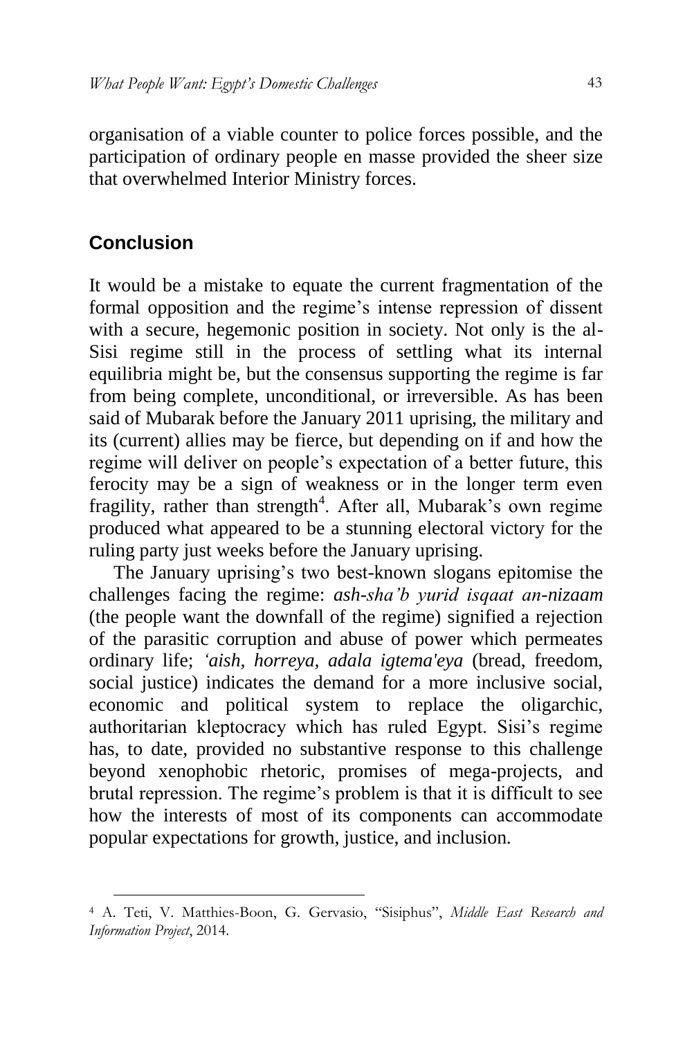organisation of a viable counter to police forces possible, and the participation of ordinary people en masse provided the sheer size that overwhelmed Interior Ministry forces.

## Conclusion

It would be a mistake to equate the current fragmentation of the formal opposition and the regime's intense repression of dissent with a secure, hegemonic position in society. Not only is the al-Sisi regime still in the process of settling what its internal equilibria might be, but the consensus supporting the regime is far from being complete, unconditional, or irreversible. As has been said of Mubarak before the January 2011 uprising, the military and its (current) allies may be fierce, but depending on if and how the regime will deliver on people's expectation of a better future, this ferocity may be a sign of weakness or in the longer term even fragility, rather than strength[4]. After all, Mubarak's own regime produced what appeared to be a stunning electoral victory for the ruling party just weeks before the January uprising.

The January uprising's two best-known slogans epitomise the challenges facing the regime: *ash-sha'b yurid isqaat an-nizaam* (the people want the downfall of the regime) signified a rejection of the parasitic corruption and abuse of power which permeates ordinary life; *'aish, horreya, adala igtema'eya* (bread, freedom, social justice) indicates the demand for a more inclusive social, economic and political system to replace the oligarchic, authoritarian kleptocracy which has ruled Egypt. Sisi's regime has, to date, provided no substantive response to this challenge beyond xenophobic rhetoric, promises of mega-projects, and brutal repression. The regime's problem is that it is difficult to see how the interests of most of its components can accommodate popular expectations for growth, justice, and inclusion.

[4] A. Teti, V. Matthies-Boon, G. Gervasio, "Sisiphus", *Middle East Research and Information Project*, 2014.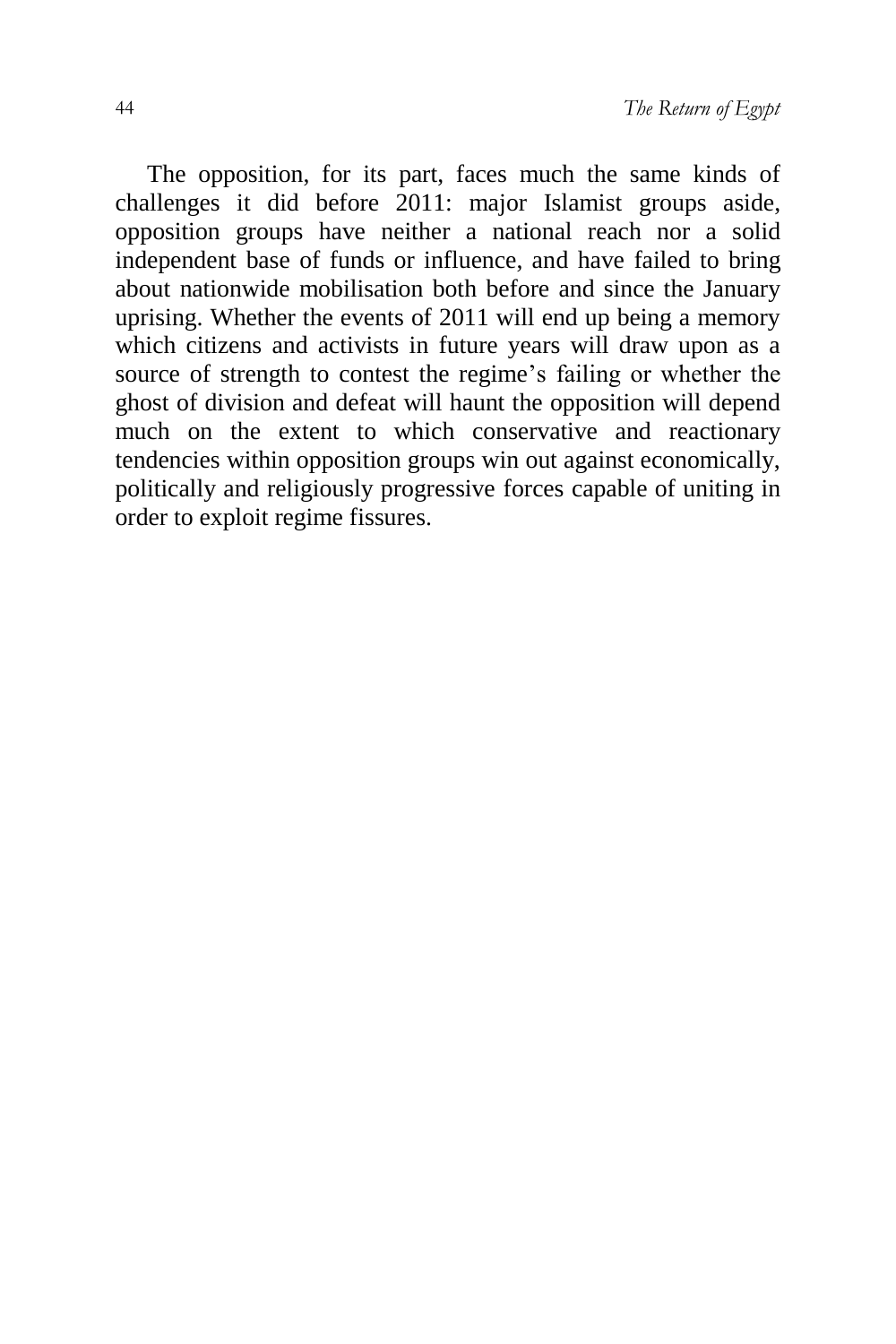The opposition, for its part, faces much the same kinds of challenges it did before 2011: major Islamist groups aside, opposition groups have neither a national reach nor a solid independent base of funds or influence, and have failed to bring about nationwide mobilisation both before and since the January uprising. Whether the events of 2011 will end up being a memory which citizens and activists in future years will draw upon as a source of strength to contest the regime's failing or whether the ghost of division and defeat will haunt the opposition will depend much on the extent to which conservative and reactionary tendencies within opposition groups win out against economically, politically and religiously progressive forces capable of uniting in order to exploit regime fissures.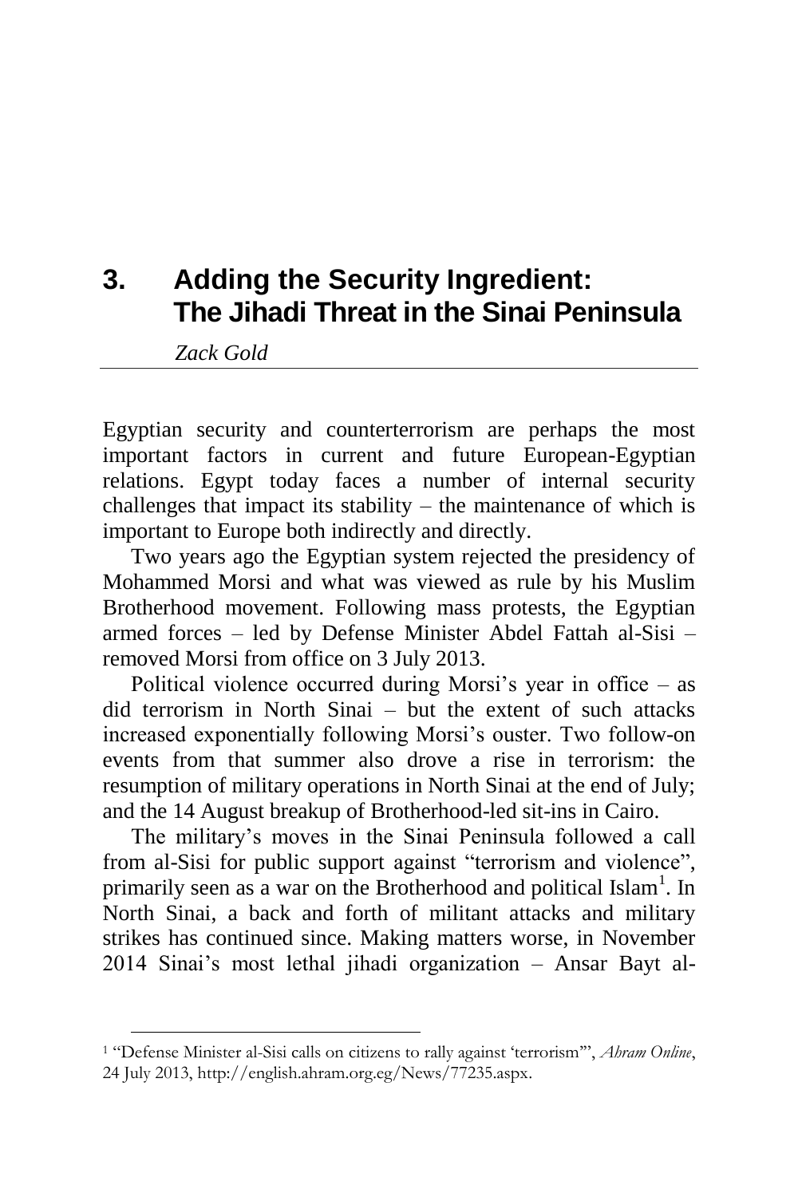# 3. Adding the Security Ingredient: The Jihadi Threat in the Sinai Peninsula

*Zack Gold*

Egyptian security and counterterrorism are perhaps the most important factors in current and future European-Egyptian relations. Egypt today faces a number of internal security challenges that impact its stability – the maintenance of which is important to Europe both indirectly and directly.

Two years ago the Egyptian system rejected the presidency of Mohammed Morsi and what was viewed as rule by his Muslim Brotherhood movement. Following mass protests, the Egyptian armed forces – led by Defense Minister Abdel Fattah al-Sisi – removed Morsi from office on 3 July 2013.

Political violence occurred during Morsi's year in office – as did terrorism in North Sinai – but the extent of such attacks increased exponentially following Morsi's ouster. Two follow-on events from that summer also drove a rise in terrorism: the resumption of military operations in North Sinai at the end of July; and the 14 August breakup of Brotherhood-led sit-ins in Cairo.

The military's moves in the Sinai Peninsula followed a call from al-Sisi for public support against "terrorism and violence", primarily seen as a war on the Brotherhood and political Islam[1]. In North Sinai, a back and forth of militant attacks and military strikes has continued since. Making matters worse, in November 2014 Sinai's most lethal jihadi organization – Ansar Bayt al-

[1] "Defense Minister al-Sisi calls on citizens to rally against 'terrorism'", *Ahram Online*, 24 July 2013, http://english.ahram.org.eg/News/77235.aspx.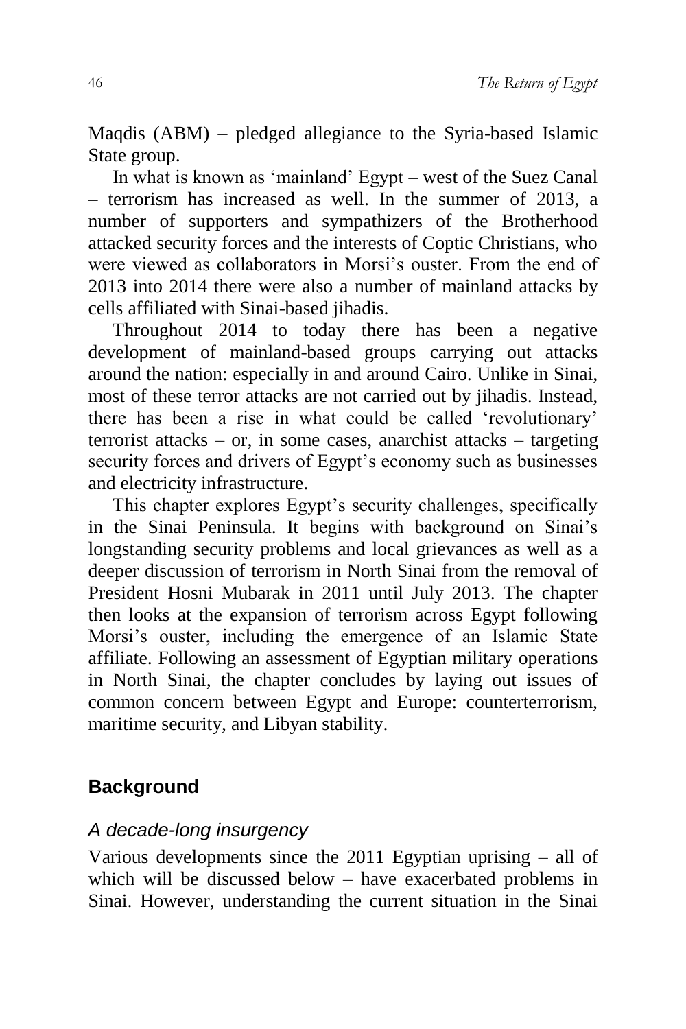Maqdis (ABM) – pledged allegiance to the Syria-based Islamic State group.

In what is known as 'mainland' Egypt – west of the Suez Canal – terrorism has increased as well. In the summer of 2013, a number of supporters and sympathizers of the Brotherhood attacked security forces and the interests of Coptic Christians, who were viewed as collaborators in Morsi's ouster. From the end of 2013 into 2014 there were also a number of mainland attacks by cells affiliated with Sinai-based jihadis.

Throughout 2014 to today there has been a negative development of mainland-based groups carrying out attacks around the nation: especially in and around Cairo. Unlike in Sinai, most of these terror attacks are not carried out by jihadis. Instead, there has been a rise in what could be called 'revolutionary' terrorist attacks – or, in some cases, anarchist attacks – targeting security forces and drivers of Egypt's economy such as businesses and electricity infrastructure.

This chapter explores Egypt's security challenges, specifically in the Sinai Peninsula. It begins with background on Sinai's longstanding security problems and local grievances as well as a deeper discussion of terrorism in North Sinai from the removal of President Hosni Mubarak in 2011 until July 2013. The chapter then looks at the expansion of terrorism across Egypt following Morsi's ouster, including the emergence of an Islamic State affiliate. Following an assessment of Egyptian military operations in North Sinai, the chapter concludes by laying out issues of common concern between Egypt and Europe: counterterrorism, maritime security, and Libyan stability.

## Background

### *A decade-long insurgency*

Various developments since the 2011 Egyptian uprising – all of which will be discussed below – have exacerbated problems in Sinai. However, understanding the current situation in the Sinai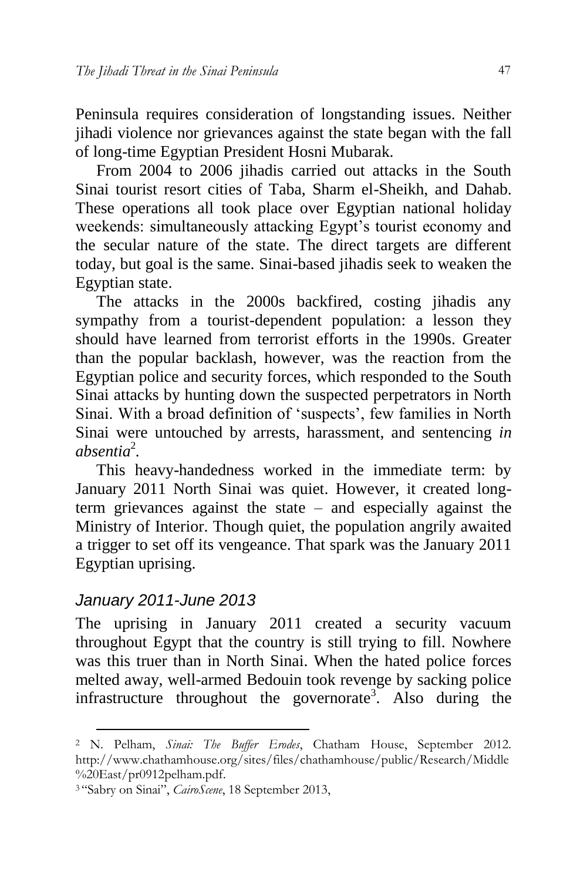Peninsula requires consideration of longstanding issues. Neither jihadi violence nor grievances against the state began with the fall of long-time Egyptian President Hosni Mubarak.

From 2004 to 2006 jihadis carried out attacks in the South Sinai tourist resort cities of Taba, Sharm el-Sheikh, and Dahab. These operations all took place over Egyptian national holiday weekends: simultaneously attacking Egypt's tourist economy and the secular nature of the state. The direct targets are different today, but goal is the same. Sinai-based jihadis seek to weaken the Egyptian state.

The attacks in the 2000s backfired, costing jihadis any sympathy from a tourist-dependent population: a lesson they should have learned from terrorist efforts in the 1990s. Greater than the popular backlash, however, was the reaction from the Egyptian police and security forces, which responded to the South Sinai attacks by hunting down the suspected perpetrators in North Sinai. With a broad definition of 'suspects', few families in North Sinai were untouched by arrests, harassment, and sentencing *in absentia*[2].

This heavy-handedness worked in the immediate term: by January 2011 North Sinai was quiet. However, it created long-term grievances against the state – and especially against the Ministry of Interior. Though quiet, the population angrily awaited a trigger to set off its vengeance. That spark was the January 2011 Egyptian uprising.

### *January 2011-June 2013*

The uprising in January 2011 created a security vacuum throughout Egypt that the country is still trying to fill. Nowhere was this truer than in North Sinai. When the hated police forces melted away, well-armed Bedouin took revenge by sacking police infrastructure throughout the governorate[3]. Also during the

---

[2] N. Pelham, *Sinai: The Buffer Erodes*, Chatham House, September 2012. http://www.chathamhouse.org/sites/files/chathamhouse/public/Research/Middle%20East/pr0912pelham.pdf.

[3] "Sabry on Sinai", *CairoScene*, 18 September 2013,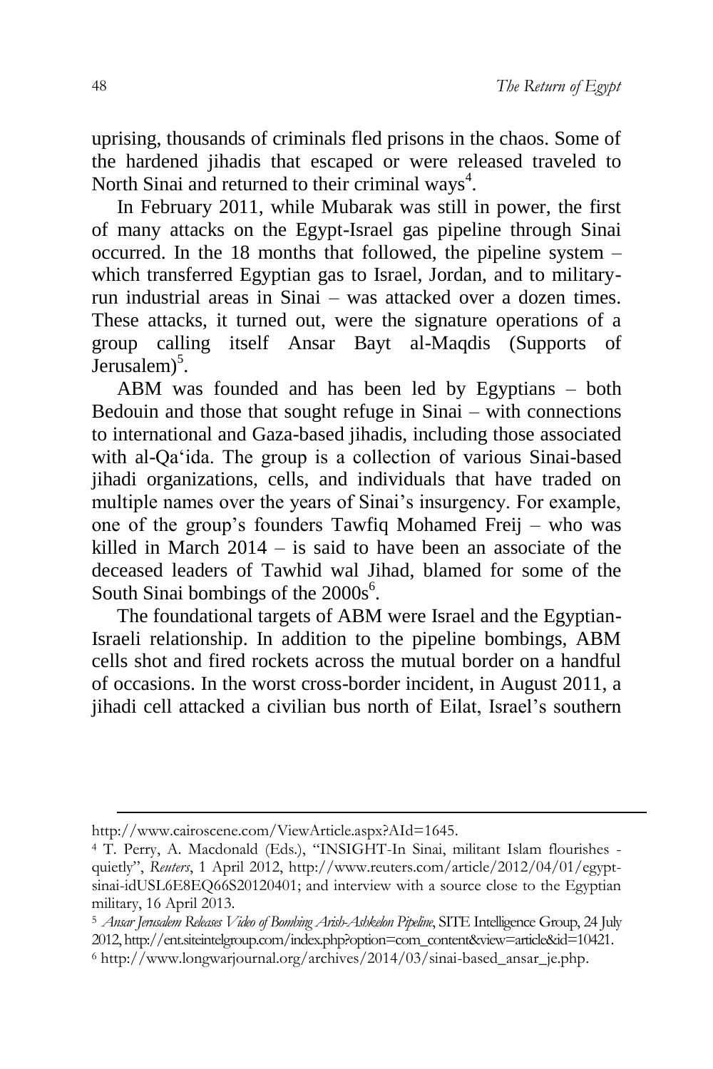uprising, thousands of criminals fled prisons in the chaos. Some of the hardened jihadis that escaped or were released traveled to North Sinai and returned to their criminal ways[4].

In February 2011, while Mubarak was still in power, the first of many attacks on the Egypt-Israel gas pipeline through Sinai occurred. In the 18 months that followed, the pipeline system – which transferred Egyptian gas to Israel, Jordan, and to military-run industrial areas in Sinai – was attacked over a dozen times. These attacks, it turned out, were the signature operations of a group calling itself Ansar Bayt al-Maqdis (Supports of Jerusalem)[5].

ABM was founded and has been led by Egyptians – both Bedouin and those that sought refuge in Sinai – with connections to international and Gaza-based jihadis, including those associated with al-Qa'ida. The group is a collection of various Sinai-based jihadi organizations, cells, and individuals that have traded on multiple names over the years of Sinai's insurgency. For example, one of the group's founders Tawfiq Mohamed Freij – who was killed in March 2014 – is said to have been an associate of the deceased leaders of Tawhid wal Jihad, blamed for some of the South Sinai bombings of the 2000s[6].

The foundational targets of ABM were Israel and the Egyptian-Israeli relationship. In addition to the pipeline bombings, ABM cells shot and fired rockets across the mutual border on a handful of occasions. In the worst cross-border incident, in August 2011, a jihadi cell attacked a civilian bus north of Eilat, Israel's southern

---

http://www.cairoscene.com/ViewArticle.aspx?AId=1645.

[4] T. Perry, A. Macdonald (Eds.), "INSIGHT-In Sinai, militant Islam flourishes - quietly", *Reuters*, 1 April 2012, http://www.reuters.com/article/2012/04/01/egypt-sinai-idUSL6E8EQ66S20120401; and interview with a source close to the Egyptian military, 16 April 2013.

[5] *Ansar Jerusalem Releases Video of Bombing Arish-Ashkelon Pipeline*, SITE Intelligence Group, 24 July 2012, http://ent.siteintelgroup.com/index.php?option=com_content&view=article&id=10421.

[6] http://www.longwarjournal.org/archives/2014/03/sinai-based_ansar_je.php.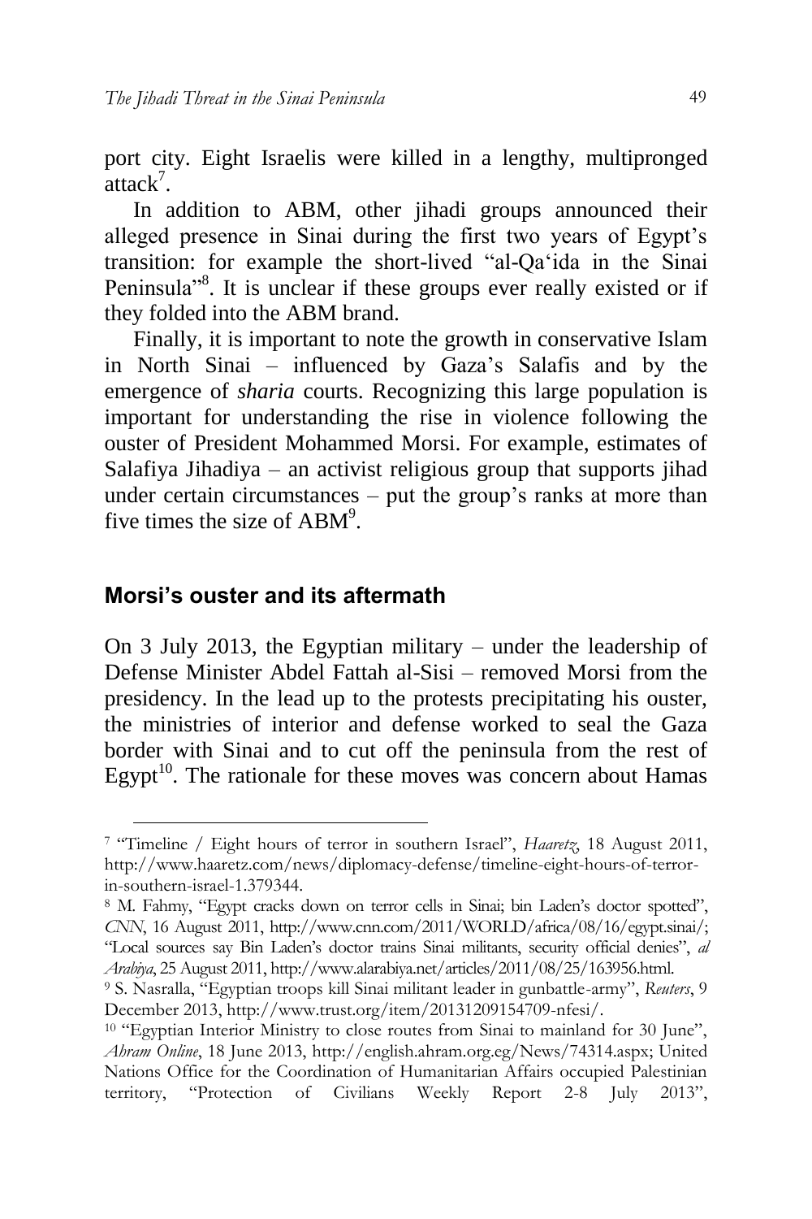port city. Eight Israelis were killed in a lengthy, multipronged attack[7].

In addition to ABM, other jihadi groups announced their alleged presence in Sinai during the first two years of Egypt's transition: for example the short-lived "al-Qa'ida in the Sinai Peninsula"[8]. It is unclear if these groups ever really existed or if they folded into the ABM brand.

Finally, it is important to note the growth in conservative Islam in North Sinai – influenced by Gaza's Salafis and by the emergence of *sharia* courts. Recognizing this large population is important for understanding the rise in violence following the ouster of President Mohammed Morsi. For example, estimates of Salafiya Jihadiya – an activist religious group that supports jihad under certain circumstances – put the group's ranks at more than five times the size of ABM[9].

## Morsi's ouster and its aftermath

On 3 July 2013, the Egyptian military – under the leadership of Defense Minister Abdel Fattah al-Sisi – removed Morsi from the presidency. In the lead up to the protests precipitating his ouster, the ministries of interior and defense worked to seal the Gaza border with Sinai and to cut off the peninsula from the rest of Egypt[10]. The rationale for these moves was concern about Hamas

---

[7] "Timeline / Eight hours of terror in southern Israel", *Haaretz*, 18 August 2011, http://www.haaretz.com/news/diplomacy-defense/timeline-eight-hours-of-terror-in-southern-israel-1.379344.

[8] M. Fahmy, "Egypt cracks down on terror cells in Sinai; bin Laden's doctor spotted", *CNN*, 16 August 2011, http://www.cnn.com/2011/WORLD/africa/08/16/egypt.sinai/; "Local sources say Bin Laden's doctor trains Sinai militants, security official denies", *al Arabiya*, 25 August 2011, http://www.alarabiya.net/articles/2011/08/25/163956.html.

[9] S. Nasralla, "Egyptian troops kill Sinai militant leader in gunbattle-army", *Reuters*, 9 December 2013, http://www.trust.org/item/20131209154709-nfesi/.

[10] "Egyptian Interior Ministry to close routes from Sinai to mainland for 30 June", *Ahram Online*, 18 June 2013, http://english.ahram.org.eg/News/74314.aspx; United Nations Office for the Coordination of Humanitarian Affairs occupied Palestinian territory, "Protection of Civilians Weekly Report 2-8 July 2013",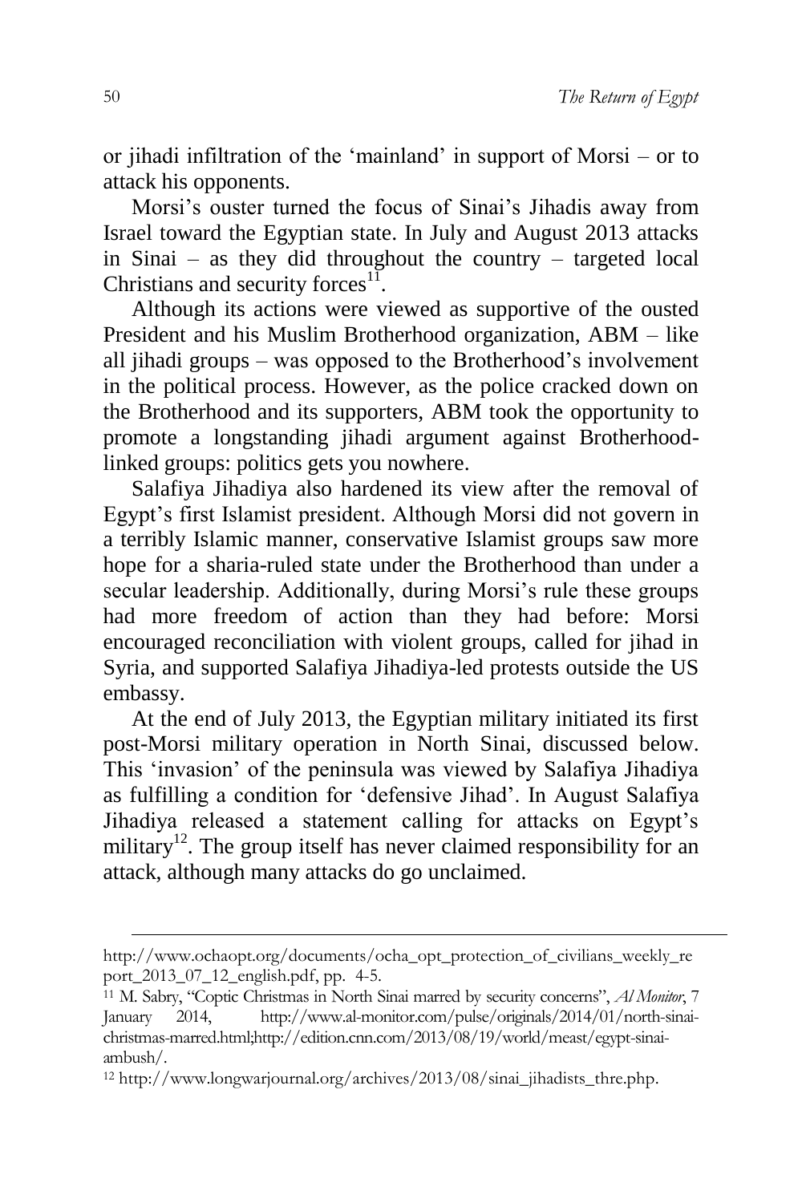or jihadi infiltration of the 'mainland' in support of Morsi – or to attack his opponents.

Morsi's ouster turned the focus of Sinai's Jihadis away from Israel toward the Egyptian state. In July and August 2013 attacks in Sinai – as they did throughout the country – targeted local Christians and security forces[11].

Although its actions were viewed as supportive of the ousted President and his Muslim Brotherhood organization, ABM – like all jihadi groups – was opposed to the Brotherhood's involvement in the political process. However, as the police cracked down on the Brotherhood and its supporters, ABM took the opportunity to promote a longstanding jihadi argument against Brotherhood-linked groups: politics gets you nowhere.

Salafiya Jihadiya also hardened its view after the removal of Egypt's first Islamist president. Although Morsi did not govern in a terribly Islamic manner, conservative Islamist groups saw more hope for a sharia-ruled state under the Brotherhood than under a secular leadership. Additionally, during Morsi's rule these groups had more freedom of action than they had before: Morsi encouraged reconciliation with violent groups, called for jihad in Syria, and supported Salafiya Jihadiya-led protests outside the US embassy.

At the end of July 2013, the Egyptian military initiated its first post-Morsi military operation in North Sinai, discussed below. This 'invasion' of the peninsula was viewed by Salafiya Jihadiya as fulfilling a condition for 'defensive Jihad'. In August Salafiya Jihadiya released a statement calling for attacks on Egypt's military[12]. The group itself has never claimed responsibility for an attack, although many attacks do go unclaimed.

---

http://www.ochaopt.org/documents/ocha_opt_protection_of_civilians_weekly_report_2013_07_12_english.pdf, pp. 4-5.

[11] M. Sabry, "Coptic Christmas in North Sinai marred by security concerns", *Al Monitor*, 7 January 2014, http://www.al-monitor.com/pulse/originals/2014/01/north-sinai-christmas-marred.html;http://edition.cnn.com/2013/08/19/world/meast/egypt-sinai-ambush/.

[12] http://www.longwarjournal.org/archives/2013/08/sinai_jihadists_thre.php.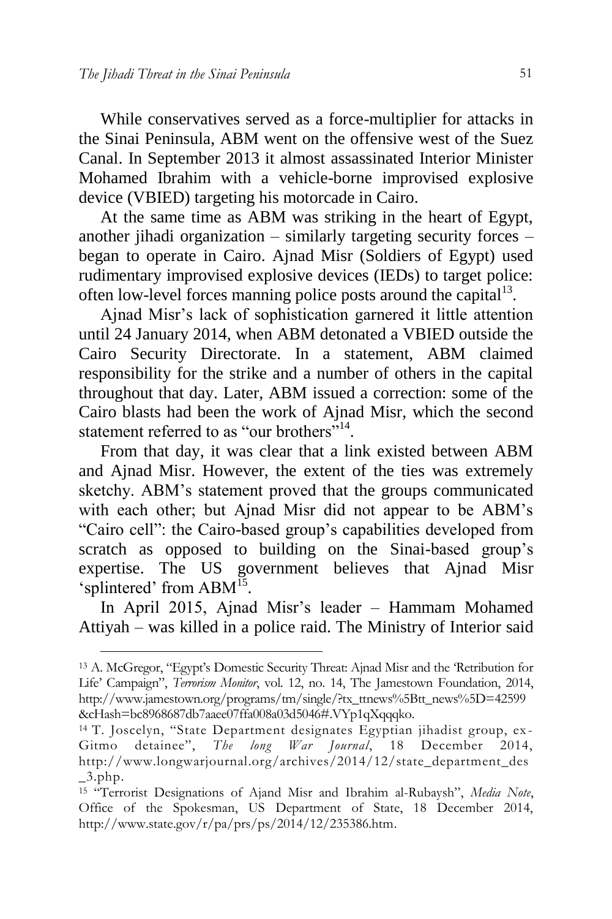While conservatives served as a force-multiplier for attacks in the Sinai Peninsula, ABM went on the offensive west of the Suez Canal. In September 2013 it almost assassinated Interior Minister Mohamed Ibrahim with a vehicle-borne improvised explosive device (VBIED) targeting his motorcade in Cairo.

At the same time as ABM was striking in the heart of Egypt, another jihadi organization – similarly targeting security forces – began to operate in Cairo. Ajnad Misr (Soldiers of Egypt) used rudimentary improvised explosive devices (IEDs) to target police: often low-level forces manning police posts around the capital[13].

Ajnad Misr's lack of sophistication garnered it little attention until 24 January 2014, when ABM detonated a VBIED outside the Cairo Security Directorate. In a statement, ABM claimed responsibility for the strike and a number of others in the capital throughout that day. Later, ABM issued a correction: some of the Cairo blasts had been the work of Ajnad Misr, which the second statement referred to as "our brothers"[14].

From that day, it was clear that a link existed between ABM and Ajnad Misr. However, the extent of the ties was extremely sketchy. ABM's statement proved that the groups communicated with each other; but Ajnad Misr did not appear to be ABM's "Cairo cell": the Cairo-based group's capabilities developed from scratch as opposed to building on the Sinai-based group's expertise. The US government believes that Ajnad Misr 'splintered' from ABM[15].

In April 2015, Ajnad Misr's leader – Hammam Mohamed Attiyah – was killed in a police raid. The Ministry of Interior said

---

[13] A. McGregor, "Egypt's Domestic Security Threat: Ajnad Misr and the 'Retribution for Life' Campaign", *Terrorism Monitor*, vol. 12, no. 14, The Jamestown Foundation, 2014, http://www.jamestown.org/programs/tm/single/?tx_ttnews%5Btt_news%5D=42599&cHash=bc8968687db7aaee07ffa008a03d5046#.VYp1qXqqqko.

[14] T. Joscelyn, "State Department designates Egyptian jihadist group, ex-Gitmo detainee", *The long War Journal*, 18 December 2014, http://www.longwarjournal.org/archives/2014/12/state_department_des_3.php.

[15] "Terrorist Designations of Ajand Misr and Ibrahim al-Rubaysh", *Media Note*, Office of the Spokesman, US Department of State, 18 December 2014, http://www.state.gov/r/pa/prs/ps/2014/12/235386.htm.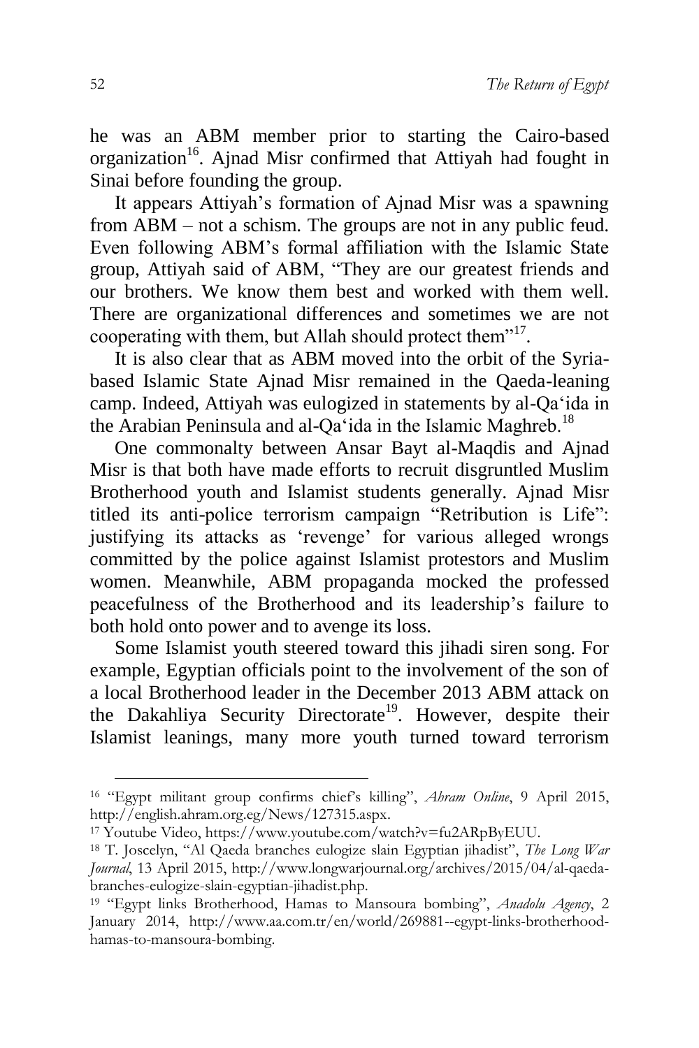he was an ABM member prior to starting the Cairo-based organization[16]. Ajnad Misr confirmed that Attiyah had fought in Sinai before founding the group.

It appears Attiyah's formation of Ajnad Misr was a spawning from ABM – not a schism. The groups are not in any public feud. Even following ABM's formal affiliation with the Islamic State group, Attiyah said of ABM, "They are our greatest friends and our brothers. We know them best and worked with them well. There are organizational differences and sometimes we are not cooperating with them, but Allah should protect them"[17].

It is also clear that as ABM moved into the orbit of the Syria-based Islamic State Ajnad Misr remained in the Qaeda-leaning camp. Indeed, Attiyah was eulogized in statements by al-Qa'ida in the Arabian Peninsula and al-Qa'ida in the Islamic Maghreb.[18]

One commonalty between Ansar Bayt al-Maqdis and Ajnad Misr is that both have made efforts to recruit disgruntled Muslim Brotherhood youth and Islamist students generally. Ajnad Misr titled its anti-police terrorism campaign "Retribution is Life": justifying its attacks as 'revenge' for various alleged wrongs committed by the police against Islamist protestors and Muslim women. Meanwhile, ABM propaganda mocked the professed peacefulness of the Brotherhood and its leadership's failure to both hold onto power and to avenge its loss.

Some Islamist youth steered toward this jihadi siren song. For example, Egyptian officials point to the involvement of the son of a local Brotherhood leader in the December 2013 ABM attack on the Dakahliya Security Directorate[19]. However, despite their Islamist leanings, many more youth turned toward terrorism

---

[16] "Egypt militant group confirms chief's killing", *Ahram Online*, 9 April 2015, http://english.ahram.org.eg/News/127315.aspx.

[17] Youtube Video, https://www.youtube.com/watch?v=fu2ARpByEUU.

[18] T. Joscelyn, "Al Qaeda branches eulogize slain Egyptian jihadist", *The Long War Journal*, 13 April 2015, http://www.longwarjournal.org/archives/2015/04/al-qaeda-branches-eulogize-slain-egyptian-jihadist.php.

[19] "Egypt links Brotherhood, Hamas to Mansoura bombing", *Anadolu Agency*, 2 January 2014, http://www.aa.com.tr/en/world/269881--egypt-links-brotherhood-hamas-to-mansoura-bombing.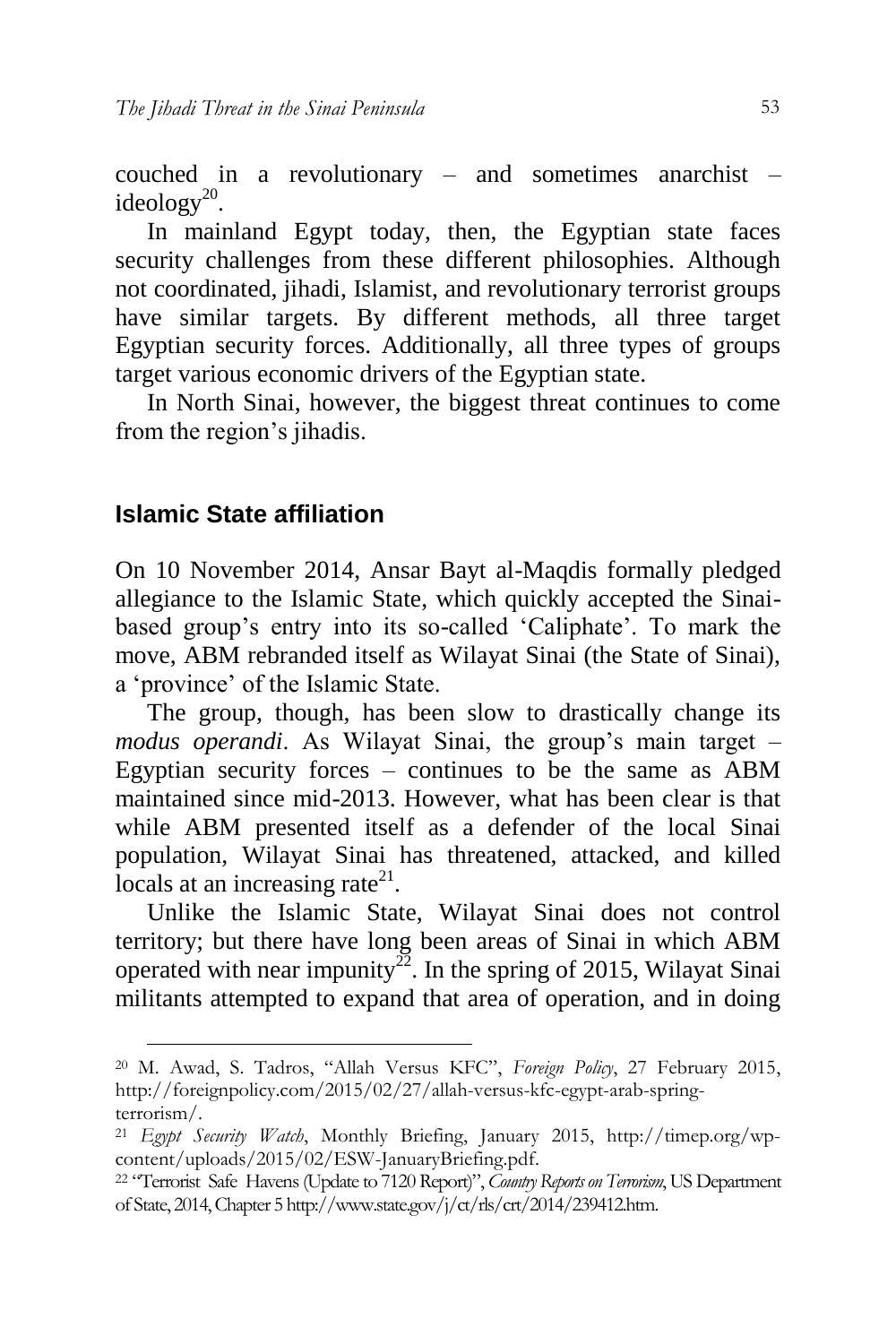couched in a revolutionary – and sometimes anarchist – ideology[20].

In mainland Egypt today, then, the Egyptian state faces security challenges from these different philosophies. Although not coordinated, jihadi, Islamist, and revolutionary terrorist groups have similar targets. By different methods, all three target Egyptian security forces. Additionally, all three types of groups target various economic drivers of the Egyptian state.

In North Sinai, however, the biggest threat continues to come from the region's jihadis.

## Islamic State affiliation

On 10 November 2014, Ansar Bayt al-Maqdis formally pledged allegiance to the Islamic State, which quickly accepted the Sinai-based group's entry into its so-called 'Caliphate'. To mark the move, ABM rebranded itself as Wilayat Sinai (the State of Sinai), a 'province' of the Islamic State.

The group, though, has been slow to drastically change its *modus operandi*. As Wilayat Sinai, the group's main target – Egyptian security forces – continues to be the same as ABM maintained since mid-2013. However, what has been clear is that while ABM presented itself as a defender of the local Sinai population, Wilayat Sinai has threatened, attacked, and killed locals at an increasing rate[21].

Unlike the Islamic State, Wilayat Sinai does not control territory; but there have long been areas of Sinai in which ABM operated with near impunity[22]. In the spring of 2015, Wilayat Sinai militants attempted to expand that area of operation, and in doing

---

[20] M. Awad, S. Tadros, "Allah Versus KFC", *Foreign Policy*, 27 February 2015, http://foreignpolicy.com/2015/02/27/allah-versus-kfc-egypt-arab-spring-terrorism/.

[21] *Egypt Security Watch*, Monthly Briefing, January 2015, http://timep.org/wp-content/uploads/2015/02/ESW-JanuaryBriefing.pdf.

[22] "Terrorist Safe Havens (Update to 7120 Report)", *Country Reports on Terrorism*, US Department of State, 2014, Chapter 5 http://www.state.gov/j/ct/rls/crt/2014/239412.htm.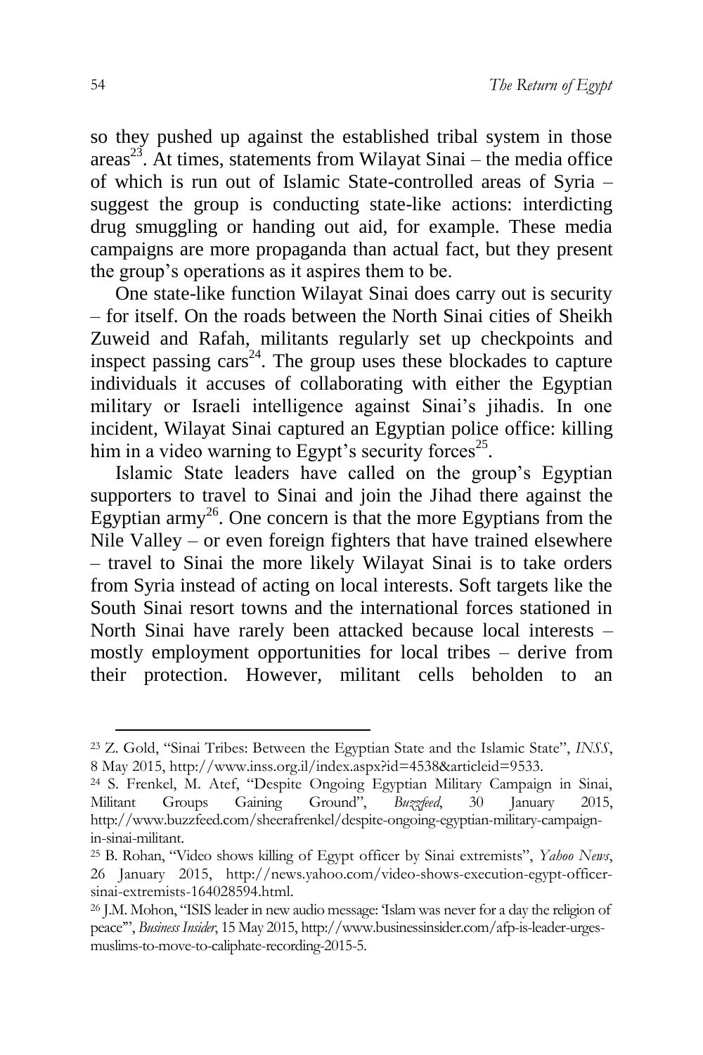so they pushed up against the established tribal system in those areas[23]. At times, statements from Wilayat Sinai – the media office of which is run out of Islamic State-controlled areas of Syria – suggest the group is conducting state-like actions: interdicting drug smuggling or handing out aid, for example. These media campaigns are more propaganda than actual fact, but they present the group's operations as it aspires them to be.

One state-like function Wilayat Sinai does carry out is security – for itself. On the roads between the North Sinai cities of Sheikh Zuweid and Rafah, militants regularly set up checkpoints and inspect passing cars[24]. The group uses these blockades to capture individuals it accuses of collaborating with either the Egyptian military or Israeli intelligence against Sinai's jihadis. In one incident, Wilayat Sinai captured an Egyptian police office: killing him in a video warning to Egypt's security forces[25].

Islamic State leaders have called on the group's Egyptian supporters to travel to Sinai and join the Jihad there against the Egyptian army[26]. One concern is that the more Egyptians from the Nile Valley – or even foreign fighters that have trained elsewhere – travel to Sinai the more likely Wilayat Sinai is to take orders from Syria instead of acting on local interests. Soft targets like the South Sinai resort towns and the international forces stationed in North Sinai have rarely been attacked because local interests – mostly employment opportunities for local tribes – derive from their protection. However, militant cells beholden to an

---

[23] Z. Gold, "Sinai Tribes: Between the Egyptian State and the Islamic State", *INSS*, 8 May 2015, http://www.inss.org.il/index.aspx?id=4538&articleid=9533.

[24] S. Frenkel, M. Atef, "Despite Ongoing Egyptian Military Campaign in Sinai, Militant Groups Gaining Ground", *Buzzfeed*, 30 January 2015, http://www.buzzfeed.com/sheerafrenkel/despite-ongoing-egyptian-military-campaign-in-sinai-militant.

[25] B. Rohan, "Video shows killing of Egypt officer by Sinai extremists", *Yahoo News*, 26 January 2015, http://news.yahoo.com/video-shows-execution-egypt-officer-sinai-extremists-164028594.html.

[26] J.M. Mohon, "ISIS leader in new audio message: 'Islam was never for a day the religion of peace'", *Business Insider*, 15 May 2015, http://www.businessinsider.com/afp-is-leader-urges-muslims-to-move-to-caliphate-recording-2015-5.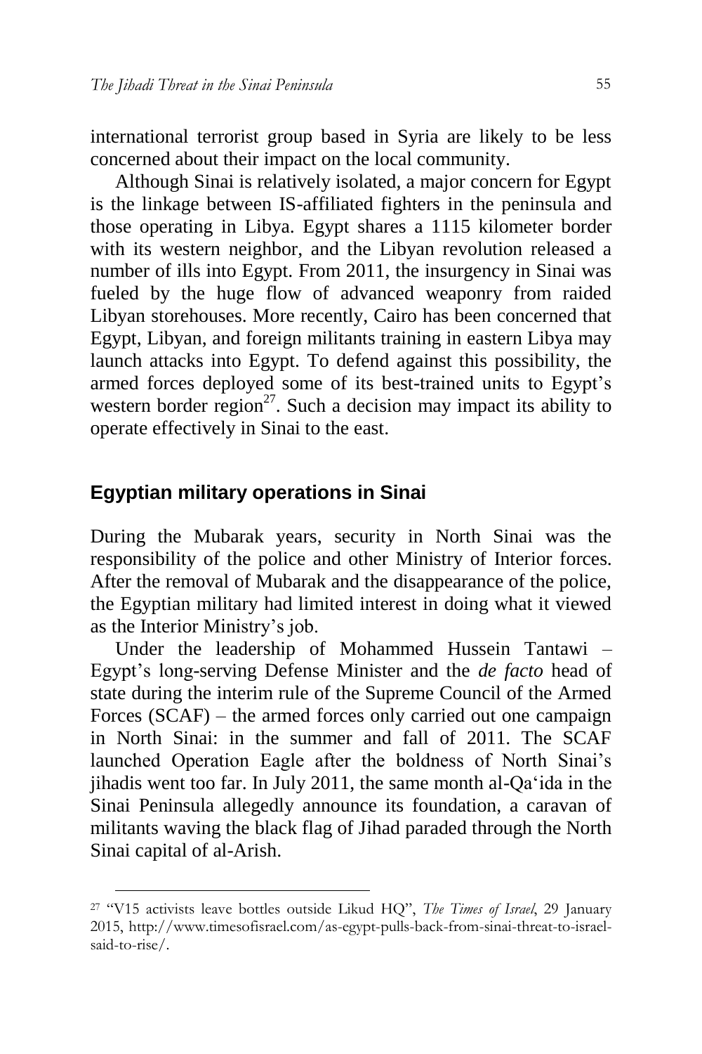international terrorist group based in Syria are likely to be less concerned about their impact on the local community.

Although Sinai is relatively isolated, a major concern for Egypt is the linkage between IS-affiliated fighters in the peninsula and those operating in Libya. Egypt shares a 1115 kilometer border with its western neighbor, and the Libyan revolution released a number of ills into Egypt. From 2011, the insurgency in Sinai was fueled by the huge flow of advanced weaponry from raided Libyan storehouses. More recently, Cairo has been concerned that Egypt, Libyan, and foreign militants training in eastern Libya may launch attacks into Egypt. To defend against this possibility, the armed forces deployed some of its best-trained units to Egypt's western border region[27]. Such a decision may impact its ability to operate effectively in Sinai to the east.

## Egyptian military operations in Sinai

During the Mubarak years, security in North Sinai was the responsibility of the police and other Ministry of Interior forces. After the removal of Mubarak and the disappearance of the police, the Egyptian military had limited interest in doing what it viewed as the Interior Ministry's job.

Under the leadership of Mohammed Hussein Tantawi – Egypt's long-serving Defense Minister and the *de facto* head of state during the interim rule of the Supreme Council of the Armed Forces (SCAF) – the armed forces only carried out one campaign in North Sinai: in the summer and fall of 2011. The SCAF launched Operation Eagle after the boldness of North Sinai's jihadis went too far. In July 2011, the same month al-Qa'ida in the Sinai Peninsula allegedly announce its foundation, a caravan of militants waving the black flag of Jihad paraded through the North Sinai capital of al-Arish.

[27] "V15 activists leave bottles outside Likud HQ", *The Times of Israel*, 29 January 2015, http://www.timesofisrael.com/as-egypt-pulls-back-from-sinai-threat-to-israel-said-to-rise/.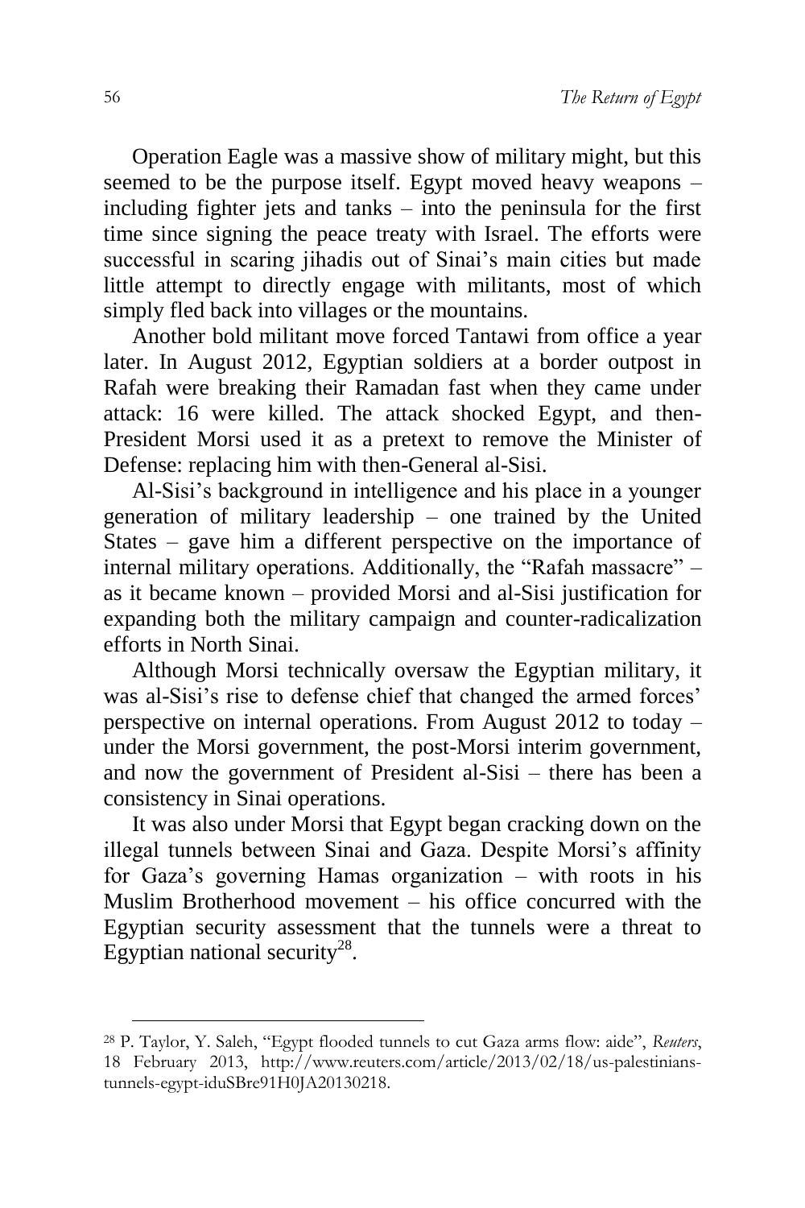Operation Eagle was a massive show of military might, but this seemed to be the purpose itself. Egypt moved heavy weapons – including fighter jets and tanks – into the peninsula for the first time since signing the peace treaty with Israel. The efforts were successful in scaring jihadis out of Sinai's main cities but made little attempt to directly engage with militants, most of which simply fled back into villages or the mountains.

Another bold militant move forced Tantawi from office a year later. In August 2012, Egyptian soldiers at a border outpost in Rafah were breaking their Ramadan fast when they came under attack: 16 were killed. The attack shocked Egypt, and then-President Morsi used it as a pretext to remove the Minister of Defense: replacing him with then-General al-Sisi.

Al-Sisi's background in intelligence and his place in a younger generation of military leadership – one trained by the United States – gave him a different perspective on the importance of internal military operations. Additionally, the "Rafah massacre" – as it became known – provided Morsi and al-Sisi justification for expanding both the military campaign and counter-radicalization efforts in North Sinai.

Although Morsi technically oversaw the Egyptian military, it was al-Sisi's rise to defense chief that changed the armed forces' perspective on internal operations. From August 2012 to today – under the Morsi government, the post-Morsi interim government, and now the government of President al-Sisi – there has been a consistency in Sinai operations.

It was also under Morsi that Egypt began cracking down on the illegal tunnels between Sinai and Gaza. Despite Morsi's affinity for Gaza's governing Hamas organization – with roots in his Muslim Brotherhood movement – his office concurred with the Egyptian security assessment that the tunnels were a threat to Egyptian national security[28].

---

[28] P. Taylor, Y. Saleh, "Egypt flooded tunnels to cut Gaza arms flow: aide", *Reuters*, 18 February 2013, http://www.reuters.com/article/2013/02/18/us-palestinians-tunnels-egypt-iduSBre91H0JA20130218.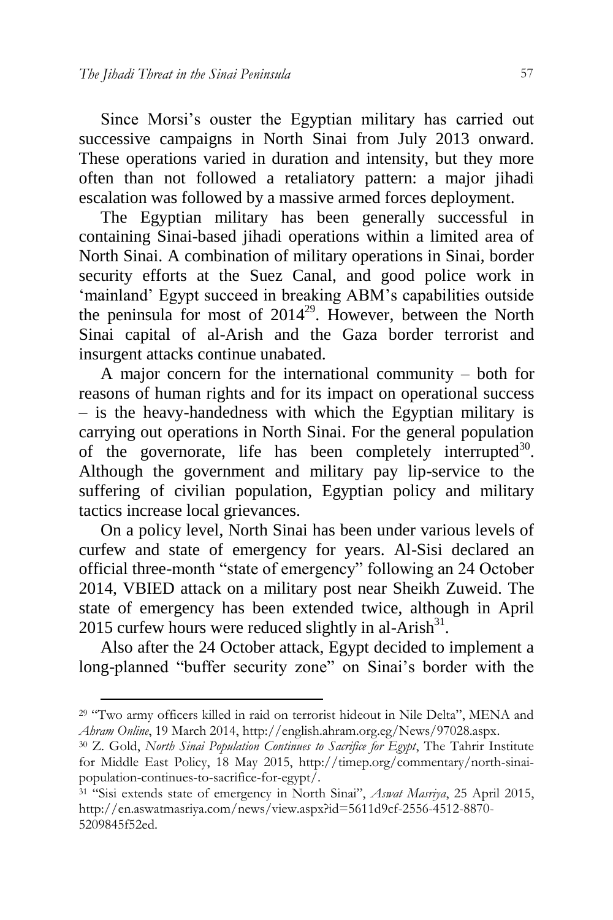Since Morsi's ouster the Egyptian military has carried out successive campaigns in North Sinai from July 2013 onward. These operations varied in duration and intensity, but they more often than not followed a retaliatory pattern: a major jihadi escalation was followed by a massive armed forces deployment.

The Egyptian military has been generally successful in containing Sinai-based jihadi operations within a limited area of North Sinai. A combination of military operations in Sinai, border security efforts at the Suez Canal, and good police work in 'mainland' Egypt succeed in breaking ABM's capabilities outside the peninsula for most of 2014[29]. However, between the North Sinai capital of al-Arish and the Gaza border terrorist and insurgent attacks continue unabated.

A major concern for the international community – both for reasons of human rights and for its impact on operational success – is the heavy-handedness with which the Egyptian military is carrying out operations in North Sinai. For the general population of the governorate, life has been completely interrupted[30]. Although the government and military pay lip-service to the suffering of civilian population, Egyptian policy and military tactics increase local grievances.

On a policy level, North Sinai has been under various levels of curfew and state of emergency for years. Al-Sisi declared an official three-month "state of emergency" following an 24 October 2014, VBIED attack on a military post near Sheikh Zuweid. The state of emergency has been extended twice, although in April 2015 curfew hours were reduced slightly in al-Arish[31].

Also after the 24 October attack, Egypt decided to implement a long-planned "buffer security zone" on Sinai's border with the

---

[29] "Two army officers killed in raid on terrorist hideout in Nile Delta", MENA and *Ahram Online*, 19 March 2014, http://english.ahram.org.eg/News/97028.aspx.

[30] Z. Gold, *North Sinai Population Continues to Sacrifice for Egypt*, The Tahrir Institute for Middle East Policy, 18 May 2015, http://timep.org/commentary/north-sinai-population-continues-to-sacrifice-for-egypt/.

[31] "Sisi extends state of emergency in North Sinai", *Aswat Masriya*, 25 April 2015, http://en.aswatmasriya.com/news/view.aspx?id=5611d9cf-2556-4512-8870-5209845f52ed.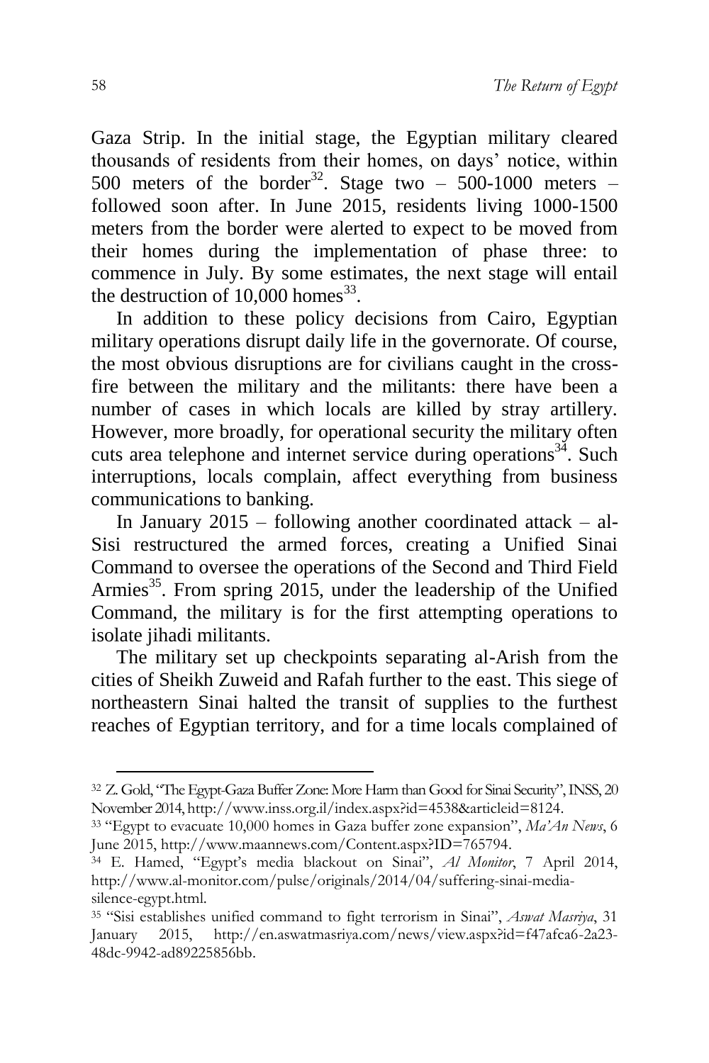Gaza Strip. In the initial stage, the Egyptian military cleared thousands of residents from their homes, on days' notice, within 500 meters of the border[32]. Stage two – 500-1000 meters – followed soon after. In June 2015, residents living 1000-1500 meters from the border were alerted to expect to be moved from their homes during the implementation of phase three: to commence in July. By some estimates, the next stage will entail the destruction of 10,000 homes[33].

In addition to these policy decisions from Cairo, Egyptian military operations disrupt daily life in the governorate. Of course, the most obvious disruptions are for civilians caught in the cross-fire between the military and the militants: there have been a number of cases in which locals are killed by stray artillery. However, more broadly, for operational security the military often cuts area telephone and internet service during operations[34]. Such interruptions, locals complain, affect everything from business communications to banking.

In January 2015 – following another coordinated attack – al-Sisi restructured the armed forces, creating a Unified Sinai Command to oversee the operations of the Second and Third Field Armies[35]. From spring 2015, under the leadership of the Unified Command, the military is for the first attempting operations to isolate jihadi militants.

The military set up checkpoints separating al-Arish from the cities of Sheikh Zuweid and Rafah further to the east. This siege of northeastern Sinai halted the transit of supplies to the furthest reaches of Egyptian territory, and for a time locals complained of

---

[32] Z. Gold, "The Egypt-Gaza Buffer Zone: More Harm than Good for Sinai Security", INSS, 20 November 2014, http://www.inss.org.il/index.aspx?id=4538&articleid=8124.

[33] "Egypt to evacuate 10,000 homes in Gaza buffer zone expansion", *Ma'An News*, 6 June 2015, http://www.maannews.com/Content.aspx?ID=765794.

[34] E. Hamed, "Egypt's media blackout on Sinai", *Al Monitor*, 7 April 2014, http://www.al-monitor.com/pulse/originals/2014/04/suffering-sinai-media-silence-egypt.html.

[35] "Sisi establishes unified command to fight terrorism in Sinai", *Aswat Masriya*, 31 January 2015, http://en.aswatmasriya.com/news/view.aspx?id=f47afca6-2a23-48dc-9942-ad89225856bb.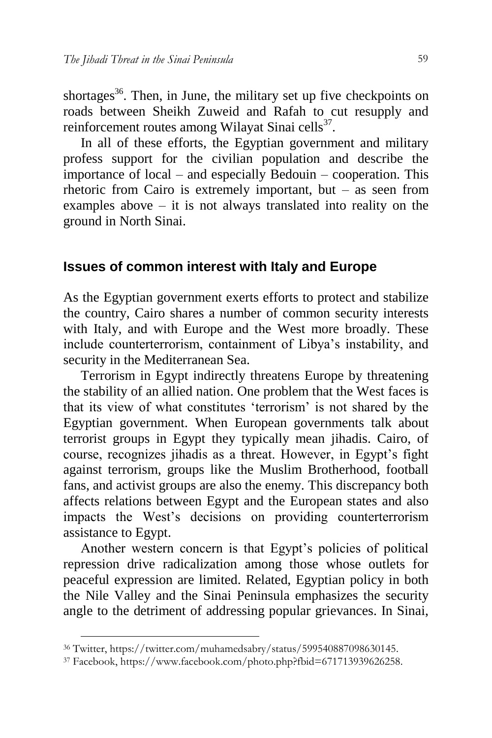shortages[36]. Then, in June, the military set up five checkpoints on roads between Sheikh Zuweid and Rafah to cut resupply and reinforcement routes among Wilayat Sinai cells[37].

In all of these efforts, the Egyptian government and military profess support for the civilian population and describe the importance of local – and especially Bedouin – cooperation. This rhetoric from Cairo is extremely important, but – as seen from examples above – it is not always translated into reality on the ground in North Sinai.

## Issues of common interest with Italy and Europe

As the Egyptian government exerts efforts to protect and stabilize the country, Cairo shares a number of common security interests with Italy, and with Europe and the West more broadly. These include counterterrorism, containment of Libya's instability, and security in the Mediterranean Sea.

Terrorism in Egypt indirectly threatens Europe by threatening the stability of an allied nation. One problem that the West faces is that its view of what constitutes 'terrorism' is not shared by the Egyptian government. When European governments talk about terrorist groups in Egypt they typically mean jihadis. Cairo, of course, recognizes jihadis as a threat. However, in Egypt's fight against terrorism, groups like the Muslim Brotherhood, football fans, and activist groups are also the enemy. This discrepancy both affects relations between Egypt and the European states and also impacts the West's decisions on providing counterterrorism assistance to Egypt.

Another western concern is that Egypt's policies of political repression drive radicalization among those whose outlets for peaceful expression are limited. Related, Egyptian policy in both the Nile Valley and the Sinai Peninsula emphasizes the security angle to the detriment of addressing popular grievances. In Sinai,

---

[36] Twitter, https://twitter.com/muhamedsabry/status/599540887098630145.

[37] Facebook, https://www.facebook.com/photo.php?fbid=671713939626258.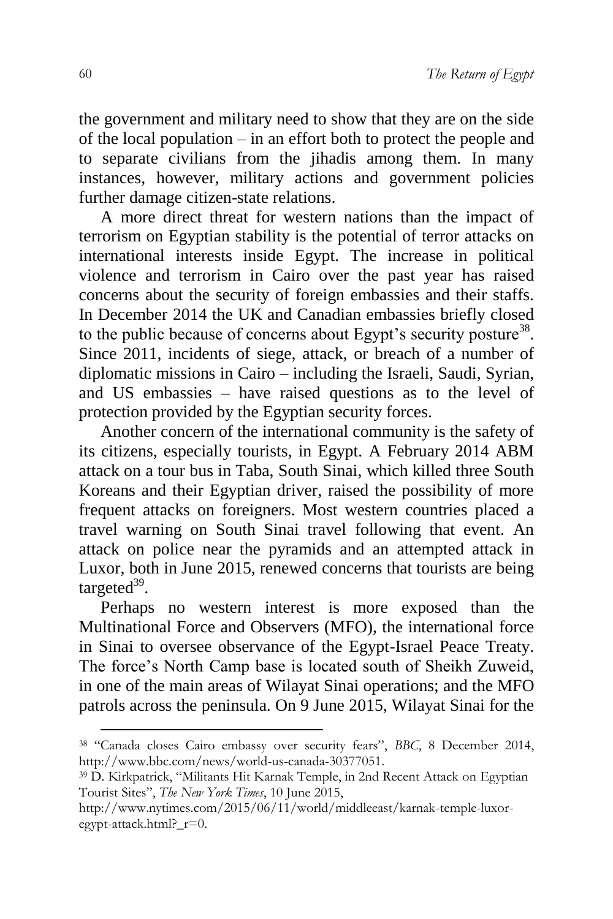the government and military need to show that they are on the side of the local population – in an effort both to protect the people and to separate civilians from the jihadis among them. In many instances, however, military actions and government policies further damage citizen-state relations.

A more direct threat for western nations than the impact of terrorism on Egyptian stability is the potential of terror attacks on international interests inside Egypt. The increase in political violence and terrorism in Cairo over the past year has raised concerns about the security of foreign embassies and their staffs. In December 2014 the UK and Canadian embassies briefly closed to the public because of concerns about Egypt's security posture[38]. Since 2011, incidents of siege, attack, or breach of a number of diplomatic missions in Cairo – including the Israeli, Saudi, Syrian, and US embassies – have raised questions as to the level of protection provided by the Egyptian security forces.

Another concern of the international community is the safety of its citizens, especially tourists, in Egypt. A February 2014 ABM attack on a tour bus in Taba, South Sinai, which killed three South Koreans and their Egyptian driver, raised the possibility of more frequent attacks on foreigners. Most western countries placed a travel warning on South Sinai travel following that event. An attack on police near the pyramids and an attempted attack in Luxor, both in June 2015, renewed concerns that tourists are being targeted[39].

Perhaps no western interest is more exposed than the Multinational Force and Observers (MFO), the international force in Sinai to oversee observance of the Egypt-Israel Peace Treaty. The force's North Camp base is located south of Sheikh Zuweid, in one of the main areas of Wilayat Sinai operations; and the MFO patrols across the peninsula. On 9 June 2015, Wilayat Sinai for the

---

[38] "Canada closes Cairo embassy over security fears", *BBC*, 8 December 2014, http://www.bbc.com/news/world-us-canada-30377051.

[39] D. Kirkpatrick, "Militants Hit Karnak Temple, in 2nd Recent Attack on Egyptian Tourist Sites", *The New York Times*, 10 June 2015, http://www.nytimes.com/2015/06/11/world/middleeast/karnak-temple-luxor-egypt-attack.html?_r=0.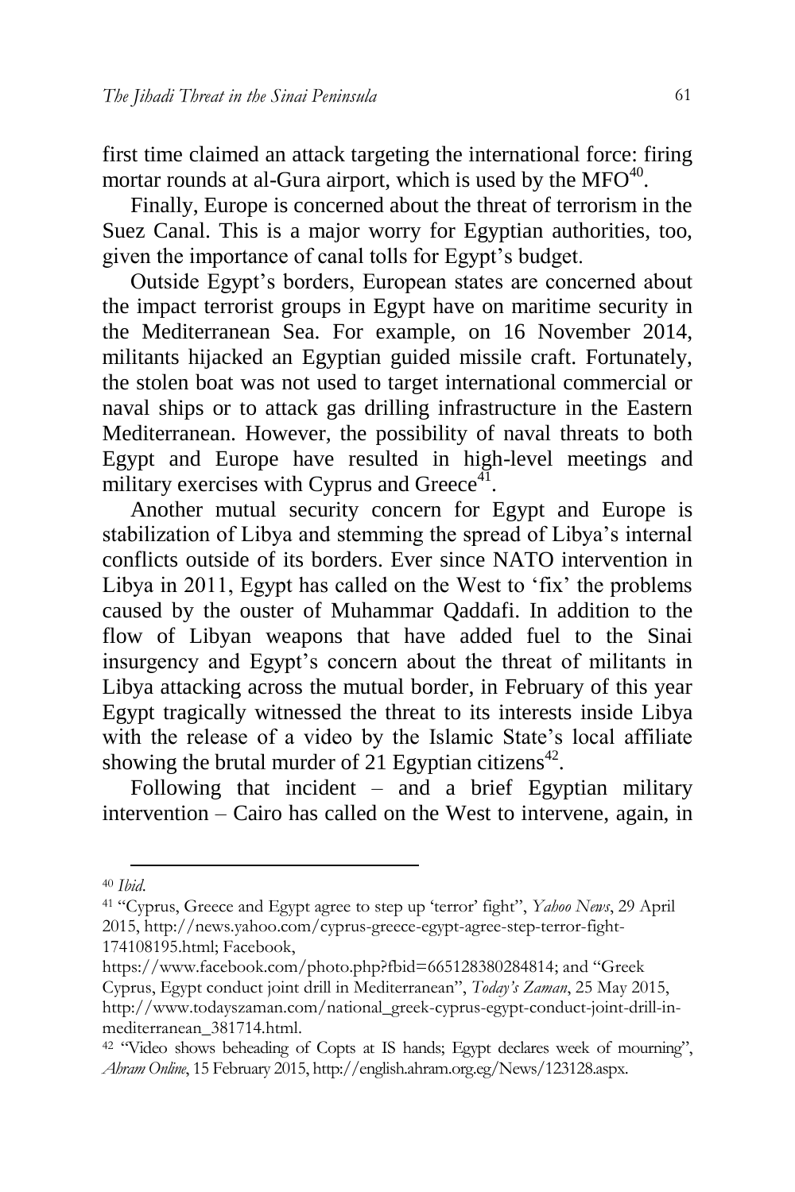first time claimed an attack targeting the international force: firing mortar rounds at al-Gura airport, which is used by the MFO[40].

Finally, Europe is concerned about the threat of terrorism in the Suez Canal. This is a major worry for Egyptian authorities, too, given the importance of canal tolls for Egypt's budget.

Outside Egypt's borders, European states are concerned about the impact terrorist groups in Egypt have on maritime security in the Mediterranean Sea. For example, on 16 November 2014, militants hijacked an Egyptian guided missile craft. Fortunately, the stolen boat was not used to target international commercial or naval ships or to attack gas drilling infrastructure in the Eastern Mediterranean. However, the possibility of naval threats to both Egypt and Europe have resulted in high-level meetings and military exercises with Cyprus and Greece[41].

Another mutual security concern for Egypt and Europe is stabilization of Libya and stemming the spread of Libya's internal conflicts outside of its borders. Ever since NATO intervention in Libya in 2011, Egypt has called on the West to 'fix' the problems caused by the ouster of Muhammar Qaddafi. In addition to the flow of Libyan weapons that have added fuel to the Sinai insurgency and Egypt's concern about the threat of militants in Libya attacking across the mutual border, in February of this year Egypt tragically witnessed the threat to its interests inside Libya with the release of a video by the Islamic State's local affiliate showing the brutal murder of 21 Egyptian citizens[42].

Following that incident – and a brief Egyptian military intervention – Cairo has called on the West to intervene, again, in

---

[40] *Ibid*.

[41] "Cyprus, Greece and Egypt agree to step up 'terror' fight", *Yahoo News*, 29 April 2015, http://news.yahoo.com/cyprus-greece-egypt-agree-step-terror-fight-174108195.html; Facebook, https://www.facebook.com/photo.php?fbid=665128380284814; and "Greek Cyprus, Egypt conduct joint drill in Mediterranean", *Today's Zaman*, 25 May 2015, http://www.todayszaman.com/national_greek-cyprus-egypt-conduct-joint-drill-in-mediterranean_381714.html.

[42] "Video shows beheading of Copts at IS hands; Egypt declares week of mourning", *Ahram Online*, 15 February 2015, http://english.ahram.org.eg/News/123128.aspx.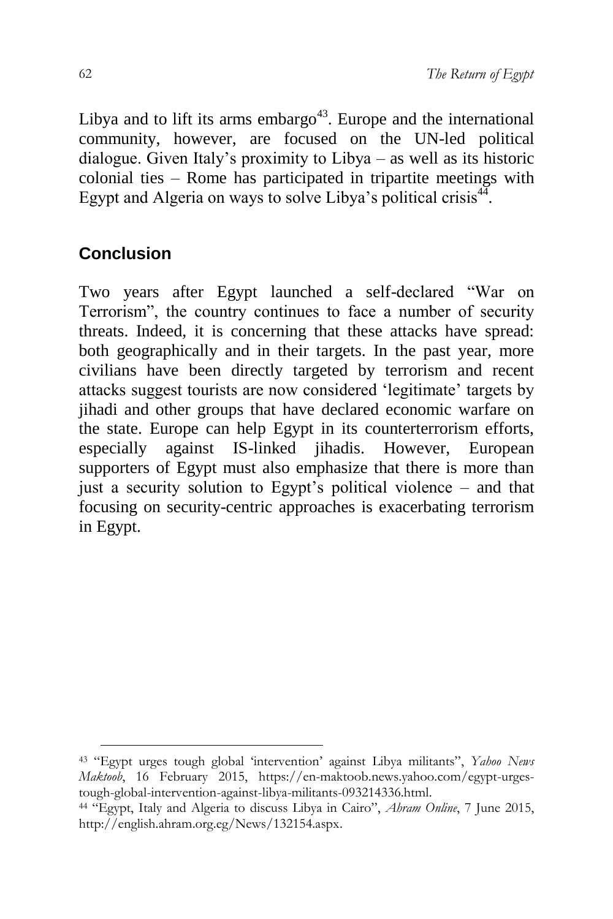Libya and to lift its arms embargo[43]. Europe and the international community, however, are focused on the UN-led political dialogue. Given Italy's proximity to Libya – as well as its historic colonial ties – Rome has participated in tripartite meetings with Egypt and Algeria on ways to solve Libya's political crisis[44].

## Conclusion

Two years after Egypt launched a self-declared "War on Terrorism", the country continues to face a number of security threats. Indeed, it is concerning that these attacks have spread: both geographically and in their targets. In the past year, more civilians have been directly targeted by terrorism and recent attacks suggest tourists are now considered 'legitimate' targets by jihadi and other groups that have declared economic warfare on the state. Europe can help Egypt in its counterterrorism efforts, especially against IS-linked jihadis. However, European supporters of Egypt must also emphasize that there is more than just a security solution to Egypt's political violence – and that focusing on security-centric approaches is exacerbating terrorism in Egypt.

---

[43] "Egypt urges tough global 'intervention' against Libya militants", *Yahoo News Maktoob*, 16 February 2015, https://en-maktoob.news.yahoo.com/egypt-urges-tough-global-intervention-against-libya-militants-093214336.html.

[44] "Egypt, Italy and Algeria to discuss Libya in Cairo", *Ahram Online*, 7 June 2015, http://english.ahram.org.eg/News/132154.aspx.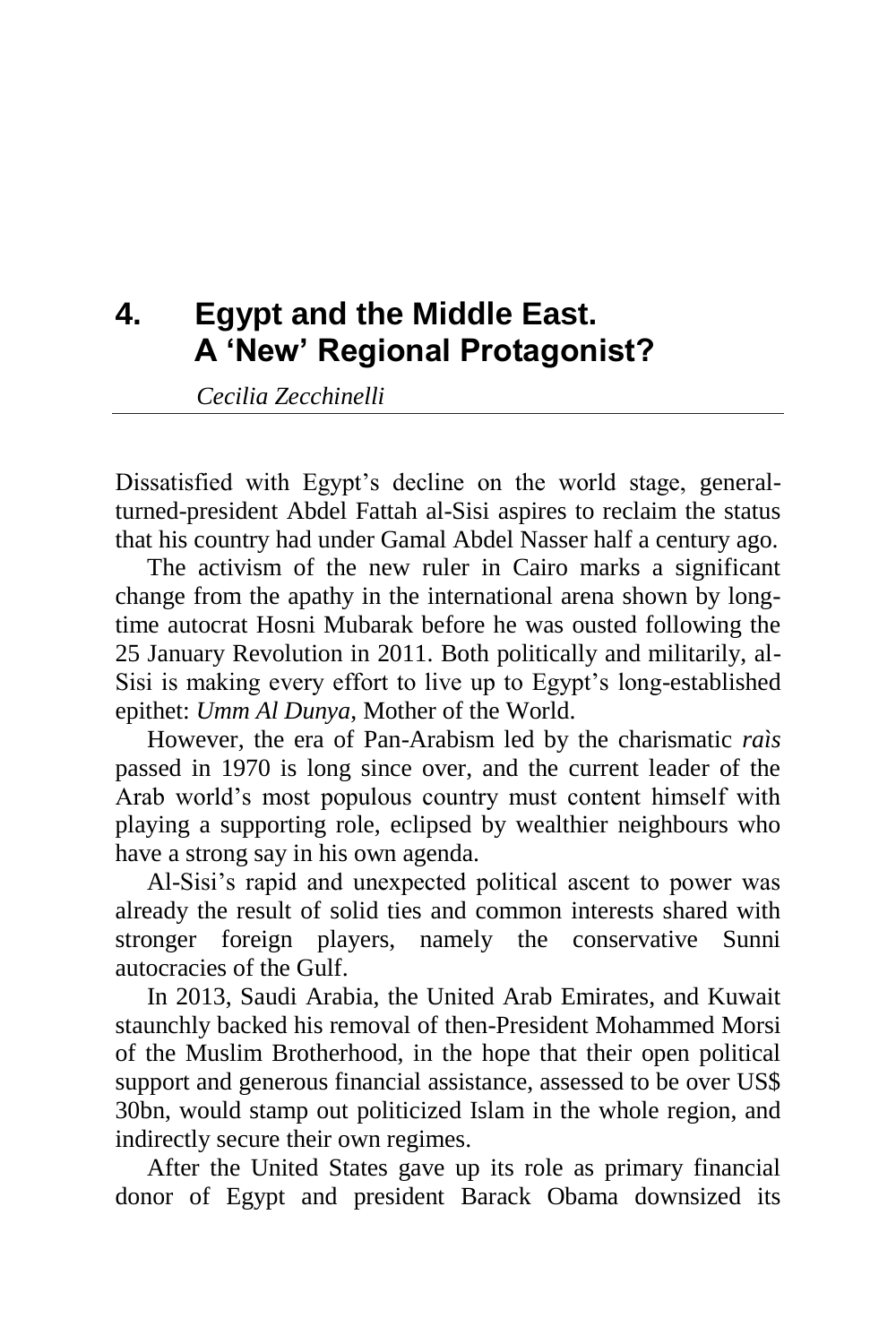# 4. Egypt and the Middle East. A 'New' Regional Protagonist?

*Cecilia Zecchinelli*

Dissatisfied with Egypt's decline on the world stage, general-turned-president Abdel Fattah al-Sisi aspires to reclaim the status that his country had under Gamal Abdel Nasser half a century ago.

The activism of the new ruler in Cairo marks a significant change from the apathy in the international arena shown by long-time autocrat Hosni Mubarak before he was ousted following the 25 January Revolution in 2011. Both politically and militarily, al-Sisi is making every effort to live up to Egypt's long-established epithet: *Umm Al Dunya*, Mother of the World.

However, the era of Pan-Arabism led by the charismatic *raìs* passed in 1970 is long since over, and the current leader of the Arab world's most populous country must content himself with playing a supporting role, eclipsed by wealthier neighbours who have a strong say in his own agenda.

Al-Sisi's rapid and unexpected political ascent to power was already the result of solid ties and common interests shared with stronger foreign players, namely the conservative Sunni autocracies of the Gulf.

In 2013, Saudi Arabia, the United Arab Emirates, and Kuwait staunchly backed his removal of then-President Mohammed Morsi of the Muslim Brotherhood, in the hope that their open political support and generous financial assistance, assessed to be over US$ 30bn, would stamp out politicized Islam in the whole region, and indirectly secure their own regimes.

After the United States gave up its role as primary financial donor of Egypt and president Barack Obama downsized its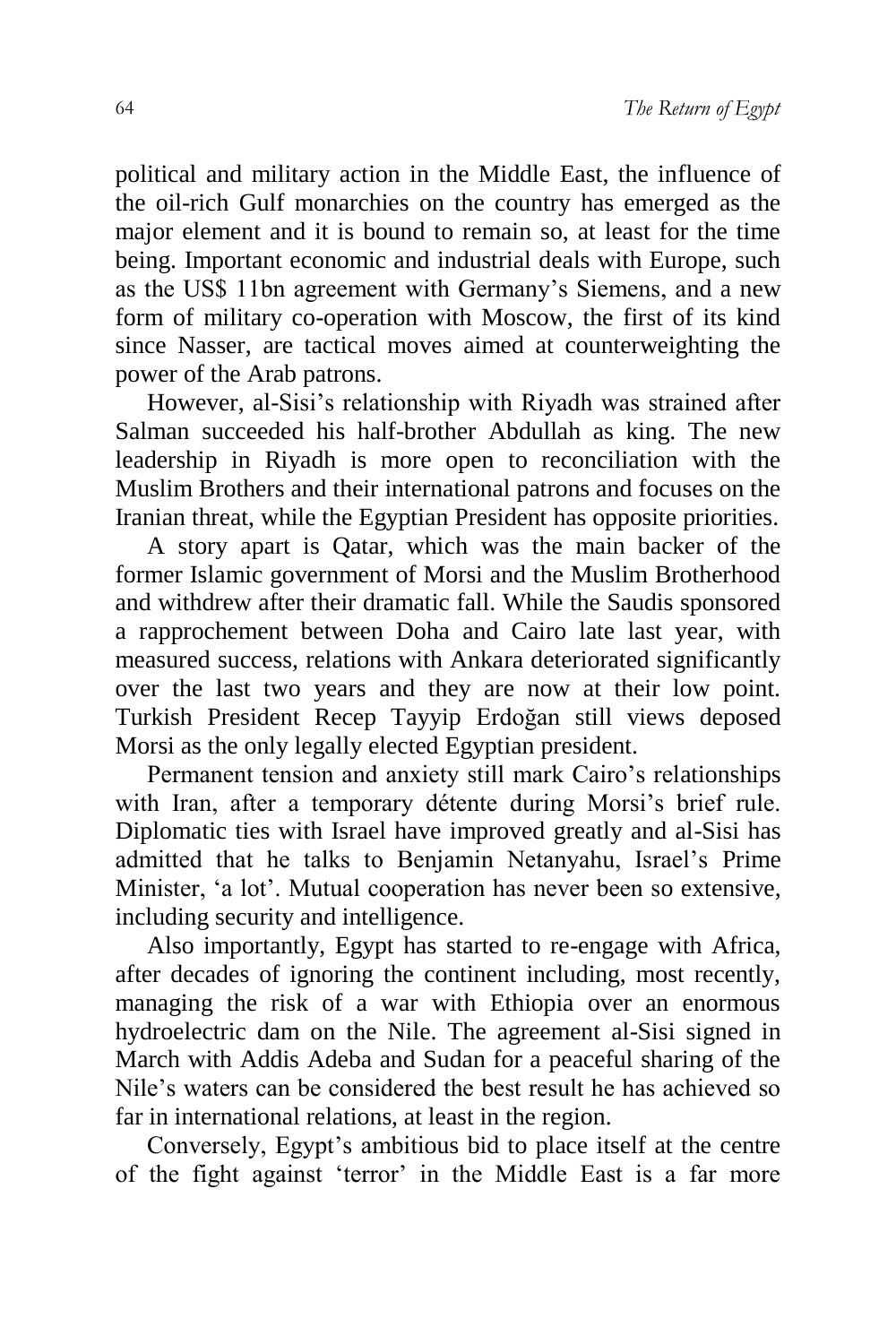political and military action in the Middle East, the influence of the oil-rich Gulf monarchies on the country has emerged as the major element and it is bound to remain so, at least for the time being. Important economic and industrial deals with Europe, such as the US$ 11bn agreement with Germany's Siemens, and a new form of military co-operation with Moscow, the first of its kind since Nasser, are tactical moves aimed at counterweighting the power of the Arab patrons.

However, al-Sisi's relationship with Riyadh was strained after Salman succeeded his half-brother Abdullah as king. The new leadership in Riyadh is more open to reconciliation with the Muslim Brothers and their international patrons and focuses on the Iranian threat, while the Egyptian President has opposite priorities.

A story apart is Qatar, which was the main backer of the former Islamic government of Morsi and the Muslim Brotherhood and withdrew after their dramatic fall. While the Saudis sponsored a rapprochement between Doha and Cairo late last year, with measured success, relations with Ankara deteriorated significantly over the last two years and they are now at their low point. Turkish President Recep Tayyip Erdoğan still views deposed Morsi as the only legally elected Egyptian president.

Permanent tension and anxiety still mark Cairo's relationships with Iran, after a temporary détente during Morsi's brief rule. Diplomatic ties with Israel have improved greatly and al-Sisi has admitted that he talks to Benjamin Netanyahu, Israel's Prime Minister, 'a lot'. Mutual cooperation has never been so extensive, including security and intelligence.

Also importantly, Egypt has started to re-engage with Africa, after decades of ignoring the continent including, most recently, managing the risk of a war with Ethiopia over an enormous hydroelectric dam on the Nile. The agreement al-Sisi signed in March with Addis Adeba and Sudan for a peaceful sharing of the Nile's waters can be considered the best result he has achieved so far in international relations, at least in the region.

Conversely, Egypt's ambitious bid to place itself at the centre of the fight against 'terror' in the Middle East is a far more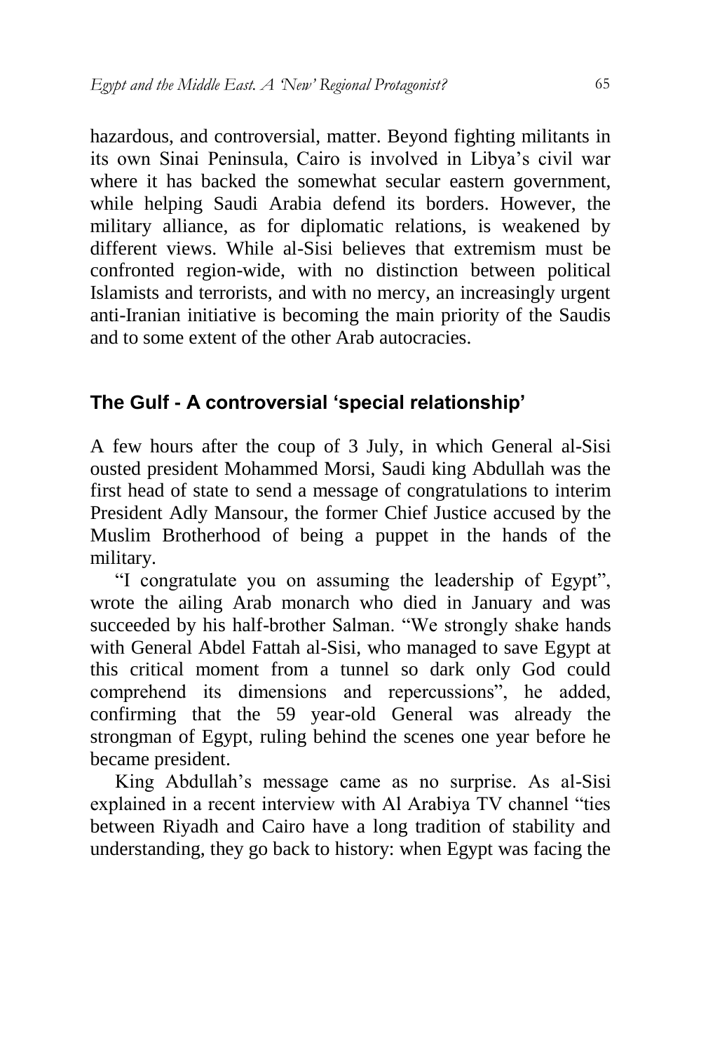hazardous, and controversial, matter. Beyond fighting militants in its own Sinai Peninsula, Cairo is involved in Libya's civil war where it has backed the somewhat secular eastern government, while helping Saudi Arabia defend its borders. However, the military alliance, as for diplomatic relations, is weakened by different views. While al-Sisi believes that extremism must be confronted region-wide, with no distinction between political Islamists and terrorists, and with no mercy, an increasingly urgent anti-Iranian initiative is becoming the main priority of the Saudis and to some extent of the other Arab autocracies.

## The Gulf - A controversial 'special relationship'

A few hours after the coup of 3 July, in which General al-Sisi ousted president Mohammed Morsi, Saudi king Abdullah was the first head of state to send a message of congratulations to interim President Adly Mansour, the former Chief Justice accused by the Muslim Brotherhood of being a puppet in the hands of the military.

"I congratulate you on assuming the leadership of Egypt", wrote the ailing Arab monarch who died in January and was succeeded by his half-brother Salman. "We strongly shake hands with General Abdel Fattah al-Sisi, who managed to save Egypt at this critical moment from a tunnel so dark only God could comprehend its dimensions and repercussions", he added, confirming that the 59 year-old General was already the strongman of Egypt, ruling behind the scenes one year before he became president.

King Abdullah's message came as no surprise. As al-Sisi explained in a recent interview with Al Arabiya TV channel "ties between Riyadh and Cairo have a long tradition of stability and understanding, they go back to history: when Egypt was facing the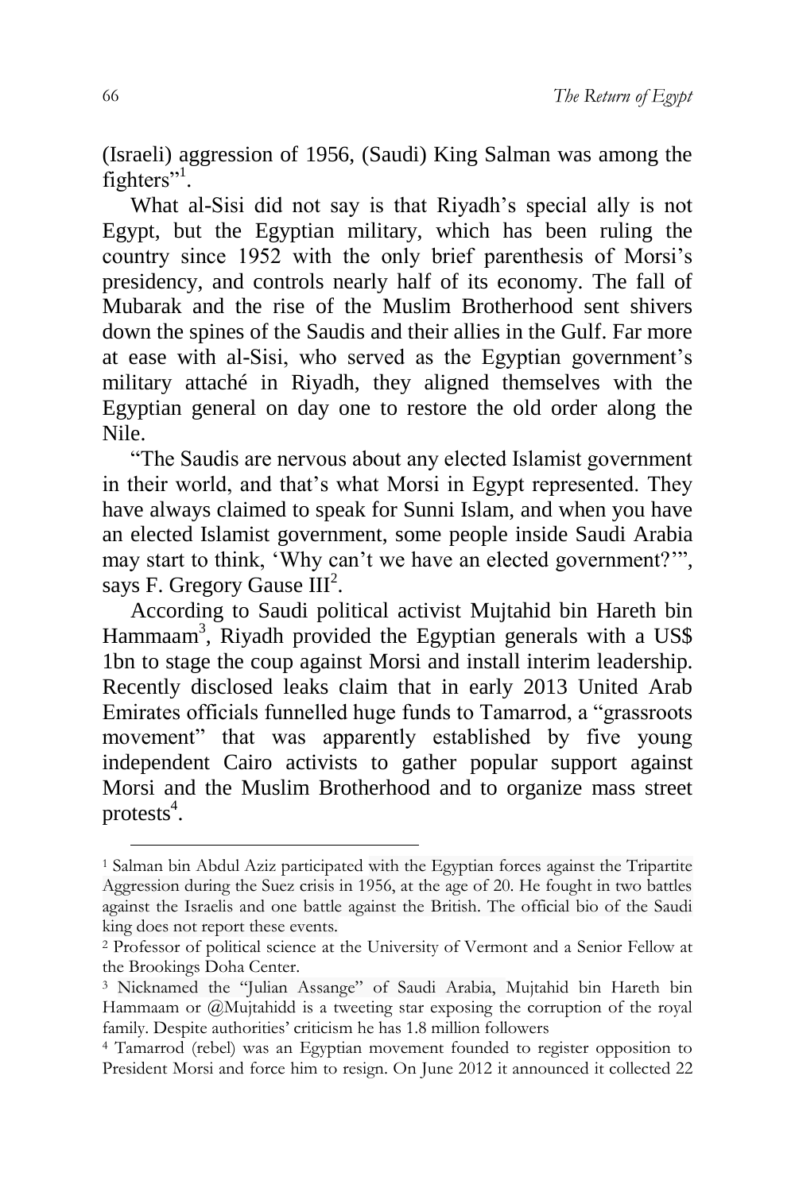(Israeli) aggression of 1956, (Saudi) King Salman was among the fighters"[1].

What al-Sisi did not say is that Riyadh's special ally is not Egypt, but the Egyptian military, which has been ruling the country since 1952 with the only brief parenthesis of Morsi's presidency, and controls nearly half of its economy. The fall of Mubarak and the rise of the Muslim Brotherhood sent shivers down the spines of the Saudis and their allies in the Gulf. Far more at ease with al-Sisi, who served as the Egyptian government's military attaché in Riyadh, they aligned themselves with the Egyptian general on day one to restore the old order along the Nile.

"The Saudis are nervous about any elected Islamist government in their world, and that's what Morsi in Egypt represented. They have always claimed to speak for Sunni Islam, and when you have an elected Islamist government, some people inside Saudi Arabia may start to think, 'Why can't we have an elected government?'", says F. Gregory Gause III[2].

According to Saudi political activist Mujtahid bin Hareth bin Hammaam[3], Riyadh provided the Egyptian generals with a US$ 1bn to stage the coup against Morsi and install interim leadership. Recently disclosed leaks claim that in early 2013 United Arab Emirates officials funnelled huge funds to Tamarrod, a "grassroots movement" that was apparently established by five young independent Cairo activists to gather popular support against Morsi and the Muslim Brotherhood and to organize mass street protests[4].

---

[1] Salman bin Abdul Aziz participated with the Egyptian forces against the Tripartite Aggression during the Suez crisis in 1956, at the age of 20. He fought in two battles against the Israelis and one battle against the British. The official bio of the Saudi king does not report these events.

[2] Professor of political science at the University of Vermont and a Senior Fellow at the Brookings Doha Center.

[3] Nicknamed the "Julian Assange" of Saudi Arabia, Mujtahid bin Hareth bin Hammaam or @Mujtahidd is a tweeting star exposing the corruption of the royal family. Despite authorities' criticism he has 1.8 million followers

[4] Tamarrod (rebel) was an Egyptian movement founded to register opposition to President Morsi and force him to resign. On June 2012 it announced it collected 22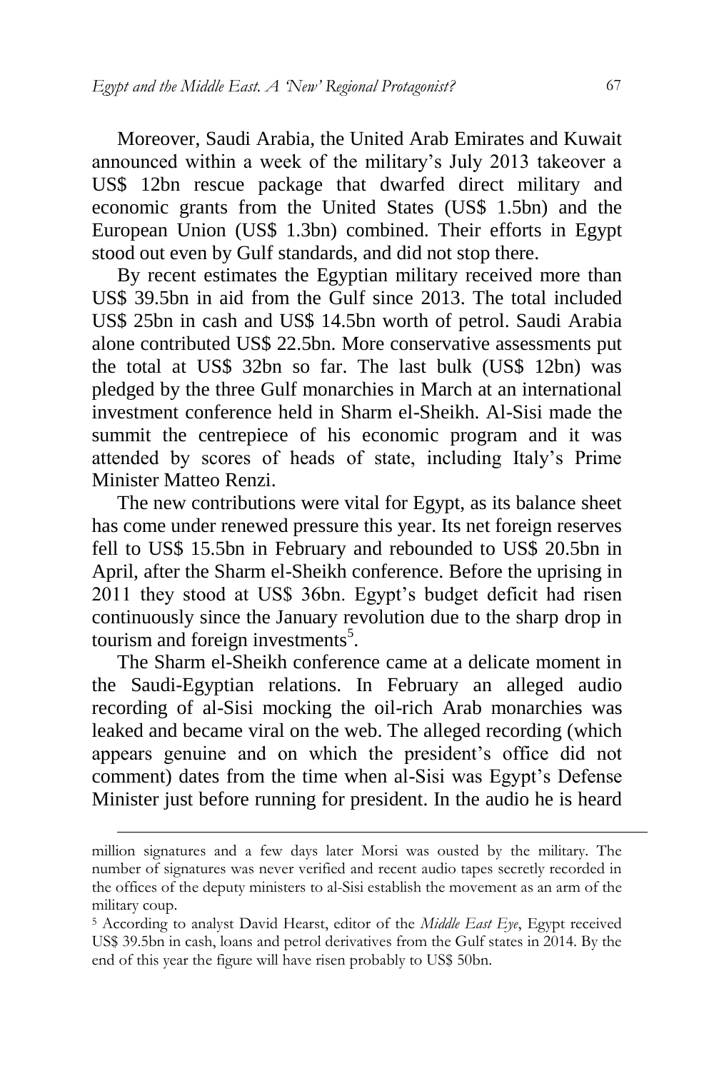Moreover, Saudi Arabia, the United Arab Emirates and Kuwait announced within a week of the military's July 2013 takeover a US$ 12bn rescue package that dwarfed direct military and economic grants from the United States (US$ 1.5bn) and the European Union (US$ 1.3bn) combined. Their efforts in Egypt stood out even by Gulf standards, and did not stop there.

By recent estimates the Egyptian military received more than US$ 39.5bn in aid from the Gulf since 2013. The total included US$ 25bn in cash and US$ 14.5bn worth of petrol. Saudi Arabia alone contributed US$ 22.5bn. More conservative assessments put the total at US$ 32bn so far. The last bulk (US$ 12bn) was pledged by the three Gulf monarchies in March at an international investment conference held in Sharm el-Sheikh. Al-Sisi made the summit the centrepiece of his economic program and it was attended by scores of heads of state, including Italy's Prime Minister Matteo Renzi.

The new contributions were vital for Egypt, as its balance sheet has come under renewed pressure this year. Its net foreign reserves fell to US$ 15.5bn in February and rebounded to US$ 20.5bn in April, after the Sharm el-Sheikh conference. Before the uprising in 2011 they stood at US$ 36bn. Egypt's budget deficit had risen continuously since the January revolution due to the sharp drop in tourism and foreign investments[5].

The Sharm el-Sheikh conference came at a delicate moment in the Saudi-Egyptian relations. In February an alleged audio recording of al-Sisi mocking the oil-rich Arab monarchies was leaked and became viral on the web. The alleged recording (which appears genuine and on which the president's office did not comment) dates from the time when al-Sisi was Egypt's Defense Minister just before running for president. In the audio he is heard

---

million signatures and a few days later Morsi was ousted by the military. The number of signatures was never verified and recent audio tapes secretly recorded in the offices of the deputy ministers to al-Sisi establish the movement as an arm of the military coup.

[5] According to analyst David Hearst, editor of the *Middle East Eye*, Egypt received US$ 39.5bn in cash, loans and petrol derivatives from the Gulf states in 2014. By the end of this year the figure will have risen probably to US$ 50bn.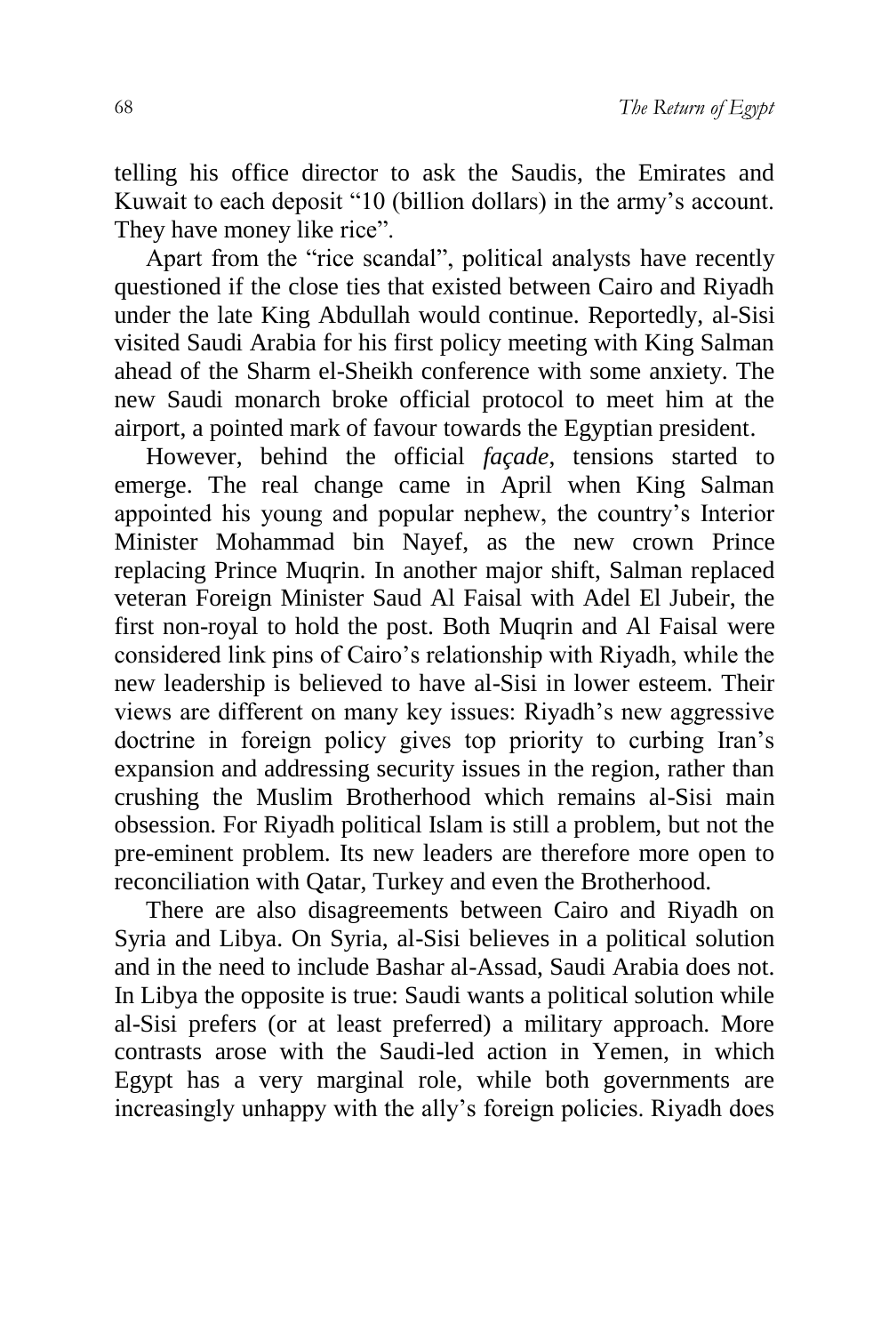telling his office director to ask the Saudis, the Emirates and Kuwait to each deposit "10 (billion dollars) in the army's account. They have money like rice".

Apart from the "rice scandal", political analysts have recently questioned if the close ties that existed between Cairo and Riyadh under the late King Abdullah would continue. Reportedly, al-Sisi visited Saudi Arabia for his first policy meeting with King Salman ahead of the Sharm el-Sheikh conference with some anxiety. The new Saudi monarch broke official protocol to meet him at the airport, a pointed mark of favour towards the Egyptian president.

However, behind the official *façade*, tensions started to emerge. The real change came in April when King Salman appointed his young and popular nephew, the country's Interior Minister Mohammad bin Nayef, as the new crown Prince replacing Prince Muqrin. In another major shift, Salman replaced veteran Foreign Minister Saud Al Faisal with Adel El Jubeir, the first non-royal to hold the post. Both Muqrin and Al Faisal were considered link pins of Cairo's relationship with Riyadh, while the new leadership is believed to have al-Sisi in lower esteem. Their views are different on many key issues: Riyadh's new aggressive doctrine in foreign policy gives top priority to curbing Iran's expansion and addressing security issues in the region, rather than crushing the Muslim Brotherhood which remains al-Sisi main obsession. For Riyadh political Islam is still a problem, but not the pre-eminent problem. Its new leaders are therefore more open to reconciliation with Qatar, Turkey and even the Brotherhood.

There are also disagreements between Cairo and Riyadh on Syria and Libya. On Syria, al-Sisi believes in a political solution and in the need to include Bashar al-Assad, Saudi Arabia does not. In Libya the opposite is true: Saudi wants a political solution while al-Sisi prefers (or at least preferred) a military approach. More contrasts arose with the Saudi-led action in Yemen, in which Egypt has a very marginal role, while both governments are increasingly unhappy with the ally's foreign policies. Riyadh does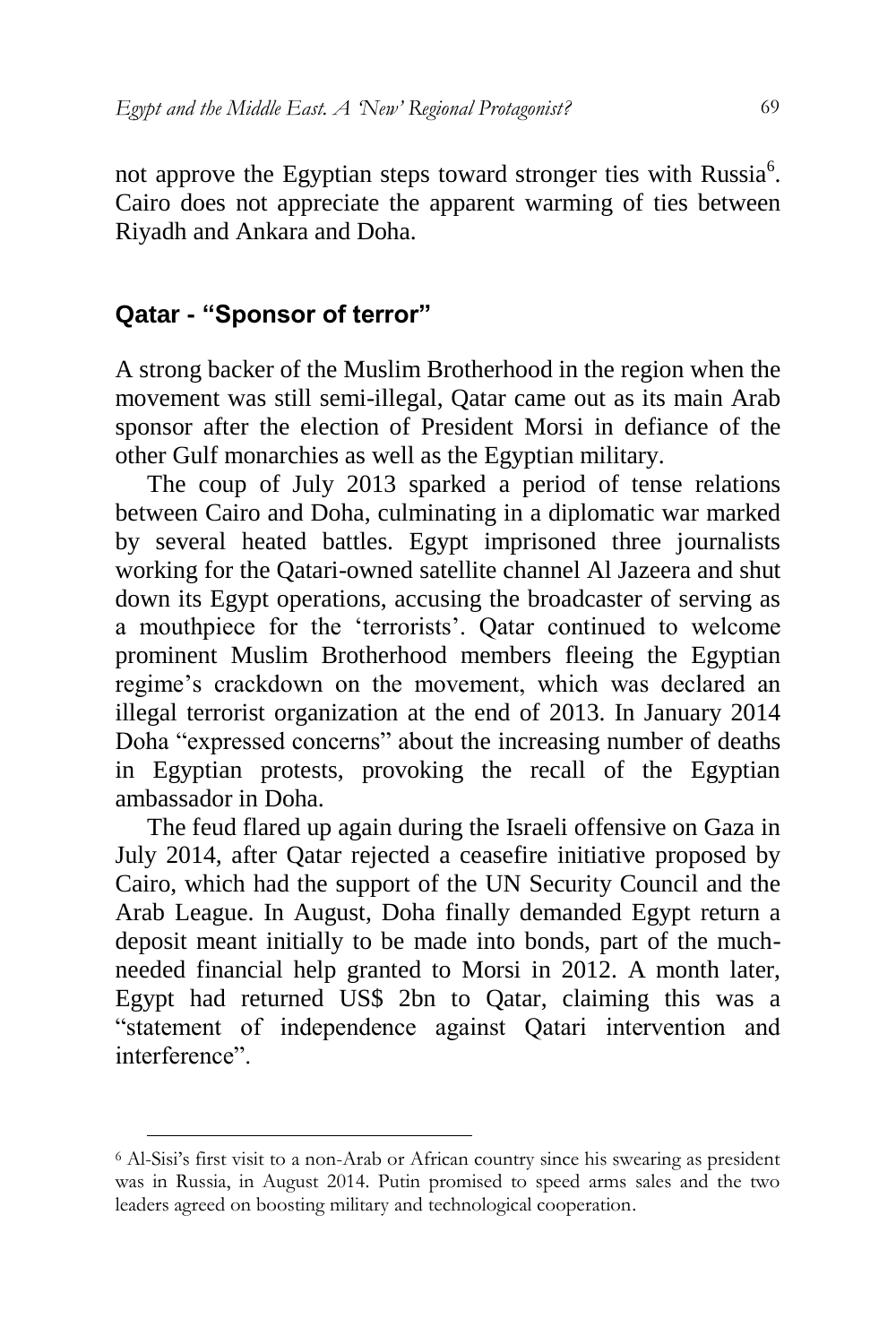not approve the Egyptian steps toward stronger ties with Russia[6]. Cairo does not appreciate the apparent warming of ties between Riyadh and Ankara and Doha.

## Qatar - "Sponsor of terror"

A strong backer of the Muslim Brotherhood in the region when the movement was still semi-illegal, Qatar came out as its main Arab sponsor after the election of President Morsi in defiance of the other Gulf monarchies as well as the Egyptian military.

The coup of July 2013 sparked a period of tense relations between Cairo and Doha, culminating in a diplomatic war marked by several heated battles. Egypt imprisoned three journalists working for the Qatari-owned satellite channel Al Jazeera and shut down its Egypt operations, accusing the broadcaster of serving as a mouthpiece for the 'terrorists'. Qatar continued to welcome prominent Muslim Brotherhood members fleeing the Egyptian regime's crackdown on the movement, which was declared an illegal terrorist organization at the end of 2013. In January 2014 Doha "expressed concerns" about the increasing number of deaths in Egyptian protests, provoking the recall of the Egyptian ambassador in Doha.

The feud flared up again during the Israeli offensive on Gaza in July 2014, after Qatar rejected a ceasefire initiative proposed by Cairo, which had the support of the UN Security Council and the Arab League. In August, Doha finally demanded Egypt return a deposit meant initially to be made into bonds, part of the much-needed financial help granted to Morsi in 2012. A month later, Egypt had returned US$ 2bn to Qatar, claiming this was a "statement of independence against Qatari intervention and interference".

---

[6] Al-Sisi's first visit to a non-Arab or African country since his swearing as president was in Russia, in August 2014. Putin promised to speed arms sales and the two leaders agreed on boosting military and technological cooperation.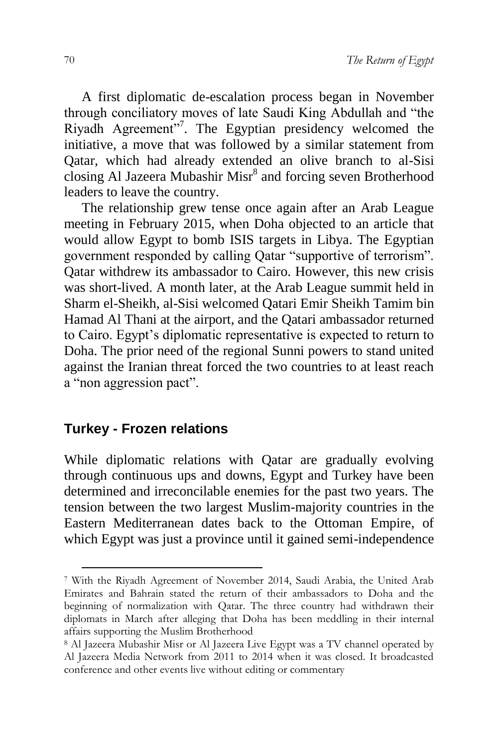A first diplomatic de-escalation process began in November through conciliatory moves of late Saudi King Abdullah and "the Riyadh Agreement"[7]. The Egyptian presidency welcomed the initiative, a move that was followed by a similar statement from Qatar, which had already extended an olive branch to al-Sisi closing Al Jazeera Mubashir Misr[8] and forcing seven Brotherhood leaders to leave the country.

The relationship grew tense once again after an Arab League meeting in February 2015, when Doha objected to an article that would allow Egypt to bomb ISIS targets in Libya. The Egyptian government responded by calling Qatar "supportive of terrorism". Qatar withdrew its ambassador to Cairo. However, this new crisis was short-lived. A month later, at the Arab League summit held in Sharm el-Sheikh, al-Sisi welcomed Qatari Emir Sheikh Tamim bin Hamad Al Thani at the airport, and the Qatari ambassador returned to Cairo. Egypt's diplomatic representative is expected to return to Doha. The prior need of the regional Sunni powers to stand united against the Iranian threat forced the two countries to at least reach a "non aggression pact".

## Turkey - Frozen relations

While diplomatic relations with Qatar are gradually evolving through continuous ups and downs, Egypt and Turkey have been determined and irreconcilable enemies for the past two years. The tension between the two largest Muslim-majority countries in the Eastern Mediterranean dates back to the Ottoman Empire, of which Egypt was just a province until it gained semi-independence

---

[7] With the Riyadh Agreement of November 2014, Saudi Arabia, the United Arab Emirates and Bahrain stated the return of their ambassadors to Doha and the beginning of normalization with Qatar. The three country had withdrawn their diplomats in March after alleging that Doha has been meddling in their internal affairs supporting the Muslim Brotherhood

[8] Al Jazeera Mubashir Misr or Al Jazeera Live Egypt was a TV channel operated by Al Jazeera Media Network from 2011 to 2014 when it was closed. It broadcasted conference and other events live without editing or commentary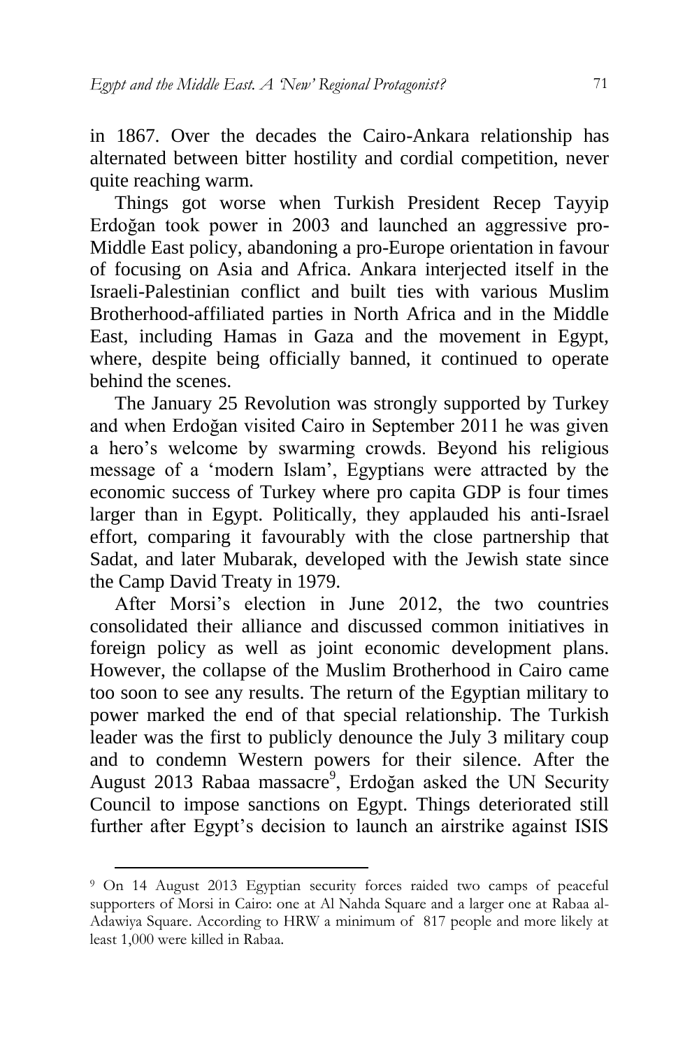in 1867. Over the decades the Cairo-Ankara relationship has alternated between bitter hostility and cordial competition, never quite reaching warm.

Things got worse when Turkish President Recep Tayyip Erdoğan took power in 2003 and launched an aggressive pro-Middle East policy, abandoning a pro-Europe orientation in favour of focusing on Asia and Africa. Ankara interjected itself in the Israeli-Palestinian conflict and built ties with various Muslim Brotherhood-affiliated parties in North Africa and in the Middle East, including Hamas in Gaza and the movement in Egypt, where, despite being officially banned, it continued to operate behind the scenes.

The January 25 Revolution was strongly supported by Turkey and when Erdoğan visited Cairo in September 2011 he was given a hero's welcome by swarming crowds. Beyond his religious message of a 'modern Islam', Egyptians were attracted by the economic success of Turkey where pro capita GDP is four times larger than in Egypt. Politically, they applauded his anti-Israel effort, comparing it favourably with the close partnership that Sadat, and later Mubarak, developed with the Jewish state since the Camp David Treaty in 1979.

After Morsi's election in June 2012, the two countries consolidated their alliance and discussed common initiatives in foreign policy as well as joint economic development plans. However, the collapse of the Muslim Brotherhood in Cairo came too soon to see any results. The return of the Egyptian military to power marked the end of that special relationship. The Turkish leader was the first to publicly denounce the July 3 military coup and to condemn Western powers for their silence. After the August 2013 Rabaa massacre[9], Erdoğan asked the UN Security Council to impose sanctions on Egypt. Things deteriorated still further after Egypt's decision to launch an airstrike against ISIS

[9] On 14 August 2013 Egyptian security forces raided two camps of peaceful supporters of Morsi in Cairo: one at Al Nahda Square and a larger one at Rabaa al-Adawiya Square. According to HRW a minimum of 817 people and more likely at least 1,000 were killed in Rabaa.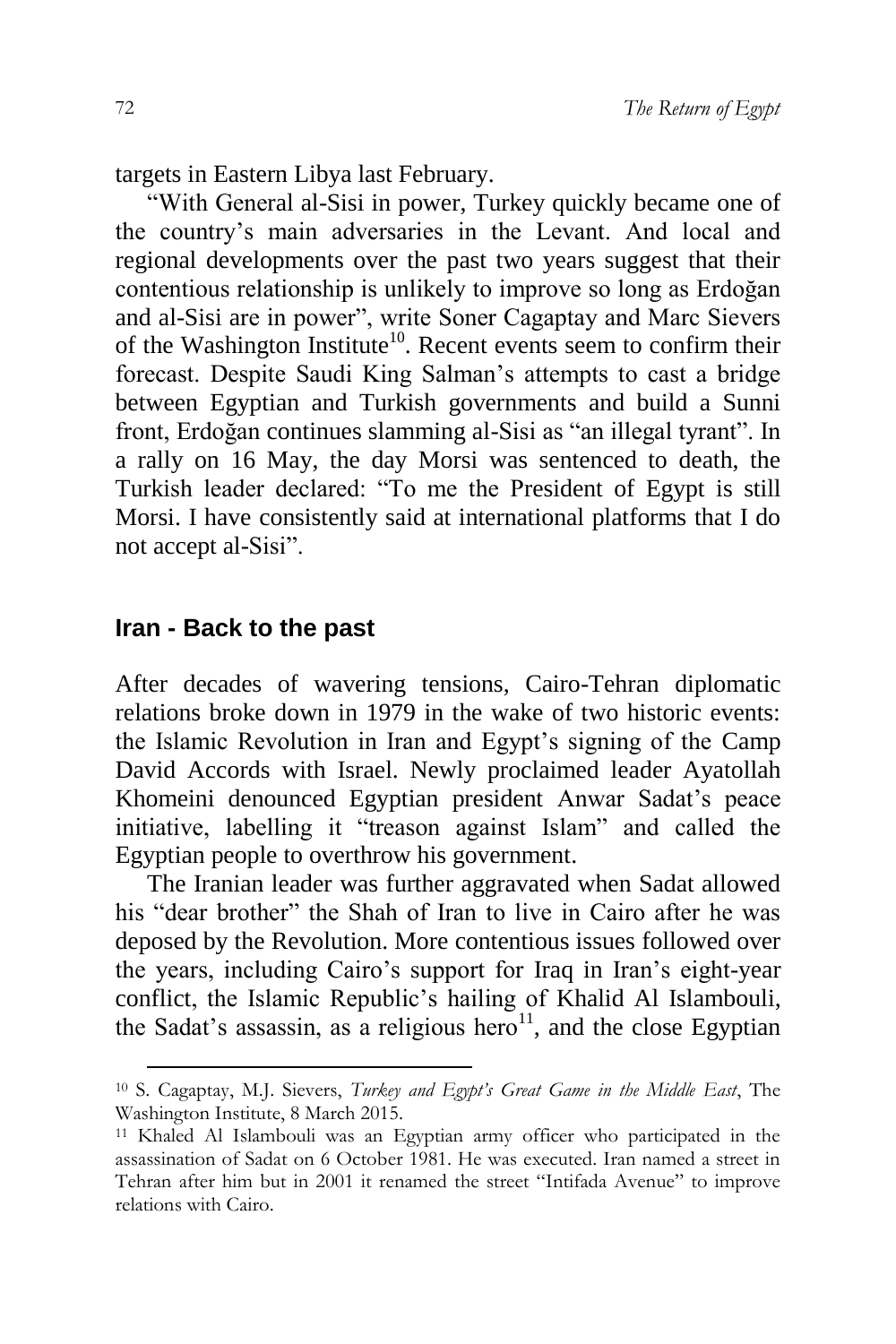targets in Eastern Libya last February.

"With General al-Sisi in power, Turkey quickly became one of the country's main adversaries in the Levant. And local and regional developments over the past two years suggest that their contentious relationship is unlikely to improve so long as Erdoğan and al-Sisi are in power", write Soner Cagaptay and Marc Sievers of the Washington Institute[10]. Recent events seem to confirm their forecast. Despite Saudi King Salman's attempts to cast a bridge between Egyptian and Turkish governments and build a Sunni front, Erdoğan continues slamming al-Sisi as "an illegal tyrant". In a rally on 16 May, the day Morsi was sentenced to death, the Turkish leader declared: "To me the President of Egypt is still Morsi. I have consistently said at international platforms that I do not accept al-Sisi".

## Iran - Back to the past

After decades of wavering tensions, Cairo-Tehran diplomatic relations broke down in 1979 in the wake of two historic events: the Islamic Revolution in Iran and Egypt's signing of the Camp David Accords with Israel. Newly proclaimed leader Ayatollah Khomeini denounced Egyptian president Anwar Sadat's peace initiative, labelling it "treason against Islam" and called the Egyptian people to overthrow his government.

The Iranian leader was further aggravated when Sadat allowed his "dear brother" the Shah of Iran to live in Cairo after he was deposed by the Revolution. More contentious issues followed over the years, including Cairo's support for Iraq in Iran's eight-year conflict, the Islamic Republic's hailing of Khalid Al Islambouli, the Sadat's assassin, as a religious hero[11], and the close Egyptian

---

[10] S. Cagaptay, M.J. Sievers, *Turkey and Egypt's Great Game in the Middle East*, The Washington Institute, 8 March 2015.

[11] Khaled Al Islambouli was an Egyptian army officer who participated in the assassination of Sadat on 6 October 1981. He was executed. Iran named a street in Tehran after him but in 2001 it renamed the street "Intifada Avenue" to improve relations with Cairo.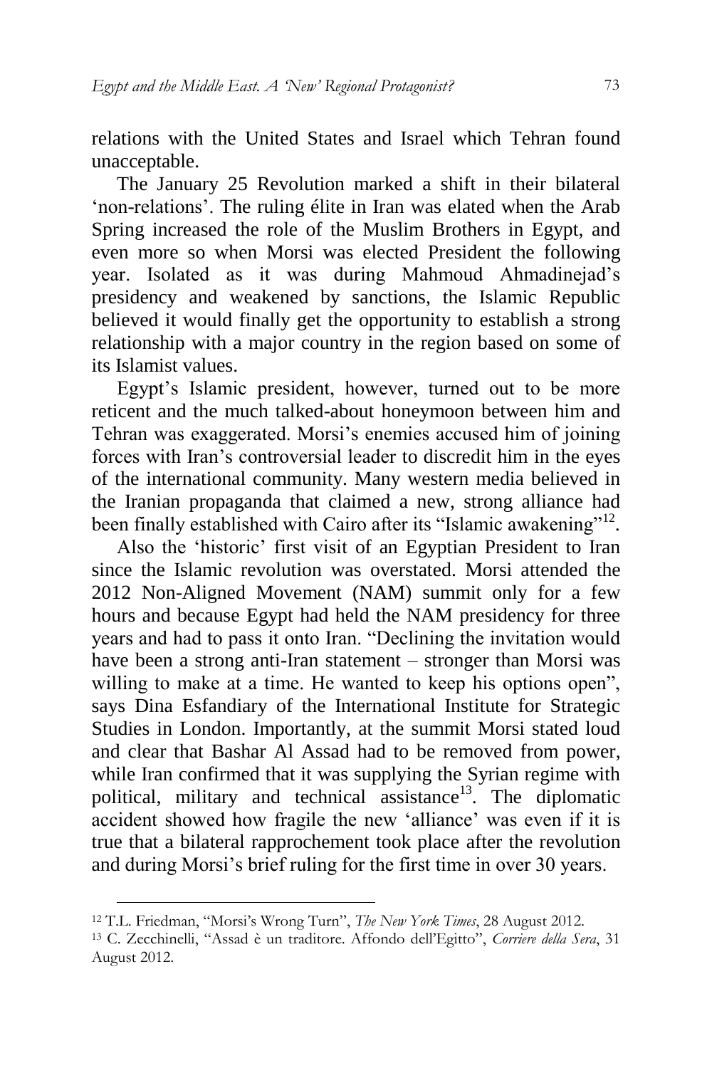relations with the United States and Israel which Tehran found unacceptable.

The January 25 Revolution marked a shift in their bilateral 'non-relations'. The ruling élite in Iran was elated when the Arab Spring increased the role of the Muslim Brothers in Egypt, and even more so when Morsi was elected President the following year. Isolated as it was during Mahmoud Ahmadinejad's presidency and weakened by sanctions, the Islamic Republic believed it would finally get the opportunity to establish a strong relationship with a major country in the region based on some of its Islamist values.

Egypt's Islamic president, however, turned out to be more reticent and the much talked-about honeymoon between him and Tehran was exaggerated. Morsi's enemies accused him of joining forces with Iran's controversial leader to discredit him in the eyes of the international community. Many western media believed in the Iranian propaganda that claimed a new, strong alliance had been finally established with Cairo after its "Islamic awakening"[12].

Also the 'historic' first visit of an Egyptian President to Iran since the Islamic revolution was overstated. Morsi attended the 2012 Non-Aligned Movement (NAM) summit only for a few hours and because Egypt had held the NAM presidency for three years and had to pass it onto Iran. "Declining the invitation would have been a strong anti-Iran statement – stronger than Morsi was willing to make at a time. He wanted to keep his options open", says Dina Esfandiary of the International Institute for Strategic Studies in London. Importantly, at the summit Morsi stated loud and clear that Bashar Al Assad had to be removed from power, while Iran confirmed that it was supplying the Syrian regime with political, military and technical assistance[13]. The diplomatic accident showed how fragile the new 'alliance' was even if it is true that a bilateral rapprochement took place after the revolution and during Morsi's brief ruling for the first time in over 30 years.

---

[12] T.L. Friedman, "Morsi's Wrong Turn", *The New York Times*, 28 August 2012.

[13] C. Zecchinelli, "Assad è un traditore. Affondo dell'Egitto", *Corriere della Sera*, 31 August 2012.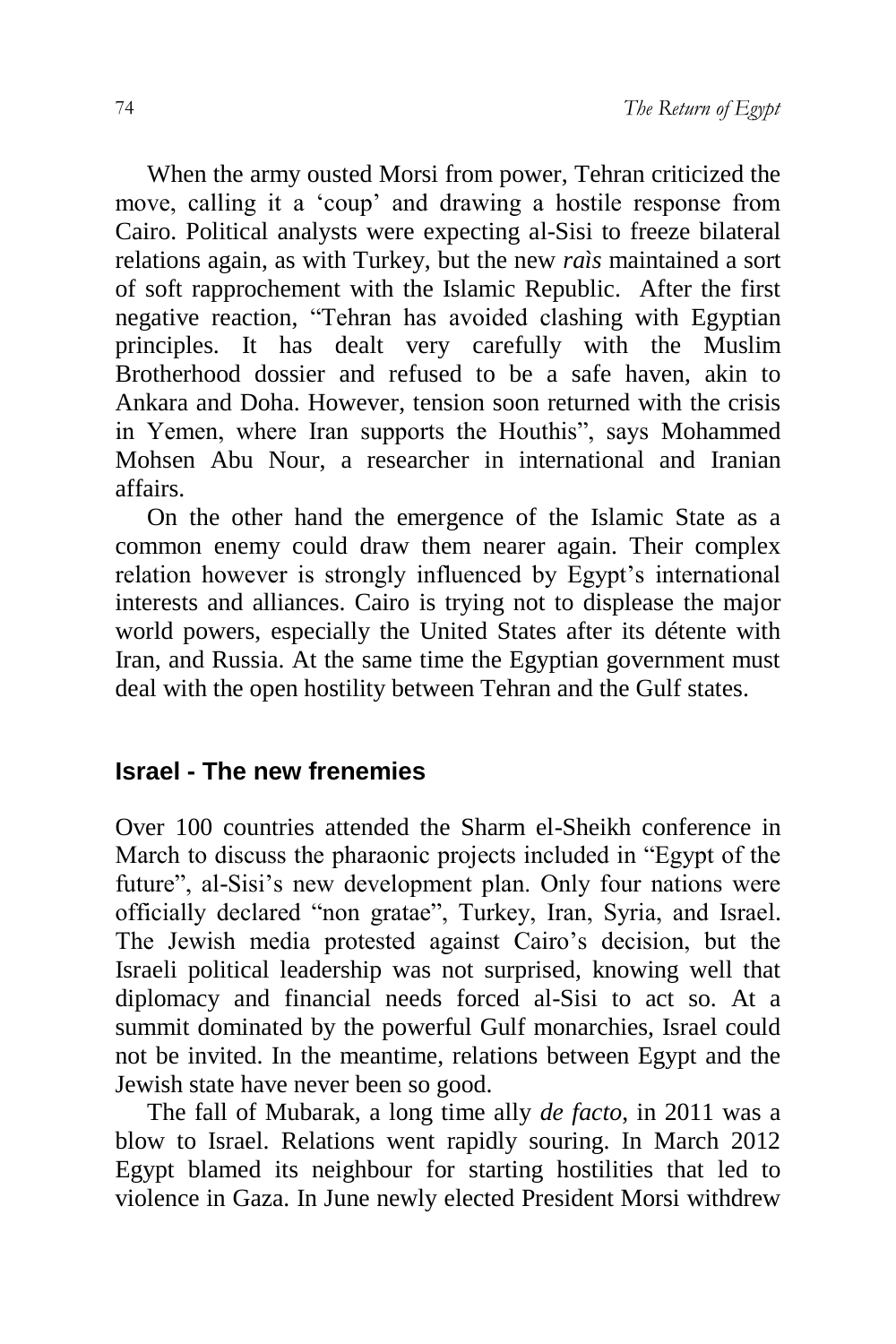When the army ousted Morsi from power, Tehran criticized the move, calling it a 'coup' and drawing a hostile response from Cairo. Political analysts were expecting al-Sisi to freeze bilateral relations again, as with Turkey, but the new *raìs* maintained a sort of soft rapprochement with the Islamic Republic. After the first negative reaction, "Tehran has avoided clashing with Egyptian principles. It has dealt very carefully with the Muslim Brotherhood dossier and refused to be a safe haven, akin to Ankara and Doha. However, tension soon returned with the crisis in Yemen, where Iran supports the Houthis", says Mohammed Mohsen Abu Nour, a researcher in international and Iranian affairs.

On the other hand the emergence of the Islamic State as a common enemy could draw them nearer again. Their complex relation however is strongly influenced by Egypt's international interests and alliances. Cairo is trying not to displease the major world powers, especially the United States after its détente with Iran, and Russia. At the same time the Egyptian government must deal with the open hostility between Tehran and the Gulf states.

## Israel - The new frenemies

Over 100 countries attended the Sharm el-Sheikh conference in March to discuss the pharaonic projects included in "Egypt of the future", al-Sisi's new development plan. Only four nations were officially declared "non gratae", Turkey, Iran, Syria, and Israel. The Jewish media protested against Cairo's decision, but the Israeli political leadership was not surprised, knowing well that diplomacy and financial needs forced al-Sisi to act so. At a summit dominated by the powerful Gulf monarchies, Israel could not be invited. In the meantime, relations between Egypt and the Jewish state have never been so good.

The fall of Mubarak, a long time ally *de facto*, in 2011 was a blow to Israel. Relations went rapidly souring. In March 2012 Egypt blamed its neighbour for starting hostilities that led to violence in Gaza. In June newly elected President Morsi withdrew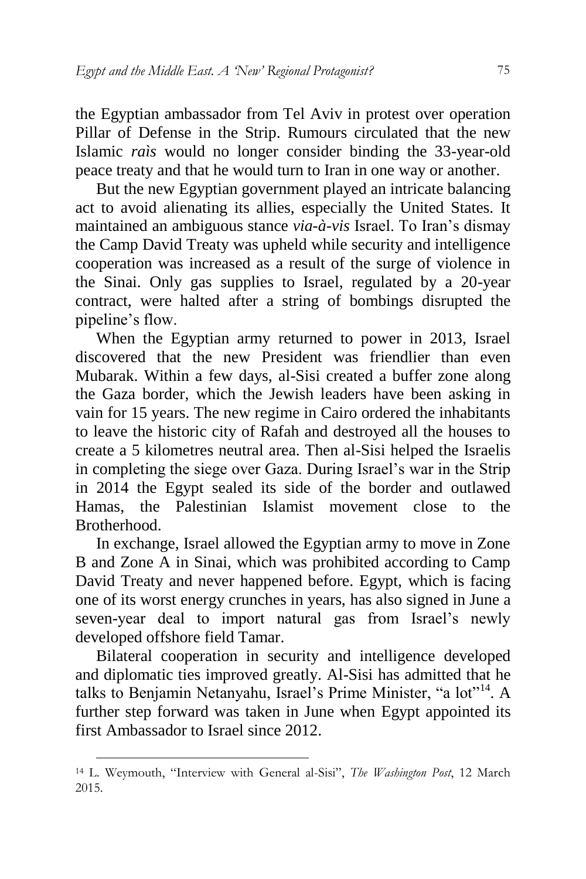the Egyptian ambassador from Tel Aviv in protest over operation Pillar of Defense in the Strip. Rumours circulated that the new Islamic *raìs* would no longer consider binding the 33-year-old peace treaty and that he would turn to Iran in one way or another.

But the new Egyptian government played an intricate balancing act to avoid alienating its allies, especially the United States. It maintained an ambiguous stance *via-à-vis* Israel. To Iran's dismay the Camp David Treaty was upheld while security and intelligence cooperation was increased as a result of the surge of violence in the Sinai. Only gas supplies to Israel, regulated by a 20-year contract, were halted after a string of bombings disrupted the pipeline's flow.

When the Egyptian army returned to power in 2013, Israel discovered that the new President was friendlier than even Mubarak. Within a few days, al-Sisi created a buffer zone along the Gaza border, which the Jewish leaders have been asking in vain for 15 years. The new regime in Cairo ordered the inhabitants to leave the historic city of Rafah and destroyed all the houses to create a 5 kilometres neutral area. Then al-Sisi helped the Israelis in completing the siege over Gaza. During Israel's war in the Strip in 2014 the Egypt sealed its side of the border and outlawed Hamas, the Palestinian Islamist movement close to the Brotherhood.

In exchange, Israel allowed the Egyptian army to move in Zone B and Zone A in Sinai, which was prohibited according to Camp David Treaty and never happened before. Egypt, which is facing one of its worst energy crunches in years, has also signed in June a seven-year deal to import natural gas from Israel's newly developed offshore field Tamar.

Bilateral cooperation in security and intelligence developed and diplomatic ties improved greatly. Al-Sisi has admitted that he talks to Benjamin Netanyahu, Israel's Prime Minister, "a lot"[14]. A further step forward was taken in June when Egypt appointed its first Ambassador to Israel since 2012.

---

[14] L. Weymouth, "Interview with General al-Sisi", *The Washington Post*, 12 March 2015.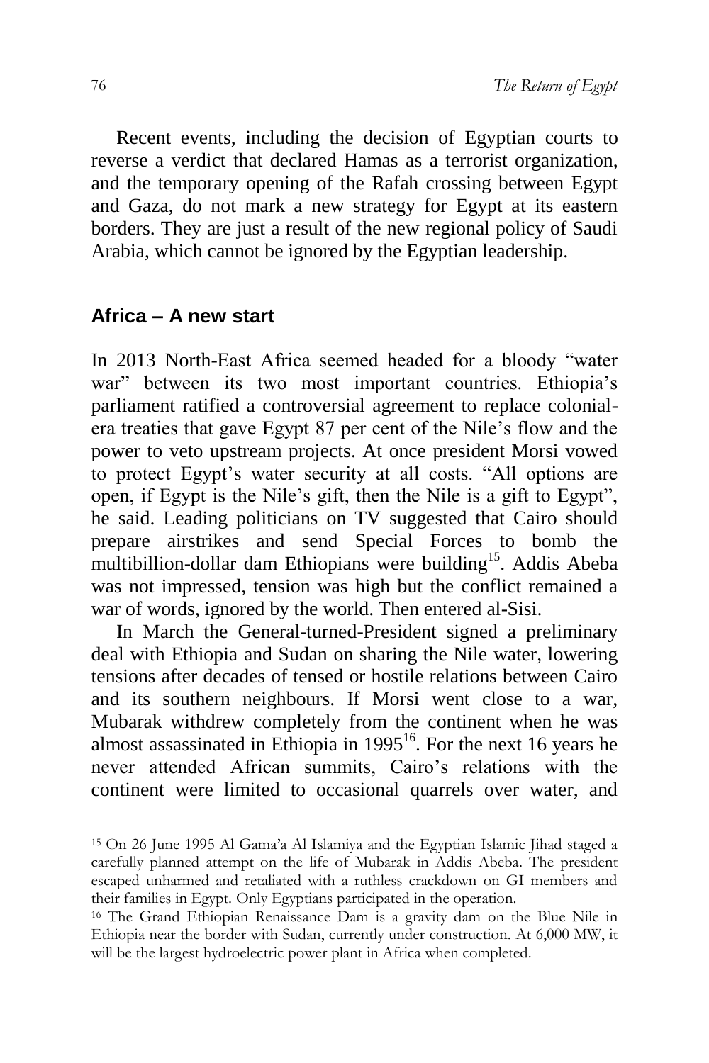Recent events, including the decision of Egyptian courts to reverse a verdict that declared Hamas as a terrorist organization, and the temporary opening of the Rafah crossing between Egypt and Gaza, do not mark a new strategy for Egypt at its eastern borders. They are just a result of the new regional policy of Saudi Arabia, which cannot be ignored by the Egyptian leadership.

## Africa – A new start

In 2013 North-East Africa seemed headed for a bloody "water war" between its two most important countries. Ethiopia's parliament ratified a controversial agreement to replace colonial-era treaties that gave Egypt 87 per cent of the Nile's flow and the power to veto upstream projects. At once president Morsi vowed to protect Egypt's water security at all costs. "All options are open, if Egypt is the Nile's gift, then the Nile is a gift to Egypt", he said. Leading politicians on TV suggested that Cairo should prepare airstrikes and send Special Forces to bomb the multibillion-dollar dam Ethiopians were building[15]. Addis Abeba was not impressed, tension was high but the conflict remained a war of words, ignored by the world. Then entered al-Sisi.

In March the General-turned-President signed a preliminary deal with Ethiopia and Sudan on sharing the Nile water, lowering tensions after decades of tensed or hostile relations between Cairo and its southern neighbours. If Morsi went close to a war, Mubarak withdrew completely from the continent when he was almost assassinated in Ethiopia in 1995[16]. For the next 16 years he never attended African summits, Cairo's relations with the continent were limited to occasional quarrels over water, and

---

[15] On 26 June 1995 Al Gama'a Al Islamiya and the Egyptian Islamic Jihad staged a carefully planned attempt on the life of Mubarak in Addis Abeba. The president escaped unharmed and retaliated with a ruthless crackdown on GI members and their families in Egypt. Only Egyptians participated in the operation.

[16] The Grand Ethiopian Renaissance Dam is a gravity dam on the Blue Nile in Ethiopia near the border with Sudan, currently under construction. At 6,000 MW, it will be the largest hydroelectric power plant in Africa when completed.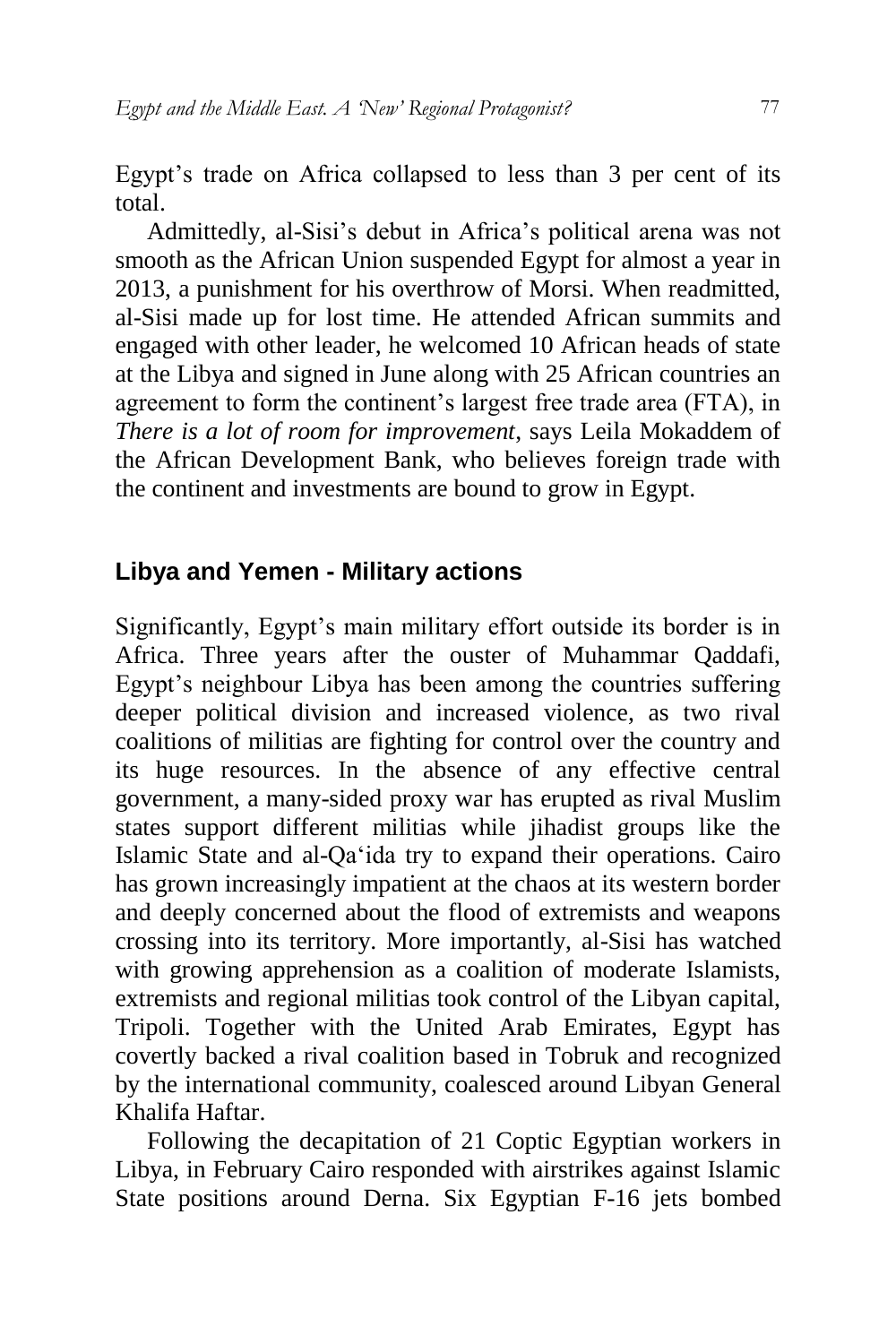Egypt's trade on Africa collapsed to less than 3 per cent of its total.

Admittedly, al-Sisi's debut in Africa's political arena was not smooth as the African Union suspended Egypt for almost a year in 2013, a punishment for his overthrow of Morsi. When readmitted, al-Sisi made up for lost time. He attended African summits and engaged with other leader, he welcomed 10 African heads of state at the Libya and signed in June along with 25 African countries an agreement to form the continent's largest free trade area (FTA), in *There is a lot of room for improvement*, says Leila Mokaddem of the African Development Bank, who believes foreign trade with the continent and investments are bound to grow in Egypt.

## Libya and Yemen - Military actions

Significantly, Egypt's main military effort outside its border is in Africa. Three years after the ouster of Muhammar Qaddafi, Egypt's neighbour Libya has been among the countries suffering deeper political division and increased violence, as two rival coalitions of militias are fighting for control over the country and its huge resources. In the absence of any effective central government, a many-sided proxy war has erupted as rival Muslim states support different militias while jihadist groups like the Islamic State and al-Qa'ida try to expand their operations. Cairo has grown increasingly impatient at the chaos at its western border and deeply concerned about the flood of extremists and weapons crossing into its territory. More importantly, al-Sisi has watched with growing apprehension as a coalition of moderate Islamists, extremists and regional militias took control of the Libyan capital, Tripoli. Together with the United Arab Emirates, Egypt has covertly backed a rival coalition based in Tobruk and recognized by the international community, coalesced around Libyan General Khalifa Haftar.

Following the decapitation of 21 Coptic Egyptian workers in Libya, in February Cairo responded with airstrikes against Islamic State positions around Derna. Six Egyptian F-16 jets bombed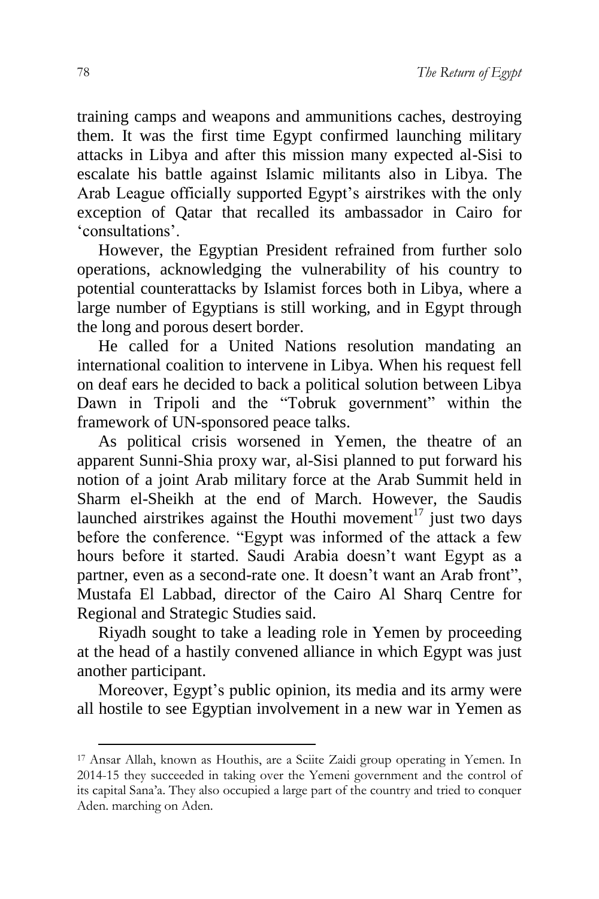training camps and weapons and ammunitions caches, destroying them. It was the first time Egypt confirmed launching military attacks in Libya and after this mission many expected al-Sisi to escalate his battle against Islamic militants also in Libya. The Arab League officially supported Egypt's airstrikes with the only exception of Qatar that recalled its ambassador in Cairo for 'consultations'.

However, the Egyptian President refrained from further solo operations, acknowledging the vulnerability of his country to potential counterattacks by Islamist forces both in Libya, where a large number of Egyptians is still working, and in Egypt through the long and porous desert border.

He called for a United Nations resolution mandating an international coalition to intervene in Libya. When his request fell on deaf ears he decided to back a political solution between Libya Dawn in Tripoli and the "Tobruk government" within the framework of UN-sponsored peace talks.

As political crisis worsened in Yemen, the theatre of an apparent Sunni-Shia proxy war, al-Sisi planned to put forward his notion of a joint Arab military force at the Arab Summit held in Sharm el-Sheikh at the end of March. However, the Saudis launched airstrikes against the Houthi movement[17] just two days before the conference. "Egypt was informed of the attack a few hours before it started. Saudi Arabia doesn't want Egypt as a partner, even as a second-rate one. It doesn't want an Arab front", Mustafa El Labbad, director of the Cairo Al Sharq Centre for Regional and Strategic Studies said.

Riyadh sought to take a leading role in Yemen by proceeding at the head of a hastily convened alliance in which Egypt was just another participant.

Moreover, Egypt's public opinion, its media and its army were all hostile to see Egyptian involvement in a new war in Yemen as

---

[17] Ansar Allah, known as Houthis, are a Sciite Zaidi group operating in Yemen. In 2014-15 they succeeded in taking over the Yemeni government and the control of its capital Sana'a. They also occupied a large part of the country and tried to conquer Aden. marching on Aden.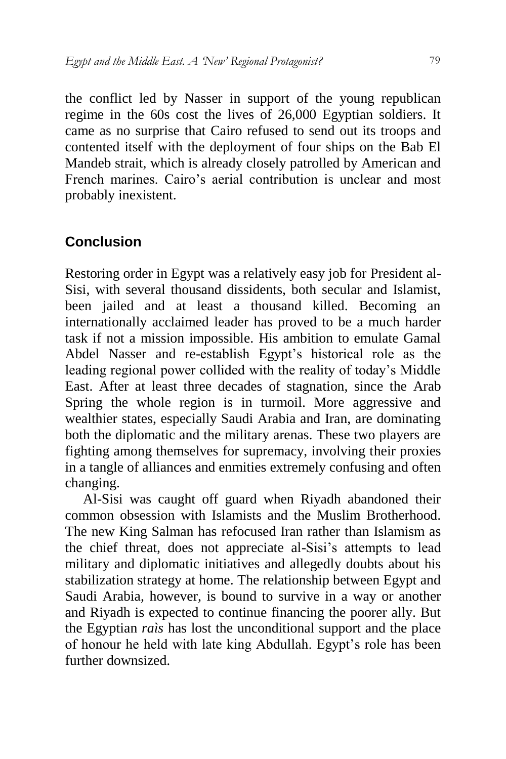the conflict led by Nasser in support of the young republican regime in the 60s cost the lives of 26,000 Egyptian soldiers. It came as no surprise that Cairo refused to send out its troops and contented itself with the deployment of four ships on the Bab El Mandeb strait, which is already closely patrolled by American and French marines. Cairo's aerial contribution is unclear and most probably inexistent.

## Conclusion

Restoring order in Egypt was a relatively easy job for President al-Sisi, with several thousand dissidents, both secular and Islamist, been jailed and at least a thousand killed. Becoming an internationally acclaimed leader has proved to be a much harder task if not a mission impossible. His ambition to emulate Gamal Abdel Nasser and re-establish Egypt's historical role as the leading regional power collided with the reality of today's Middle East. After at least three decades of stagnation, since the Arab Spring the whole region is in turmoil. More aggressive and wealthier states, especially Saudi Arabia and Iran, are dominating both the diplomatic and the military arenas. These two players are fighting among themselves for supremacy, involving their proxies in a tangle of alliances and enmities extremely confusing and often changing.

Al-Sisi was caught off guard when Riyadh abandoned their common obsession with Islamists and the Muslim Brotherhood. The new King Salman has refocused Iran rather than Islamism as the chief threat, does not appreciate al-Sisi's attempts to lead military and diplomatic initiatives and allegedly doubts about his stabilization strategy at home. The relationship between Egypt and Saudi Arabia, however, is bound to survive in a way or another and Riyadh is expected to continue financing the poorer ally. But the Egyptian *raìs* has lost the unconditional support and the place of honour he held with late king Abdullah. Egypt's role has been further downsized.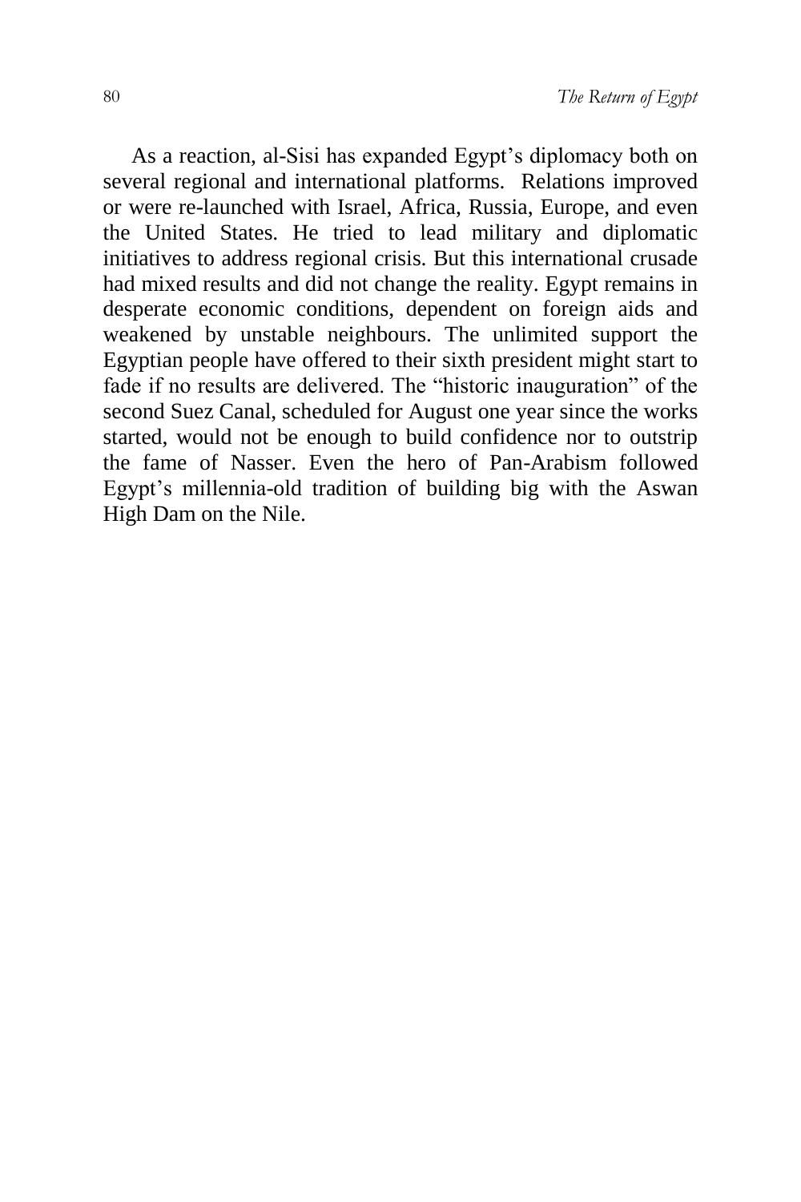As a reaction, al-Sisi has expanded Egypt's diplomacy both on several regional and international platforms. Relations improved or were re-launched with Israel, Africa, Russia, Europe, and even the United States. He tried to lead military and diplomatic initiatives to address regional crisis. But this international crusade had mixed results and did not change the reality. Egypt remains in desperate economic conditions, dependent on foreign aids and weakened by unstable neighbours. The unlimited support the Egyptian people have offered to their sixth president might start to fade if no results are delivered. The "historic inauguration" of the second Suez Canal, scheduled for August one year since the works started, would not be enough to build confidence nor to outstrip the fame of Nasser. Even the hero of Pan-Arabism followed Egypt's millennia-old tradition of building big with the Aswan High Dam on the Nile.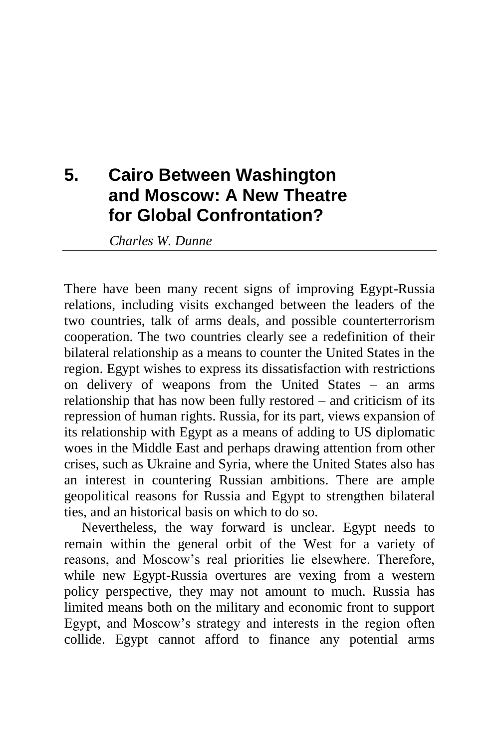# 5. Cairo Between Washington and Moscow: A New Theatre for Global Confrontation?

*Charles W. Dunne*

There have been many recent signs of improving Egypt-Russia relations, including visits exchanged between the leaders of the two countries, talk of arms deals, and possible counterterrorism cooperation. The two countries clearly see a redefinition of their bilateral relationship as a means to counter the United States in the region. Egypt wishes to express its dissatisfaction with restrictions on delivery of weapons from the United States – an arms relationship that has now been fully restored – and criticism of its repression of human rights. Russia, for its part, views expansion of its relationship with Egypt as a means of adding to US diplomatic woes in the Middle East and perhaps drawing attention from other crises, such as Ukraine and Syria, where the United States also has an interest in countering Russian ambitions. There are ample geopolitical reasons for Russia and Egypt to strengthen bilateral ties, and an historical basis on which to do so.

Nevertheless, the way forward is unclear. Egypt needs to remain within the general orbit of the West for a variety of reasons, and Moscow's real priorities lie elsewhere. Therefore, while new Egypt-Russia overtures are vexing from a western policy perspective, they may not amount to much. Russia has limited means both on the military and economic front to support Egypt, and Moscow's strategy and interests in the region often collide. Egypt cannot afford to finance any potential arms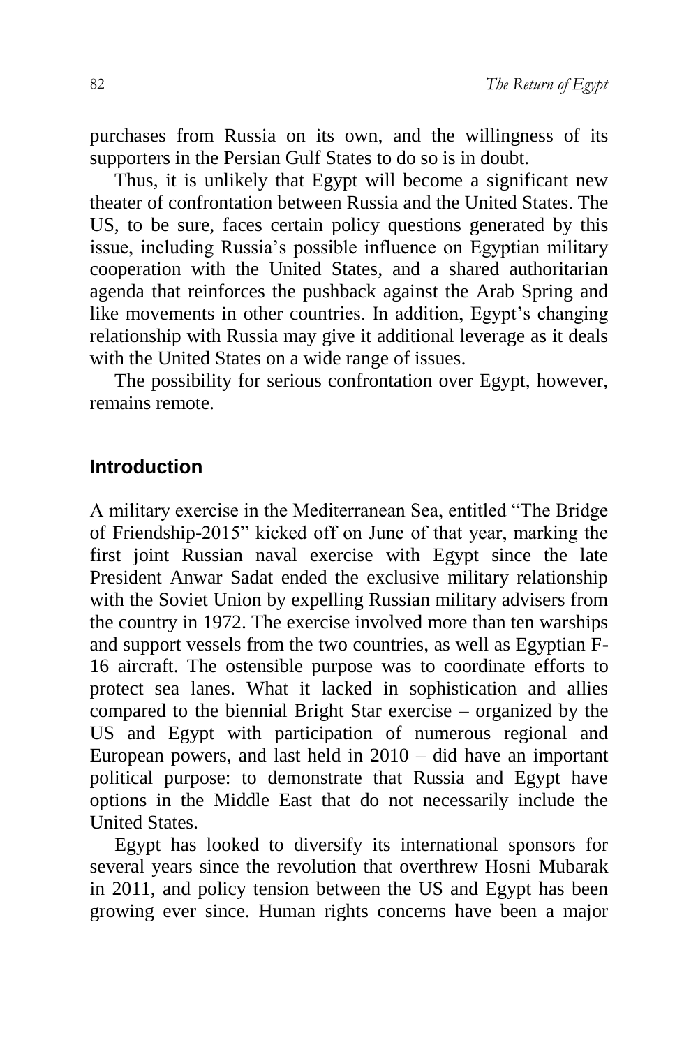purchases from Russia on its own, and the willingness of its supporters in the Persian Gulf States to do so is in doubt.

Thus, it is unlikely that Egypt will become a significant new theater of confrontation between Russia and the United States. The US, to be sure, faces certain policy questions generated by this issue, including Russia's possible influence on Egyptian military cooperation with the United States, and a shared authoritarian agenda that reinforces the pushback against the Arab Spring and like movements in other countries. In addition, Egypt's changing relationship with Russia may give it additional leverage as it deals with the United States on a wide range of issues.

The possibility for serious confrontation over Egypt, however, remains remote.

## Introduction

A military exercise in the Mediterranean Sea, entitled "The Bridge of Friendship-2015" kicked off on June of that year, marking the first joint Russian naval exercise with Egypt since the late President Anwar Sadat ended the exclusive military relationship with the Soviet Union by expelling Russian military advisers from the country in 1972. The exercise involved more than ten warships and support vessels from the two countries, as well as Egyptian F-16 aircraft. The ostensible purpose was to coordinate efforts to protect sea lanes. What it lacked in sophistication and allies compared to the biennial Bright Star exercise – organized by the US and Egypt with participation of numerous regional and European powers, and last held in 2010 – did have an important political purpose: to demonstrate that Russia and Egypt have options in the Middle East that do not necessarily include the United States.

Egypt has looked to diversify its international sponsors for several years since the revolution that overthrew Hosni Mubarak in 2011, and policy tension between the US and Egypt has been growing ever since. Human rights concerns have been a major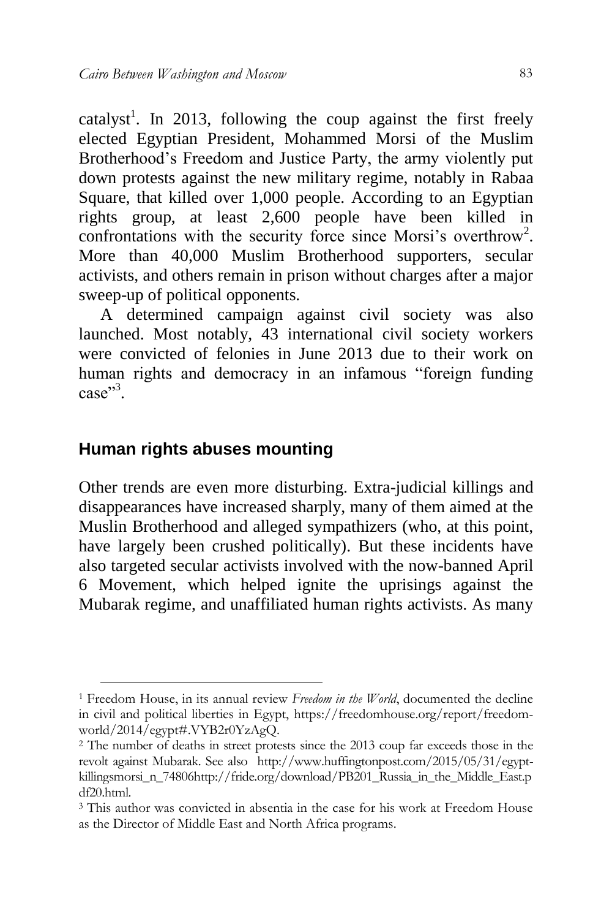catalyst[1]. In 2013, following the coup against the first freely elected Egyptian President, Mohammed Morsi of the Muslim Brotherhood's Freedom and Justice Party, the army violently put down protests against the new military regime, notably in Rabaa Square, that killed over 1,000 people. According to an Egyptian rights group, at least 2,600 people have been killed in confrontations with the security force since Morsi's overthrow[2]. More than 40,000 Muslim Brotherhood supporters, secular activists, and others remain in prison without charges after a major sweep-up of political opponents.

A determined campaign against civil society was also launched. Most notably, 43 international civil society workers were convicted of felonies in June 2013 due to their work on human rights and democracy in an infamous "foreign funding case"[3].

## Human rights abuses mounting

Other trends are even more disturbing. Extra-judicial killings and disappearances have increased sharply, many of them aimed at the Muslin Brotherhood and alleged sympathizers (who, at this point, have largely been crushed politically). But these incidents have also targeted secular activists involved with the now-banned April 6 Movement, which helped ignite the uprisings against the Mubarak regime, and unaffiliated human rights activists. As many

---

[1] Freedom House, in its annual review *Freedom in the World*, documented the decline in civil and political liberties in Egypt, https://freedomhouse.org/report/freedom-world/2014/egypt#.VYB2r0YzAgQ.

[2] The number of deaths in street protests since the 2013 coup far exceeds those in the revolt against Mubarak. See also http://www.huffingtonpost.com/2015/05/31/egypt-killingsmorsi_n_74806http://fride.org/download/PB201_Russia_in_the_Middle_East.pdf20.html.

[3] This author was convicted in absentia in the case for his work at Freedom House as the Director of Middle East and North Africa programs.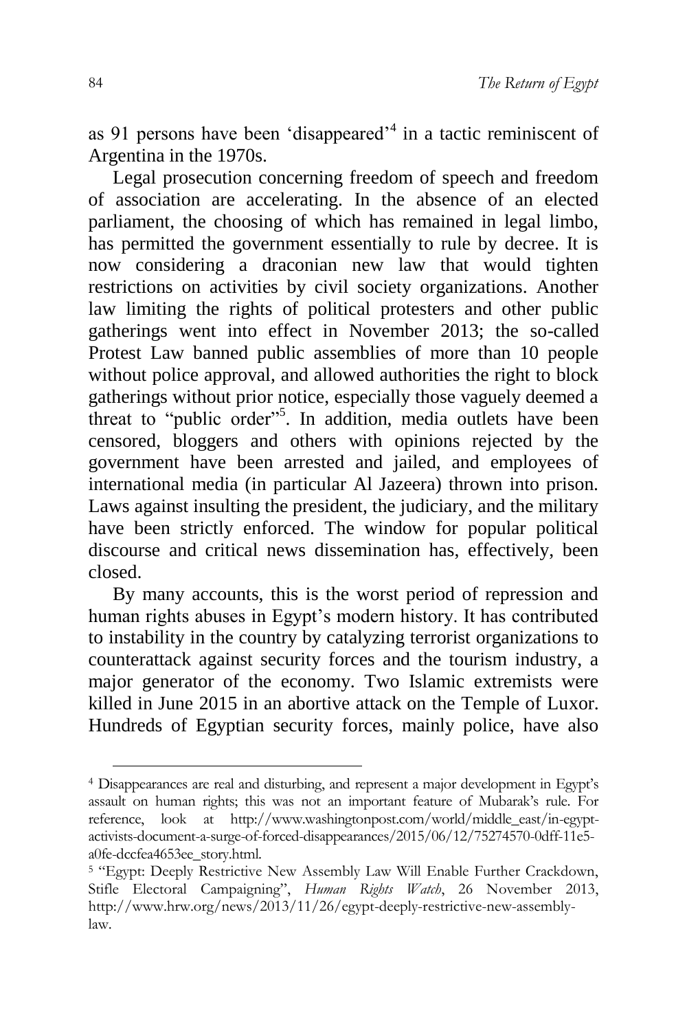as 91 persons have been 'disappeared'[4] in a tactic reminiscent of Argentina in the 1970s.

Legal prosecution concerning freedom of speech and freedom of association are accelerating. In the absence of an elected parliament, the choosing of which has remained in legal limbo, has permitted the government essentially to rule by decree. It is now considering a draconian new law that would tighten restrictions on activities by civil society organizations. Another law limiting the rights of political protesters and other public gatherings went into effect in November 2013; the so-called Protest Law banned public assemblies of more than 10 people without police approval, and allowed authorities the right to block gatherings without prior notice, especially those vaguely deemed a threat to "public order"[5]. In addition, media outlets have been censored, bloggers and others with opinions rejected by the government have been arrested and jailed, and employees of international media (in particular Al Jazeera) thrown into prison. Laws against insulting the president, the judiciary, and the military have been strictly enforced. The window for popular political discourse and critical news dissemination has, effectively, been closed.

By many accounts, this is the worst period of repression and human rights abuses in Egypt's modern history. It has contributed to instability in the country by catalyzing terrorist organizations to counterattack against security forces and the tourism industry, a major generator of the economy. Two Islamic extremists were killed in June 2015 in an abortive attack on the Temple of Luxor. Hundreds of Egyptian security forces, mainly police, have also

---

[4] Disappearances are real and disturbing, and represent a major development in Egypt's assault on human rights; this was not an important feature of Mubarak's rule. For reference, look at http://www.washingtonpost.com/world/middle_east/in-egypt-activists-document-a-surge-of-forced-disappearances/2015/06/12/75274570-0dff-11e5-a0fe-dccfea4653ee_story.html.

[5] "Egypt: Deeply Restrictive New Assembly Law Will Enable Further Crackdown, Stifle Electoral Campaigning", *Human Rights Watch*, 26 November 2013, http://www.hrw.org/news/2013/11/26/egypt-deeply-restrictive-new-assembly-law.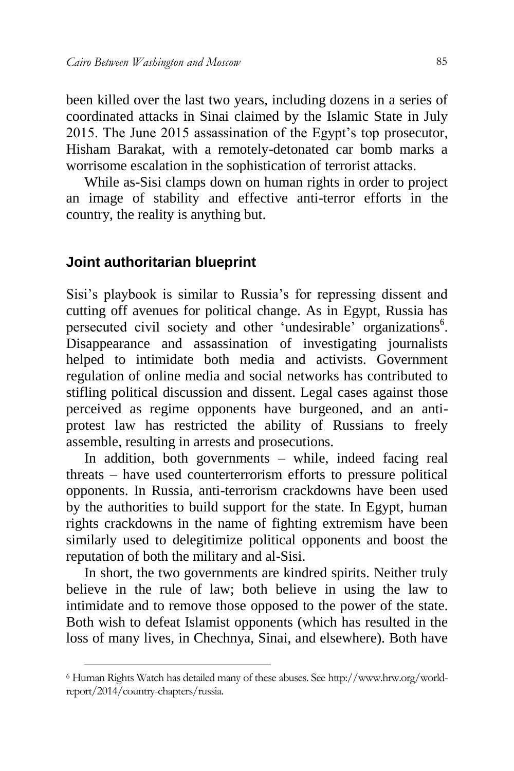been killed over the last two years, including dozens in a series of coordinated attacks in Sinai claimed by the Islamic State in July 2015. The June 2015 assassination of the Egypt's top prosecutor, Hisham Barakat, with a remotely-detonated car bomb marks a worrisome escalation in the sophistication of terrorist attacks.

While as-Sisi clamps down on human rights in order to project an image of stability and effective anti-terror efforts in the country, the reality is anything but.

## Joint authoritarian blueprint

Sisi's playbook is similar to Russia's for repressing dissent and cutting off avenues for political change. As in Egypt, Russia has persecuted civil society and other 'undesirable' organizations[6]. Disappearance and assassination of investigating journalists helped to intimidate both media and activists. Government regulation of online media and social networks has contributed to stifling political discussion and dissent. Legal cases against those perceived as regime opponents have burgeoned, and an anti-protest law has restricted the ability of Russians to freely assemble, resulting in arrests and prosecutions.

In addition, both governments – while, indeed facing real threats – have used counterterrorism efforts to pressure political opponents. In Russia, anti-terrorism crackdowns have been used by the authorities to build support for the state. In Egypt, human rights crackdowns in the name of fighting extremism have been similarly used to delegitimize political opponents and boost the reputation of both the military and al-Sisi.

In short, the two governments are kindred spirits. Neither truly believe in the rule of law; both believe in using the law to intimidate and to remove those opposed to the power of the state. Both wish to defeat Islamist opponents (which has resulted in the loss of many lives, in Chechnya, Sinai, and elsewhere). Both have

[6] Human Rights Watch has detailed many of these abuses. See http://www.hrw.org/world-report/2014/country-chapters/russia.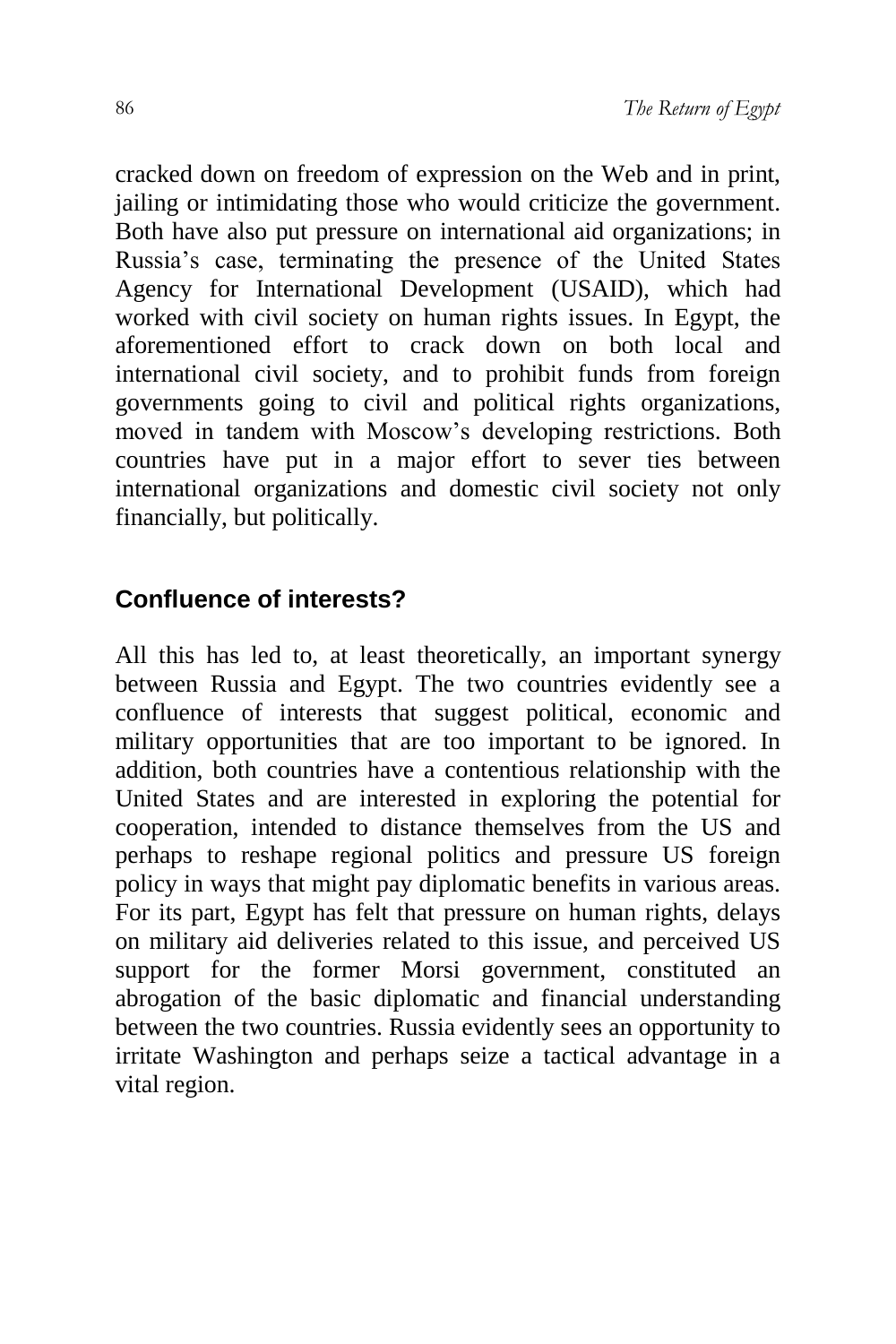cracked down on freedom of expression on the Web and in print, jailing or intimidating those who would criticize the government. Both have also put pressure on international aid organizations; in Russia's case, terminating the presence of the United States Agency for International Development (USAID), which had worked with civil society on human rights issues. In Egypt, the aforementioned effort to crack down on both local and international civil society, and to prohibit funds from foreign governments going to civil and political rights organizations, moved in tandem with Moscow's developing restrictions. Both countries have put in a major effort to sever ties between international organizations and domestic civil society not only financially, but politically.

## Confluence of interests?

All this has led to, at least theoretically, an important synergy between Russia and Egypt. The two countries evidently see a confluence of interests that suggest political, economic and military opportunities that are too important to be ignored. In addition, both countries have a contentious relationship with the United States and are interested in exploring the potential for cooperation, intended to distance themselves from the US and perhaps to reshape regional politics and pressure US foreign policy in ways that might pay diplomatic benefits in various areas. For its part, Egypt has felt that pressure on human rights, delays on military aid deliveries related to this issue, and perceived US support for the former Morsi government, constituted an abrogation of the basic diplomatic and financial understanding between the two countries. Russia evidently sees an opportunity to irritate Washington and perhaps seize a tactical advantage in a vital region.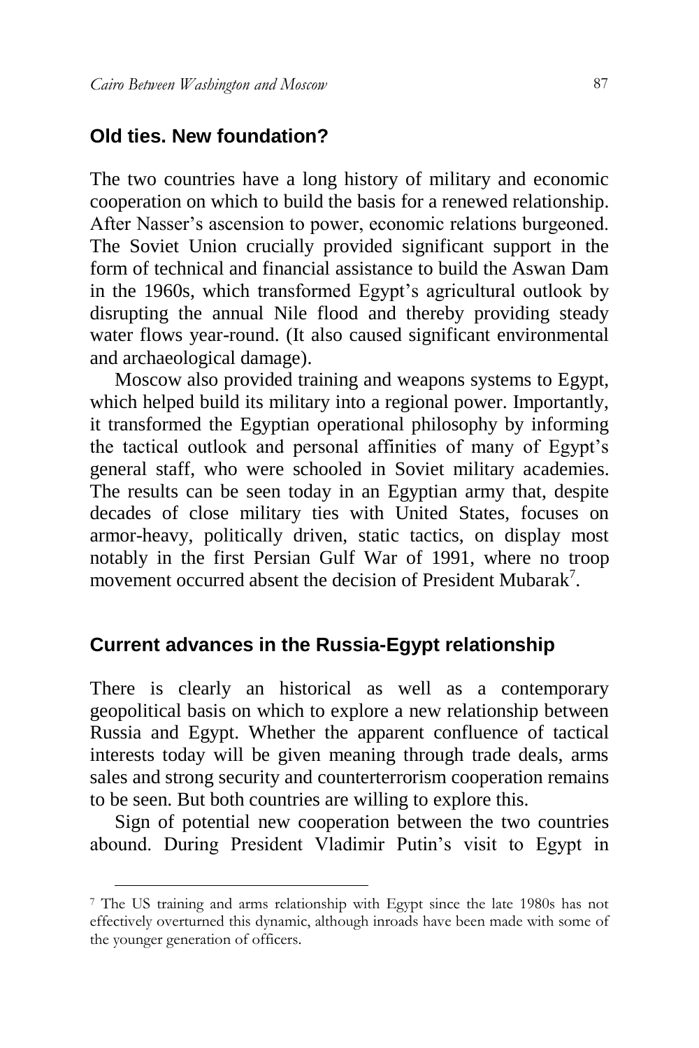## Old ties. New foundation?

The two countries have a long history of military and economic cooperation on which to build the basis for a renewed relationship. After Nasser's ascension to power, economic relations burgeoned. The Soviet Union crucially provided significant support in the form of technical and financial assistance to build the Aswan Dam in the 1960s, which transformed Egypt's agricultural outlook by disrupting the annual Nile flood and thereby providing steady water flows year-round. (It also caused significant environmental and archaeological damage).

Moscow also provided training and weapons systems to Egypt, which helped build its military into a regional power. Importantly, it transformed the Egyptian operational philosophy by informing the tactical outlook and personal affinities of many of Egypt's general staff, who were schooled in Soviet military academies. The results can be seen today in an Egyptian army that, despite decades of close military ties with United States, focuses on armor-heavy, politically driven, static tactics, on display most notably in the first Persian Gulf War of 1991, where no troop movement occurred absent the decision of President Mubarak[7].

## Current advances in the Russia-Egypt relationship

There is clearly an historical as well as a contemporary geopolitical basis on which to explore a new relationship between Russia and Egypt. Whether the apparent confluence of tactical interests today will be given meaning through trade deals, arms sales and strong security and counterterrorism cooperation remains to be seen. But both countries are willing to explore this.

Sign of potential new cooperation between the two countries abound. During President Vladimir Putin's visit to Egypt in

[7] The US training and arms relationship with Egypt since the late 1980s has not effectively overturned this dynamic, although inroads have been made with some of the younger generation of officers.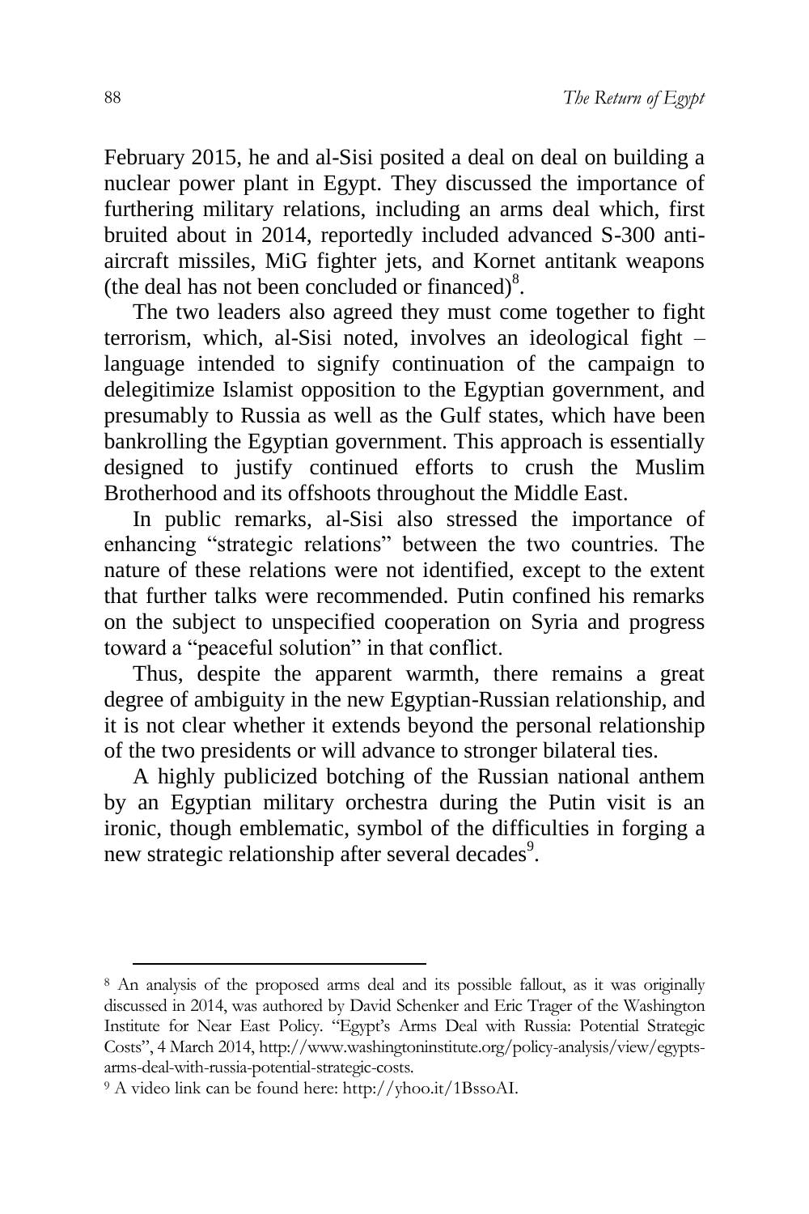February 2015, he and al-Sisi posited a deal on deal on building a nuclear power plant in Egypt. They discussed the importance of furthering military relations, including an arms deal which, first bruited about in 2014, reportedly included advanced S-300 anti-aircraft missiles, MiG fighter jets, and Kornet antitank weapons (the deal has not been concluded or financed)[8].

The two leaders also agreed they must come together to fight terrorism, which, al-Sisi noted, involves an ideological fight – language intended to signify continuation of the campaign to delegitimize Islamist opposition to the Egyptian government, and presumably to Russia as well as the Gulf states, which have been bankrolling the Egyptian government. This approach is essentially designed to justify continued efforts to crush the Muslim Brotherhood and its offshoots throughout the Middle East.

In public remarks, al-Sisi also stressed the importance of enhancing "strategic relations" between the two countries. The nature of these relations were not identified, except to the extent that further talks were recommended. Putin confined his remarks on the subject to unspecified cooperation on Syria and progress toward a "peaceful solution" in that conflict.

Thus, despite the apparent warmth, there remains a great degree of ambiguity in the new Egyptian-Russian relationship, and it is not clear whether it extends beyond the personal relationship of the two presidents or will advance to stronger bilateral ties.

A highly publicized botching of the Russian national anthem by an Egyptian military orchestra during the Putin visit is an ironic, though emblematic, symbol of the difficulties in forging a new strategic relationship after several decades[9].

---

[8] An analysis of the proposed arms deal and its possible fallout, as it was originally discussed in 2014, was authored by David Schenker and Eric Trager of the Washington Institute for Near East Policy. "Egypt's Arms Deal with Russia: Potential Strategic Costs", 4 March 2014, http://www.washingtoninstitute.org/policy-analysis/view/egypts-arms-deal-with-russia-potential-strategic-costs.

[9] A video link can be found here: http://yhoo.it/1BssoAI.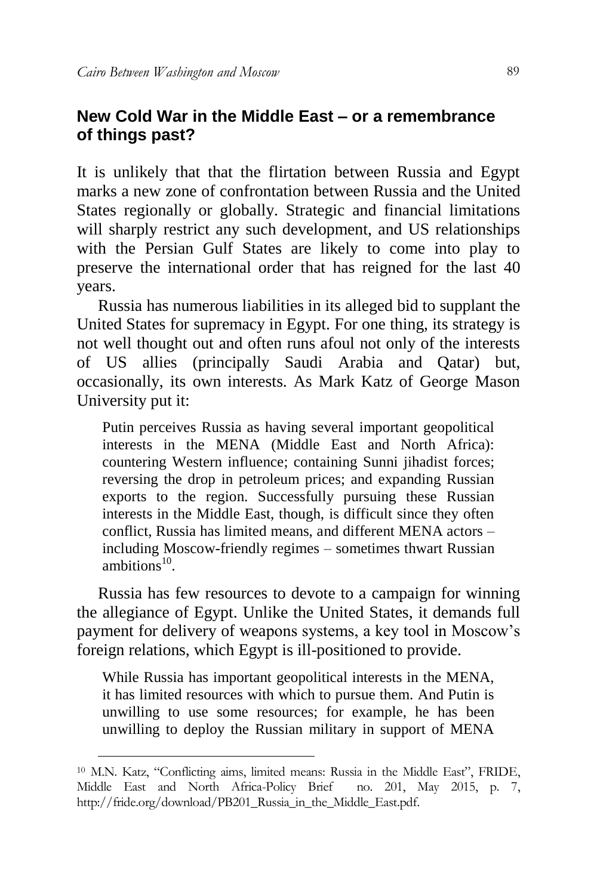## New Cold War in the Middle East – or a remembrance of things past?

It is unlikely that that the flirtation between Russia and Egypt marks a new zone of confrontation between Russia and the United States regionally or globally. Strategic and financial limitations will sharply restrict any such development, and US relationships with the Persian Gulf States are likely to come into play to preserve the international order that has reigned for the last 40 years.

Russia has numerous liabilities in its alleged bid to supplant the United States for supremacy in Egypt. For one thing, its strategy is not well thought out and often runs afoul not only of the interests of US allies (principally Saudi Arabia and Qatar) but, occasionally, its own interests. As Mark Katz of George Mason University put it:

> Putin perceives Russia as having several important geopolitical interests in the MENA (Middle East and North Africa): countering Western influence; containing Sunni jihadist forces; reversing the drop in petroleum prices; and expanding Russian exports to the region. Successfully pursuing these Russian interests in the Middle East, though, is difficult since they often conflict, Russia has limited means, and different MENA actors – including Moscow-friendly regimes – sometimes thwart Russian ambitions[10].

Russia has few resources to devote to a campaign for winning the allegiance of Egypt. Unlike the United States, it demands full payment for delivery of weapons systems, a key tool in Moscow's foreign relations, which Egypt is ill-positioned to provide.

> While Russia has important geopolitical interests in the MENA, it has limited resources with which to pursue them. And Putin is unwilling to use some resources; for example, he has been unwilling to deploy the Russian military in support of MENA

---

[10] M.N. Katz, "Conflicting aims, limited means: Russia in the Middle East", FRIDE, Middle East and North Africa-Policy Brief no. 201, May 2015, p. 7, http://fride.org/download/PB201_Russia_in_the_Middle_East.pdf.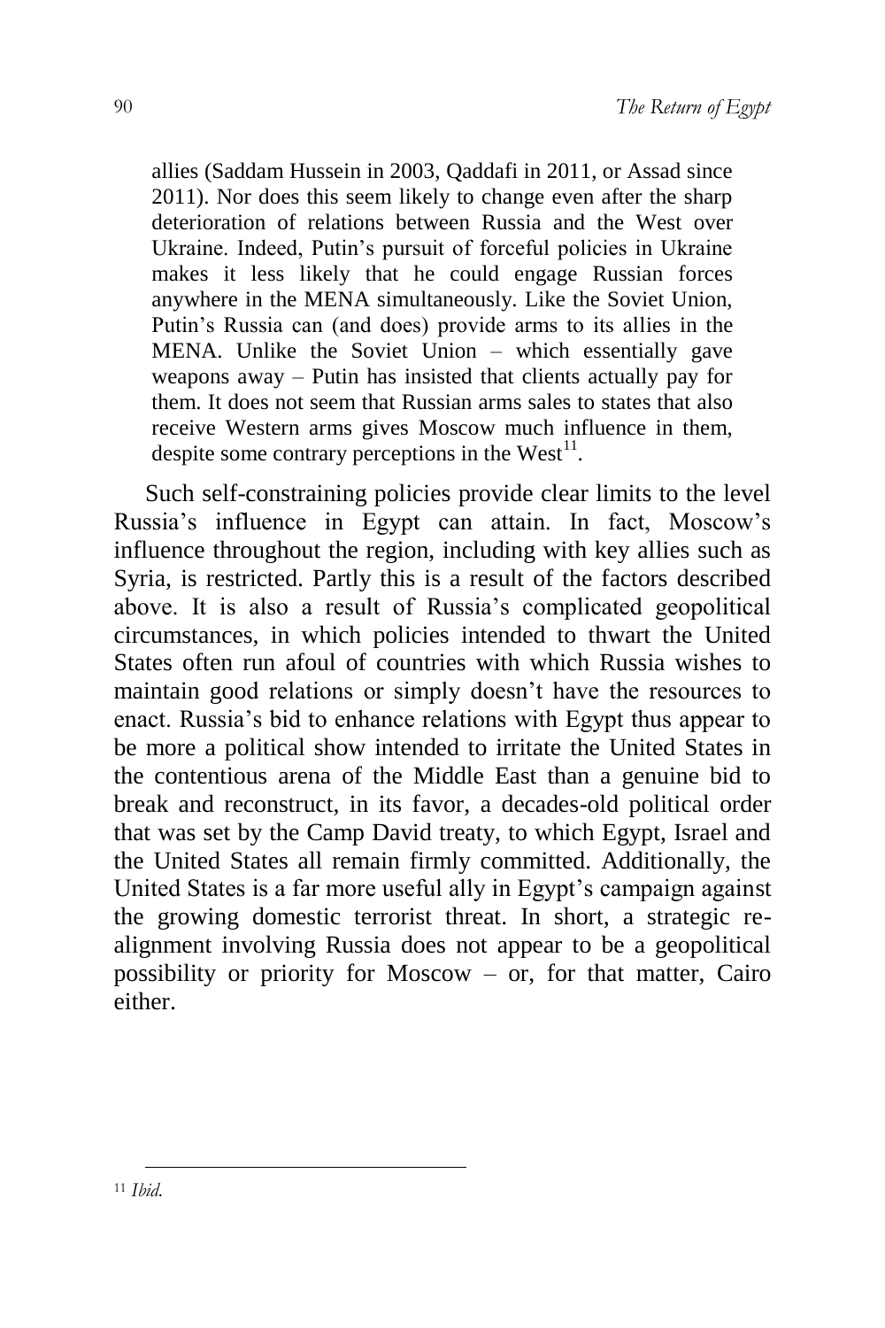allies (Saddam Hussein in 2003, Qaddafi in 2011, or Assad since 2011). Nor does this seem likely to change even after the sharp deterioration of relations between Russia and the West over Ukraine. Indeed, Putin's pursuit of forceful policies in Ukraine makes it less likely that he could engage Russian forces anywhere in the MENA simultaneously. Like the Soviet Union, Putin's Russia can (and does) provide arms to its allies in the MENA. Unlike the Soviet Union – which essentially gave weapons away – Putin has insisted that clients actually pay for them. It does not seem that Russian arms sales to states that also receive Western arms gives Moscow much influence in them, despite some contrary perceptions in the West[11].

Such self-constraining policies provide clear limits to the level Russia's influence in Egypt can attain. In fact, Moscow's influence throughout the region, including with key allies such as Syria, is restricted. Partly this is a result of the factors described above. It is also a result of Russia's complicated geopolitical circumstances, in which policies intended to thwart the United States often run afoul of countries with which Russia wishes to maintain good relations or simply doesn't have the resources to enact. Russia's bid to enhance relations with Egypt thus appear to be more a political show intended to irritate the United States in the contentious arena of the Middle East than a genuine bid to break and reconstruct, in its favor, a decades-old political order that was set by the Camp David treaty, to which Egypt, Israel and the United States all remain firmly committed. Additionally, the United States is a far more useful ally in Egypt's campaign against the growing domestic terrorist threat. In short, a strategic re-alignment involving Russia does not appear to be a geopolitical possibility or priority for Moscow – or, for that matter, Cairo either.

[11] *Ibid.*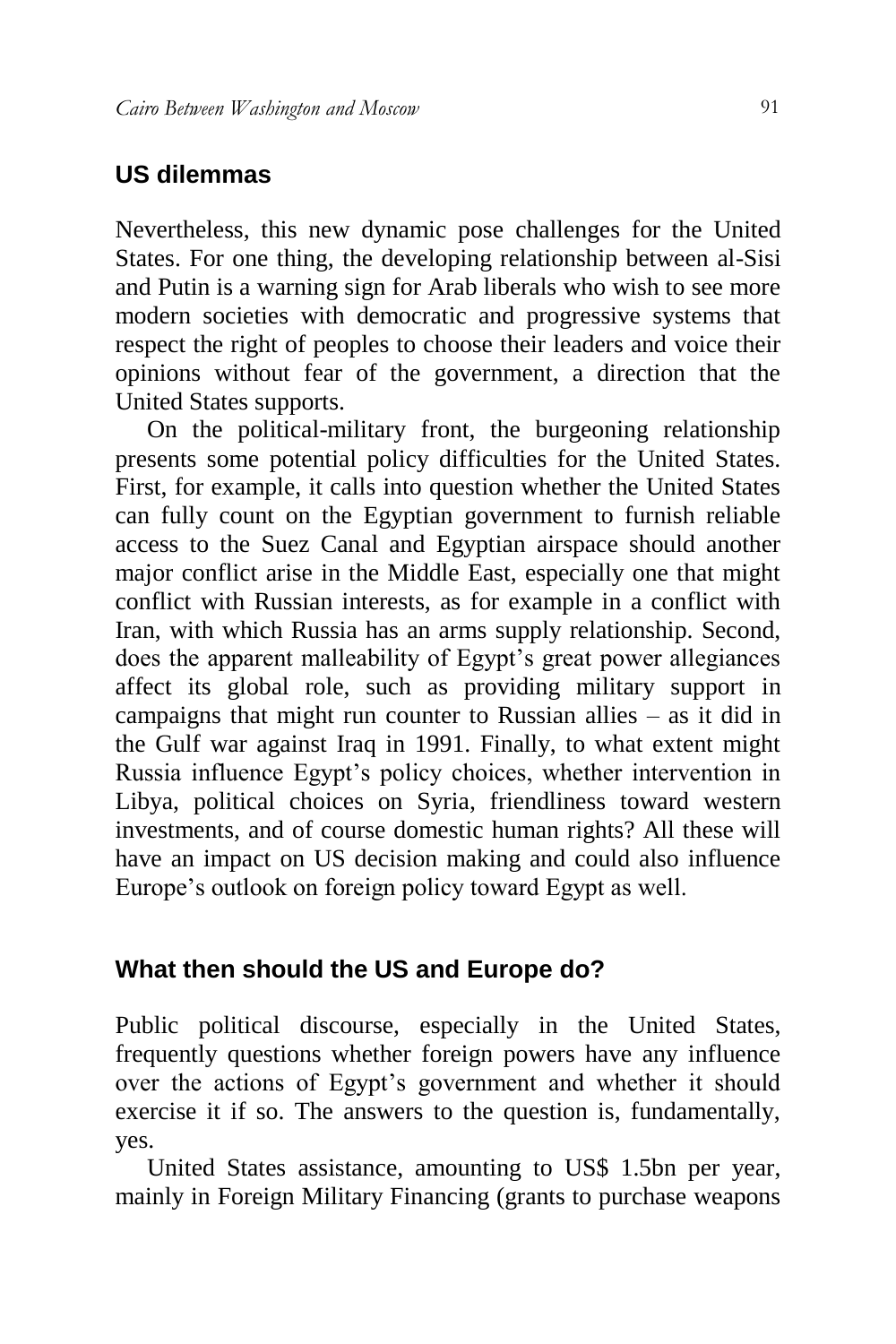## US dilemmas

Nevertheless, this new dynamic pose challenges for the United States. For one thing, the developing relationship between al-Sisi and Putin is a warning sign for Arab liberals who wish to see more modern societies with democratic and progressive systems that respect the right of peoples to choose their leaders and voice their opinions without fear of the government, a direction that the United States supports.

On the political-military front, the burgeoning relationship presents some potential policy difficulties for the United States. First, for example, it calls into question whether the United States can fully count on the Egyptian government to furnish reliable access to the Suez Canal and Egyptian airspace should another major conflict arise in the Middle East, especially one that might conflict with Russian interests, as for example in a conflict with Iran, with which Russia has an arms supply relationship. Second, does the apparent malleability of Egypt's great power allegiances affect its global role, such as providing military support in campaigns that might run counter to Russian allies – as it did in the Gulf war against Iraq in 1991. Finally, to what extent might Russia influence Egypt's policy choices, whether intervention in Libya, political choices on Syria, friendliness toward western investments, and of course domestic human rights? All these will have an impact on US decision making and could also influence Europe's outlook on foreign policy toward Egypt as well.

## What then should the US and Europe do?

Public political discourse, especially in the United States, frequently questions whether foreign powers have any influence over the actions of Egypt's government and whether it should exercise it if so. The answers to the question is, fundamentally, yes.

United States assistance, amounting to US$ 1.5bn per year, mainly in Foreign Military Financing (grants to purchase weapons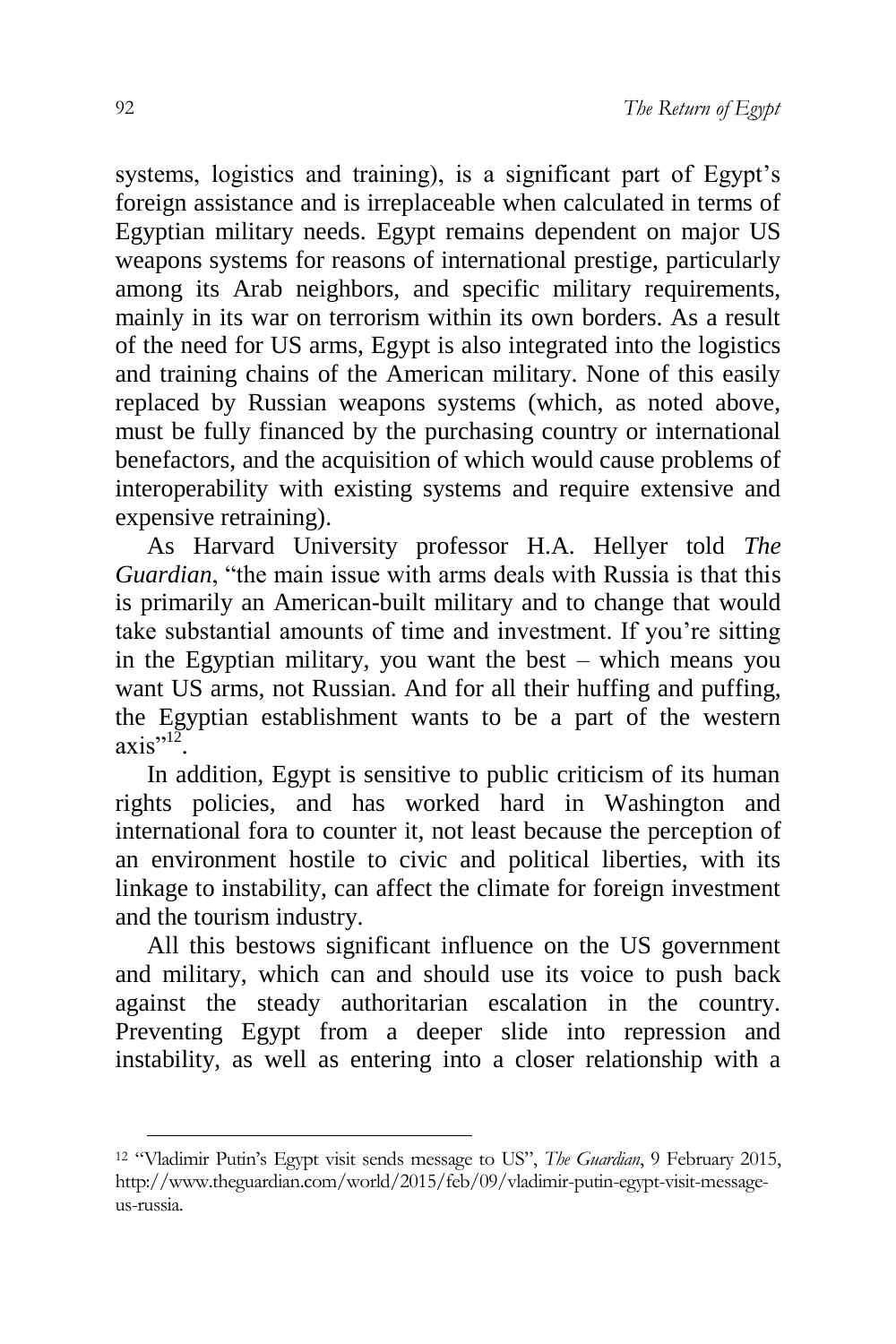systems, logistics and training), is a significant part of Egypt's foreign assistance and is irreplaceable when calculated in terms of Egyptian military needs. Egypt remains dependent on major US weapons systems for reasons of international prestige, particularly among its Arab neighbors, and specific military requirements, mainly in its war on terrorism within its own borders. As a result of the need for US arms, Egypt is also integrated into the logistics and training chains of the American military. None of this easily replaced by Russian weapons systems (which, as noted above, must be fully financed by the purchasing country or international benefactors, and the acquisition of which would cause problems of interoperability with existing systems and require extensive and expensive retraining).

As Harvard University professor H.A. Hellyer told *The Guardian*, "the main issue with arms deals with Russia is that this is primarily an American-built military and to change that would take substantial amounts of time and investment. If you're sitting in the Egyptian military, you want the best – which means you want US arms, not Russian. And for all their huffing and puffing, the Egyptian establishment wants to be a part of the western axis"[12].

In addition, Egypt is sensitive to public criticism of its human rights policies, and has worked hard in Washington and international fora to counter it, not least because the perception of an environment hostile to civic and political liberties, with its linkage to instability, can affect the climate for foreign investment and the tourism industry.

All this bestows significant influence on the US government and military, which can and should use its voice to push back against the steady authoritarian escalation in the country. Preventing Egypt from a deeper slide into repression and instability, as well as entering into a closer relationship with a

---

[12] "Vladimir Putin's Egypt visit sends message to US", *The Guardian*, 9 February 2015, http://www.theguardian.com/world/2015/feb/09/vladimir-putin-egypt-visit-message-us-russia.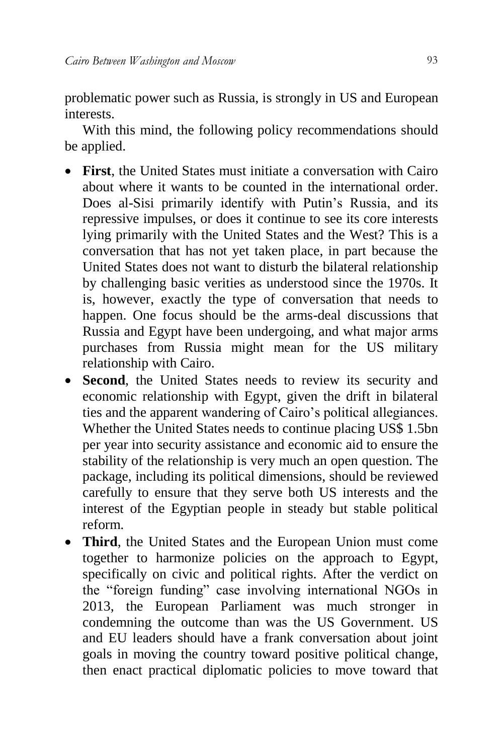problematic power such as Russia, is strongly in US and European interests.

With this mind, the following policy recommendations should be applied.

- **First**, the United States must initiate a conversation with Cairo about where it wants to be counted in the international order. Does al-Sisi primarily identify with Putin's Russia, and its repressive impulses, or does it continue to see its core interests lying primarily with the United States and the West? This is a conversation that has not yet taken place, in part because the United States does not want to disturb the bilateral relationship by challenging basic verities as understood since the 1970s. It is, however, exactly the type of conversation that needs to happen. One focus should be the arms-deal discussions that Russia and Egypt have been undergoing, and what major arms purchases from Russia might mean for the US military relationship with Cairo.
- **Second**, the United States needs to review its security and economic relationship with Egypt, given the drift in bilateral ties and the apparent wandering of Cairo's political allegiances. Whether the United States needs to continue placing US$ 1.5bn per year into security assistance and economic aid to ensure the stability of the relationship is very much an open question. The package, including its political dimensions, should be reviewed carefully to ensure that they serve both US interests and the interest of the Egyptian people in steady but stable political reform.
- **Third**, the United States and the European Union must come together to harmonize policies on the approach to Egypt, specifically on civic and political rights. After the verdict on the "foreign funding" case involving international NGOs in 2013, the European Parliament was much stronger in condemning the outcome than was the US Government. US and EU leaders should have a frank conversation about joint goals in moving the country toward positive political change, then enact practical diplomatic policies to move toward that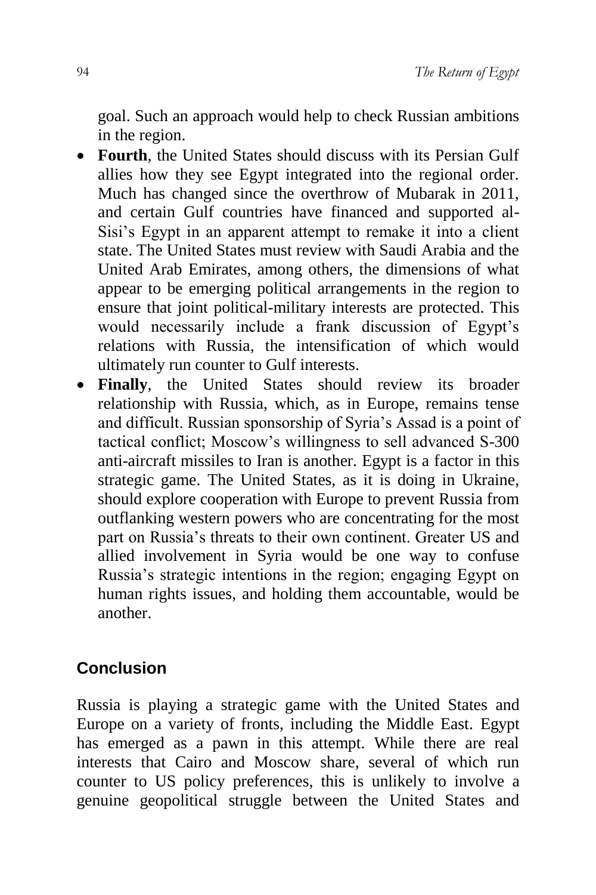goal. Such an approach would help to check Russian ambitions in the region.

- **Fourth**, the United States should discuss with its Persian Gulf allies how they see Egypt integrated into the regional order. Much has changed since the overthrow of Mubarak in 2011, and certain Gulf countries have financed and supported al-Sisi's Egypt in an apparent attempt to remake it into a client state. The United States must review with Saudi Arabia and the United Arab Emirates, among others, the dimensions of what appear to be emerging political arrangements in the region to ensure that joint political-military interests are protected. This would necessarily include a frank discussion of Egypt's relations with Russia, the intensification of which would ultimately run counter to Gulf interests.
- **Finally**, the United States should review its broader relationship with Russia, which, as in Europe, remains tense and difficult. Russian sponsorship of Syria's Assad is a point of tactical conflict; Moscow's willingness to sell advanced S-300 anti-aircraft missiles to Iran is another. Egypt is a factor in this strategic game. The United States, as it is doing in Ukraine, should explore cooperation with Europe to prevent Russia from outflanking western powers who are concentrating for the most part on Russia's threats to their own continent. Greater US and allied involvement in Syria would be one way to confuse Russia's strategic intentions in the region; engaging Egypt on human rights issues, and holding them accountable, would be another.

## Conclusion

Russia is playing a strategic game with the United States and Europe on a variety of fronts, including the Middle East. Egypt has emerged as a pawn in this attempt. While there are real interests that Cairo and Moscow share, several of which run counter to US policy preferences, this is unlikely to involve a genuine geopolitical struggle between the United States and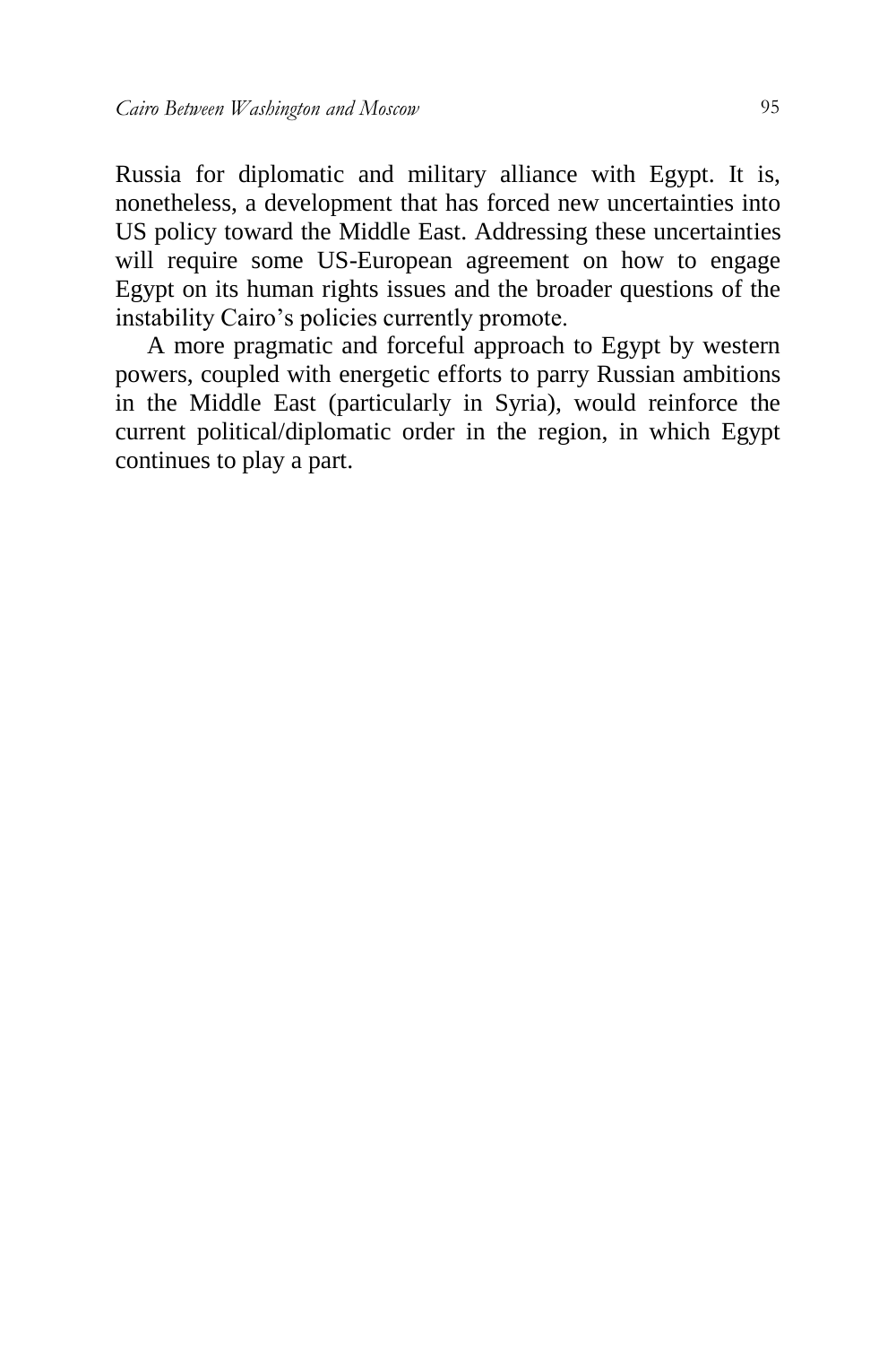Russia for diplomatic and military alliance with Egypt. It is, nonetheless, a development that has forced new uncertainties into US policy toward the Middle East. Addressing these uncertainties will require some US-European agreement on how to engage Egypt on its human rights issues and the broader questions of the instability Cairo's policies currently promote.

A more pragmatic and forceful approach to Egypt by western powers, coupled with energetic efforts to parry Russian ambitions in the Middle East (particularly in Syria), would reinforce the current political/diplomatic order in the region, in which Egypt continues to play a part.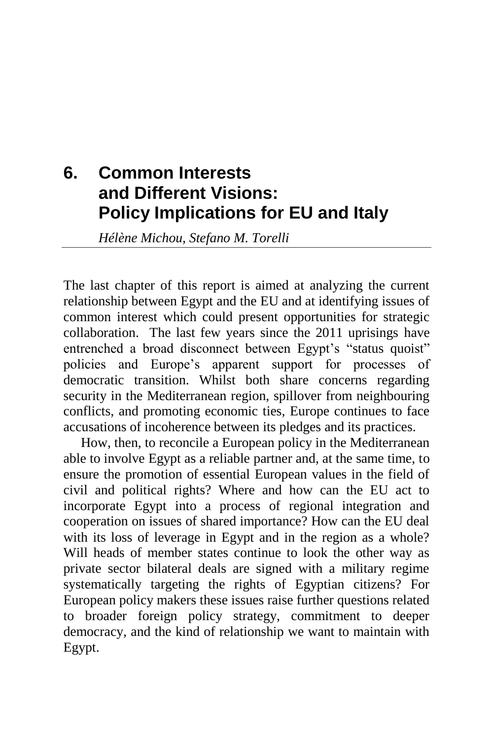# 6. Common Interests and Different Visions: Policy Implications for EU and Italy

*Hélène Michou, Stefano M. Torelli*

The last chapter of this report is aimed at analyzing the current relationship between Egypt and the EU and at identifying issues of common interest which could present opportunities for strategic collaboration. The last few years since the 2011 uprisings have entrenched a broad disconnect between Egypt's "status quoist" policies and Europe's apparent support for processes of democratic transition. Whilst both share concerns regarding security in the Mediterranean region, spillover from neighbouring conflicts, and promoting economic ties, Europe continues to face accusations of incoherence between its pledges and its practices.

How, then, to reconcile a European policy in the Mediterranean able to involve Egypt as a reliable partner and, at the same time, to ensure the promotion of essential European values in the field of civil and political rights? Where and how can the EU act to incorporate Egypt into a process of regional integration and cooperation on issues of shared importance? How can the EU deal with its loss of leverage in Egypt and in the region as a whole? Will heads of member states continue to look the other way as private sector bilateral deals are signed with a military regime systematically targeting the rights of Egyptian citizens? For European policy makers these issues raise further questions related to broader foreign policy strategy, commitment to deeper democracy, and the kind of relationship we want to maintain with Egypt.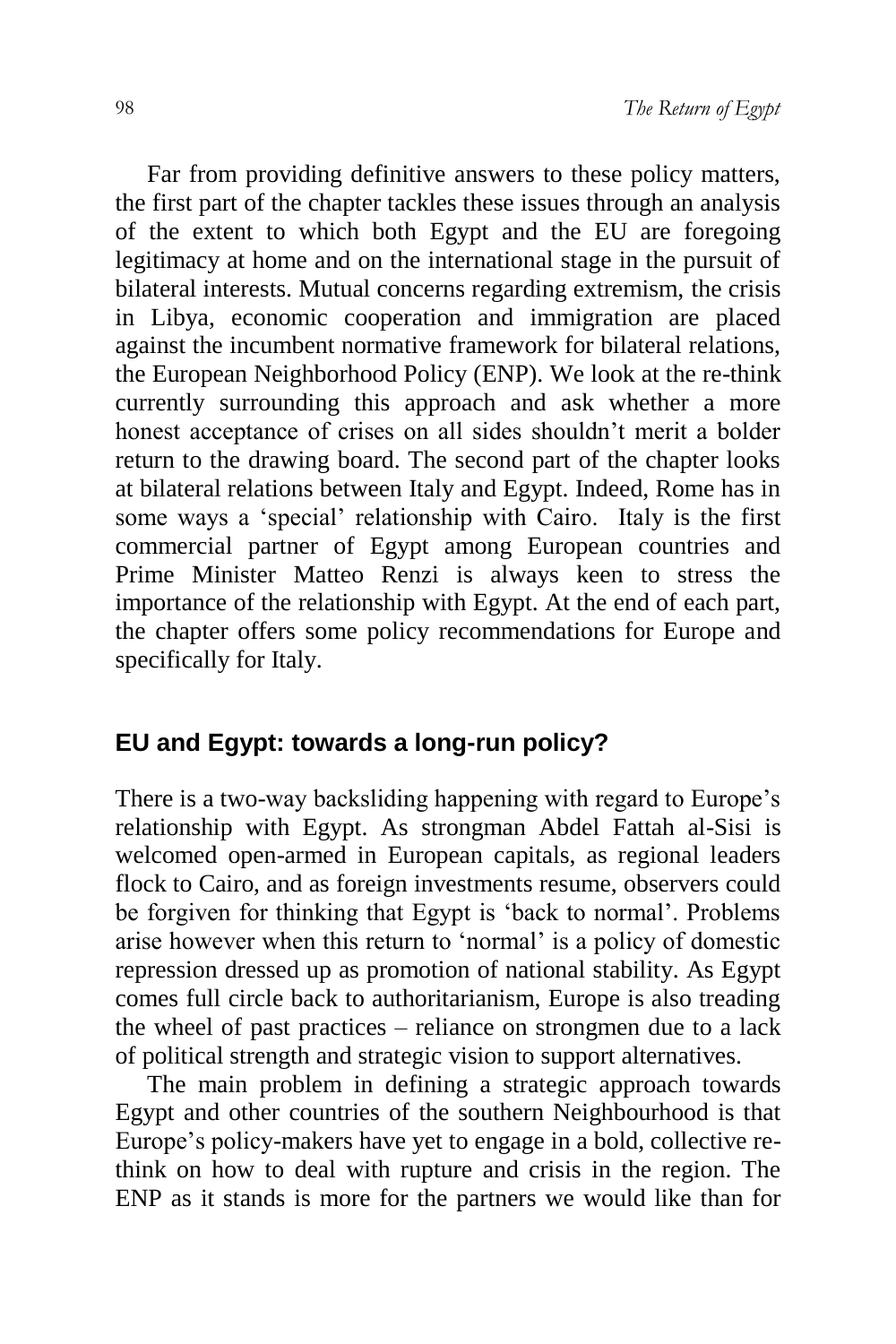Far from providing definitive answers to these policy matters, the first part of the chapter tackles these issues through an analysis of the extent to which both Egypt and the EU are foregoing legitimacy at home and on the international stage in the pursuit of bilateral interests. Mutual concerns regarding extremism, the crisis in Libya, economic cooperation and immigration are placed against the incumbent normative framework for bilateral relations, the European Neighborhood Policy (ENP). We look at the re-think currently surrounding this approach and ask whether a more honest acceptance of crises on all sides shouldn't merit a bolder return to the drawing board. The second part of the chapter looks at bilateral relations between Italy and Egypt. Indeed, Rome has in some ways a 'special' relationship with Cairo. Italy is the first commercial partner of Egypt among European countries and Prime Minister Matteo Renzi is always keen to stress the importance of the relationship with Egypt. At the end of each part, the chapter offers some policy recommendations for Europe and specifically for Italy.

## EU and Egypt: towards a long-run policy?

There is a two-way backsliding happening with regard to Europe's relationship with Egypt. As strongman Abdel Fattah al-Sisi is welcomed open-armed in European capitals, as regional leaders flock to Cairo, and as foreign investments resume, observers could be forgiven for thinking that Egypt is 'back to normal'. Problems arise however when this return to 'normal' is a policy of domestic repression dressed up as promotion of national stability. As Egypt comes full circle back to authoritarianism, Europe is also treading the wheel of past practices – reliance on strongmen due to a lack of political strength and strategic vision to support alternatives.

The main problem in defining a strategic approach towards Egypt and other countries of the southern Neighbourhood is that Europe's policy-makers have yet to engage in a bold, collective re-think on how to deal with rupture and crisis in the region. The ENP as it stands is more for the partners we would like than for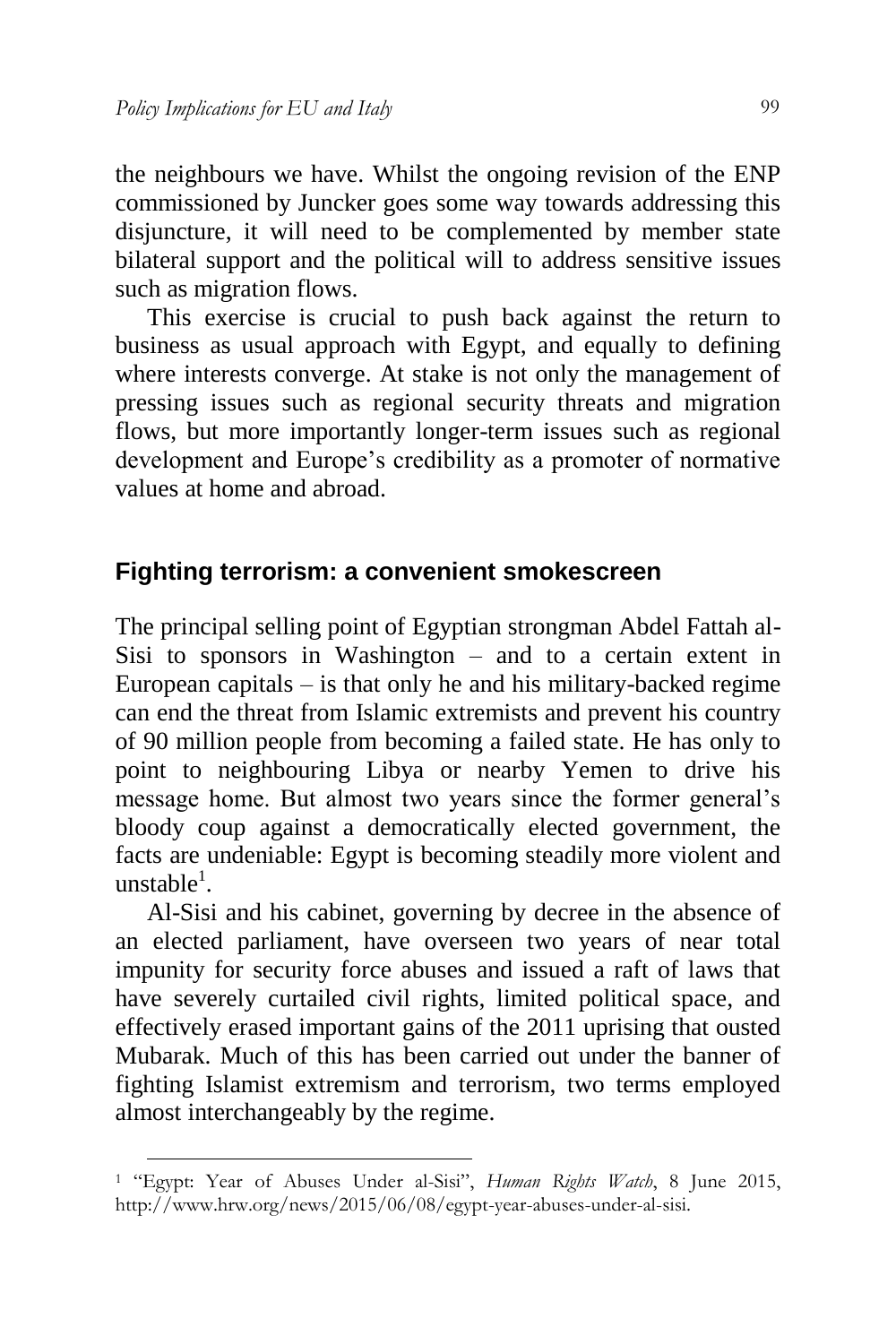the neighbours we have. Whilst the ongoing revision of the ENP commissioned by Juncker goes some way towards addressing this disjuncture, it will need to be complemented by member state bilateral support and the political will to address sensitive issues such as migration flows.

This exercise is crucial to push back against the return to business as usual approach with Egypt, and equally to defining where interests converge. At stake is not only the management of pressing issues such as regional security threats and migration flows, but more importantly longer-term issues such as regional development and Europe's credibility as a promoter of normative values at home and abroad.

## Fighting terrorism: a convenient smokescreen

The principal selling point of Egyptian strongman Abdel Fattah al-Sisi to sponsors in Washington – and to a certain extent in European capitals – is that only he and his military-backed regime can end the threat from Islamic extremists and prevent his country of 90 million people from becoming a failed state. He has only to point to neighbouring Libya or nearby Yemen to drive his message home. But almost two years since the former general's bloody coup against a democratically elected government, the facts are undeniable: Egypt is becoming steadily more violent and unstable[1].

Al-Sisi and his cabinet, governing by decree in the absence of an elected parliament, have overseen two years of near total impunity for security force abuses and issued a raft of laws that have severely curtailed civil rights, limited political space, and effectively erased important gains of the 2011 uprising that ousted Mubarak. Much of this has been carried out under the banner of fighting Islamist extremism and terrorism, two terms employed almost interchangeably by the regime.

[1] "Egypt: Year of Abuses Under al-Sisi", *Human Rights Watch*, 8 June 2015, http://www.hrw.org/news/2015/06/08/egypt-year-abuses-under-al-sisi.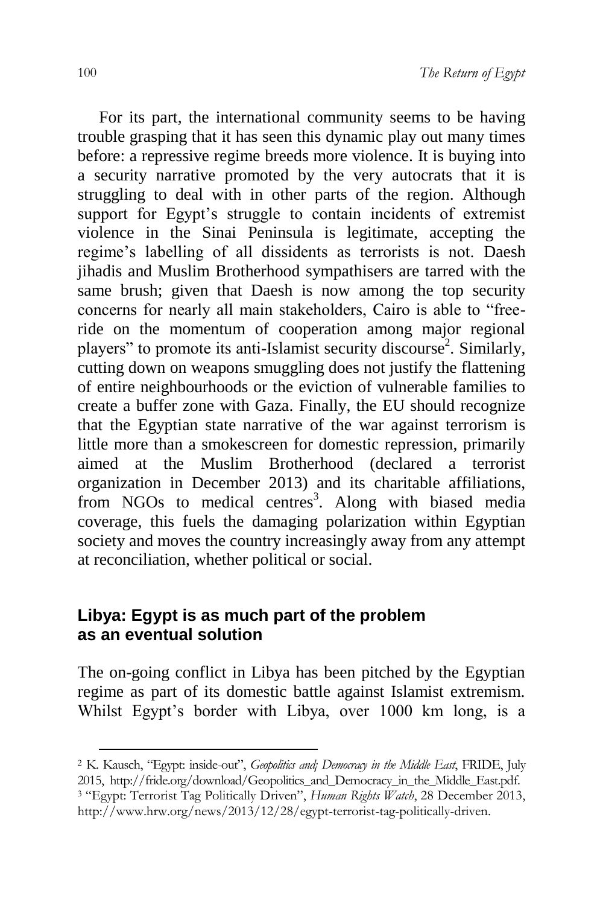For its part, the international community seems to be having trouble grasping that it has seen this dynamic play out many times before: a repressive regime breeds more violence. It is buying into a security narrative promoted by the very autocrats that it is struggling to deal with in other parts of the region. Although support for Egypt's struggle to contain incidents of extremist violence in the Sinai Peninsula is legitimate, accepting the regime's labelling of all dissidents as terrorists is not. Daesh jihadis and Muslim Brotherhood sympathisers are tarred with the same brush; given that Daesh is now among the top security concerns for nearly all main stakeholders, Cairo is able to "free-ride on the momentum of cooperation among major regional players" to promote its anti-Islamist security discourse[2]. Similarly, cutting down on weapons smuggling does not justify the flattening of entire neighbourhoods or the eviction of vulnerable families to create a buffer zone with Gaza. Finally, the EU should recognize that the Egyptian state narrative of the war against terrorism is little more than a smokescreen for domestic repression, primarily aimed at the Muslim Brotherhood (declared a terrorist organization in December 2013) and its charitable affiliations, from NGOs to medical centres[3]. Along with biased media coverage, this fuels the damaging polarization within Egyptian society and moves the country increasingly away from any attempt at reconciliation, whether political or social.

## Libya: Egypt is as much part of the problem as an eventual solution

The on-going conflict in Libya has been pitched by the Egyptian regime as part of its domestic battle against Islamist extremism. Whilst Egypt's border with Libya, over 1000 km long, is a

---

[2] K. Kausch, "Egypt: inside-out", *Geopolitics and; Democracy in the Middle East*, FRIDE, July 2015, http://fride.org/download/Geopolitics_and_Democracy_in_the_Middle_East.pdf.

[3] "Egypt: Terrorist Tag Politically Driven", *Human Rights Watch*, 28 December 2013, http://www.hrw.org/news/2013/12/28/egypt-terrorist-tag-politically-driven.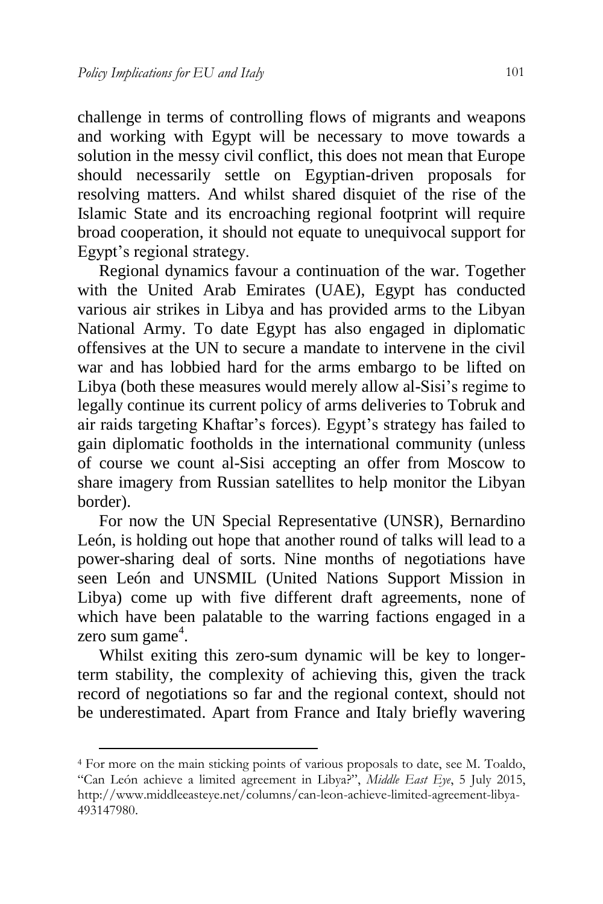challenge in terms of controlling flows of migrants and weapons and working with Egypt will be necessary to move towards a solution in the messy civil conflict, this does not mean that Europe should necessarily settle on Egyptian-driven proposals for resolving matters. And whilst shared disquiet of the rise of the Islamic State and its encroaching regional footprint will require broad cooperation, it should not equate to unequivocal support for Egypt's regional strategy.

Regional dynamics favour a continuation of the war. Together with the United Arab Emirates (UAE), Egypt has conducted various air strikes in Libya and has provided arms to the Libyan National Army. To date Egypt has also engaged in diplomatic offensives at the UN to secure a mandate to intervene in the civil war and has lobbied hard for the arms embargo to be lifted on Libya (both these measures would merely allow al-Sisi's regime to legally continue its current policy of arms deliveries to Tobruk and air raids targeting Khaftar's forces). Egypt's strategy has failed to gain diplomatic footholds in the international community (unless of course we count al-Sisi accepting an offer from Moscow to share imagery from Russian satellites to help monitor the Libyan border).

For now the UN Special Representative (UNSR), Bernardino León, is holding out hope that another round of talks will lead to a power-sharing deal of sorts. Nine months of negotiations have seen León and UNSMIL (United Nations Support Mission in Libya) come up with five different draft agreements, none of which have been palatable to the warring factions engaged in a zero sum game[4].

Whilst exiting this zero-sum dynamic will be key to longer-term stability, the complexity of achieving this, given the track record of negotiations so far and the regional context, should not be underestimated. Apart from France and Italy briefly wavering

---

[4] For more on the main sticking points of various proposals to date, see M. Toaldo, "Can León achieve a limited agreement in Libya?", *Middle East Eye*, 5 July 2015, http://www.middleeasteye.net/columns/can-leon-achieve-limited-agreement-libya-493147980.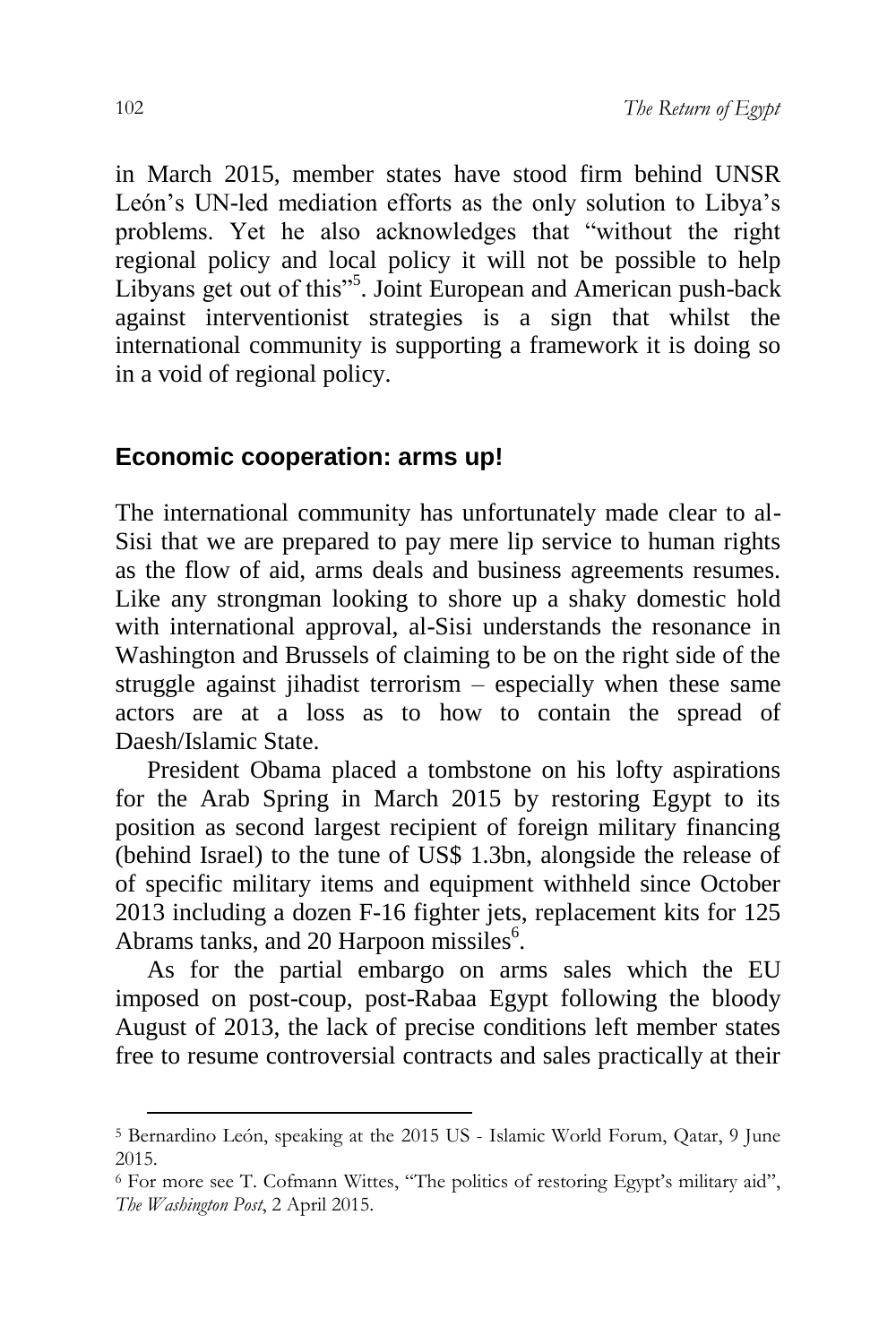in March 2015, member states have stood firm behind UNSR León's UN-led mediation efforts as the only solution to Libya's problems. Yet he also acknowledges that "without the right regional policy and local policy it will not be possible to help Libyans get out of this"[5]. Joint European and American push-back against interventionist strategies is a sign that whilst the international community is supporting a framework it is doing so in a void of regional policy.

## Economic cooperation: arms up!

The international community has unfortunately made clear to al-Sisi that we are prepared to pay mere lip service to human rights as the flow of aid, arms deals and business agreements resumes. Like any strongman looking to shore up a shaky domestic hold with international approval, al-Sisi understands the resonance in Washington and Brussels of claiming to be on the right side of the struggle against jihadist terrorism – especially when these same actors are at a loss as to how to contain the spread of Daesh/Islamic State.

President Obama placed a tombstone on his lofty aspirations for the Arab Spring in March 2015 by restoring Egypt to its position as second largest recipient of foreign military financing (behind Israel) to the tune of US$ 1.3bn, alongside the release of of specific military items and equipment withheld since October 2013 including a dozen F-16 fighter jets, replacement kits for 125 Abrams tanks, and 20 Harpoon missiles[6].

As for the partial embargo on arms sales which the EU imposed on post-coup, post-Rabaa Egypt following the bloody August of 2013, the lack of precise conditions left member states free to resume controversial contracts and sales practically at their

[5] Bernardino León, speaking at the 2015 US - Islamic World Forum, Qatar, 9 June 2015.

[6] For more see T. Cofmann Wittes, "The politics of restoring Egypt's military aid", *The Washington Post*, 2 April 2015.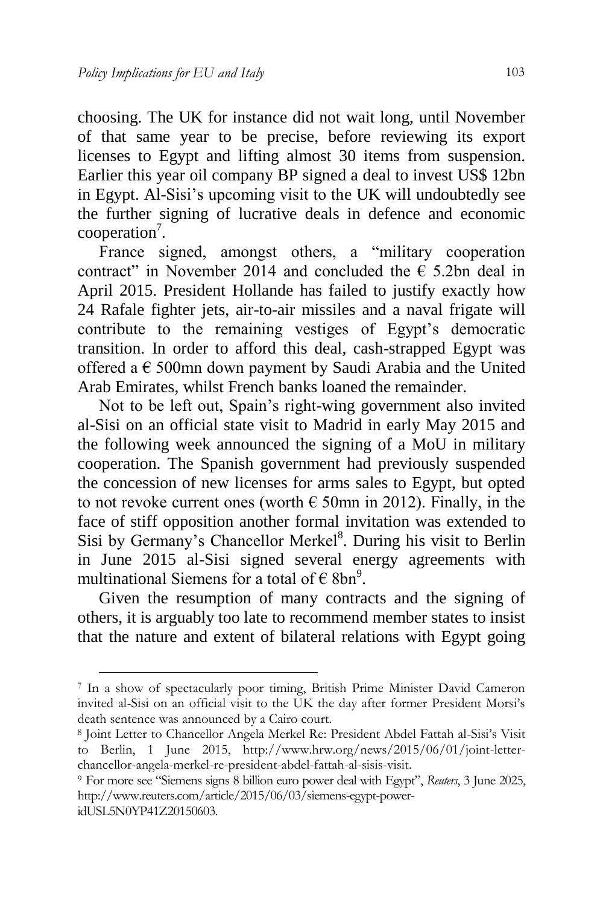choosing. The UK for instance did not wait long, until November of that same year to be precise, before reviewing its export licenses to Egypt and lifting almost 30 items from suspension. Earlier this year oil company BP signed a deal to invest US$ 12bn in Egypt. Al-Sisi's upcoming visit to the UK will undoubtedly see the further signing of lucrative deals in defence and economic cooperation[7].

France signed, amongst others, a "military cooperation contract" in November 2014 and concluded the € 5.2bn deal in April 2015. President Hollande has failed to justify exactly how 24 Rafale fighter jets, air-to-air missiles and a naval frigate will contribute to the remaining vestiges of Egypt's democratic transition. In order to afford this deal, cash-strapped Egypt was offered a € 500mn down payment by Saudi Arabia and the United Arab Emirates, whilst French banks loaned the remainder.

Not to be left out, Spain's right-wing government also invited al-Sisi on an official state visit to Madrid in early May 2015 and the following week announced the signing of a MoU in military cooperation. The Spanish government had previously suspended the concession of new licenses for arms sales to Egypt, but opted to not revoke current ones (worth € 50mn in 2012). Finally, in the face of stiff opposition another formal invitation was extended to Sisi by Germany's Chancellor Merkel[8]. During his visit to Berlin in June 2015 al-Sisi signed several energy agreements with multinational Siemens for a total of € 8bn[9].

Given the resumption of many contracts and the signing of others, it is arguably too late to recommend member states to insist that the nature and extent of bilateral relations with Egypt going

---

[7] In a show of spectacularly poor timing, British Prime Minister David Cameron invited al-Sisi on an official visit to the UK the day after former President Morsi's death sentence was announced by a Cairo court.

[8] Joint Letter to Chancellor Angela Merkel Re: President Abdel Fattah al-Sisi's Visit to Berlin, 1 June 2015, http://www.hrw.org/news/2015/06/01/joint-letter-chancellor-angela-merkel-re-president-abdel-fattah-al-sisis-visit.

[9] For more see "Siemens signs 8 billion euro power deal with Egypt", *Reuters*, 3 June 2025, http://www.reuters.com/article/2015/06/03/siemens-egypt-power-idUSL5N0YP41Z20150603.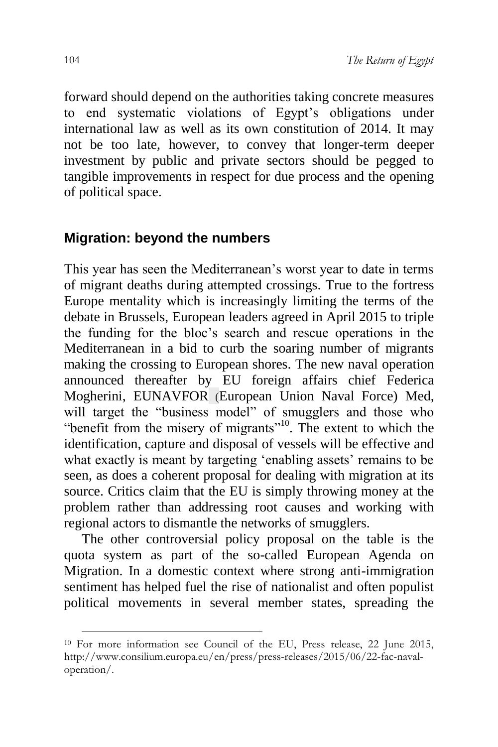forward should depend on the authorities taking concrete measures to end systematic violations of Egypt's obligations under international law as well as its own constitution of 2014. It may not be too late, however, to convey that longer-term deeper investment by public and private sectors should be pegged to tangible improvements in respect for due process and the opening of political space.

## Migration: beyond the numbers

This year has seen the Mediterranean's worst year to date in terms of migrant deaths during attempted crossings. True to the fortress Europe mentality which is increasingly limiting the terms of the debate in Brussels, European leaders agreed in April 2015 to triple the funding for the bloc's search and rescue operations in the Mediterranean in a bid to curb the soaring number of migrants making the crossing to European shores. The new naval operation announced thereafter by EU foreign affairs chief Federica Mogherini, EUNAVFOR (European Union Naval Force) Med, will target the "business model" of smugglers and those who "benefit from the misery of migrants"[10]. The extent to which the identification, capture and disposal of vessels will be effective and what exactly is meant by targeting 'enabling assets' remains to be seen, as does a coherent proposal for dealing with migration at its source. Critics claim that the EU is simply throwing money at the problem rather than addressing root causes and working with regional actors to dismantle the networks of smugglers.

The other controversial policy proposal on the table is the quota system as part of the so-called European Agenda on Migration. In a domestic context where strong anti-immigration sentiment has helped fuel the rise of nationalist and often populist political movements in several member states, spreading the

---

[10] For more information see Council of the EU, Press release, 22 June 2015, http://www.consilium.europa.eu/en/press/press-releases/2015/06/22-fac-naval-operation/.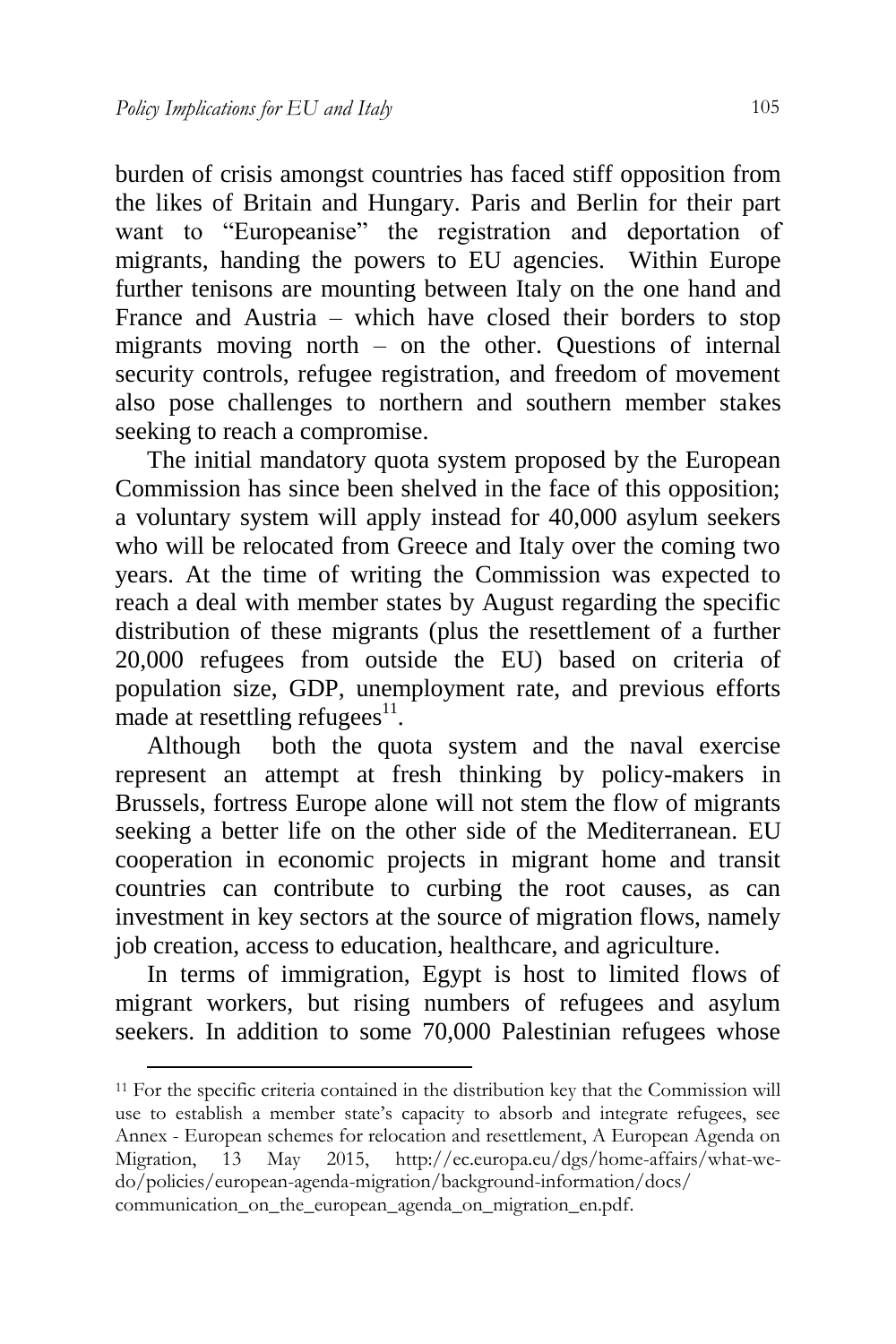burden of crisis amongst countries has faced stiff opposition from the likes of Britain and Hungary. Paris and Berlin for their part want to "Europeanise" the registration and deportation of migrants, handing the powers to EU agencies. Within Europe further tenisons are mounting between Italy on the one hand and France and Austria – which have closed their borders to stop migrants moving north – on the other. Questions of internal security controls, refugee registration, and freedom of movement also pose challenges to northern and southern member stakes seeking to reach a compromise.

The initial mandatory quota system proposed by the European Commission has since been shelved in the face of this opposition; a voluntary system will apply instead for 40,000 asylum seekers who will be relocated from Greece and Italy over the coming two years. At the time of writing the Commission was expected to reach a deal with member states by August regarding the specific distribution of these migrants (plus the resettlement of a further 20,000 refugees from outside the EU) based on criteria of population size, GDP, unemployment rate, and previous efforts made at resettling refugees[11].

Although both the quota system and the naval exercise represent an attempt at fresh thinking by policy-makers in Brussels, fortress Europe alone will not stem the flow of migrants seeking a better life on the other side of the Mediterranean. EU cooperation in economic projects in migrant home and transit countries can contribute to curbing the root causes, as can investment in key sectors at the source of migration flows, namely job creation, access to education, healthcare, and agriculture.

In terms of immigration, Egypt is host to limited flows of migrant workers, but rising numbers of refugees and asylum seekers. In addition to some 70,000 Palestinian refugees whose

---

[11] For the specific criteria contained in the distribution key that the Commission will use to establish a member state's capacity to absorb and integrate refugees, see Annex - European schemes for relocation and resettlement, A European Agenda on Migration, 13 May 2015, http://ec.europa.eu/dgs/home-affairs/what-we-do/policies/european-agenda-migration/background-information/docs/communication_on_the_european_agenda_on_migration_en.pdf.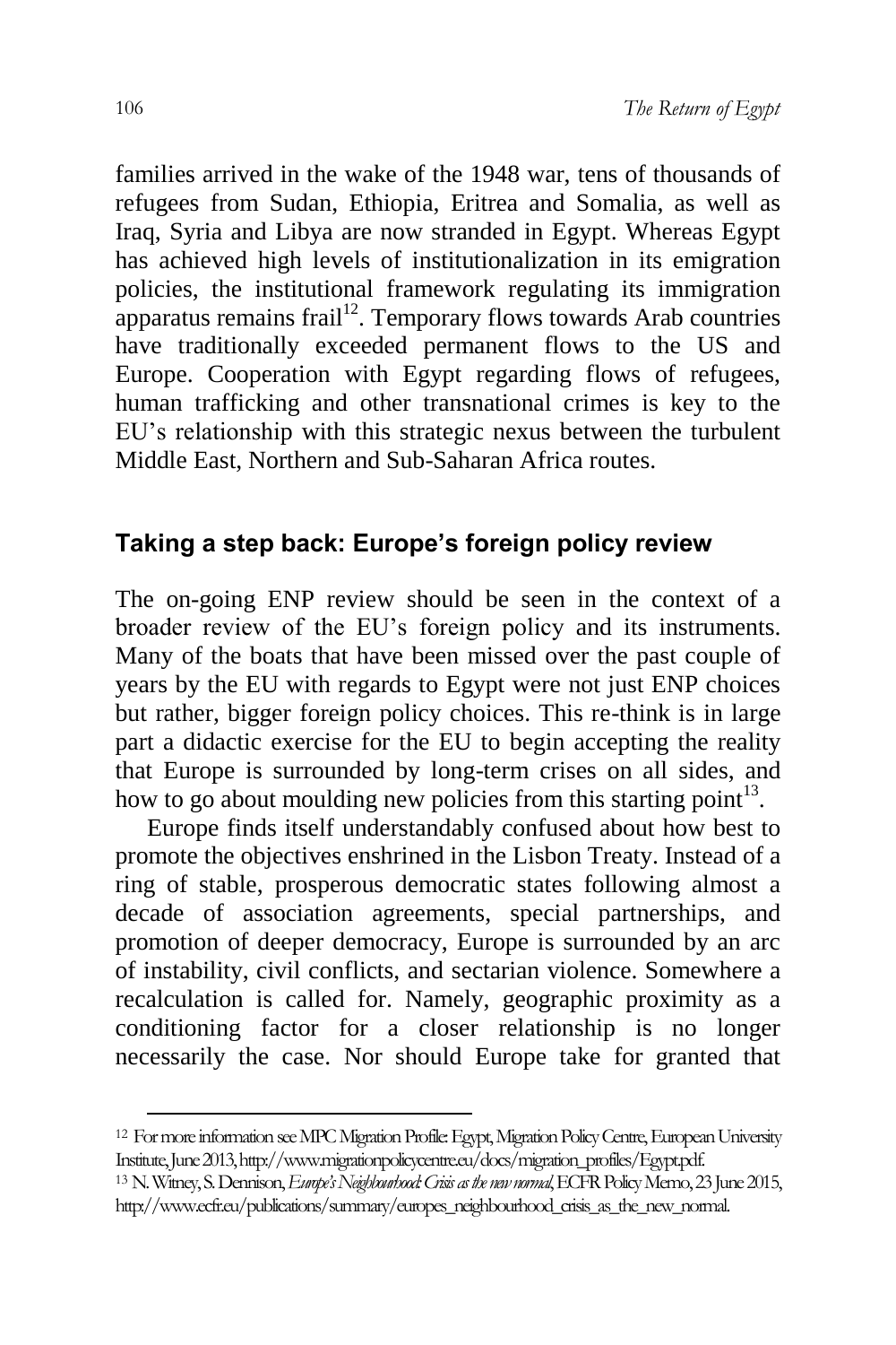families arrived in the wake of the 1948 war, tens of thousands of refugees from Sudan, Ethiopia, Eritrea and Somalia, as well as Iraq, Syria and Libya are now stranded in Egypt. Whereas Egypt has achieved high levels of institutionalization in its emigration policies, the institutional framework regulating its immigration apparatus remains frail[12]. Temporary flows towards Arab countries have traditionally exceeded permanent flows to the US and Europe. Cooperation with Egypt regarding flows of refugees, human trafficking and other transnational crimes is key to the EU's relationship with this strategic nexus between the turbulent Middle East, Northern and Sub-Saharan Africa routes.

## Taking a step back: Europe's foreign policy review

The on-going ENP review should be seen in the context of a broader review of the EU's foreign policy and its instruments. Many of the boats that have been missed over the past couple of years by the EU with regards to Egypt were not just ENP choices but rather, bigger foreign policy choices. This re-think is in large part a didactic exercise for the EU to begin accepting the reality that Europe is surrounded by long-term crises on all sides, and how to go about moulding new policies from this starting point[13].

Europe finds itself understandably confused about how best to promote the objectives enshrined in the Lisbon Treaty. Instead of a ring of stable, prosperous democratic states following almost a decade of association agreements, special partnerships, and promotion of deeper democracy, Europe is surrounded by an arc of instability, civil conflicts, and sectarian violence. Somewhere a recalculation is called for. Namely, geographic proximity as a conditioning factor for a closer relationship is no longer necessarily the case. Nor should Europe take for granted that

---

[12] For more information see MPC Migration Profile: Egypt, Migration Policy Centre, European University Institute, June 2013, http://www.migrationpolicycentre.eu/docs/migration_profiles/Egypt.pdf.

[13] N. Witney, S. Dennison, *Europe's Neighbourhood: Crisis as the new normal*, ECFR Policy Memo, 23 June 2015, http://www.ecfr.eu/publications/summary/europes_neighbourhood_crisis_as_the_new_normal.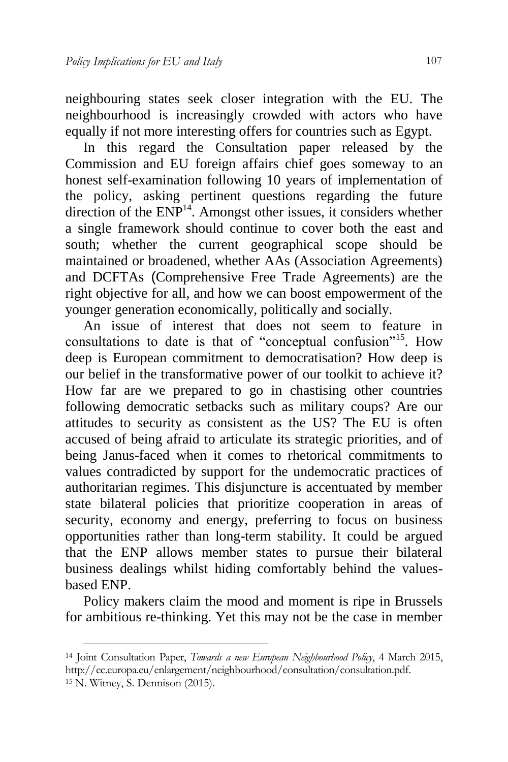neighbouring states seek closer integration with the EU. The neighbourhood is increasingly crowded with actors who have equally if not more interesting offers for countries such as Egypt.

In this regard the Consultation paper released by the Commission and EU foreign affairs chief goes someway to an honest self-examination following 10 years of implementation of the policy, asking pertinent questions regarding the future direction of the ENP[14]. Amongst other issues, it considers whether a single framework should continue to cover both the east and south; whether the current geographical scope should be maintained or broadened, whether AAs (Association Agreements) and DCFTAs (Comprehensive Free Trade Agreements) are the right objective for all, and how we can boost empowerment of the younger generation economically, politically and socially.

An issue of interest that does not seem to feature in consultations to date is that of "conceptual confusion"[15]. How deep is European commitment to democratisation? How deep is our belief in the transformative power of our toolkit to achieve it? How far are we prepared to go in chastising other countries following democratic setbacks such as military coups? Are our attitudes to security as consistent as the US? The EU is often accused of being afraid to articulate its strategic priorities, and of being Janus-faced when it comes to rhetorical commitments to values contradicted by support for the undemocratic practices of authoritarian regimes. This disjuncture is accentuated by member state bilateral policies that prioritize cooperation in areas of security, economy and energy, preferring to focus on business opportunities rather than long-term stability. It could be argued that the ENP allows member states to pursue their bilateral business dealings whilst hiding comfortably behind the values-based ENP.

Policy makers claim the mood and moment is ripe in Brussels for ambitious re-thinking. Yet this may not be the case in member

---

[14] Joint Consultation Paper, *Towards a new European Neighbourhood Policy*, 4 March 2015, http://ec.europa.eu/enlargement/neighbourhood/consultation/consultation.pdf.

[15] N. Witney, S. Dennison (2015).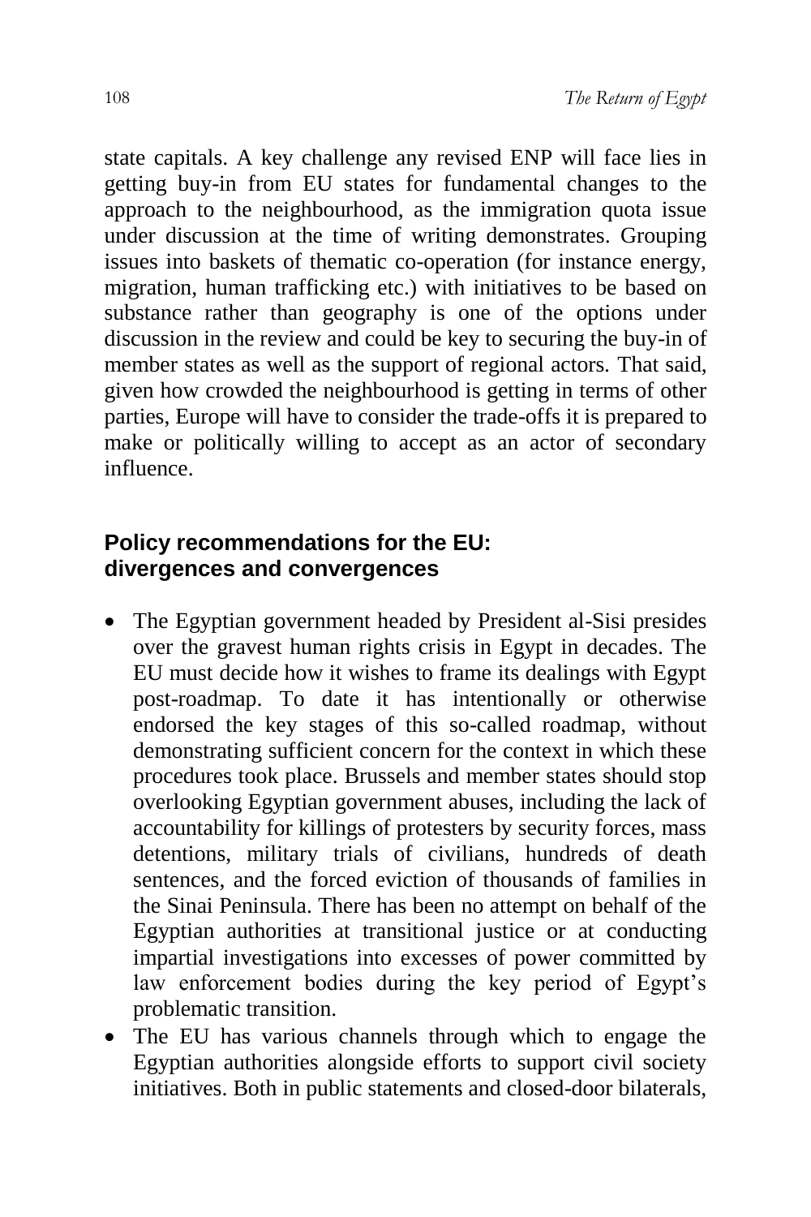state capitals. A key challenge any revised ENP will face lies in getting buy-in from EU states for fundamental changes to the approach to the neighbourhood, as the immigration quota issue under discussion at the time of writing demonstrates. Grouping issues into baskets of thematic co-operation (for instance energy, migration, human trafficking etc.) with initiatives to be based on substance rather than geography is one of the options under discussion in the review and could be key to securing the buy-in of member states as well as the support of regional actors. That said, given how crowded the neighbourhood is getting in terms of other parties, Europe will have to consider the trade-offs it is prepared to make or politically willing to accept as an actor of secondary influence.

## Policy recommendations for the EU: divergences and convergences

- The Egyptian government headed by President al-Sisi presides over the gravest human rights crisis in Egypt in decades. The EU must decide how it wishes to frame its dealings with Egypt post-roadmap. To date it has intentionally or otherwise endorsed the key stages of this so-called roadmap, without demonstrating sufficient concern for the context in which these procedures took place. Brussels and member states should stop overlooking Egyptian government abuses, including the lack of accountability for killings of protesters by security forces, mass detentions, military trials of civilians, hundreds of death sentences, and the forced eviction of thousands of families in the Sinai Peninsula. There has been no attempt on behalf of the Egyptian authorities at transitional justice or at conducting impartial investigations into excesses of power committed by law enforcement bodies during the key period of Egypt's problematic transition.
- The EU has various channels through which to engage the Egyptian authorities alongside efforts to support civil society initiatives. Both in public statements and closed-door bilaterals,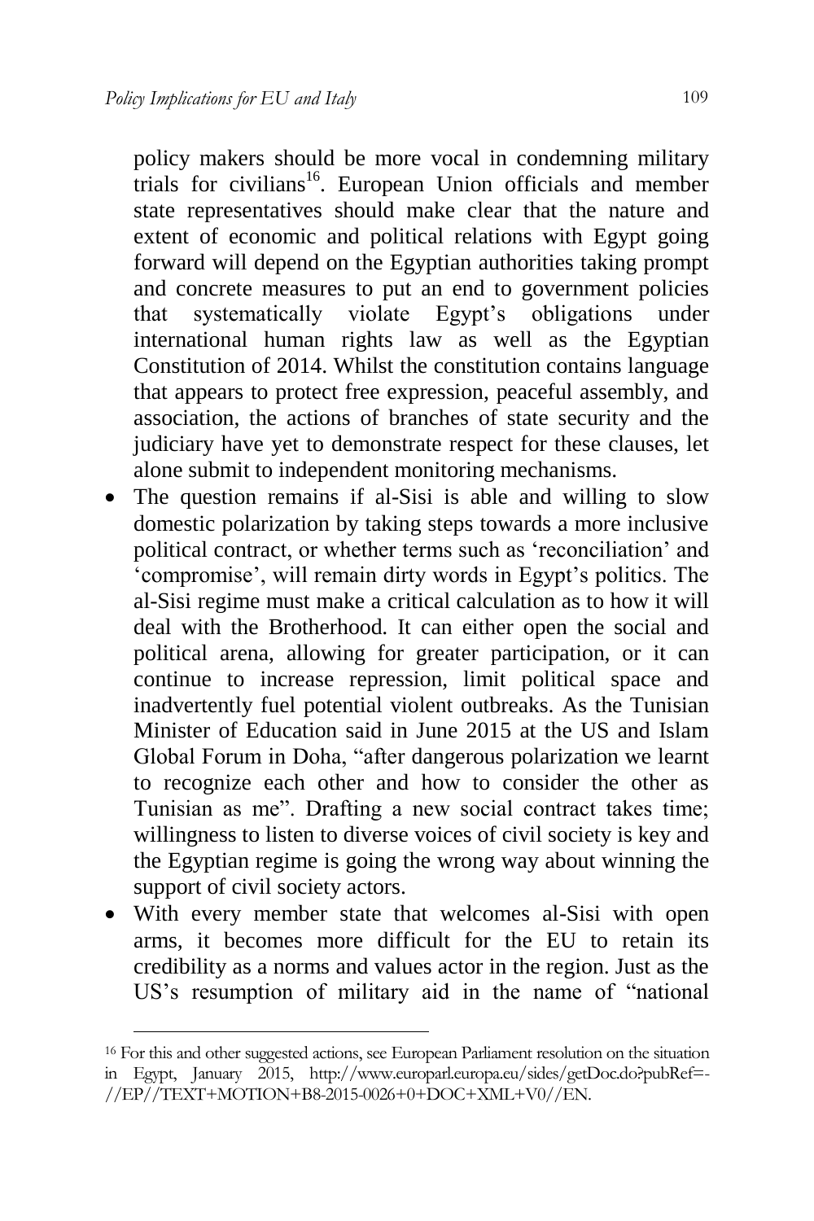policy makers should be more vocal in condemning military trials for civilians[16]. European Union officials and member state representatives should make clear that the nature and extent of economic and political relations with Egypt going forward will depend on the Egyptian authorities taking prompt and concrete measures to put an end to government policies that systematically violate Egypt's obligations under international human rights law as well as the Egyptian Constitution of 2014. Whilst the constitution contains language that appears to protect free expression, peaceful assembly, and association, the actions of branches of state security and the judiciary have yet to demonstrate respect for these clauses, let alone submit to independent monitoring mechanisms.

- The question remains if al-Sisi is able and willing to slow domestic polarization by taking steps towards a more inclusive political contract, or whether terms such as 'reconciliation' and 'compromise', will remain dirty words in Egypt's politics. The al-Sisi regime must make a critical calculation as to how it will deal with the Brotherhood. It can either open the social and political arena, allowing for greater participation, or it can continue to increase repression, limit political space and inadvertently fuel potential violent outbreaks. As the Tunisian Minister of Education said in June 2015 at the US and Islam Global Forum in Doha, "after dangerous polarization we learnt to recognize each other and how to consider the other as Tunisian as me". Drafting a new social contract takes time; willingness to listen to diverse voices of civil society is key and the Egyptian regime is going the wrong way about winning the support of civil society actors.
- With every member state that welcomes al-Sisi with open arms, it becomes more difficult for the EU to retain its credibility as a norms and values actor in the region. Just as the US's resumption of military aid in the name of "national

[16] For this and other suggested actions, see European Parliament resolution on the situation in Egypt, January 2015, http://www.europarl.europa.eu/sides/getDoc.do?pubRef=-//EP//TEXT+MOTION+B8-2015-0026+0+DOC+XML+V0//EN.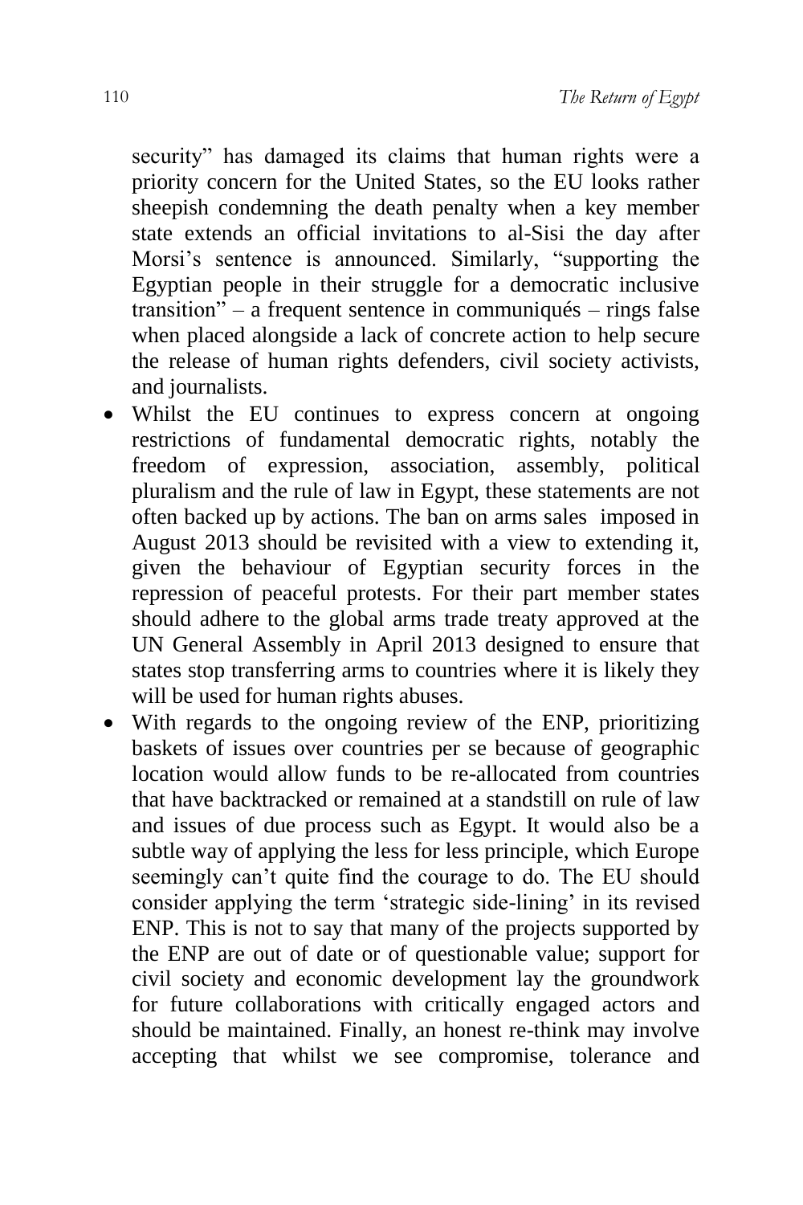security" has damaged its claims that human rights were a priority concern for the United States, so the EU looks rather sheepish condemning the death penalty when a key member state extends an official invitations to al-Sisi the day after Morsi's sentence is announced. Similarly, "supporting the Egyptian people in their struggle for a democratic inclusive transition" – a frequent sentence in communiqués – rings false when placed alongside a lack of concrete action to help secure the release of human rights defenders, civil society activists, and journalists.

- Whilst the EU continues to express concern at ongoing restrictions of fundamental democratic rights, notably the freedom of expression, association, assembly, political pluralism and the rule of law in Egypt, these statements are not often backed up by actions. The ban on arms sales imposed in August 2013 should be revisited with a view to extending it, given the behaviour of Egyptian security forces in the repression of peaceful protests. For their part member states should adhere to the global arms trade treaty approved at the UN General Assembly in April 2013 designed to ensure that states stop transferring arms to countries where it is likely they will be used for human rights abuses.
- With regards to the ongoing review of the ENP, prioritizing baskets of issues over countries per se because of geographic location would allow funds to be re-allocated from countries that have backtracked or remained at a standstill on rule of law and issues of due process such as Egypt. It would also be a subtle way of applying the less for less principle, which Europe seemingly can't quite find the courage to do. The EU should consider applying the term 'strategic side-lining' in its revised ENP. This is not to say that many of the projects supported by the ENP are out of date or of questionable value; support for civil society and economic development lay the groundwork for future collaborations with critically engaged actors and should be maintained. Finally, an honest re-think may involve accepting that whilst we see compromise, tolerance and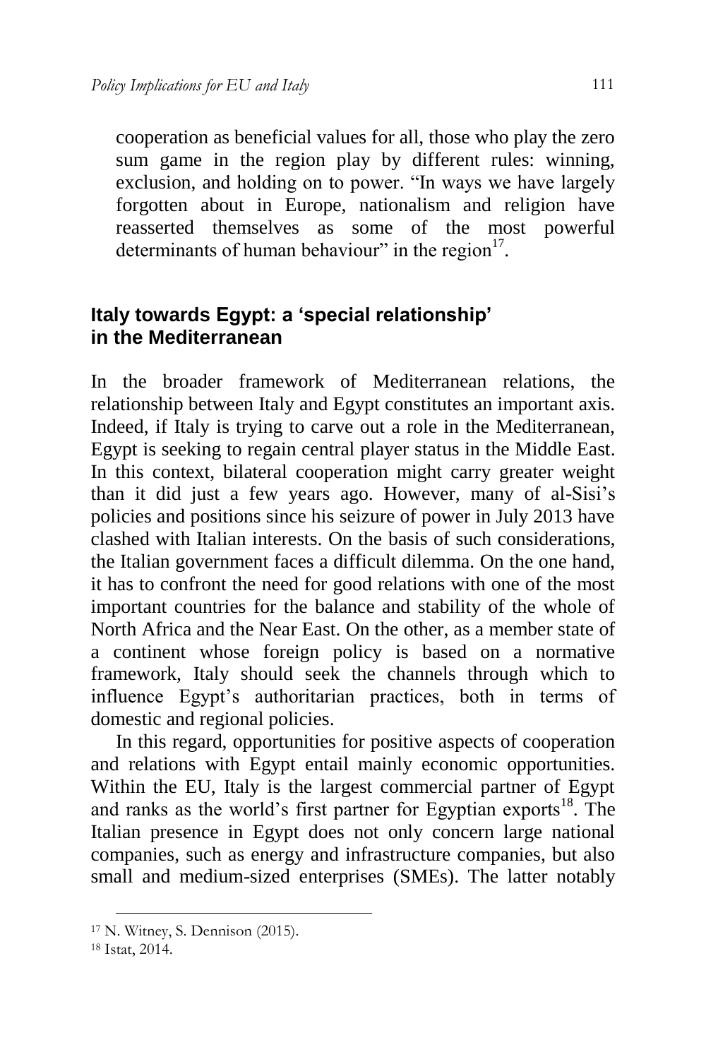cooperation as beneficial values for all, those who play the zero sum game in the region play by different rules: winning, exclusion, and holding on to power. "In ways we have largely forgotten about in Europe, nationalism and religion have reasserted themselves as some of the most powerful determinants of human behaviour" in the region[17].

## Italy towards Egypt: a 'special relationship' in the Mediterranean

In the broader framework of Mediterranean relations, the relationship between Italy and Egypt constitutes an important axis. Indeed, if Italy is trying to carve out a role in the Mediterranean, Egypt is seeking to regain central player status in the Middle East. In this context, bilateral cooperation might carry greater weight than it did just a few years ago. However, many of al-Sisi's policies and positions since his seizure of power in July 2013 have clashed with Italian interests. On the basis of such considerations, the Italian government faces a difficult dilemma. On the one hand, it has to confront the need for good relations with one of the most important countries for the balance and stability of the whole of North Africa and the Near East. On the other, as a member state of a continent whose foreign policy is based on a normative framework, Italy should seek the channels through which to influence Egypt's authoritarian practices, both in terms of domestic and regional policies.

In this regard, opportunities for positive aspects of cooperation and relations with Egypt entail mainly economic opportunities. Within the EU, Italy is the largest commercial partner of Egypt and ranks as the world's first partner for Egyptian exports[18]. The Italian presence in Egypt does not only concern large national companies, such as energy and infrastructure companies, but also small and medium-sized enterprises (SMEs). The latter notably

[17] N. Witney, S. Dennison (2015).

[18] Istat, 2014.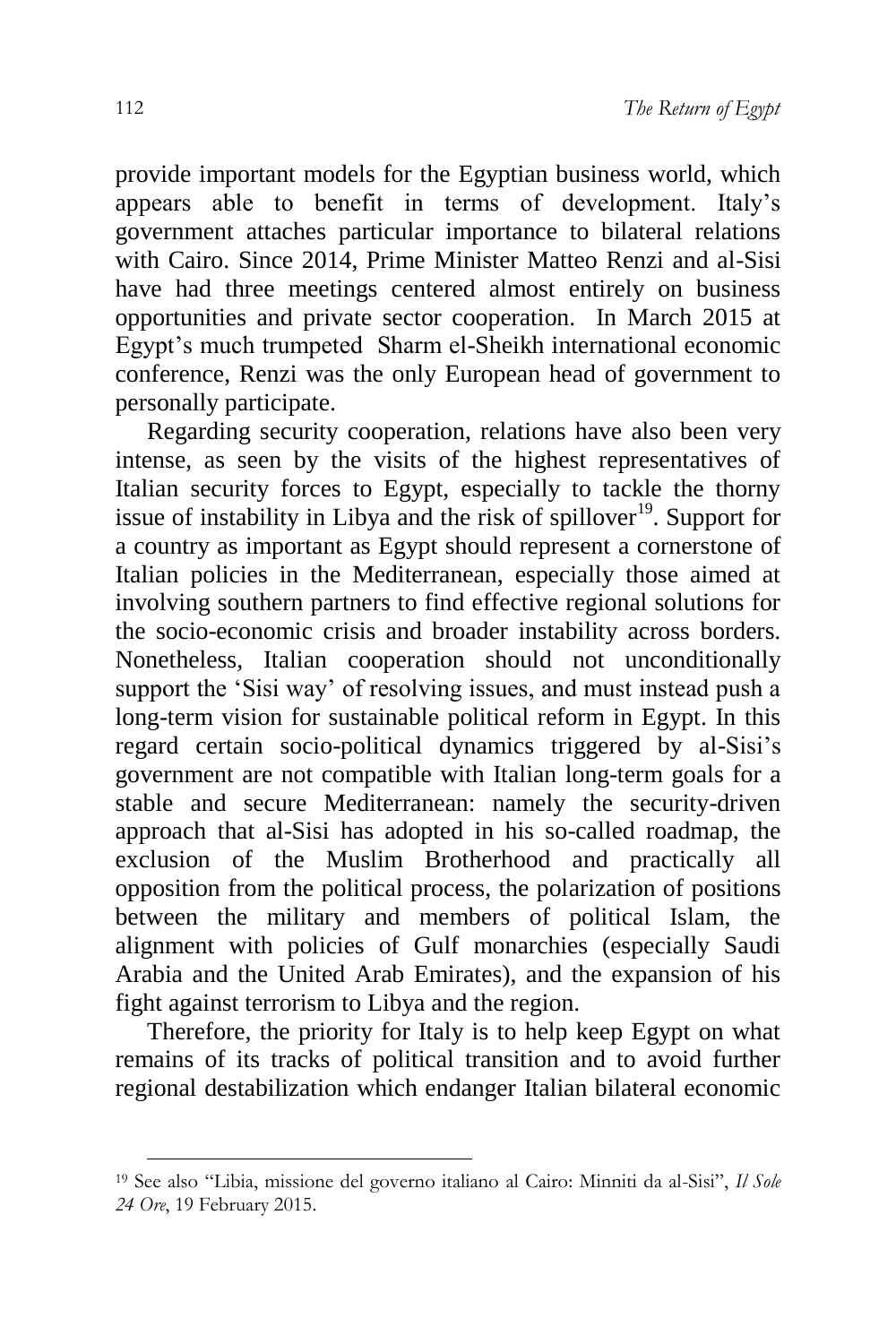provide important models for the Egyptian business world, which appears able to benefit in terms of development. Italy's government attaches particular importance to bilateral relations with Cairo. Since 2014, Prime Minister Matteo Renzi and al-Sisi have had three meetings centered almost entirely on business opportunities and private sector cooperation. In March 2015 at Egypt's much trumpeted Sharm el-Sheikh international economic conference, Renzi was the only European head of government to personally participate.

Regarding security cooperation, relations have also been very intense, as seen by the visits of the highest representatives of Italian security forces to Egypt, especially to tackle the thorny issue of instability in Libya and the risk of spillover[19]. Support for a country as important as Egypt should represent a cornerstone of Italian policies in the Mediterranean, especially those aimed at involving southern partners to find effective regional solutions for the socio-economic crisis and broader instability across borders. Nonetheless, Italian cooperation should not unconditionally support the 'Sisi way' of resolving issues, and must instead push a long-term vision for sustainable political reform in Egypt. In this regard certain socio-political dynamics triggered by al-Sisi's government are not compatible with Italian long-term goals for a stable and secure Mediterranean: namely the security-driven approach that al-Sisi has adopted in his so-called roadmap, the exclusion of the Muslim Brotherhood and practically all opposition from the political process, the polarization of positions between the military and members of political Islam, the alignment with policies of Gulf monarchies (especially Saudi Arabia and the United Arab Emirates), and the expansion of his fight against terrorism to Libya and the region.

Therefore, the priority for Italy is to help keep Egypt on what remains of its tracks of political transition and to avoid further regional destabilization which endanger Italian bilateral economic

---

[19] See also "Libia, missione del governo italiano al Cairo: Minniti da al-Sisi", *Il Sole 24 Ore*, 19 February 2015.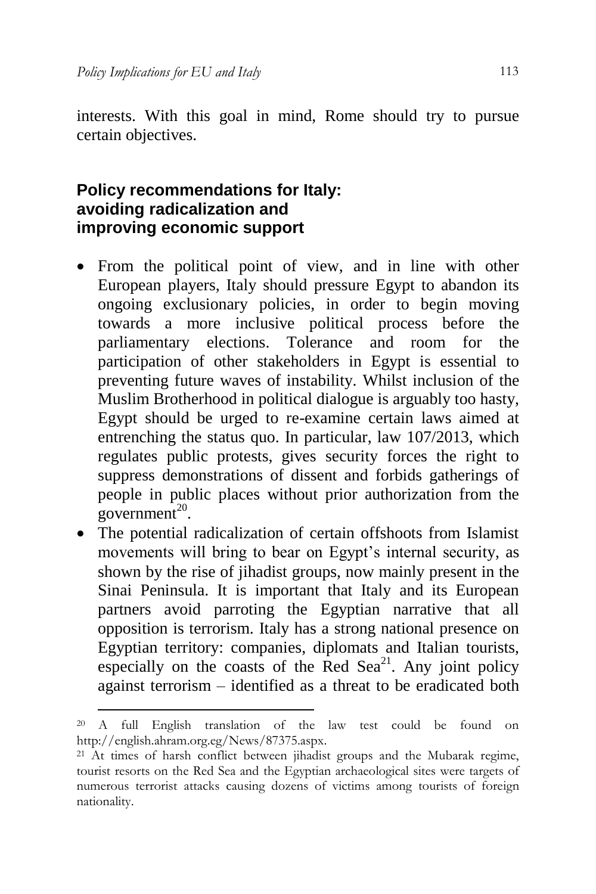interests. With this goal in mind, Rome should try to pursue certain objectives.

## Policy recommendations for Italy: avoiding radicalization and improving economic support

- From the political point of view, and in line with other European players, Italy should pressure Egypt to abandon its ongoing exclusionary policies, in order to begin moving towards a more inclusive political process before the parliamentary elections. Tolerance and room for the participation of other stakeholders in Egypt is essential to preventing future waves of instability. Whilst inclusion of the Muslim Brotherhood in political dialogue is arguably too hasty, Egypt should be urged to re-examine certain laws aimed at entrenching the status quo. In particular, law 107/2013, which regulates public protests, gives security forces the right to suppress demonstrations of dissent and forbids gatherings of people in public places without prior authorization from the government[20].
- The potential radicalization of certain offshoots from Islamist movements will bring to bear on Egypt's internal security, as shown by the rise of jihadist groups, now mainly present in the Sinai Peninsula. It is important that Italy and its European partners avoid parroting the Egyptian narrative that all opposition is terrorism. Italy has a strong national presence on Egyptian territory: companies, diplomats and Italian tourists, especially on the coasts of the Red Sea[21]. Any joint policy against terrorism – identified as a threat to be eradicated both

[20] A full English translation of the law test could be found on http://english.ahram.org.eg/News/87375.aspx.

[21] At times of harsh conflict between jihadist groups and the Mubarak regime, tourist resorts on the Red Sea and the Egyptian archaeological sites were targets of numerous terrorist attacks causing dozens of victims among tourists of foreign nationality.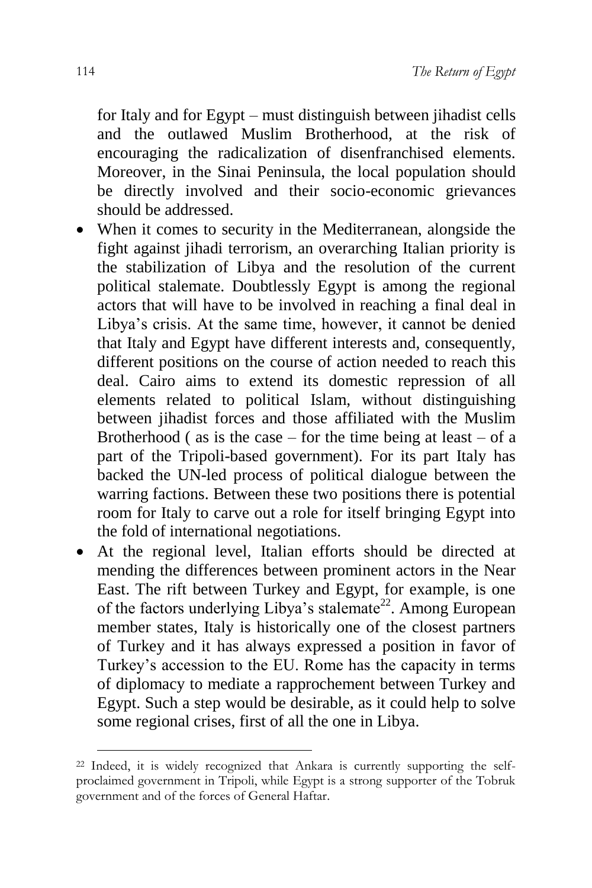for Italy and for Egypt – must distinguish between jihadist cells and the outlawed Muslim Brotherhood, at the risk of encouraging the radicalization of disenfranchised elements. Moreover, in the Sinai Peninsula, the local population should be directly involved and their socio-economic grievances should be addressed.

- When it comes to security in the Mediterranean, alongside the fight against jihadi terrorism, an overarching Italian priority is the stabilization of Libya and the resolution of the current political stalemate. Doubtlessly Egypt is among the regional actors that will have to be involved in reaching a final deal in Libya's crisis. At the same time, however, it cannot be denied that Italy and Egypt have different interests and, consequently, different positions on the course of action needed to reach this deal. Cairo aims to extend its domestic repression of all elements related to political Islam, without distinguishing between jihadist forces and those affiliated with the Muslim Brotherhood ( as is the case – for the time being at least – of a part of the Tripoli-based government). For its part Italy has backed the UN-led process of political dialogue between the warring factions. Between these two positions there is potential room for Italy to carve out a role for itself bringing Egypt into the fold of international negotiations.
- At the regional level, Italian efforts should be directed at mending the differences between prominent actors in the Near East. The rift between Turkey and Egypt, for example, is one of the factors underlying Libya's stalemate[22]. Among European member states, Italy is historically one of the closest partners of Turkey and it has always expressed a position in favor of Turkey's accession to the EU. Rome has the capacity in terms of diplomacy to mediate a rapprochement between Turkey and Egypt. Such a step would be desirable, as it could help to solve some regional crises, first of all the one in Libya.

[22] Indeed, it is widely recognized that Ankara is currently supporting the self-proclaimed government in Tripoli, while Egypt is a strong supporter of the Tobruk government and of the forces of General Haftar.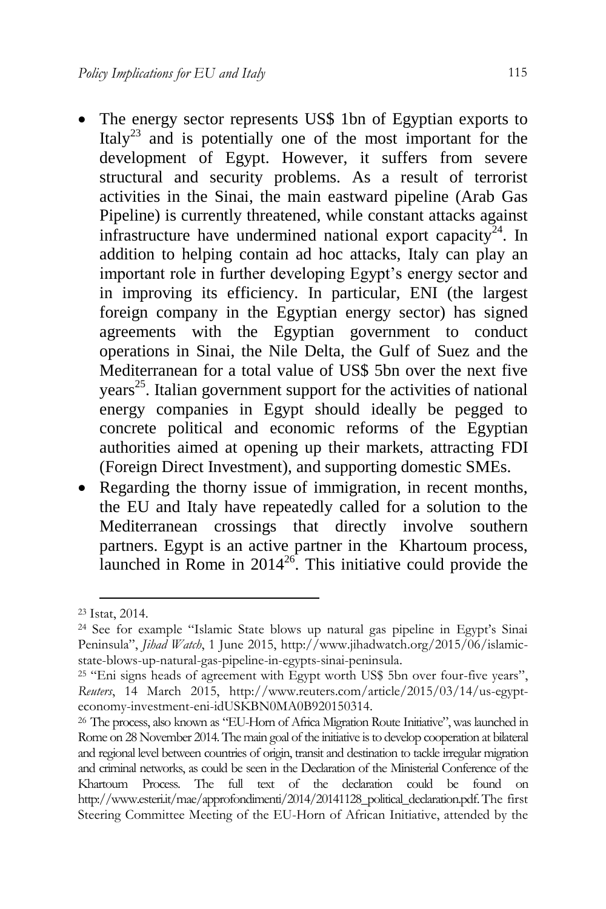- The energy sector represents US$ 1bn of Egyptian exports to Italy[23] and is potentially one of the most important for the development of Egypt. However, it suffers from severe structural and security problems. As a result of terrorist activities in the Sinai, the main eastward pipeline (Arab Gas Pipeline) is currently threatened, while constant attacks against infrastructure have undermined national export capacity[24]. In addition to helping contain ad hoc attacks, Italy can play an important role in further developing Egypt's energy sector and in improving its efficiency. In particular, ENI (the largest foreign company in the Egyptian energy sector) has signed agreements with the Egyptian government to conduct operations in Sinai, the Nile Delta, the Gulf of Suez and the Mediterranean for a total value of US$ 5bn over the next five years[25]. Italian government support for the activities of national energy companies in Egypt should ideally be pegged to concrete political and economic reforms of the Egyptian authorities aimed at opening up their markets, attracting FDI (Foreign Direct Investment), and supporting domestic SMEs.
- Regarding the thorny issue of immigration, in recent months, the EU and Italy have repeatedly called for a solution to the Mediterranean crossings that directly involve southern partners. Egypt is an active partner in the Khartoum process, launched in Rome in 2014[26]. This initiative could provide the

---

[23] Istat, 2014.

[24] See for example "Islamic State blows up natural gas pipeline in Egypt's Sinai Peninsula", *Jihad Watch*, 1 June 2015, http://www.jihadwatch.org/2015/06/islamic-state-blows-up-natural-gas-pipeline-in-egypts-sinai-peninsula.

[25] "Eni signs heads of agreement with Egypt worth US$ 5bn over four-five years", *Reuters*, 14 March 2015, http://www.reuters.com/article/2015/03/14/us-egypt-economy-investment-eni-idUSKBN0MA0B920150314.

[26] The process, also known as "EU-Horn of Africa Migration Route Initiative", was launched in Rome on 28 November 2014. The main goal of the initiative is to develop cooperation at bilateral and regional level between countries of origin, transit and destination to tackle irregular migration and criminal networks, as could be seen in the Declaration of the Ministerial Conference of the Khartoum Process. The full text of the declaration could be found on http://www.esteri.it/mae/approfondimenti/2014/20141128_political_declaration.pdf. The first Steering Committee Meeting of the EU-Horn of African Initiative, attended by the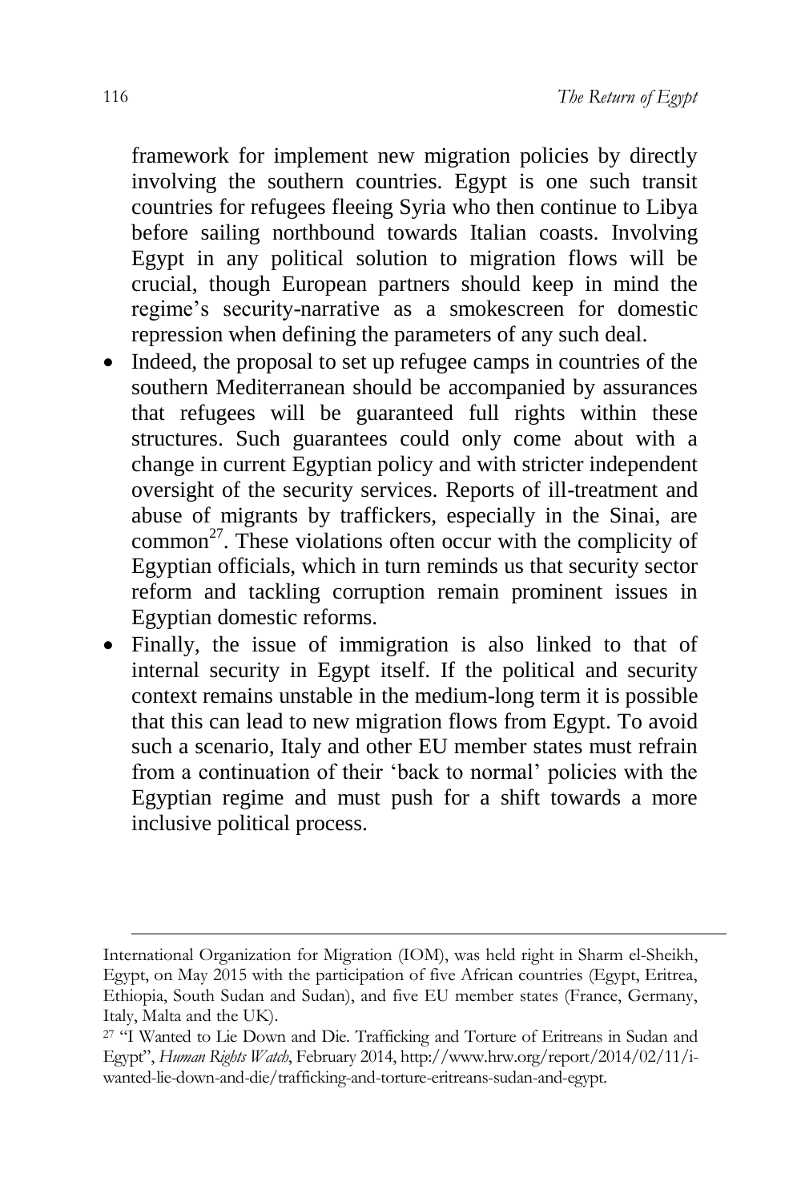framework for implement new migration policies by directly involving the southern countries. Egypt is one such transit countries for refugees fleeing Syria who then continue to Libya before sailing northbound towards Italian coasts. Involving Egypt in any political solution to migration flows will be crucial, though European partners should keep in mind the regime's security-narrative as a smokescreen for domestic repression when defining the parameters of any such deal.

- Indeed, the proposal to set up refugee camps in countries of the southern Mediterranean should be accompanied by assurances that refugees will be guaranteed full rights within these structures. Such guarantees could only come about with a change in current Egyptian policy and with stricter independent oversight of the security services. Reports of ill-treatment and abuse of migrants by traffickers, especially in the Sinai, are common[27]. These violations often occur with the complicity of Egyptian officials, which in turn reminds us that security sector reform and tackling corruption remain prominent issues in Egyptian domestic reforms.
- Finally, the issue of immigration is also linked to that of internal security in Egypt itself. If the political and security context remains unstable in the medium-long term it is possible that this can lead to new migration flows from Egypt. To avoid such a scenario, Italy and other EU member states must refrain from a continuation of their 'back to normal' policies with the Egyptian regime and must push for a shift towards a more inclusive political process.

---

International Organization for Migration (IOM), was held right in Sharm el-Sheikh, Egypt, on May 2015 with the participation of five African countries (Egypt, Eritrea, Ethiopia, South Sudan and Sudan), and five EU member states (France, Germany, Italy, Malta and the UK).

[27] "I Wanted to Lie Down and Die. Trafficking and Torture of Eritreans in Sudan and Egypt", *Human Rights Watch*, February 2014, http://www.hrw.org/report/2014/02/11/i-wanted-lie-down-and-die/trafficking-and-torture-eritreans-sudan-and-egypt.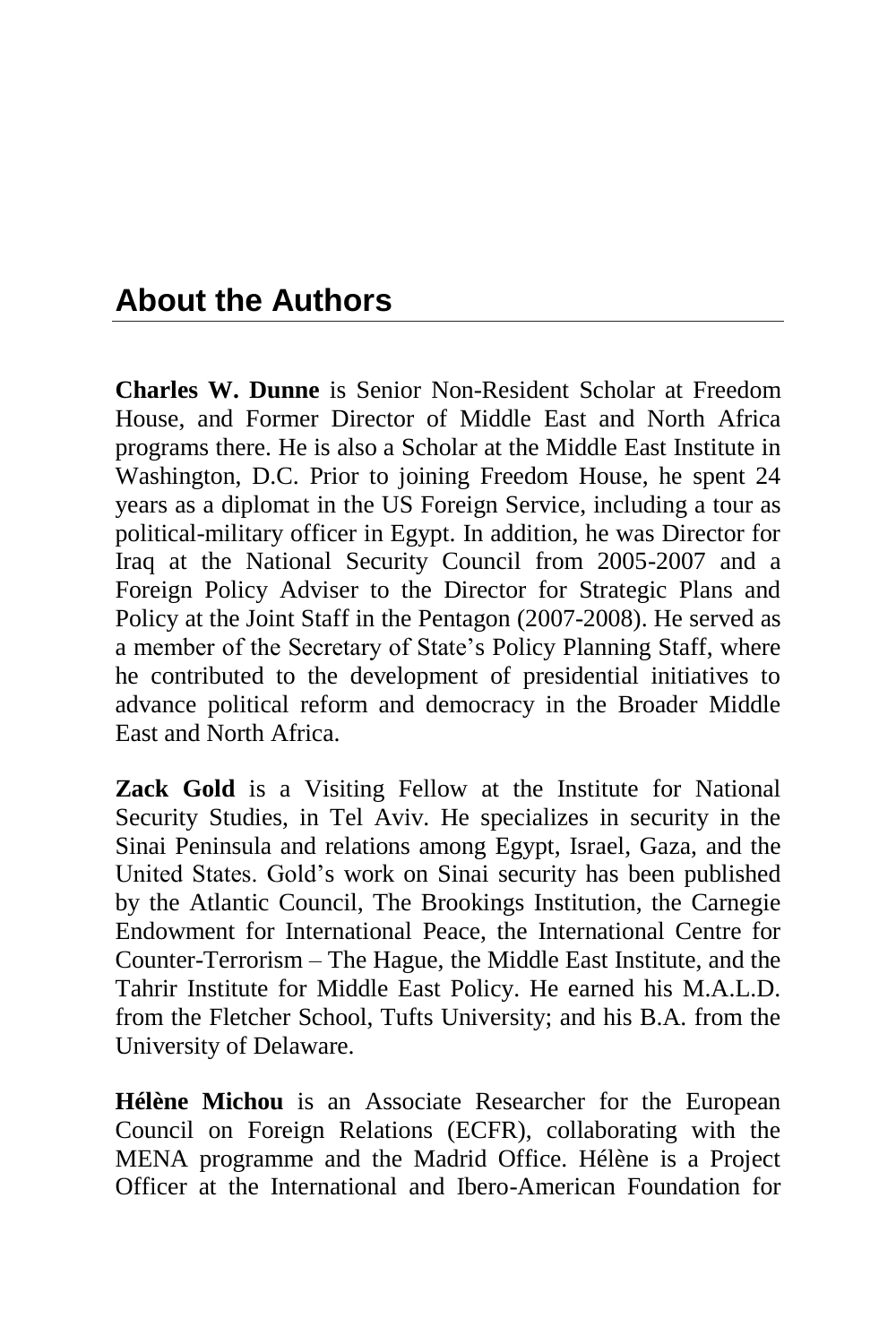## About the Authors

**Charles W. Dunne** is Senior Non-Resident Scholar at Freedom House, and Former Director of Middle East and North Africa programs there. He is also a Scholar at the Middle East Institute in Washington, D.C. Prior to joining Freedom House, he spent 24 years as a diplomat in the US Foreign Service, including a tour as political-military officer in Egypt. In addition, he was Director for Iraq at the National Security Council from 2005-2007 and a Foreign Policy Adviser to the Director for Strategic Plans and Policy at the Joint Staff in the Pentagon (2007-2008). He served as a member of the Secretary of State's Policy Planning Staff, where he contributed to the development of presidential initiatives to advance political reform and democracy in the Broader Middle East and North Africa.

**Zack Gold** is a Visiting Fellow at the Institute for National Security Studies, in Tel Aviv. He specializes in security in the Sinai Peninsula and relations among Egypt, Israel, Gaza, and the United States. Gold's work on Sinai security has been published by the Atlantic Council, The Brookings Institution, the Carnegie Endowment for International Peace, the International Centre for Counter-Terrorism – The Hague, the Middle East Institute, and the Tahrir Institute for Middle East Policy. He earned his M.A.L.D. from the Fletcher School, Tufts University; and his B.A. from the University of Delaware.

**Hélène Michou** is an Associate Researcher for the European Council on Foreign Relations (ECFR), collaborating with the MENA programme and the Madrid Office. Hélène is a Project Officer at the International and Ibero-American Foundation for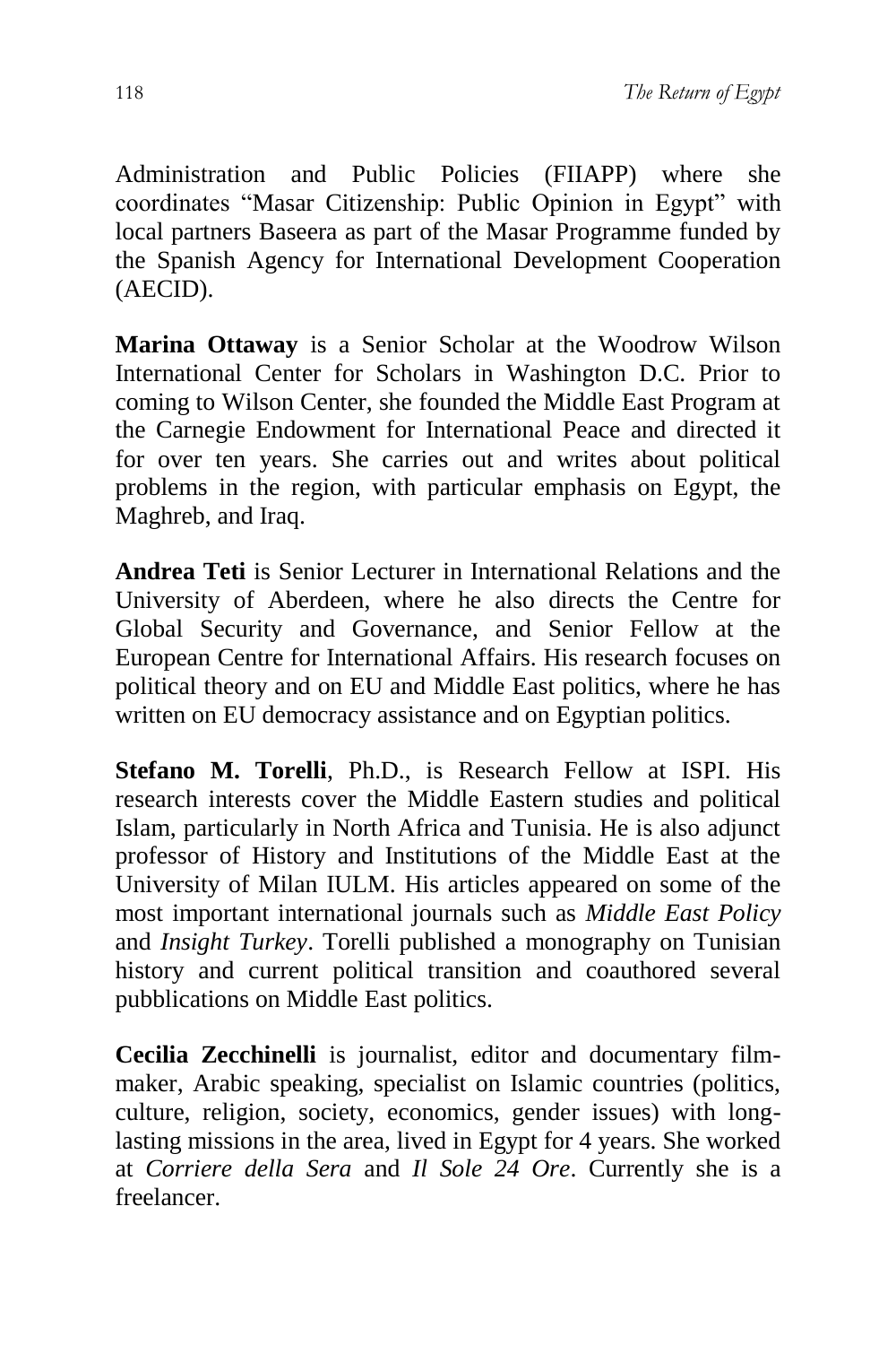Administration and Public Policies (FIIAPP) where she coordinates "Masar Citizenship: Public Opinion in Egypt" with local partners Baseera as part of the Masar Programme funded by the Spanish Agency for International Development Cooperation (AECID).

**Marina Ottaway** is a Senior Scholar at the Woodrow Wilson International Center for Scholars in Washington D.C. Prior to coming to Wilson Center, she founded the Middle East Program at the Carnegie Endowment for International Peace and directed it for over ten years. She carries out and writes about political problems in the region, with particular emphasis on Egypt, the Maghreb, and Iraq.

**Andrea Teti** is Senior Lecturer in International Relations and the University of Aberdeen, where he also directs the Centre for Global Security and Governance, and Senior Fellow at the European Centre for International Affairs. His research focuses on political theory and on EU and Middle East politics, where he has written on EU democracy assistance and on Egyptian politics.

**Stefano M. Torelli**, Ph.D., is Research Fellow at ISPI. His research interests cover the Middle Eastern studies and political Islam, particularly in North Africa and Tunisia. He is also adjunct professor of History and Institutions of the Middle East at the University of Milan IULM. His articles appeared on some of the most important international journals such as *Middle East Policy* and *Insight Turkey*. Torelli published a monography on Tunisian history and current political transition and coauthored several pubblications on Middle East politics.

**Cecilia Zecchinelli** is journalist, editor and documentary film-maker, Arabic speaking, specialist on Islamic countries (politics, culture, religion, society, economics, gender issues) with long-lasting missions in the area, lived in Egypt for 4 years. She worked at *Corriere della Sera* and *Il Sole 24 Ore*. Currently she is a freelancer.